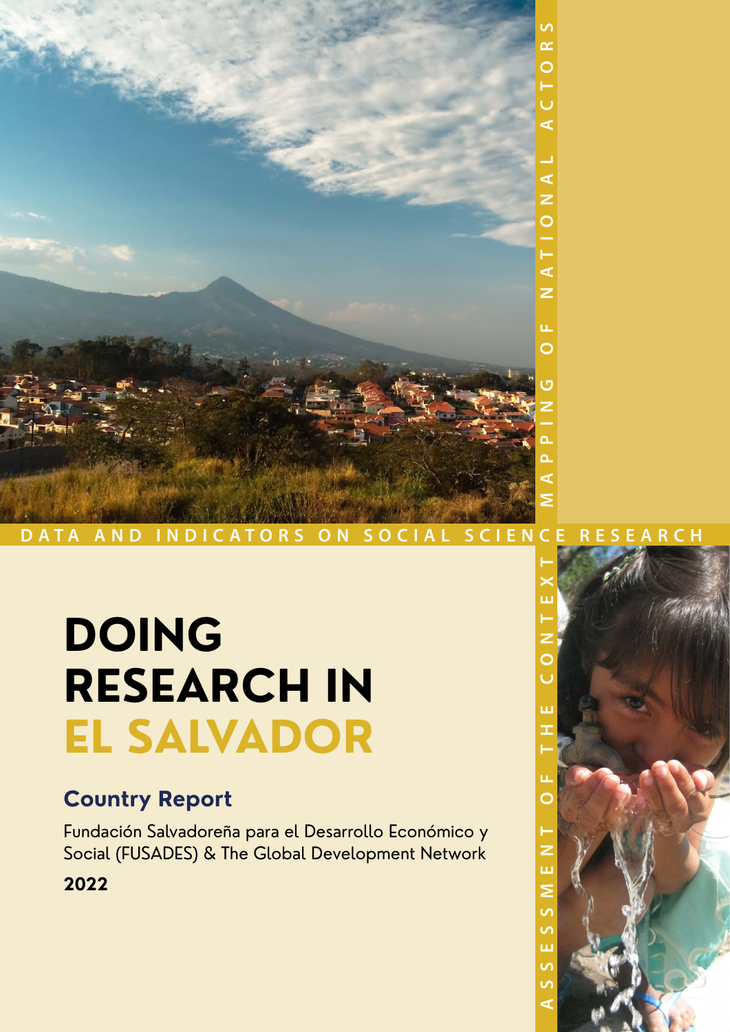MAPPING OF NATIONAL ACTORS

DATA AND INDICATORS ON SOCIAL SCIENCE RESEARCH

ASSESSMENT OF THE CONTEXT

# DOING RESEARCH IN EL SALVADOR

## Country Report

Fundación Salvadoreña para el Desarrollo Económico y Social (FUSADES) & The Global Development Network

**2022**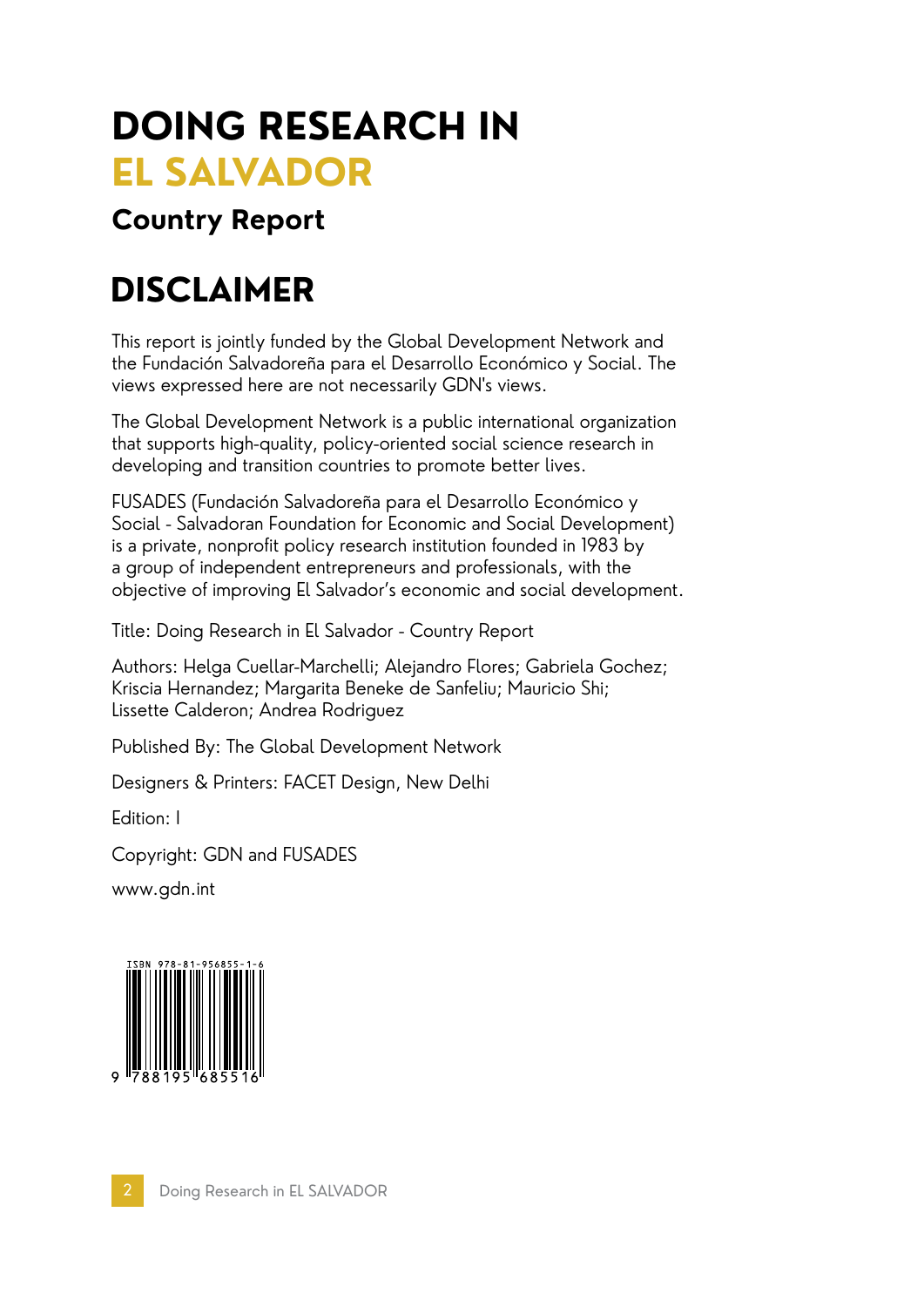# DOING RESEARCH IN EL SALVADOR

## Country Report

# DISCLAIMER

This report is jointly funded by the Global Development Network and the Fundación Salvadoreña para el Desarrollo Económico y Social. The views expressed here are not necessarily GDN's views.

The Global Development Network is a public international organization that supports high-quality, policy-oriented social science research in developing and transition countries to promote better lives.

FUSADES (Fundación Salvadoreña para el Desarrollo Económico y Social - Salvadoran Foundation for Economic and Social Development) is a private, nonprofit policy research institution founded in 1983 by a group of independent entrepreneurs and professionals, with the objective of improving El Salvador's economic and social development.

Title: Doing Research in El Salvador - Country Report

Authors: Helga Cuellar-Marchelli; Alejandro Flores; Gabriela Gochez; Kriscia Hernandez; Margarita Beneke de Sanfeliu; Mauricio Shi; Lissette Calderon; Andrea Rodriguez

Published By: The Global Development Network

Designers & Printers: FACET Design, New Delhi

Edition: I

Copyright: GDN and FUSADES

www.gdn.int

ISBN 978-81-956855-1-6

9 788195 685516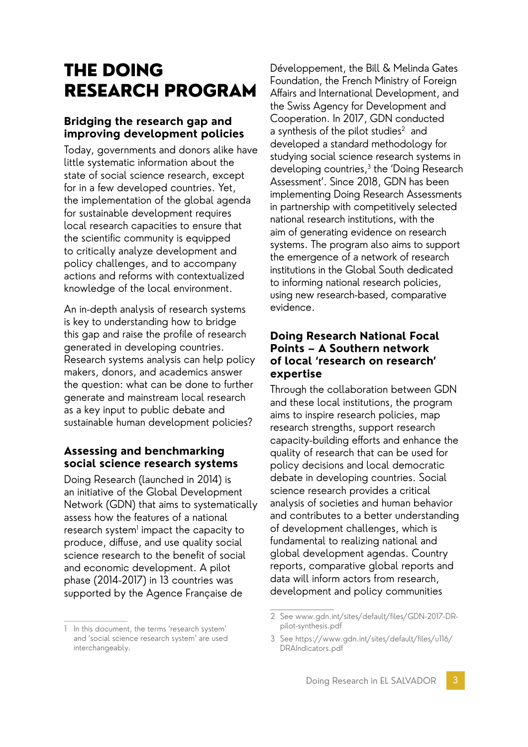# THE DOING RESEARCH PROGRAM

## Bridging the research gap and improving development policies

Today, governments and donors alike have little systematic information about the state of social science research, except for in a few developed countries. Yet, the implementation of the global agenda for sustainable development requires local research capacities to ensure that the scientific community is equipped to critically analyze development and policy challenges, and to accompany actions and reforms with contextualized knowledge of the local environment.

An in-depth analysis of research systems is key to understanding how to bridge this gap and raise the profile of research generated in developing countries. Research systems analysis can help policy makers, donors, and academics answer the question: what can be done to further generate and mainstream local research as a key input to public debate and sustainable human development policies?

## Assessing and benchmarking social science research systems

Doing Research (launched in 2014) is an initiative of the Global Development Network (GDN) that aims to systematically assess how the features of a national research system[1] impact the capacity to produce, diffuse, and use quality social science research to the benefit of social and economic development. A pilot phase (2014-2017) in 13 countries was supported by the Agence Française de Développement, the Bill & Melinda Gates Foundation, the French Ministry of Foreign Affairs and International Development, and the Swiss Agency for Development and Cooperation. In 2017, GDN conducted a synthesis of the pilot studies[2] and developed a standard methodology for studying social science research systems in developing countries,[3] the 'Doing Research Assessment'. Since 2018, GDN has been implementing Doing Research Assessments in partnership with competitively selected national research institutions, with the aim of generating evidence on research systems. The program also aims to support the emergence of a network of research institutions in the Global South dedicated to informing national research policies, using new research-based, comparative evidence.

## Doing Research National Focal Points – A Southern network of local 'research on research' expertise

Through the collaboration between GDN and these local institutions, the program aims to inspire research policies, map research strengths, support research capacity-building efforts and enhance the quality of research that can be used for policy decisions and local democratic debate in developing countries. Social science research provides a critical analysis of societies and human behavior and contributes to a better understanding of development challenges, which is fundamental to realizing national and global development agendas. Country reports, comparative global reports and data will inform actors from research, development and policy communities

---

1 In this document, the terms 'research system' and 'social science research system' are used interchangeably.

2 See www.gdn.int/sites/default/files/GDN-2017-DR-pilot-synthesis.pdf

3 See https://www.gdn.int/sites/default/files/u116/DRAIndicators.pdf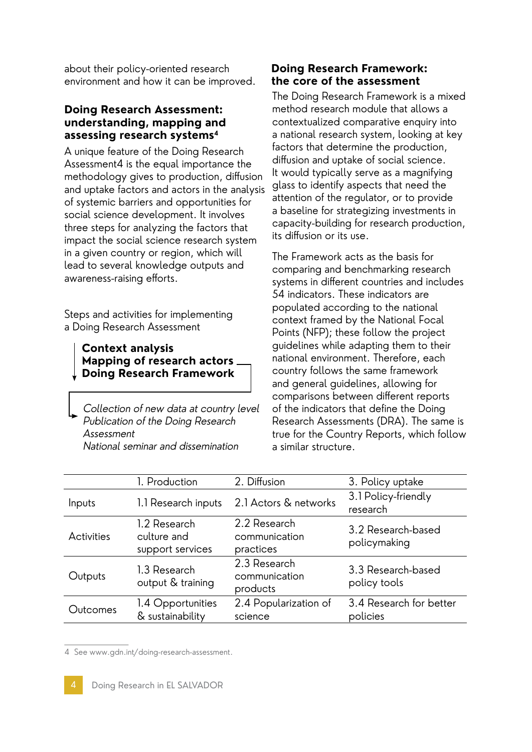about their policy-oriented research environment and how it can be improved.

## Doing Research Assessment: understanding, mapping and assessing research systems[4]

A unique feature of the Doing Research Assessment4 is the equal importance the methodology gives to production, diffusion and uptake factors and actors in the analysis of systemic barriers and opportunities for social science development. It involves three steps for analyzing the factors that impact the social science research system in a given country or region, which will lead to several knowledge outputs and awareness-raising efforts.

Steps and activities for implementing a Doing Research Assessment

**Context analysis**
**Mapping of research actors**
**Doing Research Framework**

*Collection of new data at country level*
*Publication of the Doing Research Assessment*
*National seminar and dissemination*

## Doing Research Framework: the core of the assessment

The Doing Research Framework is a mixed method research module that allows a contextualized comparative enquiry into a national research system, looking at key factors that determine the production, diffusion and uptake of social science. It would typically serve as a magnifying glass to identify aspects that need the attention of the regulator, or to provide a baseline for strategizing investments in capacity-building for research production, its diffusion or its use.

The Framework acts as the basis for comparing and benchmarking research systems in different countries and includes 54 indicators. These indicators are populated according to the national context framed by the National Focal Points (NFP); these follow the project guidelines while adapting them to their national environment. Therefore, each country follows the same framework and general guidelines, allowing for comparisons between different reports of the indicators that define the Doing Research Assessments (DRA). The same is true for the Country Reports, which follow a similar structure.

| | 1. Production | 2. Diffusion | 3. Policy uptake |
|---|---|---|---|
| Inputs | 1.1 Research inputs | 2.1 Actors & networks | 3.1 Policy-friendly research |
| Activities | 1.2 Research culture and support services | 2.2 Research communication practices | 3.2 Research-based policymaking |
| Outputs | 1.3 Research output & training | 2.3 Research communication products | 3.3 Research-based policy tools |
| Outcomes | 1.4 Opportunities & sustainability | 2.4 Popularization of science | 3.4 Research for better policies |

4 See www.gdn.int/doing-research-assessment.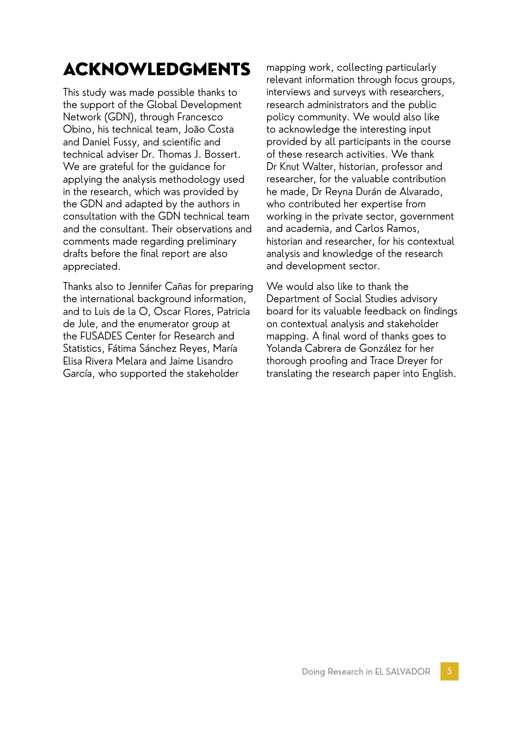# ACKNOWLEDGMENTS

This study was made possible thanks to the support of the Global Development Network (GDN), through Francesco Obino, his technical team, João Costa and Daniel Fussy, and scientific and technical adviser Dr. Thomas J. Bossert. We are grateful for the guidance for applying the analysis methodology used in the research, which was provided by the GDN and adapted by the authors in consultation with the GDN technical team and the consultant. Their observations and comments made regarding preliminary drafts before the final report are also appreciated.

Thanks also to Jennifer Cañas for preparing the international background information, and to Luis de la O, Oscar Flores, Patricia de Jule, and the enumerator group at the FUSADES Center for Research and Statistics, Fátima Sánchez Reyes, María Elisa Rivera Melara and Jaime Lisandro García, who supported the stakeholder mapping work, collecting particularly relevant information through focus groups, interviews and surveys with researchers, research administrators and the public policy community. We would also like to acknowledge the interesting input provided by all participants in the course of these research activities. We thank Dr Knut Walter, historian, professor and researcher, for the valuable contribution he made, Dr Reyna Durán de Alvarado, who contributed her expertise from working in the private sector, government and academia, and Carlos Ramos, historian and researcher, for his contextual analysis and knowledge of the research and development sector.

We would also like to thank the Department of Social Studies advisory board for its valuable feedback on findings on contextual analysis and stakeholder mapping. A final word of thanks goes to Yolanda Cabrera de González for her thorough proofing and Trace Dreyer for translating the research paper into English.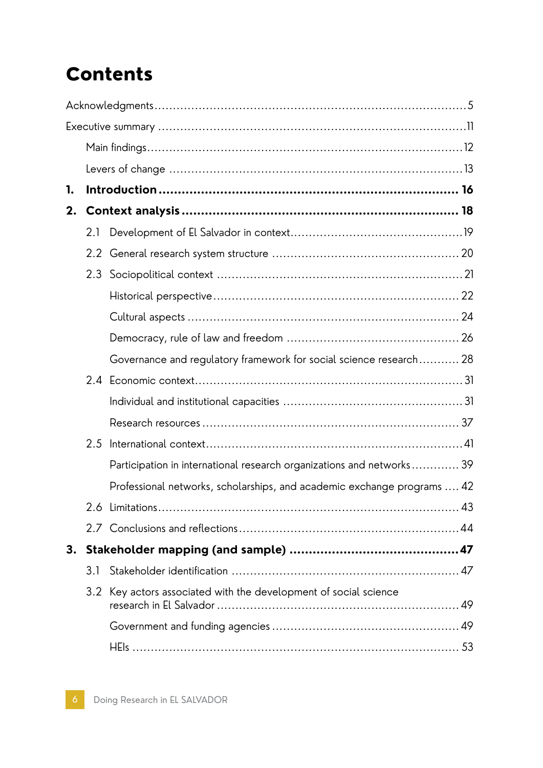# Contents

Acknowledgments .......... 5

Executive summary .......... 11

- Main findings .......... 12
- Levers of change .......... 13

**1. Introduction .......... 16**

**2. Context analysis .......... 18**

- 2.1 Development of El Salvador in context .......... 19
- 2.2 General research system structure .......... 20
- 2.3 Sociopolitical context .......... 21
  - Historical perspective .......... 22
  - Cultural aspects .......... 24
  - Democracy, rule of law and freedom .......... 26
  - Governance and regulatory framework for social science research .......... 28
- 2.4 Economic context .......... 31
  - Individual and institutional capacities .......... 31
  - Research resources .......... 37
- 2.5 International context .......... 41
  - Participation in international research organizations and networks .......... 39
  - Professional networks, scholarships, and academic exchange programs .......... 42
- 2.6 Limitations .......... 43
- 2.7 Conclusions and reflections .......... 44

**3. Stakeholder mapping (and sample) .......... 47**

- 3.1 Stakeholder identification .......... 47
- 3.2 Key actors associated with the development of social science research in El Salvador .......... 49
  - Government and funding agencies .......... 49
  - HEIs .......... 53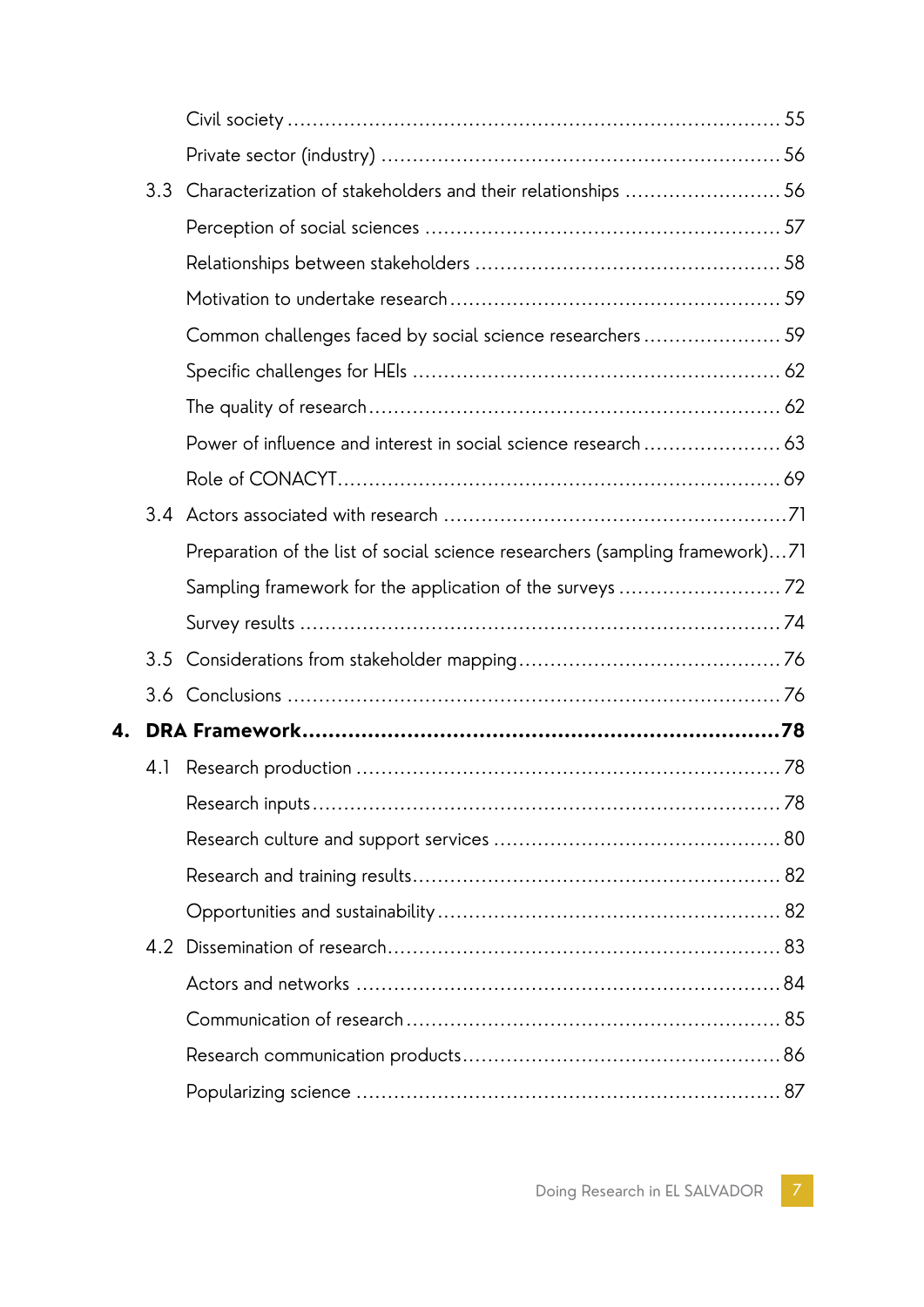Civil society ........................................................................ 55

Private sector (industry) ........................................................ 56

3.3 Characterization of stakeholders and their relationships ........................ 56

Perception of social sciences ..................................................... 57

Relationships between stakeholders ............................................... 58

Motivation to undertake research .................................................. 59

Common challenges faced by social science researchers ........................ 59

Specific challenges for HEIs ....................................................... 62

The quality of research ............................................................. 62

Power of influence and interest in social science research ...................... 63

Role of CONACYT ................................................................... 69

3.4 Actors associated with research ................................................... 71

Preparation of the list of social science researchers (sampling framework) ... 71

Sampling framework for the application of the surveys .......................... 72

Survey results ........................................................................ 74

3.5 Considerations from stakeholder mapping ........................................ 76

3.6 Conclusions ........................................................................ 76

**4. DRA Framework ........................................................................ 78**

4.1 Research production ............................................................... 78

Research inputs ..................................................................... 78

Research culture and support services ........................................... 80

Research and training results ...................................................... 82

Opportunities and sustainability ................................................... 82

4.2 Dissemination of research ......................................................... 83

Actors and networks ................................................................ 84

Communication of research ......................................................... 85

Research communication products ................................................ 86

Popularizing science ................................................................ 87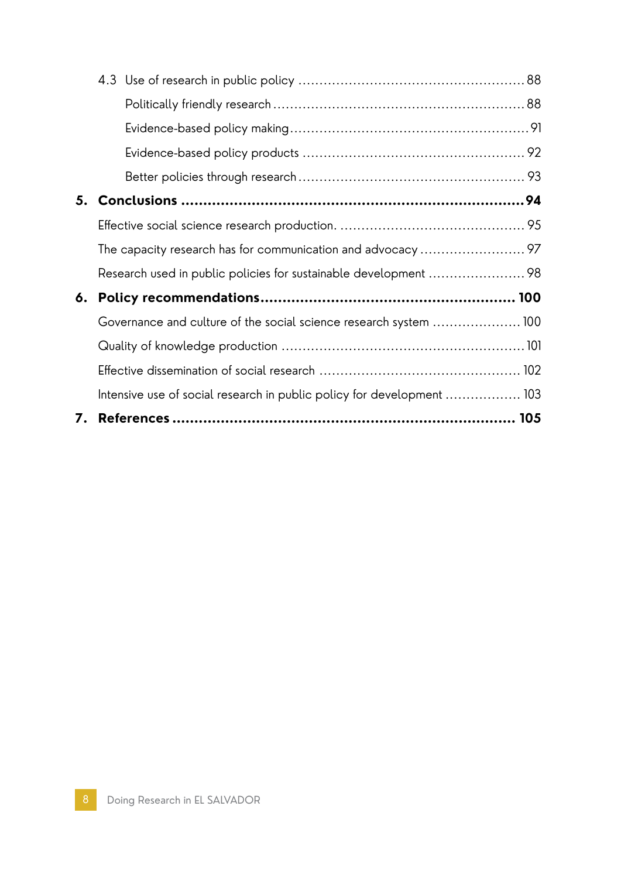- 4.3 Use of research in public policy ........ 88
  - Politically friendly research ........ 88
  - Evidence-based policy making ........ 91
  - Evidence-based policy products ........ 92
  - Better policies through research ........ 93

**5. Conclusions ........ 94**

- Effective social science research production. ........ 95
- The capacity research has for communication and advocacy ........ 97
- Research used in public policies for sustainable development ........ 98

**6. Policy recommendations ........ 100**

- Governance and culture of the social science research system ........ 100
- Quality of knowledge production ........ 101
- Effective dissemination of social research ........ 102
- Intensive use of social research in public policy for development ........ 103

**7. References ........ 105**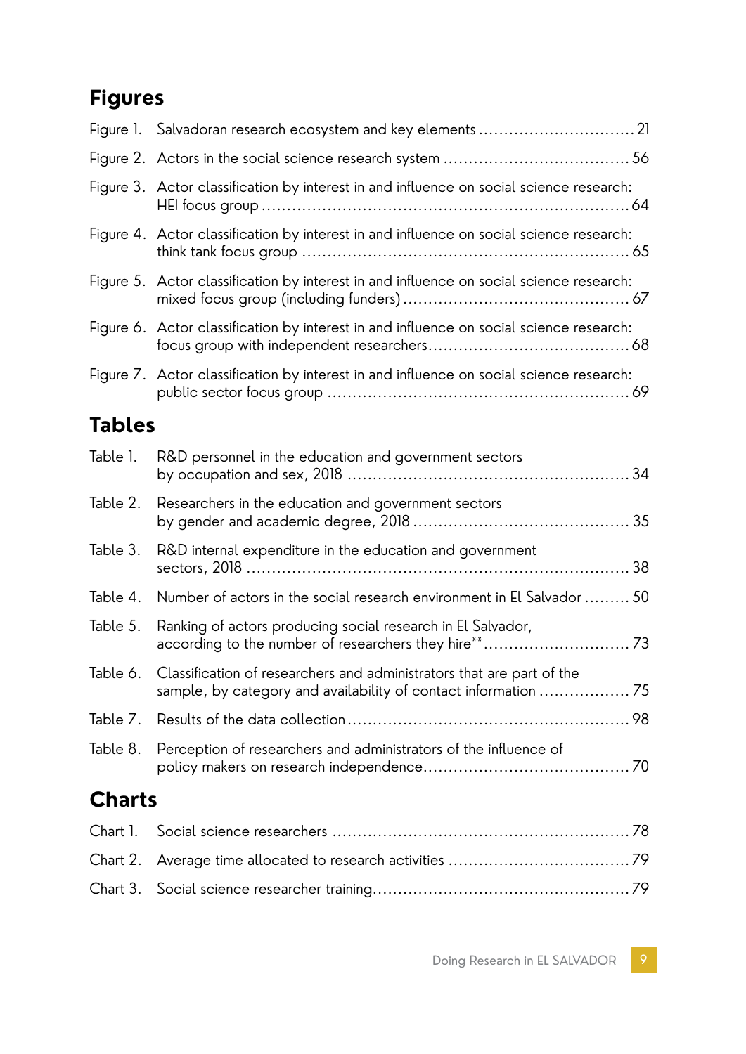## Figures

Figure 1. Salvadoran research ecosystem and key elements ............................... 21

Figure 2. Actors in the social science research system ..................................... 56

Figure 3. Actor classification by interest in and influence on social science research: HEI focus group ........................................................................ 64

Figure 4. Actor classification by interest in and influence on social science research: think tank focus group ................................................................ 65

Figure 5. Actor classification by interest in and influence on social science research: mixed focus group (including funders) ............................................ 67

Figure 6. Actor classification by interest in and influence on social science research: focus group with independent researchers........................................ 68

Figure 7. Actor classification by interest in and influence on social science research: public sector focus group ........................................................... 69

## Tables

Table 1. R&D personnel in the education and government sectors by occupation and sex, 2018 ........................................................ 34

Table 2. Researchers in the education and government sectors by gender and academic degree, 2018 ........................................... 35

Table 3. R&D internal expenditure in the education and government sectors, 2018 .......................................................................... 38

Table 4. Number of actors in the social research environment in El Salvador ......... 50

Table 5. Ranking of actors producing social research in El Salvador, according to the number of researchers they hire** ............................. 73

Table 6. Classification of researchers and administrators that are part of the sample, by category and availability of contact information .................. 75

Table 7. Results of the data collection ........................................................ 98

Table 8. Perception of researchers and administrators of the influence of policy makers on research independence......................................... 70

## Charts

Chart 1. Social science researchers .......................................................... 78

Chart 2. Average time allocated to research activities .................................... 79

Chart 3. Social science researcher training.................................................. 79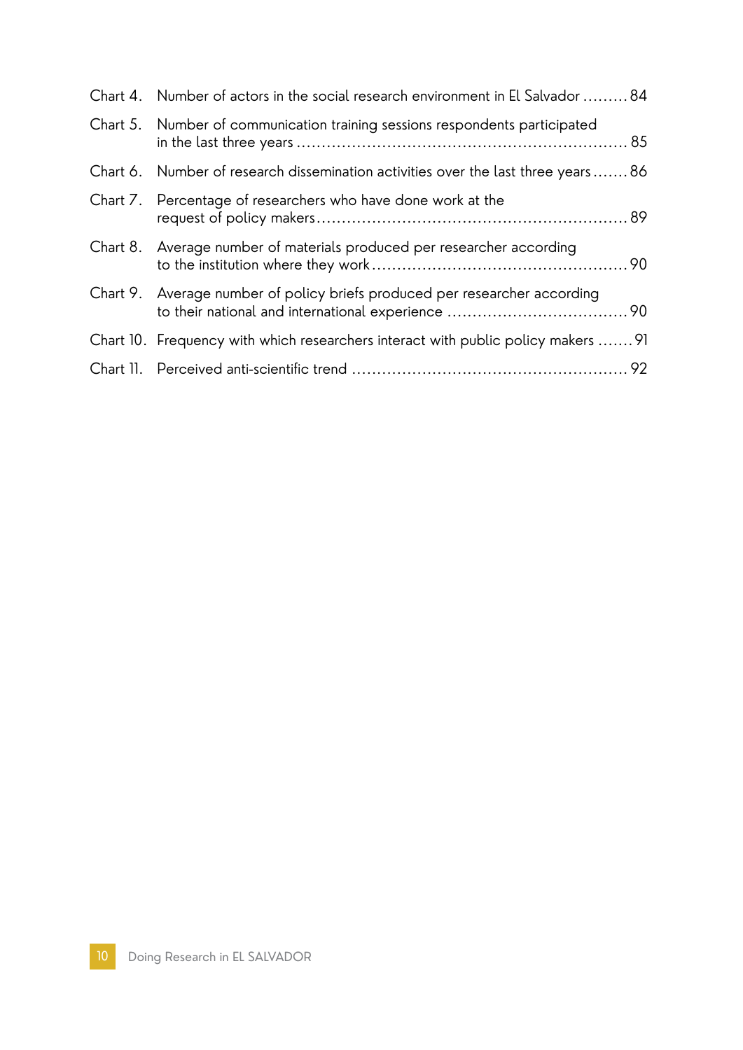Chart 4. Number of actors in the social research environment in El Salvador ......... 84

Chart 5. Number of communication training sessions respondents participated in the last three years ......... 85

Chart 6. Number of research dissemination activities over the last three years ......... 86

Chart 7. Percentage of researchers who have done work at the request of policy makers ......... 89

Chart 8. Average number of materials produced per researcher according to the institution where they work ......... 90

Chart 9. Average number of policy briefs produced per researcher according to their national and international experience ......... 90

Chart 10. Frequency with which researchers interact with public policy makers ......... 91

Chart 11. Perceived anti-scientific trend ......... 92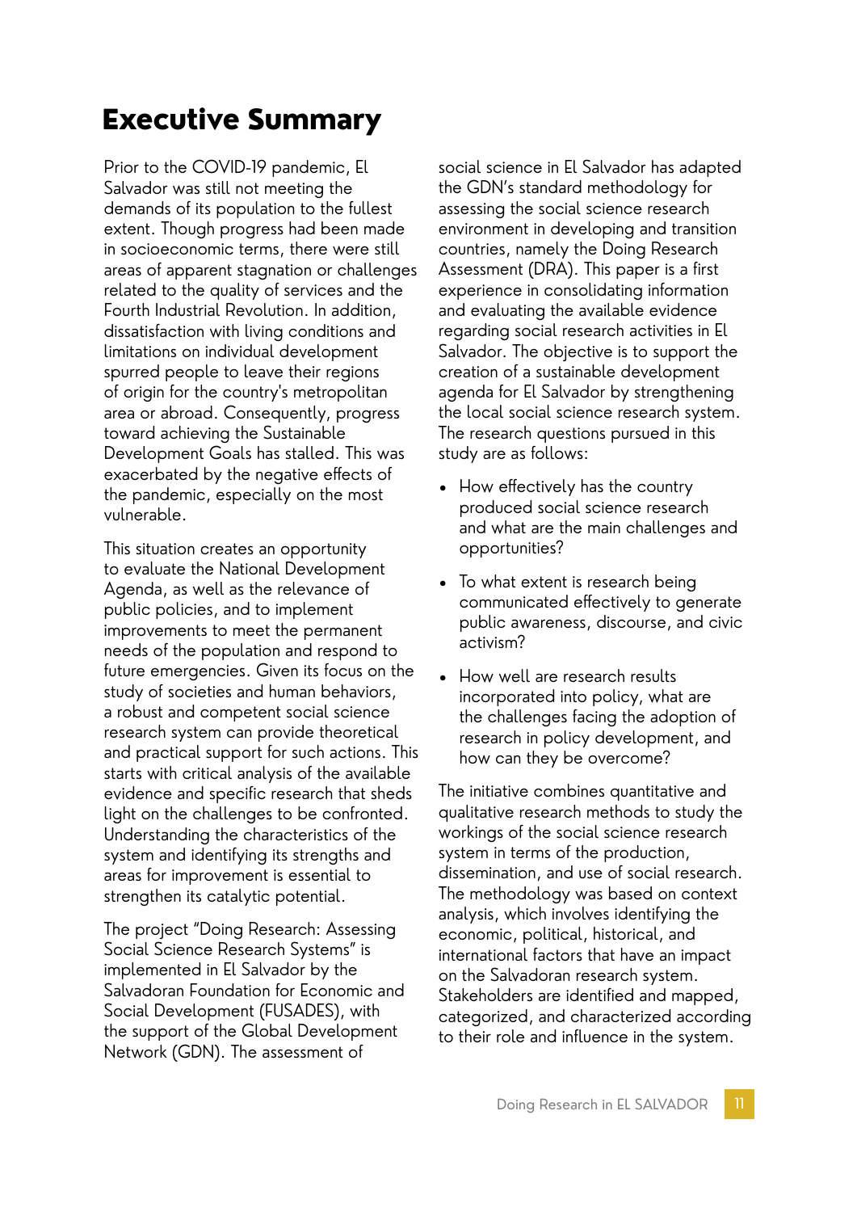# Executive Summary

Prior to the COVID-19 pandemic, El Salvador was still not meeting the demands of its population to the fullest extent. Though progress had been made in socioeconomic terms, there were still areas of apparent stagnation or challenges related to the quality of services and the Fourth Industrial Revolution. In addition, dissatisfaction with living conditions and limitations on individual development spurred people to leave their regions of origin for the country's metropolitan area or abroad. Consequently, progress toward achieving the Sustainable Development Goals has stalled. This was exacerbated by the negative effects of the pandemic, especially on the most vulnerable.

This situation creates an opportunity to evaluate the National Development Agenda, as well as the relevance of public policies, and to implement improvements to meet the permanent needs of the population and respond to future emergencies. Given its focus on the study of societies and human behaviors, a robust and competent social science research system can provide theoretical and practical support for such actions. This starts with critical analysis of the available evidence and specific research that sheds light on the challenges to be confronted. Understanding the characteristics of the system and identifying its strengths and areas for improvement is essential to strengthen its catalytic potential.

The project "Doing Research: Assessing Social Science Research Systems" is implemented in El Salvador by the Salvadoran Foundation for Economic and Social Development (FUSADES), with the support of the Global Development Network (GDN). The assessment of social science in El Salvador has adapted the GDN's standard methodology for assessing the social science research environment in developing and transition countries, namely the Doing Research Assessment (DRA). This paper is a first experience in consolidating information and evaluating the available evidence regarding social research activities in El Salvador. The objective is to support the creation of a sustainable development agenda for El Salvador by strengthening the local social science research system. The research questions pursued in this study are as follows:

- How effectively has the country produced social science research and what are the main challenges and opportunities?
- To what extent is research being communicated effectively to generate public awareness, discourse, and civic activism?
- How well are research results incorporated into policy, what are the challenges facing the adoption of research in policy development, and how can they be overcome?

The initiative combines quantitative and qualitative research methods to study the workings of the social science research system in terms of the production, dissemination, and use of social research. The methodology was based on context analysis, which involves identifying the economic, political, historical, and international factors that have an impact on the Salvadoran research system. Stakeholders are identified and mapped, categorized, and characterized according to their role and influence in the system.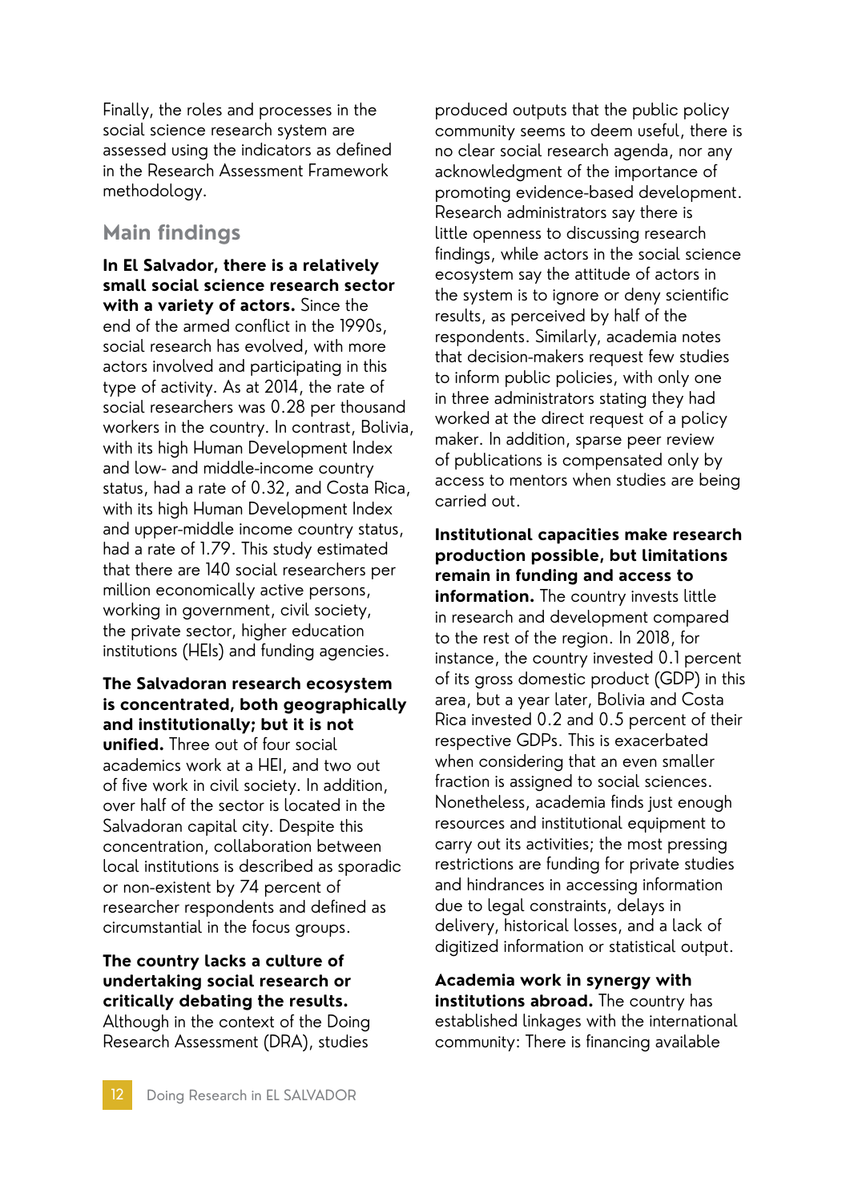Finally, the roles and processes in the social science research system are assessed using the indicators as defined in the Research Assessment Framework methodology.

## Main findings

**In El Salvador, there is a relatively small social science research sector with a variety of actors.** Since the end of the armed conflict in the 1990s, social research has evolved, with more actors involved and participating in this type of activity. As at 2014, the rate of social researchers was 0.28 per thousand workers in the country. In contrast, Bolivia, with its high Human Development Index and low- and middle-income country status, had a rate of 0.32, and Costa Rica, with its high Human Development Index and upper-middle income country status, had a rate of 1.79. This study estimated that there are 140 social researchers per million economically active persons, working in government, civil society, the private sector, higher education institutions (HEIs) and funding agencies.

**The Salvadoran research ecosystem is concentrated, both geographically and institutionally; but it is not unified.** Three out of four social academics work at a HEI, and two out of five work in civil society. In addition, over half of the sector is located in the Salvadoran capital city. Despite this concentration, collaboration between local institutions is described as sporadic or non-existent by 74 percent of researcher respondents and defined as circumstantial in the focus groups.

**The country lacks a culture of undertaking social research or critically debating the results.** Although in the context of the Doing Research Assessment (DRA), studies produced outputs that the public policy community seems to deem useful, there is no clear social research agenda, nor any acknowledgment of the importance of promoting evidence-based development. Research administrators say there is little openness to discussing research findings, while actors in the social science ecosystem say the attitude of actors in the system is to ignore or deny scientific results, as perceived by half of the respondents. Similarly, academia notes that decision-makers request few studies to inform public policies, with only one in three administrators stating they had worked at the direct request of a policy maker. In addition, sparse peer review of publications is compensated only by access to mentors when studies are being carried out.

**Institutional capacities make research production possible, but limitations remain in funding and access to information.** The country invests little in research and development compared to the rest of the region. In 2018, for instance, the country invested 0.1 percent of its gross domestic product (GDP) in this area, but a year later, Bolivia and Costa Rica invested 0.2 and 0.5 percent of their respective GDPs. This is exacerbated when considering that an even smaller fraction is assigned to social sciences. Nonetheless, academia finds just enough resources and institutional equipment to carry out its activities; the most pressing restrictions are funding for private studies and hindrances in accessing information due to legal constraints, delays in delivery, historical losses, and a lack of digitized information or statistical output.

**Academia work in synergy with institutions abroad.** The country has established linkages with the international community: There is financing available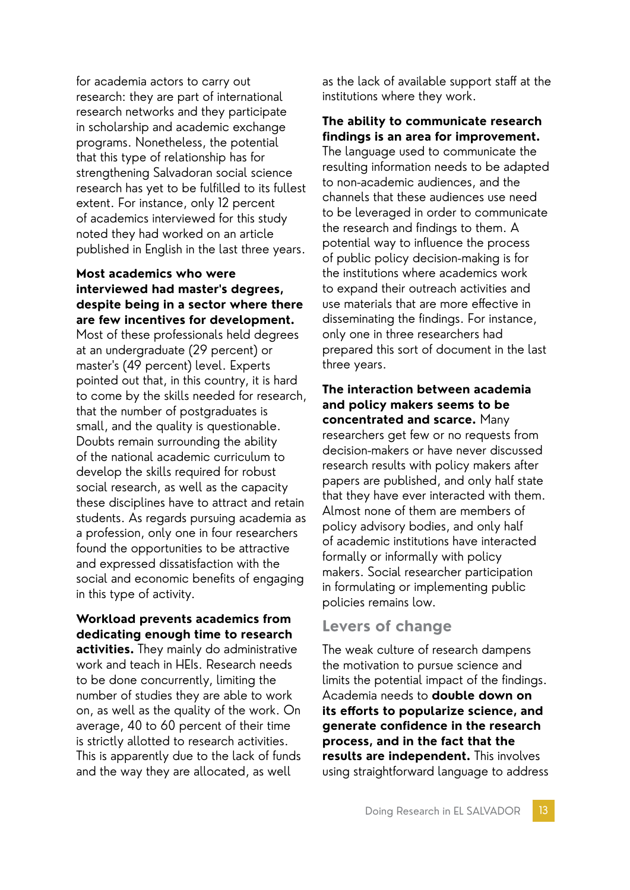for academia actors to carry out research: they are part of international research networks and they participate in scholarship and academic exchange programs. Nonetheless, the potential that this type of relationship has for strengthening Salvadoran social science research has yet to be fulfilled to its fullest extent. For instance, only 12 percent of academics interviewed for this study noted they had worked on an article published in English in the last three years.

**Most academics who were interviewed had master's degrees, despite being in a sector where there are few incentives for development.** Most of these professionals held degrees at an undergraduate (29 percent) or master's (49 percent) level. Experts pointed out that, in this country, it is hard to come by the skills needed for research, that the number of postgraduates is small, and the quality is questionable. Doubts remain surrounding the ability of the national academic curriculum to develop the skills required for robust social research, as well as the capacity these disciplines have to attract and retain students. As regards pursuing academia as a profession, only one in four researchers found the opportunities to be attractive and expressed dissatisfaction with the social and economic benefits of engaging in this type of activity.

**Workload prevents academics from dedicating enough time to research activities.** They mainly do administrative work and teach in HEIs. Research needs to be done concurrently, limiting the number of studies they are able to work on, as well as the quality of the work. On average, 40 to 60 percent of their time is strictly allotted to research activities. This is apparently due to the lack of funds and the way they are allocated, as well as the lack of available support staff at the institutions where they work.

**The ability to communicate research findings is an area for improvement.** The language used to communicate the resulting information needs to be adapted to non-academic audiences, and the channels that these audiences use need to be leveraged in order to communicate the research and findings to them. A potential way to influence the process of public policy decision-making is for the institutions where academics work to expand their outreach activities and use materials that are more effective in disseminating the findings. For instance, only one in three researchers had prepared this sort of document in the last three years.

**The interaction between academia and policy makers seems to be concentrated and scarce.** Many researchers get few or no requests from decision-makers or have never discussed research results with policy makers after papers are published, and only half state that they have ever interacted with them. Almost none of them are members of policy advisory bodies, and only half of academic institutions have interacted formally or informally with policy makers. Social researcher participation in formulating or implementing public policies remains low.

## Levers of change

The weak culture of research dampens the motivation to pursue science and limits the potential impact of the findings. Academia needs to **double down on its efforts to popularize science, and generate confidence in the research process, and in the fact that the results are independent.** This involves using straightforward language to address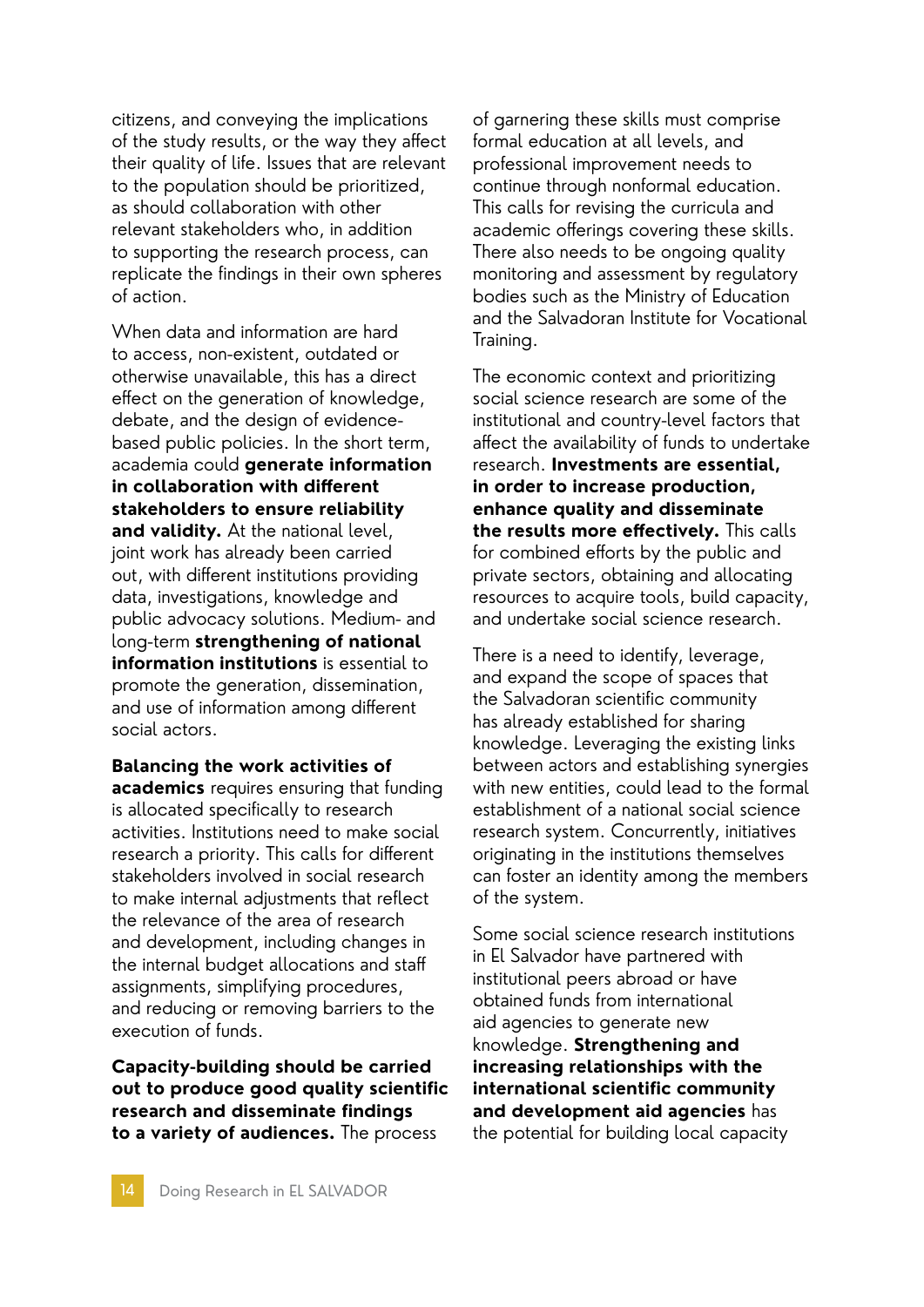citizens, and conveying the implications of the study results, or the way they affect their quality of life. Issues that are relevant to the population should be prioritized, as should collaboration with other relevant stakeholders who, in addition to supporting the research process, can replicate the findings in their own spheres of action.

When data and information are hard to access, non-existent, outdated or otherwise unavailable, this has a direct effect on the generation of knowledge, debate, and the design of evidence-based public policies. In the short term, academia could **generate information in collaboration with different stakeholders to ensure reliability and validity.** At the national level, joint work has already been carried out, with different institutions providing data, investigations, knowledge and public advocacy solutions. Medium- and long-term **strengthening of national information institutions** is essential to promote the generation, dissemination, and use of information among different social actors.

**Balancing the work activities of academics** requires ensuring that funding is allocated specifically to research activities. Institutions need to make social research a priority. This calls for different stakeholders involved in social research to make internal adjustments that reflect the relevance of the area of research and development, including changes in the internal budget allocations and staff assignments, simplifying procedures, and reducing or removing barriers to the execution of funds.

**Capacity-building should be carried out to produce good quality scientific research and disseminate findings to a variety of audiences.** The process of garnering these skills must comprise formal education at all levels, and professional improvement needs to continue through nonformal education. This calls for revising the curricula and academic offerings covering these skills. There also needs to be ongoing quality monitoring and assessment by regulatory bodies such as the Ministry of Education and the Salvadoran Institute for Vocational Training.

The economic context and prioritizing social science research are some of the institutional and country-level factors that affect the availability of funds to undertake research. **Investments are essential, in order to increase production, enhance quality and disseminate the results more effectively.** This calls for combined efforts by the public and private sectors, obtaining and allocating resources to acquire tools, build capacity, and undertake social science research.

There is a need to identify, leverage, and expand the scope of spaces that the Salvadoran scientific community has already established for sharing knowledge. Leveraging the existing links between actors and establishing synergies with new entities, could lead to the formal establishment of a national social science research system. Concurrently, initiatives originating in the institutions themselves can foster an identity among the members of the system.

Some social science research institutions in El Salvador have partnered with institutional peers abroad or have obtained funds from international aid agencies to generate new knowledge. **Strengthening and increasing relationships with the international scientific community and development aid agencies** has the potential for building local capacity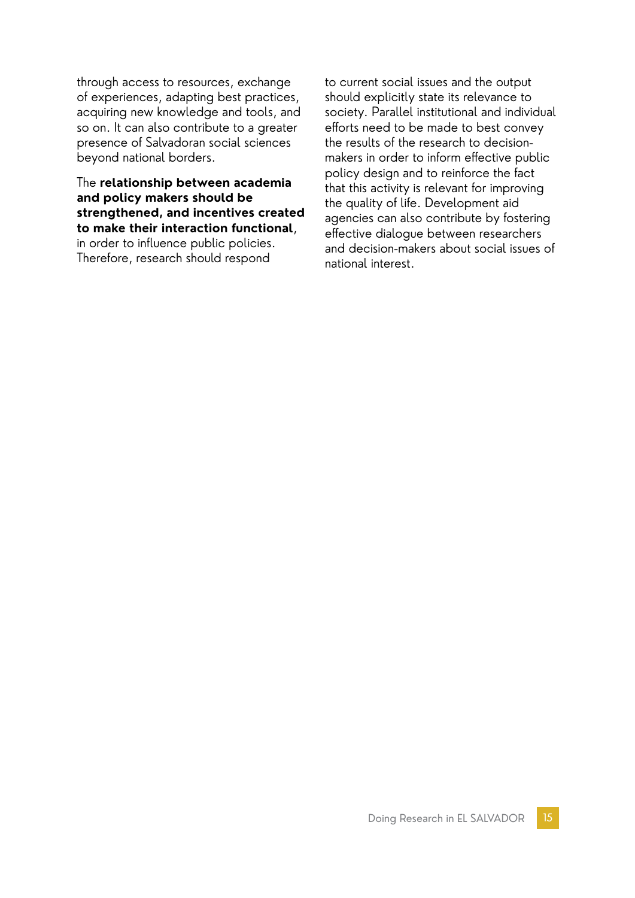through access to resources, exchange of experiences, adapting best practices, acquiring new knowledge and tools, and so on. It can also contribute to a greater presence of Salvadoran social sciences beyond national borders.

The **relationship between academia and policy makers should be strengthened, and incentives created to make their interaction functional**, in order to influence public policies. Therefore, research should respond to current social issues and the output should explicitly state its relevance to society. Parallel institutional and individual efforts need to be made to best convey the results of the research to decision-makers in order to inform effective public policy design and to reinforce the fact that this activity is relevant for improving the quality of life. Development aid agencies can also contribute by fostering effective dialogue between researchers and decision-makers about social issues of national interest.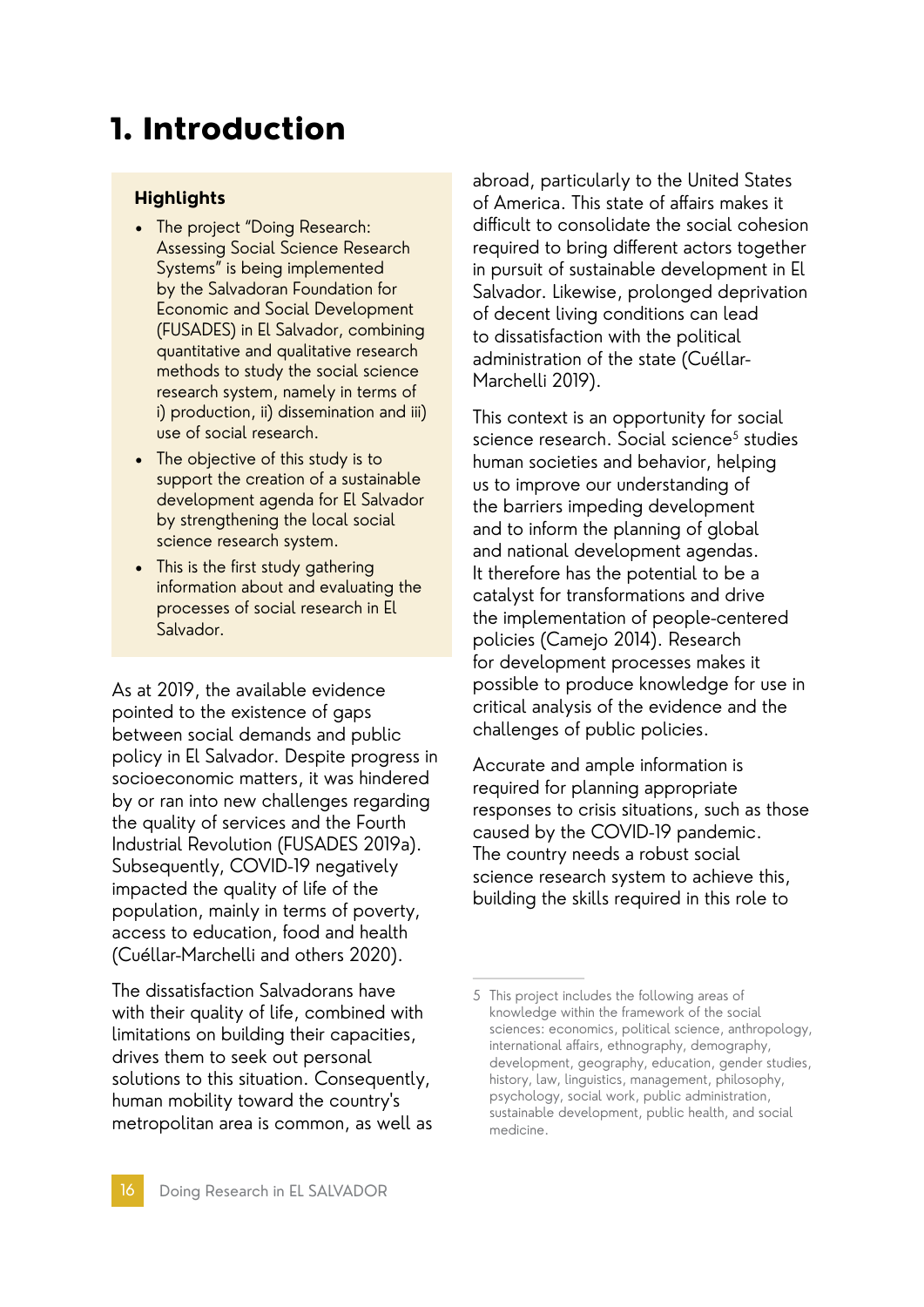# 1. Introduction

**Highlights**

- The project "Doing Research: Assessing Social Science Research Systems" is being implemented by the Salvadoran Foundation for Economic and Social Development (FUSADES) in El Salvador, combining quantitative and qualitative research methods to study the social science research system, namely in terms of i) production, ii) dissemination and iii) use of social research.
- The objective of this study is to support the creation of a sustainable development agenda for El Salvador by strengthening the local social science research system.
- This is the first study gathering information about and evaluating the processes of social research in El Salvador.

As at 2019, the available evidence pointed to the existence of gaps between social demands and public policy in El Salvador. Despite progress in socioeconomic matters, it was hindered by or ran into new challenges regarding the quality of services and the Fourth Industrial Revolution (FUSADES 2019a). Subsequently, COVID-19 negatively impacted the quality of life of the population, mainly in terms of poverty, access to education, food and health (Cuéllar-Marchelli and others 2020).

The dissatisfaction Salvadorans have with their quality of life, combined with limitations on building their capacities, drives them to seek out personal solutions to this situation. Consequently, human mobility toward the country's metropolitan area is common, as well as abroad, particularly to the United States of America. This state of affairs makes it difficult to consolidate the social cohesion required to bring different actors together in pursuit of sustainable development in El Salvador. Likewise, prolonged deprivation of decent living conditions can lead to dissatisfaction with the political administration of the state (Cuéllar-Marchelli 2019).

This context is an opportunity for social science research. Social science[5] studies human societies and behavior, helping us to improve our understanding of the barriers impeding development and to inform the planning of global and national development agendas. It therefore has the potential to be a catalyst for transformations and drive the implementation of people-centered policies (Camejo 2014). Research for development processes makes it possible to produce knowledge for use in critical analysis of the evidence and the challenges of public policies.

Accurate and ample information is required for planning appropriate responses to crisis situations, such as those caused by the COVID-19 pandemic. The country needs a robust social science research system to achieve this, building the skills required in this role to

5 This project includes the following areas of knowledge within the framework of the social sciences: economics, political science, anthropology, international affairs, ethnography, demography, development, geography, education, gender studies, history, law, linguistics, management, philosophy, psychology, social work, public administration, sustainable development, public health, and social medicine.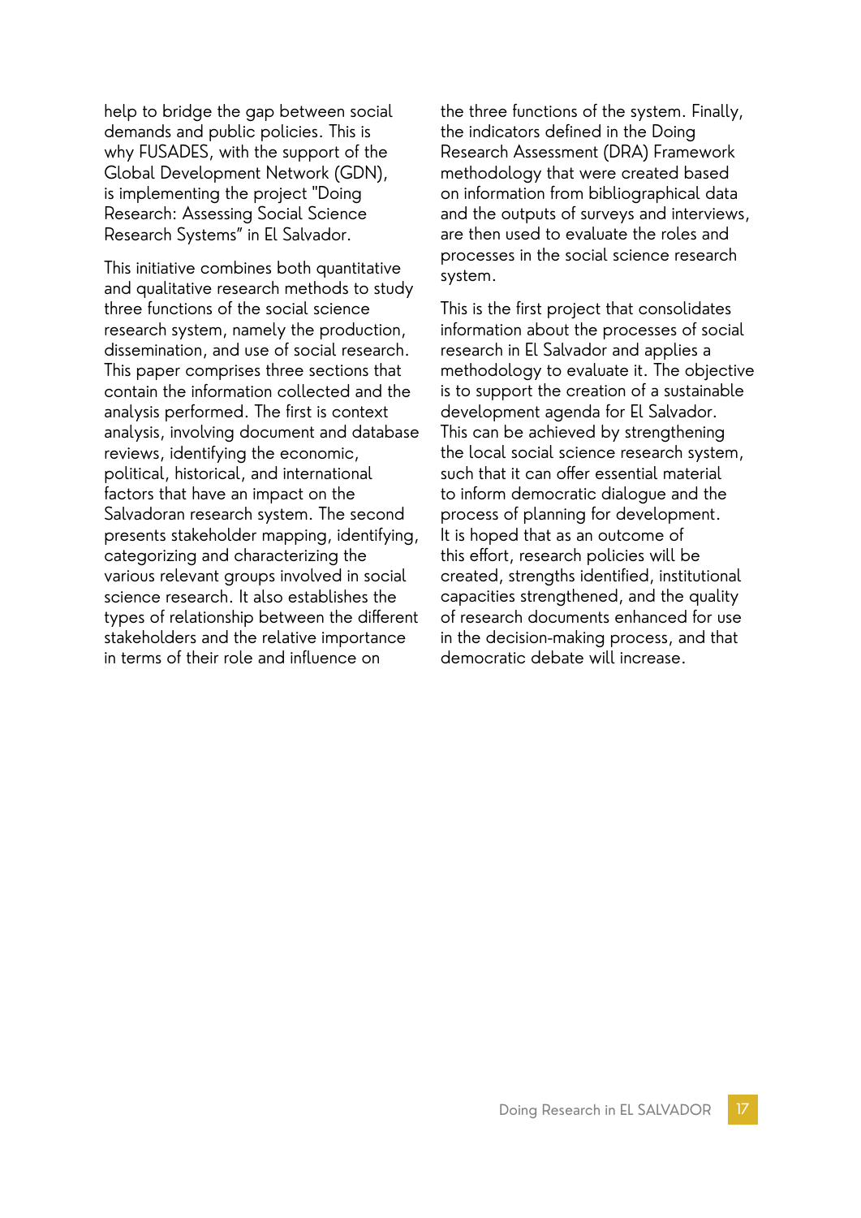help to bridge the gap between social demands and public policies. This is why FUSADES, with the support of the Global Development Network (GDN), is implementing the project "Doing Research: Assessing Social Science Research Systems" in El Salvador.

This initiative combines both quantitative and qualitative research methods to study three functions of the social science research system, namely the production, dissemination, and use of social research. This paper comprises three sections that contain the information collected and the analysis performed. The first is context analysis, involving document and database reviews, identifying the economic, political, historical, and international factors that have an impact on the Salvadoran research system. The second presents stakeholder mapping, identifying, categorizing and characterizing the various relevant groups involved in social science research. It also establishes the types of relationship between the different stakeholders and the relative importance in terms of their role and influence on the three functions of the system. Finally, the indicators defined in the Doing Research Assessment (DRA) Framework methodology that were created based on information from bibliographical data and the outputs of surveys and interviews, are then used to evaluate the roles and processes in the social science research system.

This is the first project that consolidates information about the processes of social research in El Salvador and applies a methodology to evaluate it. The objective is to support the creation of a sustainable development agenda for El Salvador. This can be achieved by strengthening the local social science research system, such that it can offer essential material to inform democratic dialogue and the process of planning for development. It is hoped that as an outcome of this effort, research policies will be created, strengths identified, institutional capacities strengthened, and the quality of research documents enhanced for use in the decision-making process, and that democratic debate will increase.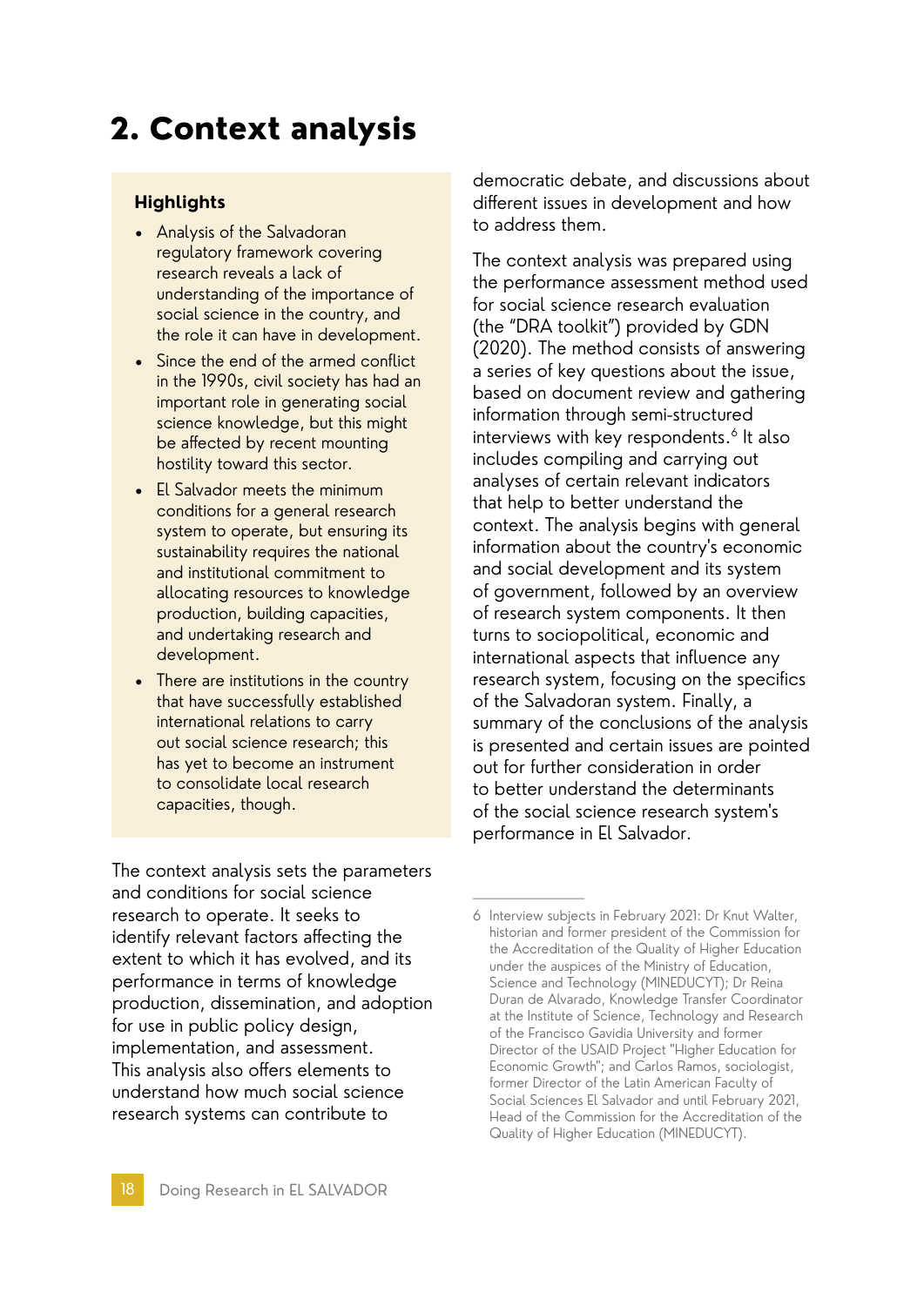# 2. Context analysis

**Highlights**

- Analysis of the Salvadoran regulatory framework covering research reveals a lack of understanding of the importance of social science in the country, and the role it can have in development.
- Since the end of the armed conflict in the 1990s, civil society has had an important role in generating social science knowledge, but this might be affected by recent mounting hostility toward this sector.
- El Salvador meets the minimum conditions for a general research system to operate, but ensuring its sustainability requires the national and institutional commitment to allocating resources to knowledge production, building capacities, and undertaking research and development.
- There are institutions in the country that have successfully established international relations to carry out social science research; this has yet to become an instrument to consolidate local research capacities, though.

The context analysis sets the parameters and conditions for social science research to operate. It seeks to identify relevant factors affecting the extent to which it has evolved, and its performance in terms of knowledge production, dissemination, and adoption for use in public policy design, implementation, and assessment. This analysis also offers elements to understand how much social science research systems can contribute to democratic debate, and discussions about different issues in development and how to address them.

The context analysis was prepared using the performance assessment method used for social science research evaluation (the "DRA toolkit") provided by GDN (2020). The method consists of answering a series of key questions about the issue, based on document review and gathering information through semi-structured interviews with key respondents.[6] It also includes compiling and carrying out analyses of certain relevant indicators that help to better understand the context. The analysis begins with general information about the country's economic and social development and its system of government, followed by an overview of research system components. It then turns to sociopolitical, economic and international aspects that influence any research system, focusing on the specifics of the Salvadoran system. Finally, a summary of the conclusions of the analysis is presented and certain issues are pointed out for further consideration in order to better understand the determinants of the social science research system's performance in El Salvador.

6 Interview subjects in February 2021: Dr Knut Walter, historian and former president of the Commission for the Accreditation of the Quality of Higher Education under the auspices of the Ministry of Education, Science and Technology (MINEDUCYT); Dr Reina Duran de Alvarado, Knowledge Transfer Coordinator at the Institute of Science, Technology and Research of the Francisco Gavidia University and former Director of the USAID Project "Higher Education for Economic Growth"; and Carlos Ramos, sociologist, former Director of the Latin American Faculty of Social Sciences El Salvador and until February 2021, Head of the Commission for the Accreditation of the Quality of Higher Education (MINEDUCYT).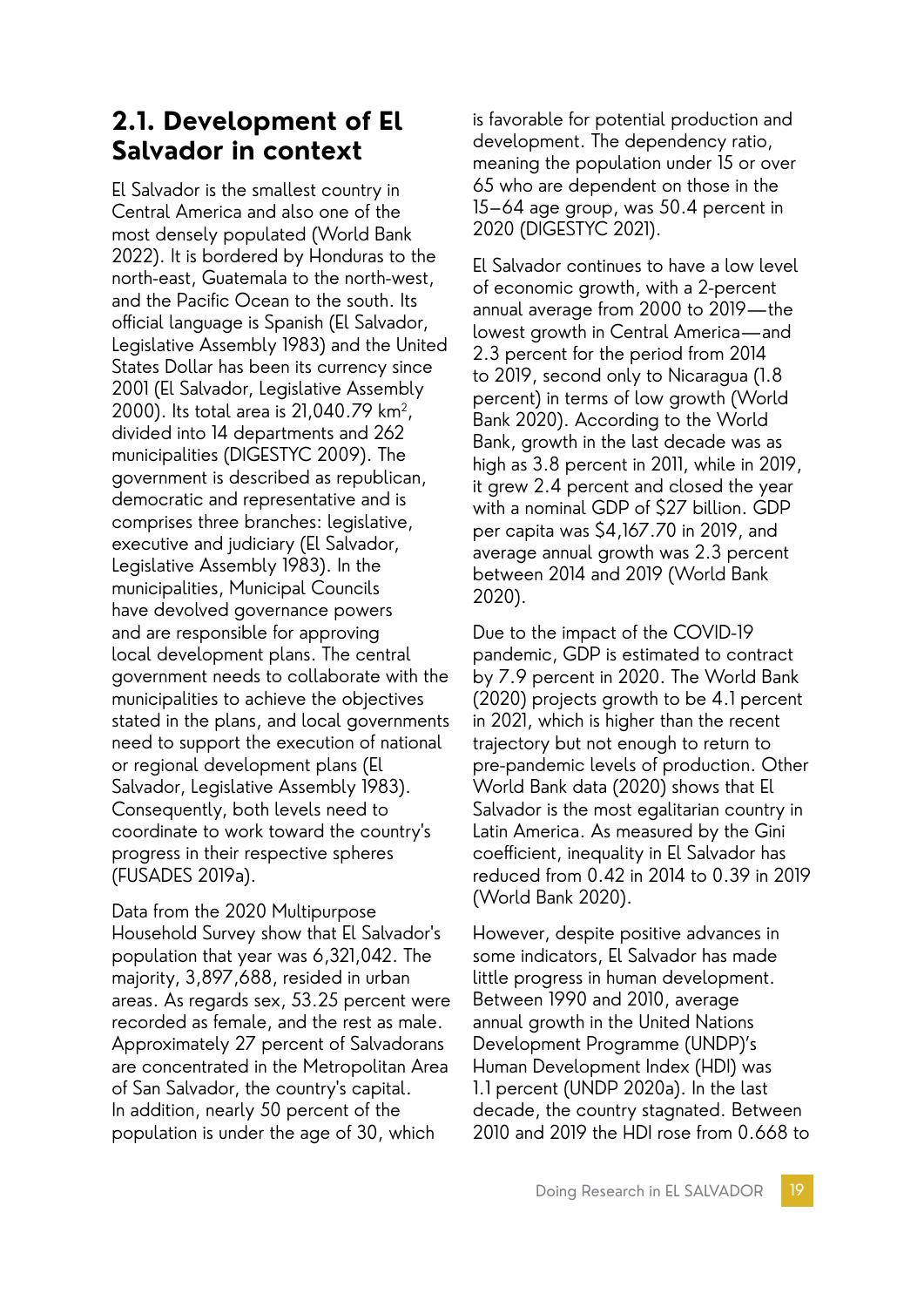## 2.1. Development of El Salvador in context

El Salvador is the smallest country in Central America and also one of the most densely populated (World Bank 2022). It is bordered by Honduras to the north-east, Guatemala to the north-west, and the Pacific Ocean to the south. Its official language is Spanish (El Salvador, Legislative Assembly 1983) and the United States Dollar has been its currency since 2001 (El Salvador, Legislative Assembly 2000). Its total area is 21,040.79 km$^2$, divided into 14 departments and 262 municipalities (DIGESTYC 2009). The government is described as republican, democratic and representative and is comprises three branches: legislative, executive and judiciary (El Salvador, Legislative Assembly 1983). In the municipalities, Municipal Councils have devolved governance powers and are responsible for approving local development plans. The central government needs to collaborate with the municipalities to achieve the objectives stated in the plans, and local governments need to support the execution of national or regional development plans (El Salvador, Legislative Assembly 1983). Consequently, both levels need to coordinate to work toward the country's progress in their respective spheres (FUSADES 2019a).

Data from the 2020 Multipurpose Household Survey show that El Salvador's population that year was 6,321,042. The majority, 3,897,688, resided in urban areas. As regards sex, 53.25 percent were recorded as female, and the rest as male. Approximately 27 percent of Salvadorans are concentrated in the Metropolitan Area of San Salvador, the country's capital. In addition, nearly 50 percent of the population is under the age of 30, which is favorable for potential production and development. The dependency ratio, meaning the population under 15 or over 65 who are dependent on those in the 15–64 age group, was 50.4 percent in 2020 (DIGESTYC 2021).

El Salvador continues to have a low level of economic growth, with a 2-percent annual average from 2000 to 2019—the lowest growth in Central America—and 2.3 percent for the period from 2014 to 2019, second only to Nicaragua (1.8 percent) in terms of low growth (World Bank 2020). According to the World Bank, growth in the last decade was as high as 3.8 percent in 2011, while in 2019, it grew 2.4 percent and closed the year with a nominal GDP of $27 billion. GDP per capita was $4,167.70 in 2019, and average annual growth was 2.3 percent between 2014 and 2019 (World Bank 2020).

Due to the impact of the COVID-19 pandemic, GDP is estimated to contract by 7.9 percent in 2020. The World Bank (2020) projects growth to be 4.1 percent in 2021, which is higher than the recent trajectory but not enough to return to pre-pandemic levels of production. Other World Bank data (2020) shows that El Salvador is the most egalitarian country in Latin America. As measured by the Gini coefficient, inequality in El Salvador has reduced from 0.42 in 2014 to 0.39 in 2019 (World Bank 2020).

However, despite positive advances in some indicators, El Salvador has made little progress in human development. Between 1990 and 2010, average annual growth in the United Nations Development Programme (UNDP)'s Human Development Index (HDI) was 1.1 percent (UNDP 2020a). In the last decade, the country stagnated. Between 2010 and 2019 the HDI rose from 0.668 to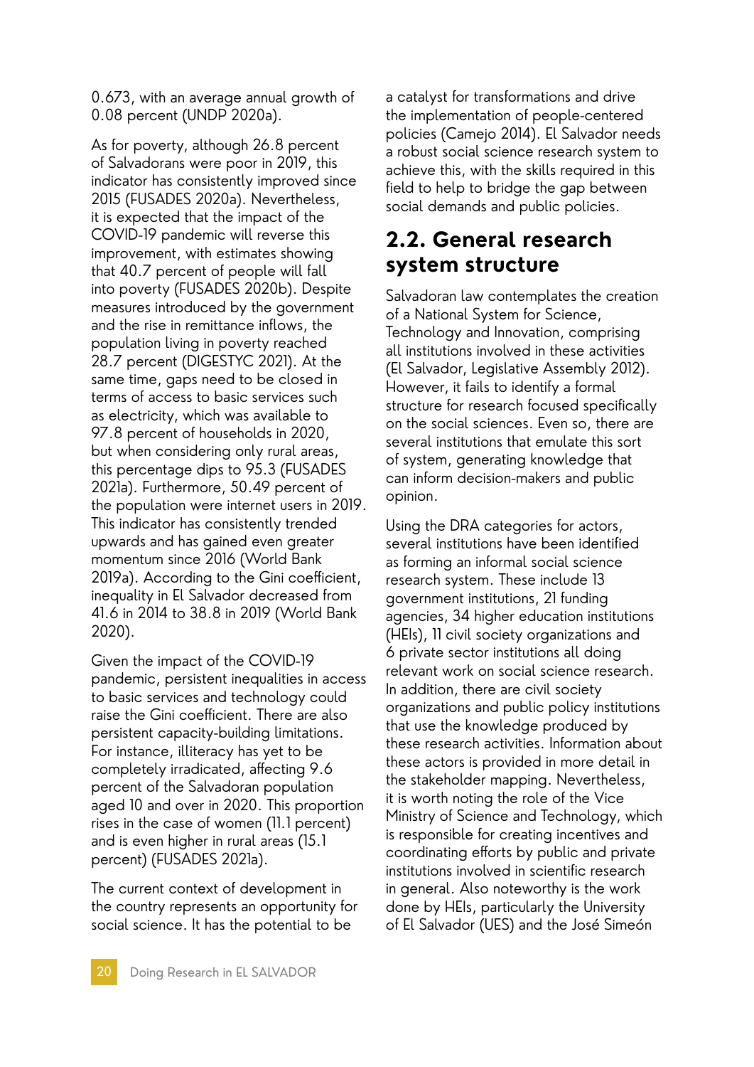0.673, with an average annual growth of 0.08 percent (UNDP 2020a).

As for poverty, although 26.8 percent of Salvadorans were poor in 2019, this indicator has consistently improved since 2015 (FUSADES 2020a). Nevertheless, it is expected that the impact of the COVID-19 pandemic will reverse this improvement, with estimates showing that 40.7 percent of people will fall into poverty (FUSADES 2020b). Despite measures introduced by the government and the rise in remittance inflows, the population living in poverty reached 28.7 percent (DIGESTYC 2021). At the same time, gaps need to be closed in terms of access to basic services such as electricity, which was available to 97.8 percent of households in 2020, but when considering only rural areas, this percentage dips to 95.3 (FUSADES 2021a). Furthermore, 50.49 percent of the population were internet users in 2019. This indicator has consistently trended upwards and has gained even greater momentum since 2016 (World Bank 2019a). According to the Gini coefficient, inequality in El Salvador decreased from 41.6 in 2014 to 38.8 in 2019 (World Bank 2020).

Given the impact of the COVID-19 pandemic, persistent inequalities in access to basic services and technology could raise the Gini coefficient. There are also persistent capacity-building limitations. For instance, illiteracy has yet to be completely irradicated, affecting 9.6 percent of the Salvadoran population aged 10 and over in 2020. This proportion rises in the case of women (11.1 percent) and is even higher in rural areas (15.1 percent) (FUSADES 2021a).

The current context of development in the country represents an opportunity for social science. It has the potential to be a catalyst for transformations and drive the implementation of people-centered policies (Camejo 2014). El Salvador needs a robust social science research system to achieve this, with the skills required in this field to help to bridge the gap between social demands and public policies.

## 2.2. General research system structure

Salvadoran law contemplates the creation of a National System for Science, Technology and Innovation, comprising all institutions involved in these activities (El Salvador, Legislative Assembly 2012). However, it fails to identify a formal structure for research focused specifically on the social sciences. Even so, there are several institutions that emulate this sort of system, generating knowledge that can inform decision-makers and public opinion.

Using the DRA categories for actors, several institutions have been identified as forming an informal social science research system. These include 13 government institutions, 21 funding agencies, 34 higher education institutions (HEIs), 11 civil society organizations and 6 private sector institutions all doing relevant work on social science research. In addition, there are civil society organizations and public policy institutions that use the knowledge produced by these research activities. Information about these actors is provided in more detail in the stakeholder mapping. Nevertheless, it is worth noting the role of the Vice Ministry of Science and Technology, which is responsible for creating incentives and coordinating efforts by public and private institutions involved in scientific research in general. Also noteworthy is the work done by HEIs, particularly the University of El Salvador (UES) and the José Simeón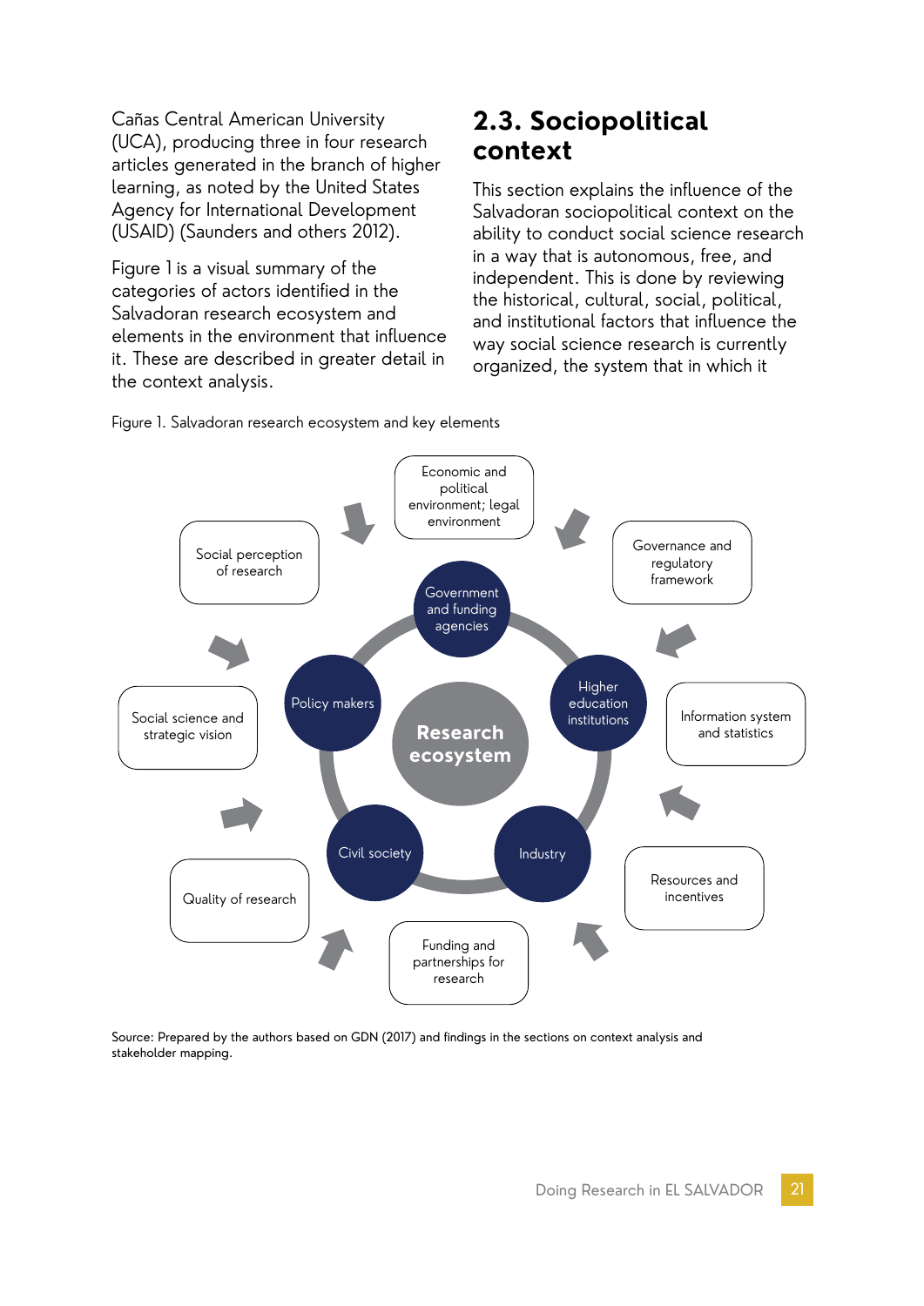Cañas Central American University (UCA), producing three in four research articles generated in the branch of higher learning, as noted by the United States Agency for International Development (USAID) (Saunders and others 2012).

Figure 1 is a visual summary of the categories of actors identified in the Salvadoran research ecosystem and elements in the environment that influence it. These are described in greater detail in the context analysis.

## 2.3. Sociopolitical context

This section explains the influence of the Salvadoran sociopolitical context on the ability to conduct social science research in a way that is autonomous, free, and independent. This is done by reviewing the historical, cultural, social, political, and institutional factors that influence the way social science research is currently organized, the system that in which it

Figure 1. Salvadoran research ecosystem and key elements

Source: Prepared by the authors based on GDN (2017) and findings in the sections on context analysis and stakeholder mapping.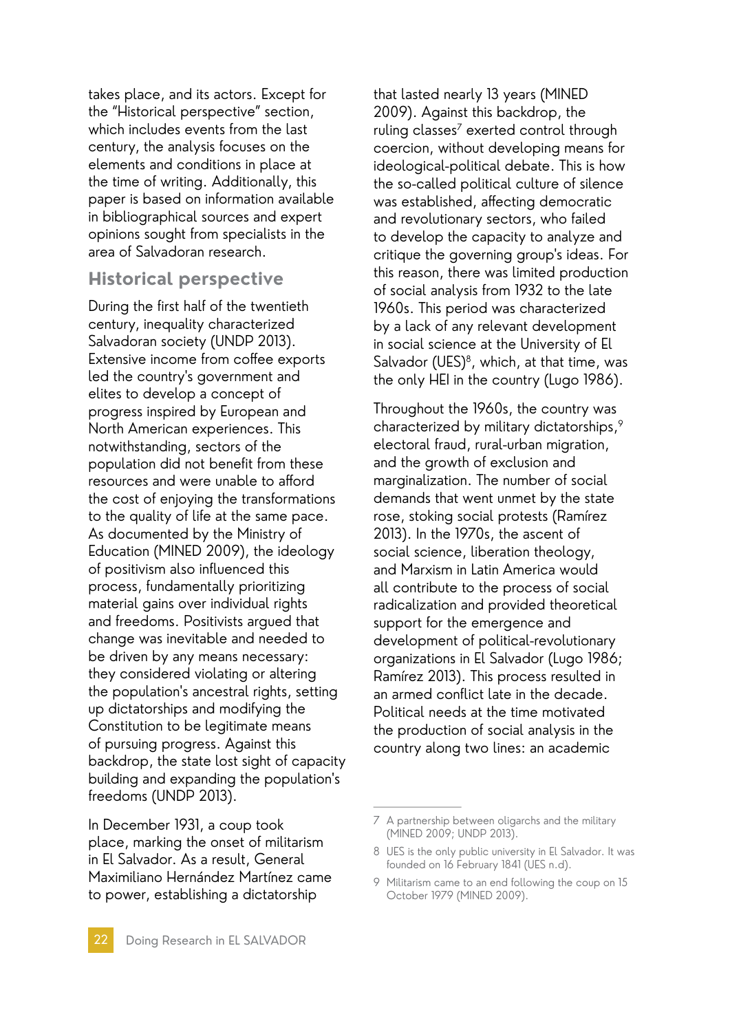takes place, and its actors. Except for the "Historical perspective" section, which includes events from the last century, the analysis focuses on the elements and conditions in place at the time of writing. Additionally, this paper is based on information available in bibliographical sources and expert opinions sought from specialists in the area of Salvadoran research.

## Historical perspective

During the first half of the twentieth century, inequality characterized Salvadoran society (UNDP 2013). Extensive income from coffee exports led the country's government and elites to develop a concept of progress inspired by European and North American experiences. This notwithstanding, sectors of the population did not benefit from these resources and were unable to afford the cost of enjoying the transformations to the quality of life at the same pace. As documented by the Ministry of Education (MINED 2009), the ideology of positivism also influenced this process, fundamentally prioritizing material gains over individual rights and freedoms. Positivists argued that change was inevitable and needed to be driven by any means necessary: they considered violating or altering the population's ancestral rights, setting up dictatorships and modifying the Constitution to be legitimate means of pursuing progress. Against this backdrop, the state lost sight of capacity building and expanding the population's freedoms (UNDP 2013).

In December 1931, a coup took place, marking the onset of militarism in El Salvador. As a result, General Maximiliano Hernández Martínez came to power, establishing a dictatorship that lasted nearly 13 years (MINED 2009). Against this backdrop, the ruling classes[7] exerted control through coercion, without developing means for ideological-political debate. This is how the so-called political culture of silence was established, affecting democratic and revolutionary sectors, who failed to develop the capacity to analyze and critique the governing group's ideas. For this reason, there was limited production of social analysis from 1932 to the late 1960s. This period was characterized by a lack of any relevant development in social science at the University of El Salvador (UES)[8], which, at that time, was the only HEI in the country (Lugo 1986).

Throughout the 1960s, the country was characterized by military dictatorships,[9] electoral fraud, rural-urban migration, and the growth of exclusion and marginalization. The number of social demands that went unmet by the state rose, stoking social protests (Ramírez 2013). In the 1970s, the ascent of social science, liberation theology, and Marxism in Latin America would all contribute to the process of social radicalization and provided theoretical support for the emergence and development of political-revolutionary organizations in El Salvador (Lugo 1986; Ramírez 2013). This process resulted in an armed conflict late in the decade. Political needs at the time motivated the production of social analysis in the country along two lines: an academic

---

7 A partnership between oligarchs and the military (MINED 2009; UNDP 2013).

8 UES is the only public university in El Salvador. It was founded on 16 February 1841 (UES n.d).

9 Militarism came to an end following the coup on 15 October 1979 (MINED 2009).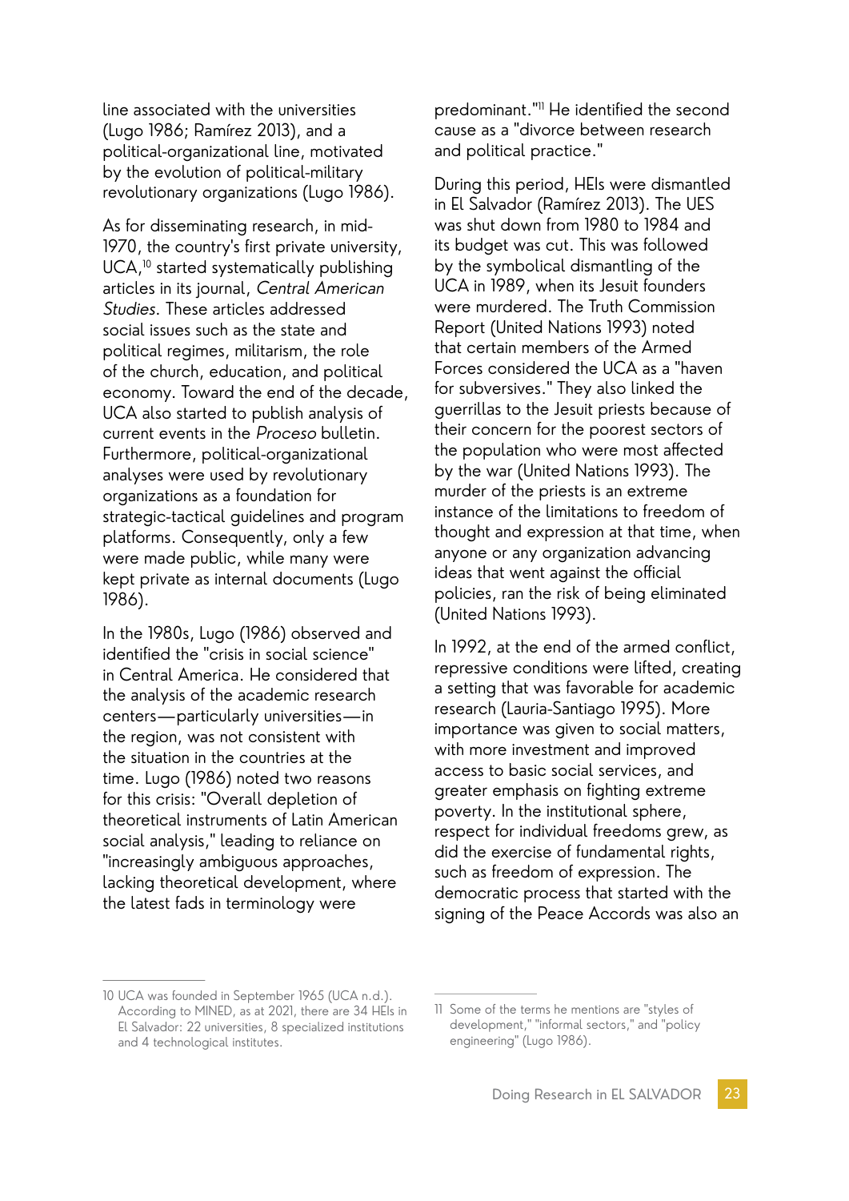line associated with the universities (Lugo 1986; Ramírez 2013), and a political-organizational line, motivated by the evolution of political-military revolutionary organizations (Lugo 1986).

As for disseminating research, in mid-1970, the country's first private university, UCA,[10] started systematically publishing articles in its journal, *Central American Studies*. These articles addressed social issues such as the state and political regimes, militarism, the role of the church, education, and political economy. Toward the end of the decade, UCA also started to publish analysis of current events in the *Proceso* bulletin. Furthermore, political-organizational analyses were used by revolutionary organizations as a foundation for strategic-tactical guidelines and program platforms. Consequently, only a few were made public, while many were kept private as internal documents (Lugo 1986).

In the 1980s, Lugo (1986) observed and identified the "crisis in social science" in Central America. He considered that the analysis of the academic research centers—particularly universities—in the region, was not consistent with the situation in the countries at the time. Lugo (1986) noted two reasons for this crisis: "Overall depletion of theoretical instruments of Latin American social analysis," leading to reliance on "increasingly ambiguous approaches, lacking theoretical development, where the latest fads in terminology were predominant."[11] He identified the second cause as a "divorce between research and political practice."

During this period, HEIs were dismantled in El Salvador (Ramírez 2013). The UES was shut down from 1980 to 1984 and its budget was cut. This was followed by the symbolical dismantling of the UCA in 1989, when its Jesuit founders were murdered. The Truth Commission Report (United Nations 1993) noted that certain members of the Armed Forces considered the UCA as a "haven for subversives." They also linked the guerrillas to the Jesuit priests because of their concern for the poorest sectors of the population who were most affected by the war (United Nations 1993). The murder of the priests is an extreme instance of the limitations to freedom of thought and expression at that time, when anyone or any organization advancing ideas that went against the official policies, ran the risk of being eliminated (United Nations 1993).

In 1992, at the end of the armed conflict, repressive conditions were lifted, creating a setting that was favorable for academic research (Lauria-Santiago 1995). More importance was given to social matters, with more investment and improved access to basic social services, and greater emphasis on fighting extreme poverty. In the institutional sphere, respect for individual freedoms grew, as did the exercise of fundamental rights, such as freedom of expression. The democratic process that started with the signing of the Peace Accords was also an

---

10 UCA was founded in September 1965 (UCA n.d.). According to MINED, as at 2021, there are 34 HEIs in El Salvador: 22 universities, 8 specialized institutions and 4 technological institutes.

11 Some of the terms he mentions are "styles of development," "informal sectors," and "policy engineering" (Lugo 1986).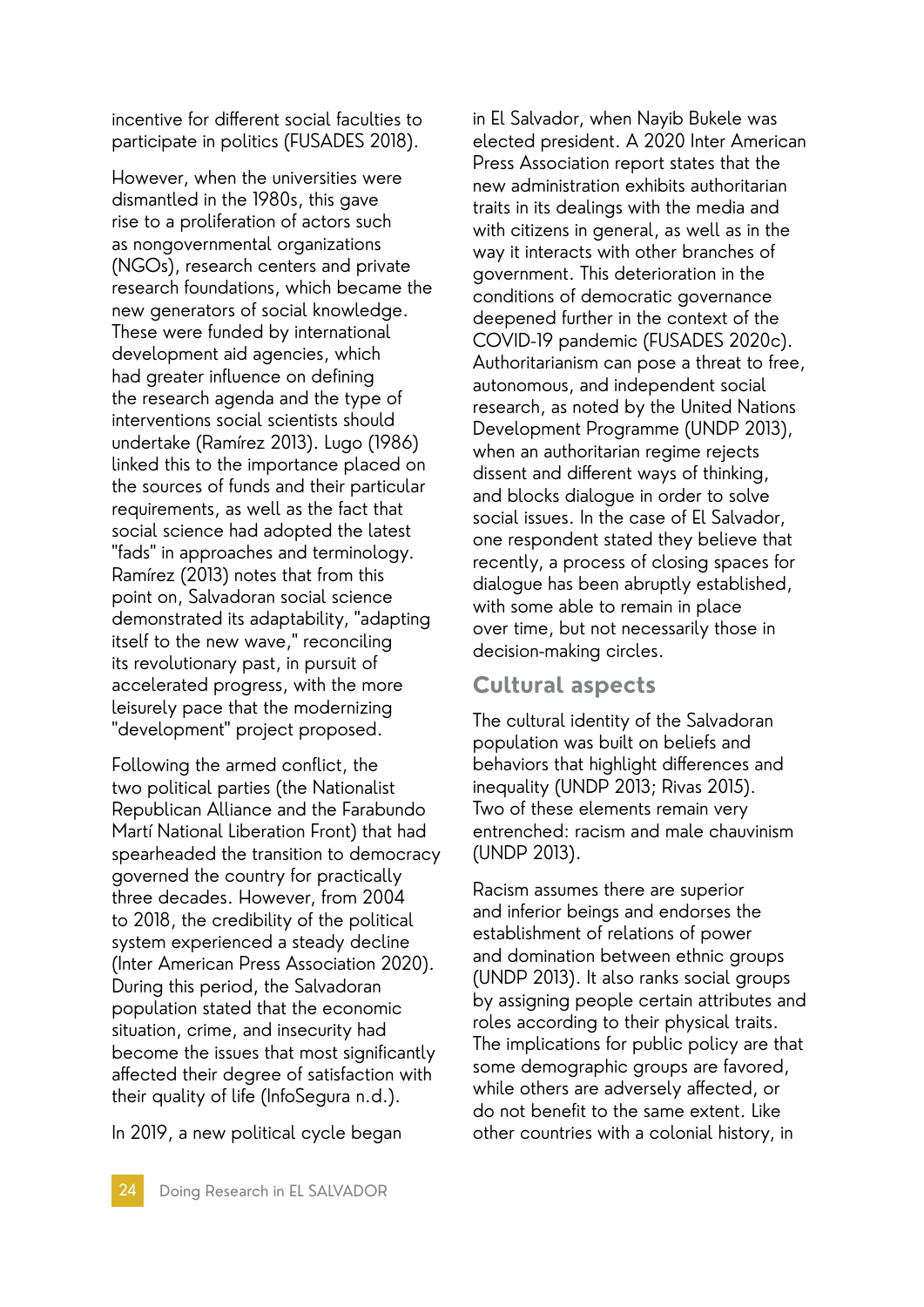incentive for different social faculties to participate in politics (FUSADES 2018).

However, when the universities were dismantled in the 1980s, this gave rise to a proliferation of actors such as nongovernmental organizations (NGOs), research centers and private research foundations, which became the new generators of social knowledge. These were funded by international development aid agencies, which had greater influence on defining the research agenda and the type of interventions social scientists should undertake (Ramírez 2013). Lugo (1986) linked this to the importance placed on the sources of funds and their particular requirements, as well as the fact that social science had adopted the latest "fads" in approaches and terminology. Ramírez (2013) notes that from this point on, Salvadoran social science demonstrated its adaptability, "adapting itself to the new wave," reconciling its revolutionary past, in pursuit of accelerated progress, with the more leisurely pace that the modernizing "development" project proposed.

Following the armed conflict, the two political parties (the Nationalist Republican Alliance and the Farabundo Martí National Liberation Front) that had spearheaded the transition to democracy governed the country for practically three decades. However, from 2004 to 2018, the credibility of the political system experienced a steady decline (Inter American Press Association 2020). During this period, the Salvadoran population stated that the economic situation, crime, and insecurity had become the issues that most significantly affected their degree of satisfaction with their quality of life (InfoSegura n.d.).

In 2019, a new political cycle began in El Salvador, when Nayib Bukele was elected president. A 2020 Inter American Press Association report states that the new administration exhibits authoritarian traits in its dealings with the media and with citizens in general, as well as in the way it interacts with other branches of government. This deterioration in the conditions of democratic governance deepened further in the context of the COVID-19 pandemic (FUSADES 2020c). Authoritarianism can pose a threat to free, autonomous, and independent social research, as noted by the United Nations Development Programme (UNDP 2013), when an authoritarian regime rejects dissent and different ways of thinking, and blocks dialogue in order to solve social issues. In the case of El Salvador, one respondent stated they believe that recently, a process of closing spaces for dialogue has been abruptly established, with some able to remain in place over time, but not necessarily those in decision-making circles.

## Cultural aspects

The cultural identity of the Salvadoran population was built on beliefs and behaviors that highlight differences and inequality (UNDP 2013; Rivas 2015). Two of these elements remain very entrenched: racism and male chauvinism (UNDP 2013).

Racism assumes there are superior and inferior beings and endorses the establishment of relations of power and domination between ethnic groups (UNDP 2013). It also ranks social groups by assigning people certain attributes and roles according to their physical traits. The implications for public policy are that some demographic groups are favored, while others are adversely affected, or do not benefit to the same extent. Like other countries with a colonial history, in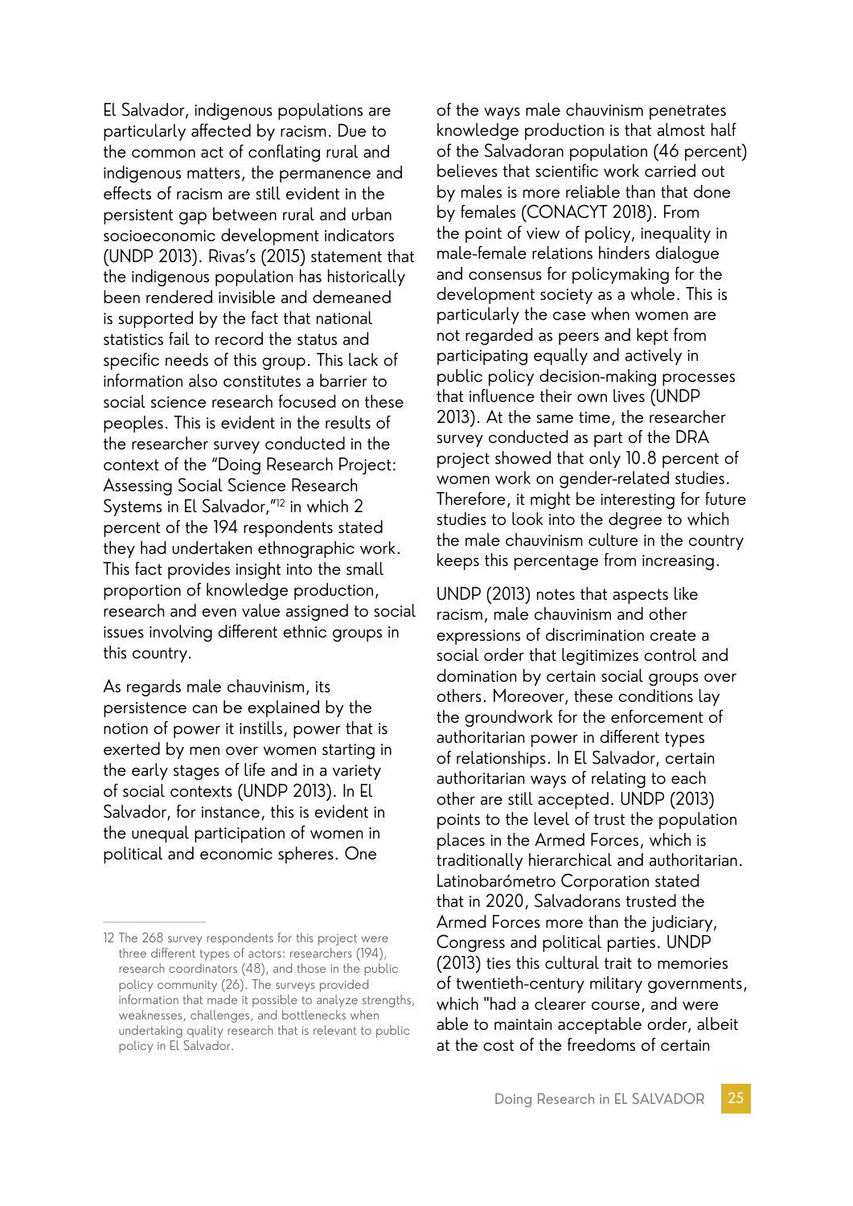El Salvador, indigenous populations are particularly affected by racism. Due to the common act of conflating rural and indigenous matters, the permanence and effects of racism are still evident in the persistent gap between rural and urban socioeconomic development indicators (UNDP 2013). Rivas's (2015) statement that the indigenous population has historically been rendered invisible and demeaned is supported by the fact that national statistics fail to record the status and specific needs of this group. This lack of information also constitutes a barrier to social science research focused on these peoples. This is evident in the results of the researcher survey conducted in the context of the "Doing Research Project: Assessing Social Science Research Systems in El Salvador,"[12] in which 2 percent of the 194 respondents stated they had undertaken ethnographic work. This fact provides insight into the small proportion of knowledge production, research and even value assigned to social issues involving different ethnic groups in this country.

As regards male chauvinism, its persistence can be explained by the notion of power it instills, power that is exerted by men over women starting in the early stages of life and in a variety of social contexts (UNDP 2013). In El Salvador, for instance, this is evident in the unequal participation of women in political and economic spheres. One of the ways male chauvinism penetrates knowledge production is that almost half of the Salvadoran population (46 percent) believes that scientific work carried out by males is more reliable than that done by females (CONACYT 2018). From the point of view of policy, inequality in male-female relations hinders dialogue and consensus for policymaking for the development society as a whole. This is particularly the case when women are not regarded as peers and kept from participating equally and actively in public policy decision-making processes that influence their own lives (UNDP 2013). At the same time, the researcher survey conducted as part of the DRA project showed that only 10.8 percent of women work on gender-related studies. Therefore, it might be interesting for future studies to look into the degree to which the male chauvinism culture in the country keeps this percentage from increasing.

UNDP (2013) notes that aspects like racism, male chauvinism and other expressions of discrimination create a social order that legitimizes control and domination by certain social groups over others. Moreover, these conditions lay the groundwork for the enforcement of authoritarian power in different types of relationships. In El Salvador, certain authoritarian ways of relating to each other are still accepted. UNDP (2013) points to the level of trust the population places in the Armed Forces, which is traditionally hierarchical and authoritarian. Latinobarómetro Corporation stated that in 2020, Salvadorans trusted the Armed Forces more than the judiciary, Congress and political parties. UNDP (2013) ties this cultural trait to memories of twentieth-century military governments, which "had a clearer course, and were able to maintain acceptable order, albeit at the cost of the freedoms of certain

---

12 The 268 survey respondents for this project were three different types of actors: researchers (194), research coordinators (48), and those in the public policy community (26). The surveys provided information that made it possible to analyze strengths, weaknesses, challenges, and bottlenecks when undertaking quality research that is relevant to public policy in El Salvador.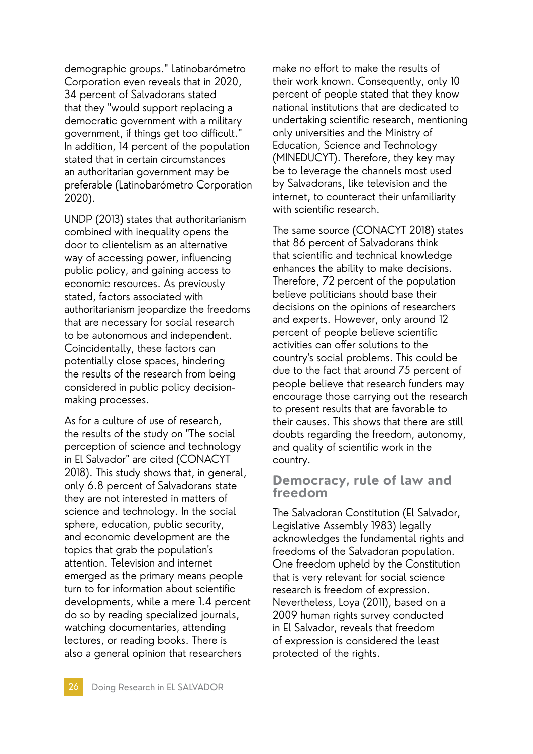demographic groups." Latinobarómetro Corporation even reveals that in 2020, 34 percent of Salvadorans stated that they "would support replacing a democratic government with a military government, if things get too difficult." In addition, 14 percent of the population stated that in certain circumstances an authoritarian government may be preferable (Latinobarómetro Corporation 2020).

UNDP (2013) states that authoritarianism combined with inequality opens the door to clientelism as an alternative way of accessing power, influencing public policy, and gaining access to economic resources. As previously stated, factors associated with authoritarianism jeopardize the freedoms that are necessary for social research to be autonomous and independent. Coincidentally, these factors can potentially close spaces, hindering the results of the research from being considered in public policy decision-making processes.

As for a culture of use of research, the results of the study on "The social perception of science and technology in El Salvador" are cited (CONACYT 2018). This study shows that, in general, only 6.8 percent of Salvadorans state they are not interested in matters of science and technology. In the social sphere, education, public security, and economic development are the topics that grab the population's attention. Television and internet emerged as the primary means people turn to for information about scientific developments, while a mere 1.4 percent do so by reading specialized journals, watching documentaries, attending lectures, or reading books. There is also a general opinion that researchers make no effort to make the results of their work known. Consequently, only 10 percent of people stated that they know national institutions that are dedicated to undertaking scientific research, mentioning only universities and the Ministry of Education, Science and Technology (MINEDUCYT). Therefore, they key may be to leverage the channels most used by Salvadorans, like television and the internet, to counteract their unfamiliarity with scientific research.

The same source (CONACYT 2018) states that 86 percent of Salvadorans think that scientific and technical knowledge enhances the ability to make decisions. Therefore, 72 percent of the population believe politicians should base their decisions on the opinions of researchers and experts. However, only around 12 percent of people believe scientific activities can offer solutions to the country's social problems. This could be due to the fact that around 75 percent of people believe that research funders may encourage those carrying out the research to present results that are favorable to their causes. This shows that there are still doubts regarding the freedom, autonomy, and quality of scientific work in the country.

## Democracy, rule of law and freedom

The Salvadoran Constitution (El Salvador, Legislative Assembly 1983) legally acknowledges the fundamental rights and freedoms of the Salvadoran population. One freedom upheld by the Constitution that is very relevant for social science research is freedom of expression. Nevertheless, Loya (2011), based on a 2009 human rights survey conducted in El Salvador, reveals that freedom of expression is considered the least protected of the rights.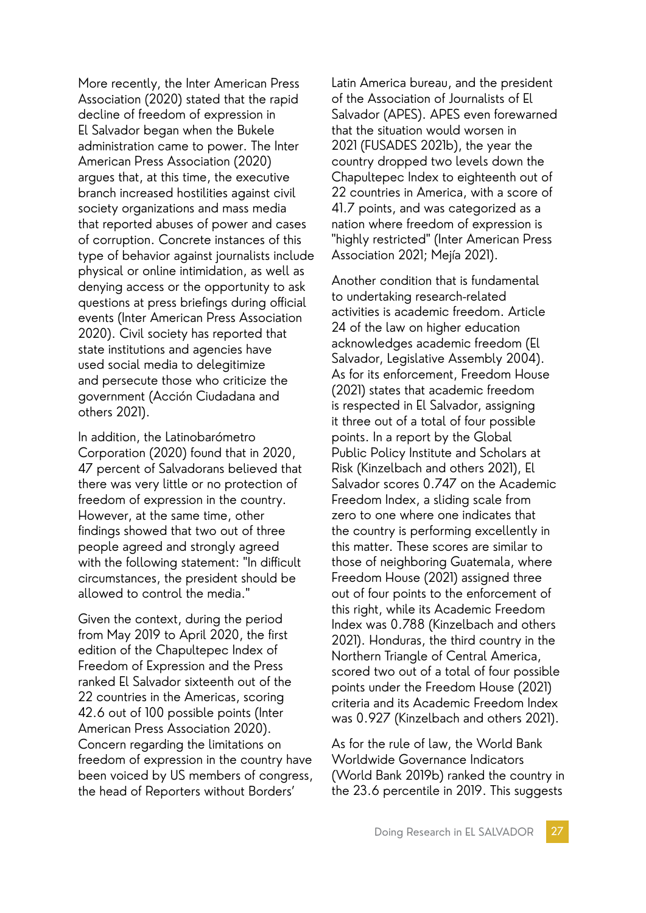More recently, the Inter American Press Association (2020) stated that the rapid decline of freedom of expression in El Salvador began when the Bukele administration came to power. The Inter American Press Association (2020) argues that, at this time, the executive branch increased hostilities against civil society organizations and mass media that reported abuses of power and cases of corruption. Concrete instances of this type of behavior against journalists include physical or online intimidation, as well as denying access or the opportunity to ask questions at press briefings during official events (Inter American Press Association 2020). Civil society has reported that state institutions and agencies have used social media to delegitimize and persecute those who criticize the government (Acción Ciudadana and others 2021).

In addition, the Latinobarómetro Corporation (2020) found that in 2020, 47 percent of Salvadorans believed that there was very little or no protection of freedom of expression in the country. However, at the same time, other findings showed that two out of three people agreed and strongly agreed with the following statement: "In difficult circumstances, the president should be allowed to control the media."

Given the context, during the period from May 2019 to April 2020, the first edition of the Chapultepec Index of Freedom of Expression and the Press ranked El Salvador sixteenth out of the 22 countries in the Americas, scoring 42.6 out of 100 possible points (Inter American Press Association 2020). Concern regarding the limitations on freedom of expression in the country have been voiced by US members of congress, the head of Reporters without Borders' Latin America bureau, and the president of the Association of Journalists of El Salvador (APES). APES even forewarned that the situation would worsen in 2021 (FUSADES 2021b), the year the country dropped two levels down the Chapultepec Index to eighteenth out of 22 countries in America, with a score of 41.7 points, and was categorized as a nation where freedom of expression is "highly restricted" (Inter American Press Association 2021; Mejía 2021).

Another condition that is fundamental to undertaking research-related activities is academic freedom. Article 24 of the law on higher education acknowledges academic freedom (El Salvador, Legislative Assembly 2004). As for its enforcement, Freedom House (2021) states that academic freedom is respected in El Salvador, assigning it three out of a total of four possible points. In a report by the Global Public Policy Institute and Scholars at Risk (Kinzelbach and others 2021), El Salvador scores 0.747 on the Academic Freedom Index, a sliding scale from zero to one where one indicates that the country is performing excellently in this matter. These scores are similar to those of neighboring Guatemala, where Freedom House (2021) assigned three out of four points to the enforcement of this right, while its Academic Freedom Index was 0.788 (Kinzelbach and others 2021). Honduras, the third country in the Northern Triangle of Central America, scored two out of a total of four possible points under the Freedom House (2021) criteria and its Academic Freedom Index was 0.927 (Kinzelbach and others 2021).

As for the rule of law, the World Bank Worldwide Governance Indicators (World Bank 2019b) ranked the country in the 23.6 percentile in 2019. This suggests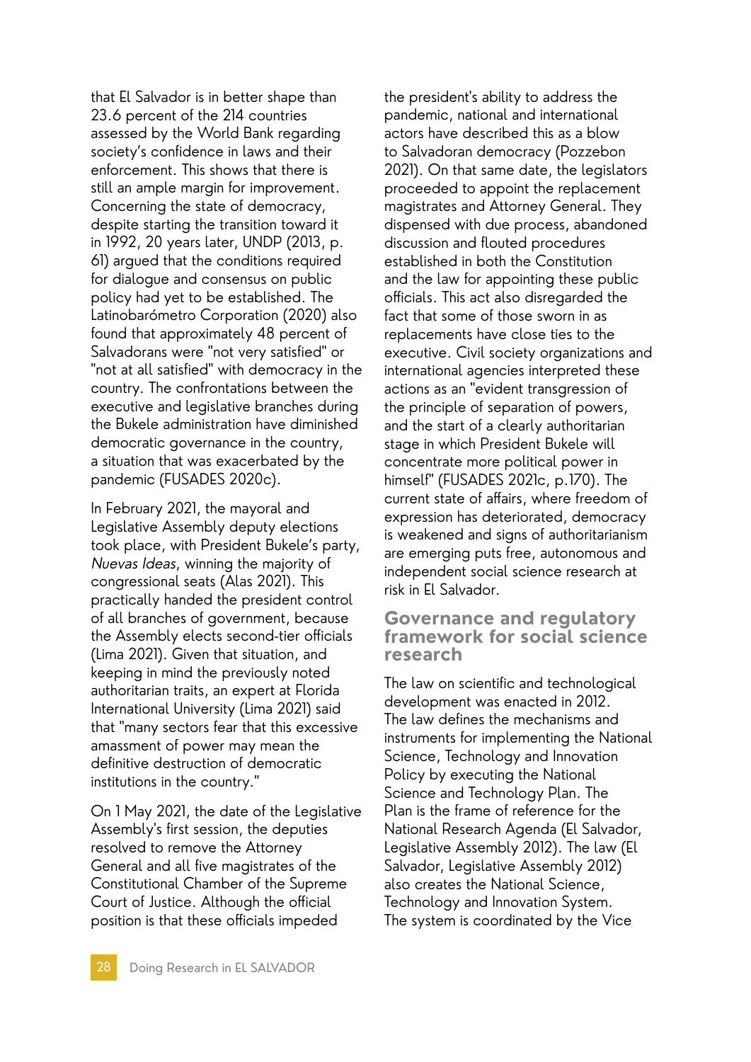that El Salvador is in better shape than 23.6 percent of the 214 countries assessed by the World Bank regarding society's confidence in laws and their enforcement. This shows that there is still an ample margin for improvement. Concerning the state of democracy, despite starting the transition toward it in 1992, 20 years later, UNDP (2013, p. 61) argued that the conditions required for dialogue and consensus on public policy had yet to be established. The Latinobarómetro Corporation (2020) also found that approximately 48 percent of Salvadorans were "not very satisfied" or "not at all satisfied" with democracy in the country. The confrontations between the executive and legislative branches during the Bukele administration have diminished democratic governance in the country, a situation that was exacerbated by the pandemic (FUSADES 2020c).

In February 2021, the mayoral and Legislative Assembly deputy elections took place, with President Bukele's party, *Nuevas Ideas*, winning the majority of congressional seats (Alas 2021). This practically handed the president control of all branches of government, because the Assembly elects second-tier officials (Lima 2021). Given that situation, and keeping in mind the previously noted authoritarian traits, an expert at Florida International University (Lima 2021) said that "many sectors fear that this excessive amassment of power may mean the definitive destruction of democratic institutions in the country."

On 1 May 2021, the date of the Legislative Assembly's first session, the deputies resolved to remove the Attorney General and all five magistrates of the Constitutional Chamber of the Supreme Court of Justice. Although the official position is that these officials impeded the president's ability to address the pandemic, national and international actors have described this as a blow to Salvadoran democracy (Pozzebon 2021). On that same date, the legislators proceeded to appoint the replacement magistrates and Attorney General. They dispensed with due process, abandoned discussion and flouted procedures established in both the Constitution and the law for appointing these public officials. This act also disregarded the fact that some of those sworn in as replacements have close ties to the executive. Civil society organizations and international agencies interpreted these actions as an "evident transgression of the principle of separation of powers, and the start of a clearly authoritarian stage in which President Bukele will concentrate more political power in himself" (FUSADES 2021c, p.170). The current state of affairs, where freedom of expression has deteriorated, democracy is weakened and signs of authoritarianism are emerging puts free, autonomous and independent social science research at risk in El Salvador.

## Governance and regulatory framework for social science research

The law on scientific and technological development was enacted in 2012. The law defines the mechanisms and instruments for implementing the National Science, Technology and Innovation Policy by executing the National Science and Technology Plan. The Plan is the frame of reference for the National Research Agenda (El Salvador, Legislative Assembly 2012). The law (El Salvador, Legislative Assembly 2012) also creates the National Science, Technology and Innovation System. The system is coordinated by the Vice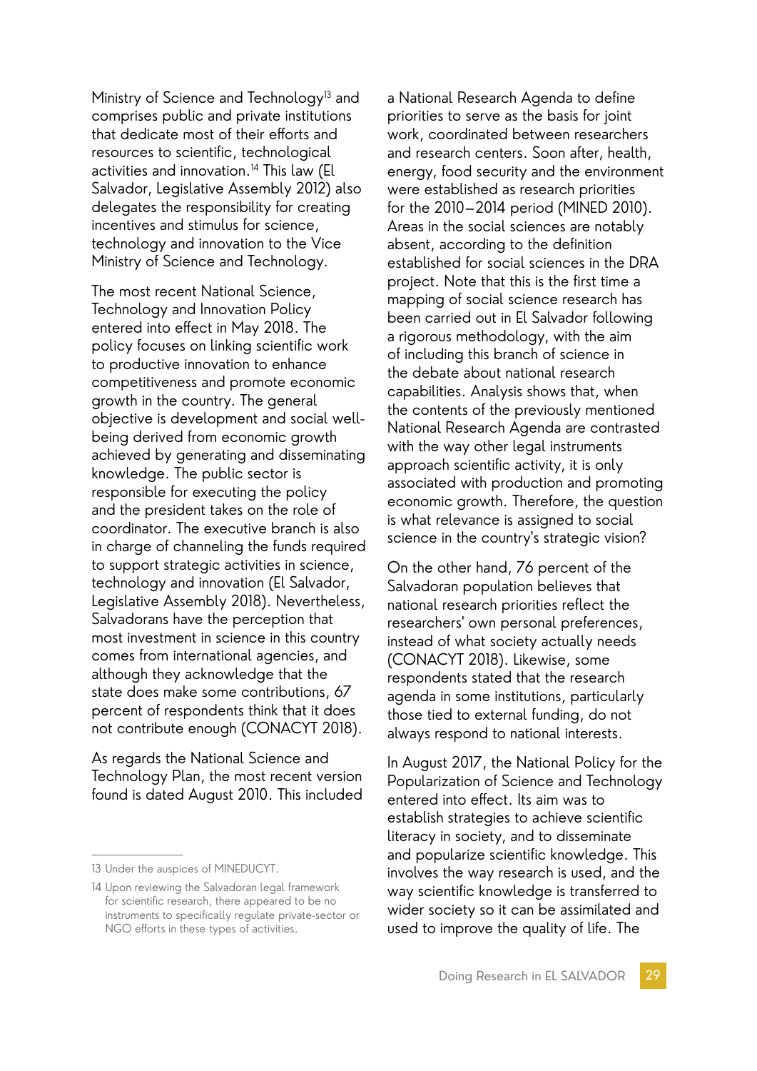Ministry of Science and Technology[13] and comprises public and private institutions that dedicate most of their efforts and resources to scientific, technological activities and innovation.[14] This law (El Salvador, Legislative Assembly 2012) also delegates the responsibility for creating incentives and stimulus for science, technology and innovation to the Vice Ministry of Science and Technology.

The most recent National Science, Technology and Innovation Policy entered into effect in May 2018. The policy focuses on linking scientific work to productive innovation to enhance competitiveness and promote economic growth in the country. The general objective is development and social well-being derived from economic growth achieved by generating and disseminating knowledge. The public sector is responsible for executing the policy and the president takes on the role of coordinator. The executive branch is also in charge of channeling the funds required to support strategic activities in science, technology and innovation (El Salvador, Legislative Assembly 2018). Nevertheless, Salvadorans have the perception that most investment in science in this country comes from international agencies, and although they acknowledge that the state does make some contributions, 67 percent of respondents think that it does not contribute enough (CONACYT 2018).

As regards the National Science and Technology Plan, the most recent version found is dated August 2010. This included a National Research Agenda to define priorities to serve as the basis for joint work, coordinated between researchers and research centers. Soon after, health, energy, food security and the environment were established as research priorities for the 2010–2014 period (MINED 2010). Areas in the social sciences are notably absent, according to the definition established for social sciences in the DRA project. Note that this is the first time a mapping of social science research has been carried out in El Salvador following a rigorous methodology, with the aim of including this branch of science in the debate about national research capabilities. Analysis shows that, when the contents of the previously mentioned National Research Agenda are contrasted with the way other legal instruments approach scientific activity, it is only associated with production and promoting economic growth. Therefore, the question is what relevance is assigned to social science in the country's strategic vision?

On the other hand, 76 percent of the Salvadoran population believes that national research priorities reflect the researchers' own personal preferences, instead of what society actually needs (CONACYT 2018). Likewise, some respondents stated that the research agenda in some institutions, particularly those tied to external funding, do not always respond to national interests.

In August 2017, the National Policy for the Popularization of Science and Technology entered into effect. Its aim was to establish strategies to achieve scientific literacy in society, and to disseminate and popularize scientific knowledge. This involves the way research is used, and the way scientific knowledge is transferred to wider society so it can be assimilated and used to improve the quality of life. The

---

13 Under the auspices of MINEDUCYT.

14 Upon reviewing the Salvadoran legal framework for scientific research, there appeared to be no instruments to specifically regulate private-sector or NGO efforts in these types of activities.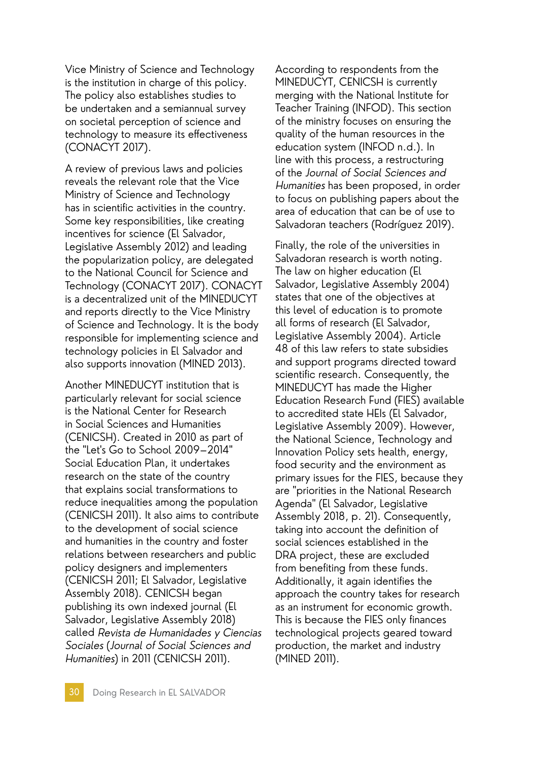Vice Ministry of Science and Technology is the institution in charge of this policy. The policy also establishes studies to be undertaken and a semiannual survey on societal perception of science and technology to measure its effectiveness (CONACYT 2017).

A review of previous laws and policies reveals the relevant role that the Vice Ministry of Science and Technology has in scientific activities in the country. Some key responsibilities, like creating incentives for science (El Salvador, Legislative Assembly 2012) and leading the popularization policy, are delegated to the National Council for Science and Technology (CONACYT 2017). CONACYT is a decentralized unit of the MINEDUCYT and reports directly to the Vice Ministry of Science and Technology. It is the body responsible for implementing science and technology policies in El Salvador and also supports innovation (MINED 2013).

Another MINEDUCYT institution that is particularly relevant for social science is the National Center for Research in Social Sciences and Humanities (CENICSH). Created in 2010 as part of the "Let's Go to School 2009–2014" Social Education Plan, it undertakes research on the state of the country that explains social transformations to reduce inequalities among the population (CENICSH 2011). It also aims to contribute to the development of social science and humanities in the country and foster relations between researchers and public policy designers and implementers (CENICSH 2011; El Salvador, Legislative Assembly 2018). CENICSH began publishing its own indexed journal (El Salvador, Legislative Assembly 2018) called *Revista de Humanidades y Ciencias Sociales* (*Journal of Social Sciences and Humanities*) in 2011 (CENICSH 2011).

According to respondents from the MINEDUCYT, CENICSH is currently merging with the National Institute for Teacher Training (INFOD). This section of the ministry focuses on ensuring the quality of the human resources in the education system (INFOD n.d.). In line with this process, a restructuring of the *Journal of Social Sciences and Humanities* has been proposed, in order to focus on publishing papers about the area of education that can be of use to Salvadoran teachers (Rodríguez 2019).

Finally, the role of the universities in Salvadoran research is worth noting. The law on higher education (El Salvador, Legislative Assembly 2004) states that one of the objectives at this level of education is to promote all forms of research (El Salvador, Legislative Assembly 2004). Article 48 of this law refers to state subsidies and support programs directed toward scientific research. Consequently, the MINEDUCYT has made the Higher Education Research Fund (FIES) available to accredited state HEIs (El Salvador, Legislative Assembly 2009). However, the National Science, Technology and Innovation Policy sets health, energy, food security and the environment as primary issues for the FIES, because they are "priorities in the National Research Agenda" (El Salvador, Legislative Assembly 2018, p. 21). Consequently, taking into account the definition of social sciences established in the DRA project, these are excluded from benefiting from these funds. Additionally, it again identifies the approach the country takes for research as an instrument for economic growth. This is because the FIES only finances technological projects geared toward production, the market and industry (MINED 2011).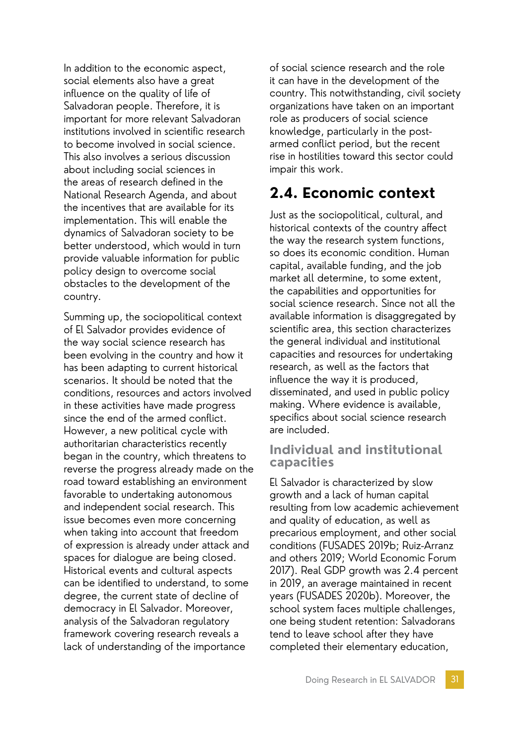In addition to the economic aspect, social elements also have a great influence on the quality of life of Salvadoran people. Therefore, it is important for more relevant Salvadoran institutions involved in scientific research to become involved in social science. This also involves a serious discussion about including social sciences in the areas of research defined in the National Research Agenda, and about the incentives that are available for its implementation. This will enable the dynamics of Salvadoran society to be better understood, which would in turn provide valuable information for public policy design to overcome social obstacles to the development of the country.

Summing up, the sociopolitical context of El Salvador provides evidence of the way social science research has been evolving in the country and how it has been adapting to current historical scenarios. It should be noted that the conditions, resources and actors involved in these activities have made progress since the end of the armed conflict. However, a new political cycle with authoritarian characteristics recently began in the country, which threatens to reverse the progress already made on the road toward establishing an environment favorable to undertaking autonomous and independent social research. This issue becomes even more concerning when taking into account that freedom of expression is already under attack and spaces for dialogue are being closed. Historical events and cultural aspects can be identified to understand, to some degree, the current state of decline of democracy in El Salvador. Moreover, analysis of the Salvadoran regulatory framework covering research reveals a lack of understanding of the importance of social science research and the role it can have in the development of the country. This notwithstanding, civil society organizations have taken on an important role as producers of social science knowledge, particularly in the post-armed conflict period, but the recent rise in hostilities toward this sector could impair this work.

## 2.4. Economic context

Just as the sociopolitical, cultural, and historical contexts of the country affect the way the research system functions, so does its economic condition. Human capital, available funding, and the job market all determine, to some extent, the capabilities and opportunities for social science research. Since not all the available information is disaggregated by scientific area, this section characterizes the general individual and institutional capacities and resources for undertaking research, as well as the factors that influence the way it is produced, disseminated, and used in public policy making. Where evidence is available, specifics about social science research are included.

### Individual and institutional capacities

El Salvador is characterized by slow growth and a lack of human capital resulting from low academic achievement and quality of education, as well as precarious employment, and other social conditions (FUSADES 2019b; Ruiz-Arranz and others 2019; World Economic Forum 2017). Real GDP growth was 2.4 percent in 2019, an average maintained in recent years (FUSADES 2020b). Moreover, the school system faces multiple challenges, one being student retention: Salvadorans tend to leave school after they have completed their elementary education,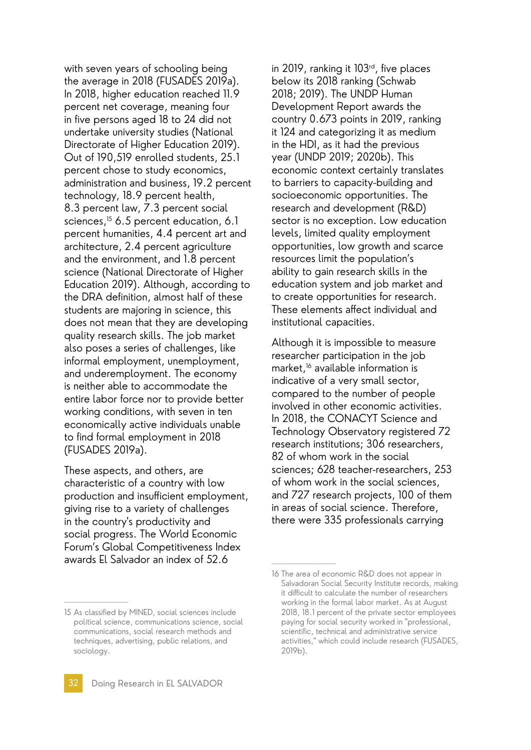with seven years of schooling being the average in 2018 (FUSADES 2019a). In 2018, higher education reached 11.9 percent net coverage, meaning four in five persons aged 18 to 24 did not undertake university studies (National Directorate of Higher Education 2019). Out of 190,519 enrolled students, 25.1 percent chose to study economics, administration and business, 19.2 percent technology, 18.9 percent health, 8.3 percent law, 7.3 percent social sciences,[15] 6.5 percent education, 6.1 percent humanities, 4.4 percent art and architecture, 2.4 percent agriculture and the environment, and 1.8 percent science (National Directorate of Higher Education 2019). Although, according to the DRA definition, almost half of these students are majoring in science, this does not mean that they are developing quality research skills. The job market also poses a series of challenges, like informal employment, unemployment, and underemployment. The economy is neither able to accommodate the entire labor force nor to provide better working conditions, with seven in ten economically active individuals unable to find formal employment in 2018 (FUSADES 2019a).

These aspects, and others, are characteristic of a country with low production and insufficient employment, giving rise to a variety of challenges in the country's productivity and social progress. The World Economic Forum's Global Competitiveness Index awards El Salvador an index of 52.6 in 2019, ranking it 103rd, five places below its 2018 ranking (Schwab 2018; 2019). The UNDP Human Development Report awards the country 0.673 points in 2019, ranking it 124 and categorizing it as medium in the HDI, as it had the previous year (UNDP 2019; 2020b). This economic context certainly translates to barriers to capacity-building and socioeconomic opportunities. The research and development (R&D) sector is no exception. Low education levels, limited quality employment opportunities, low growth and scarce resources limit the population's ability to gain research skills in the education system and job market and to create opportunities for research. These elements affect individual and institutional capacities.

Although it is impossible to measure researcher participation in the job market,[16] available information is indicative of a very small sector, compared to the number of people involved in other economic activities. In 2018, the CONACYT Science and Technology Observatory registered 72 research institutions; 306 researchers, 82 of whom work in the social sciences; 628 teacher-researchers, 253 of whom work in the social sciences, and 727 research projects, 100 of them in areas of social science. Therefore, there were 335 professionals carrying

---

15 As classified by MINED, social sciences include political science, communications science, social communications, social research methods and techniques, advertising, public relations, and sociology.

16 The area of economic R&D does not appear in Salvadoran Social Security Institute records, making it difficult to calculate the number of researchers working in the formal labor market. As at August 2018, 18.1 percent of the private sector employees paying for social security worked in "professional, scientific, technical and administrative service activities," which could include research (FUSADES, 2019b).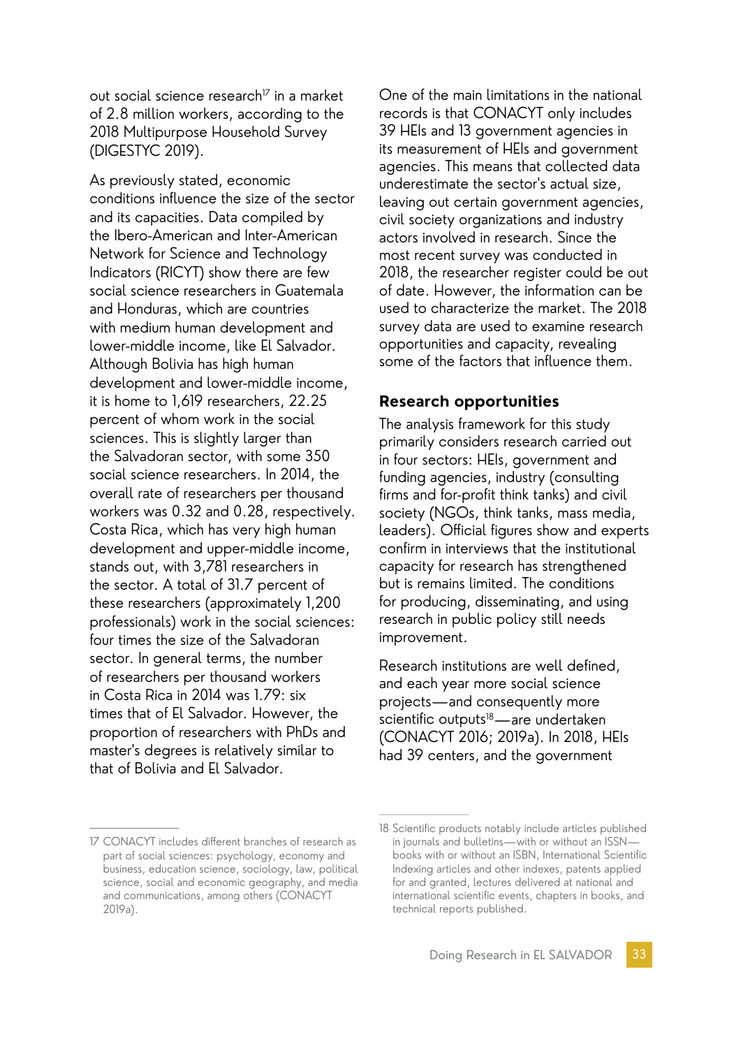out social science research[17] in a market of 2.8 million workers, according to the 2018 Multipurpose Household Survey (DIGESTYC 2019).

As previously stated, economic conditions influence the size of the sector and its capacities. Data compiled by the Ibero-American and Inter-American Network for Science and Technology Indicators (RICYT) show there are few social science researchers in Guatemala and Honduras, which are countries with medium human development and lower-middle income, like El Salvador. Although Bolivia has high human development and lower-middle income, it is home to 1,619 researchers, 22.25 percent of whom work in the social sciences. This is slightly larger than the Salvadoran sector, with some 350 social science researchers. In 2014, the overall rate of researchers per thousand workers was 0.32 and 0.28, respectively. Costa Rica, which has very high human development and upper-middle income, stands out, with 3,781 researchers in the sector. A total of 31.7 percent of these researchers (approximately 1,200 professionals) work in the social sciences: four times the size of the Salvadoran sector. In general terms, the number of researchers per thousand workers in Costa Rica in 2014 was 1.79: six times that of El Salvador. However, the proportion of researchers with PhDs and master's degrees is relatively similar to that of Bolivia and El Salvador.

One of the main limitations in the national records is that CONACYT only includes 39 HEIs and 13 government agencies in its measurement of HEIs and government agencies. This means that collected data underestimate the sector's actual size, leaving out certain government agencies, civil society organizations and industry actors involved in research. Since the most recent survey was conducted in 2018, the researcher register could be out of date. However, the information can be used to characterize the market. The 2018 survey data are used to examine research opportunities and capacity, revealing some of the factors that influence them.

## Research opportunities

The analysis framework for this study primarily considers research carried out in four sectors: HEIs, government and funding agencies, industry (consulting firms and for-profit think tanks) and civil society (NGOs, think tanks, mass media, leaders). Official figures show and experts confirm in interviews that the institutional capacity for research has strengthened but is remains limited. The conditions for producing, disseminating, and using research in public policy still needs improvement.

Research institutions are well defined, and each year more social science projects—and consequently more scientific outputs[18]—are undertaken (CONACYT 2016; 2019a). In 2018, HEIs had 39 centers, and the government

---

17 CONACYT includes different branches of research as part of social sciences: psychology, economy and business, education science, sociology, law, political science, social and economic geography, and media and communications, among others (CONACYT 2019a).

18 Scientific products notably include articles published in journals and bulletins—with or without an ISSN—books with or without an ISBN, International Scientific Indexing articles and other indexes, patents applied for and granted, lectures delivered at national and international scientific events, chapters in books, and technical reports published.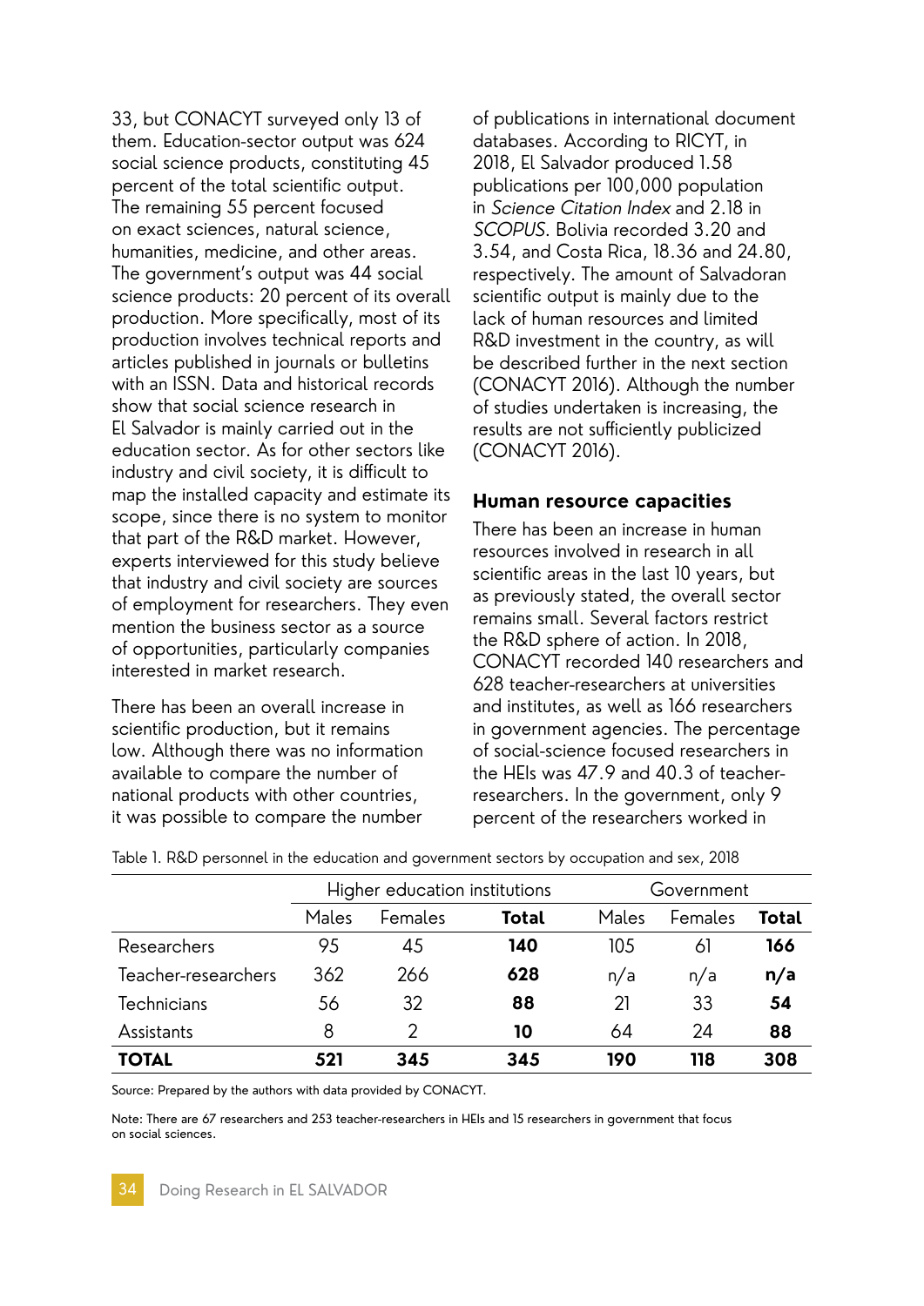33, but CONACYT surveyed only 13 of them. Education-sector output was 624 social science products, constituting 45 percent of the total scientific output. The remaining 55 percent focused on exact sciences, natural science, humanities, medicine, and other areas. The government's output was 44 social science products: 20 percent of its overall production. More specifically, most of its production involves technical reports and articles published in journals or bulletins with an ISSN. Data and historical records show that social science research in El Salvador is mainly carried out in the education sector. As for other sectors like industry and civil society, it is difficult to map the installed capacity and estimate its scope, since there is no system to monitor that part of the R&D market. However, experts interviewed for this study believe that industry and civil society are sources of employment for researchers. They even mention the business sector as a source of opportunities, particularly companies interested in market research.

There has been an overall increase in scientific production, but it remains low. Although there was no information available to compare the number of national products with other countries, it was possible to compare the number of publications in international document databases. According to RICYT, in 2018, El Salvador produced 1.58 publications per 100,000 population in *Science Citation Index* and 2.18 in *SCOPUS*. Bolivia recorded 3.20 and 3.54, and Costa Rica, 18.36 and 24.80, respectively. The amount of Salvadoran scientific output is mainly due to the lack of human resources and limited R&D investment in the country, as will be described further in the next section (CONACYT 2016). Although the number of studies undertaken is increasing, the results are not sufficiently publicized (CONACYT 2016).

## Human resource capacities

There has been an increase in human resources involved in research in all scientific areas in the last 10 years, but as previously stated, the overall sector remains small. Several factors restrict the R&D sphere of action. In 2018, CONACYT recorded 140 researchers and 628 teacher-researchers at universities and institutes, as well as 166 researchers in government agencies. The percentage of social-science focused researchers in the HEIs was 47.9 and 40.3 of teacher-researchers. In the government, only 9 percent of the researchers worked in

Table 1. R&D personnel in the education and government sectors by occupation and sex, 2018

| | Higher education institutions | | | Government | | |
|---|---|---|---|---|---|---|
| | Males | Females | **Total** | Males | Females | **Total** |
| Researchers | 95 | 45 | **140** | 105 | 61 | **166** |
| Teacher-researchers | 362 | 266 | **628** | n/a | n/a | **n/a** |
| Technicians | 56 | 32 | **88** | 21 | 33 | **54** |
| Assistants | 8 | 2 | **10** | 64 | 24 | **88** |
| **TOTAL** | **521** | **345** | **345** | **190** | **118** | **308** |

Source: Prepared by the authors with data provided by CONACYT.

Note: There are 67 researchers and 253 teacher-researchers in HEIs and 15 researchers in government that focus on social sciences.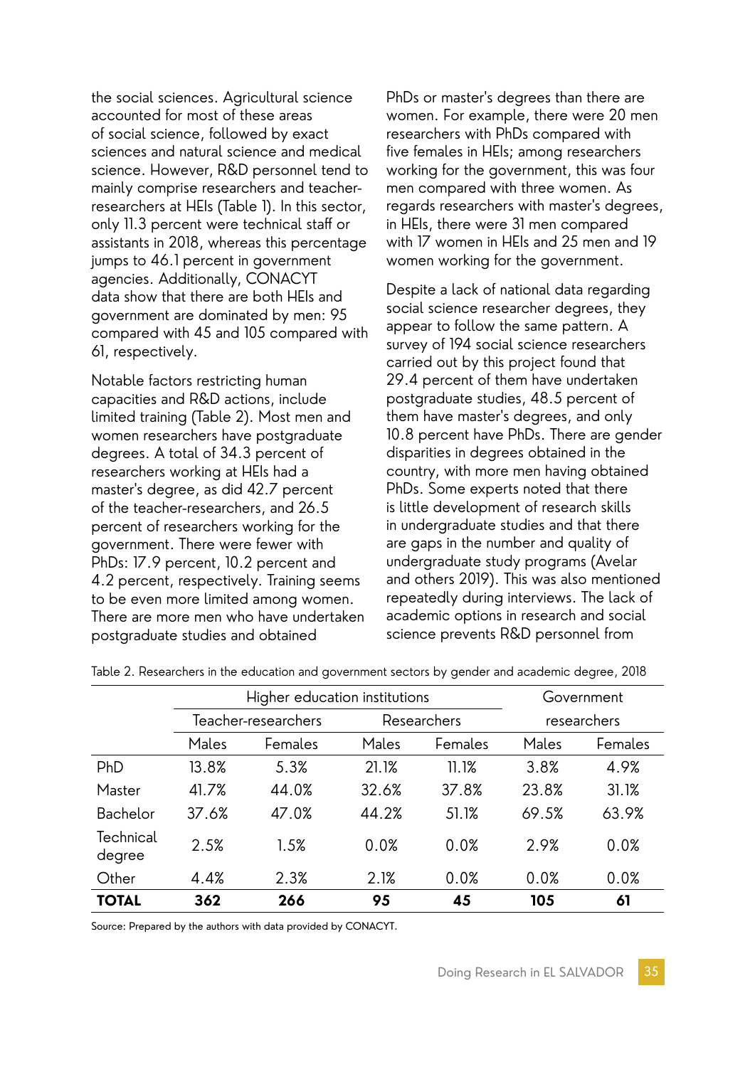the social sciences. Agricultural science accounted for most of these areas of social science, followed by exact sciences and natural science and medical science. However, R&D personnel tend to mainly comprise researchers and teacher-researchers at HEIs (Table 1). In this sector, only 11.3 percent were technical staff or assistants in 2018, whereas this percentage jumps to 46.1 percent in government agencies. Additionally, CONACYT data show that there are both HEIs and government are dominated by men: 95 compared with 45 and 105 compared with 61, respectively.

Notable factors restricting human capacities and R&D actions, include limited training (Table 2). Most men and women researchers have postgraduate degrees. A total of 34.3 percent of researchers working at HEIs had a master's degree, as did 42.7 percent of the teacher-researchers, and 26.5 percent of researchers working for the government. There were fewer with PhDs: 17.9 percent, 10.2 percent and 4.2 percent, respectively. Training seems to be even more limited among women. There are more men who have undertaken postgraduate studies and obtained PhDs or master's degrees than there are women. For example, there were 20 men researchers with PhDs compared with five females in HEIs; among researchers working for the government, this was four men compared with three women. As regards researchers with master's degrees, in HEIs, there were 31 men compared with 17 women in HEIs and 25 men and 19 women working for the government.

Despite a lack of national data regarding social science researcher degrees, they appear to follow the same pattern. A survey of 194 social science researchers carried out by this project found that 29.4 percent of them have undertaken postgraduate studies, 48.5 percent of them have master's degrees, and only 10.8 percent have PhDs. There are gender disparities in degrees obtained in the country, with more men having obtained PhDs. Some experts noted that there is little development of research skills in undergraduate studies and that there are gaps in the number and quality of undergraduate study programs (Avelar and others 2019). This was also mentioned repeatedly during interviews. The lack of academic options in research and social science prevents R&D personnel from

Table 2. Researchers in the education and government sectors by gender and academic degree, 2018

| | Higher education institutions | | | | Government researchers | |
|---|---|---|---|---|---|---|
| | Teacher-researchers | | Researchers | | | |
| | Males | Females | Males | Females | Males | Females |
| PhD | 13.8% | 5.3% | 21.1% | 11.1% | 3.8% | 4.9% |
| Master | 41.7% | 44.0% | 32.6% | 37.8% | 23.8% | 31.1% |
| Bachelor | 37.6% | 47.0% | 44.2% | 51.1% | 69.5% | 63.9% |
| Technical degree | 2.5% | 1.5% | 0.0% | 0.0% | 2.9% | 0.0% |
| Other | 4.4% | 2.3% | 2.1% | 0.0% | 0.0% | 0.0% |
| **TOTAL** | **362** | **266** | **95** | **45** | **105** | **61** |

Source: Prepared by the authors with data provided by CONACYT.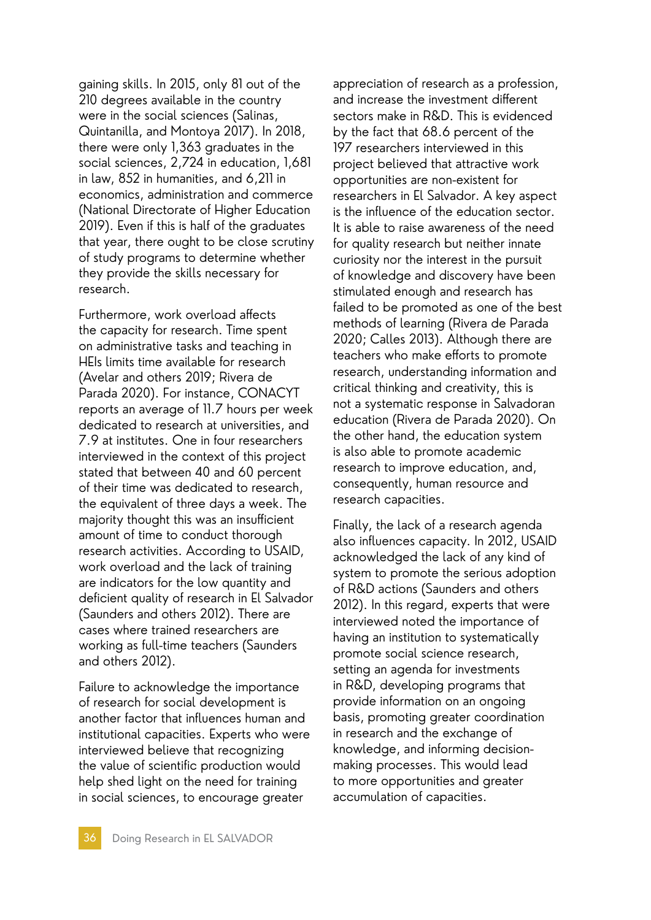gaining skills. In 2015, only 81 out of the 210 degrees available in the country were in the social sciences (Salinas, Quintanilla, and Montoya 2017). In 2018, there were only 1,363 graduates in the social sciences, 2,724 in education, 1,681 in law, 852 in humanities, and 6,211 in economics, administration and commerce (National Directorate of Higher Education 2019). Even if this is half of the graduates that year, there ought to be close scrutiny of study programs to determine whether they provide the skills necessary for research.

Furthermore, work overload affects the capacity for research. Time spent on administrative tasks and teaching in HEIs limits time available for research (Avelar and others 2019; Rivera de Parada 2020). For instance, CONACYT reports an average of 11.7 hours per week dedicated to research at universities, and 7.9 at institutes. One in four researchers interviewed in the context of this project stated that between 40 and 60 percent of their time was dedicated to research, the equivalent of three days a week. The majority thought this was an insufficient amount of time to conduct thorough research activities. According to USAID, work overload and the lack of training are indicators for the low quantity and deficient quality of research in El Salvador (Saunders and others 2012). There are cases where trained researchers are working as full-time teachers (Saunders and others 2012).

Failure to acknowledge the importance of research for social development is another factor that influences human and institutional capacities. Experts who were interviewed believe that recognizing the value of scientific production would help shed light on the need for training in social sciences, to encourage greater appreciation of research as a profession, and increase the investment different sectors make in R&D. This is evidenced by the fact that 68.6 percent of the 197 researchers interviewed in this project believed that attractive work opportunities are non-existent for researchers in El Salvador. A key aspect is the influence of the education sector. It is able to raise awareness of the need for quality research but neither innate curiosity nor the interest in the pursuit of knowledge and discovery have been stimulated enough and research has failed to be promoted as one of the best methods of learning (Rivera de Parada 2020; Calles 2013). Although there are teachers who make efforts to promote research, understanding information and critical thinking and creativity, this is not a systematic response in Salvadoran education (Rivera de Parada 2020). On the other hand, the education system is also able to promote academic research to improve education, and, consequently, human resource and research capacities.

Finally, the lack of a research agenda also influences capacity. In 2012, USAID acknowledged the lack of any kind of system to promote the serious adoption of R&D actions (Saunders and others 2012). In this regard, experts that were interviewed noted the importance of having an institution to systematically promote social science research, setting an agenda for investments in R&D, developing programs that provide information on an ongoing basis, promoting greater coordination in research and the exchange of knowledge, and informing decision-making processes. This would lead to more opportunities and greater accumulation of capacities.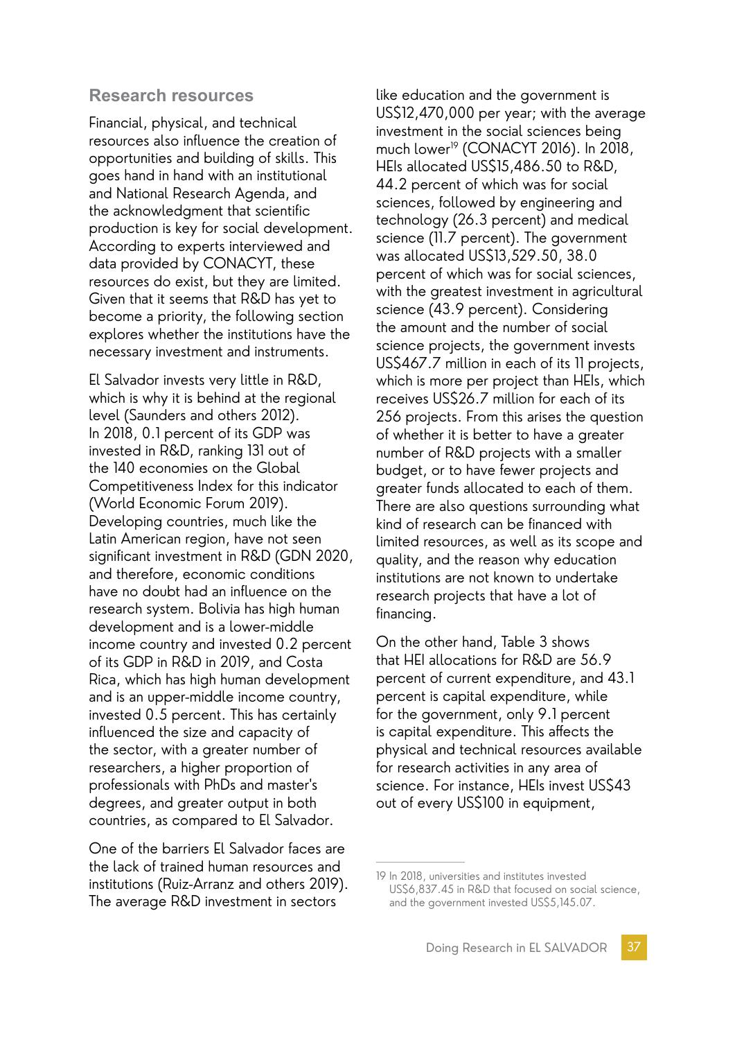## Research resources

Financial, physical, and technical resources also influence the creation of opportunities and building of skills. This goes hand in hand with an institutional and National Research Agenda, and the acknowledgment that scientific production is key for social development. According to experts interviewed and data provided by CONACYT, these resources do exist, but they are limited. Given that it seems that R&D has yet to become a priority, the following section explores whether the institutions have the necessary investment and instruments.

El Salvador invests very little in R&D, which is why it is behind at the regional level (Saunders and others 2012). In 2018, 0.1 percent of its GDP was invested in R&D, ranking 131 out of the 140 economies on the Global Competitiveness Index for this indicator (World Economic Forum 2019). Developing countries, much like the Latin American region, have not seen significant investment in R&D (GDN 2020, and therefore, economic conditions have no doubt had an influence on the research system. Bolivia has high human development and is a lower-middle income country and invested 0.2 percent of its GDP in R&D in 2019, and Costa Rica, which has high human development and is an upper-middle income country, invested 0.5 percent. This has certainly influenced the size and capacity of the sector, with a greater number of researchers, a higher proportion of professionals with PhDs and master's degrees, and greater output in both countries, as compared to El Salvador.

One of the barriers El Salvador faces are the lack of trained human resources and institutions (Ruiz-Arranz and others 2019). The average R&D investment in sectors like education and the government is US$12,470,000 per year; with the average investment in the social sciences being much lower[19] (CONACYT 2016). In 2018, HEIs allocated US$15,486.50 to R&D, 44.2 percent of which was for social sciences, followed by engineering and technology (26.3 percent) and medical science (11.7 percent). The government was allocated US$13,529.50, 38.0 percent of which was for social sciences, with the greatest investment in agricultural science (43.9 percent). Considering the amount and the number of social science projects, the government invests US$467.7 million in each of its 11 projects, which is more per project than HEIs, which receives US$26.7 million for each of its 256 projects. From this arises the question of whether it is better to have a greater number of R&D projects with a smaller budget, or to have fewer projects and greater funds allocated to each of them. There are also questions surrounding what kind of research can be financed with limited resources, as well as its scope and quality, and the reason why education institutions are not known to undertake research projects that have a lot of financing.

On the other hand, Table 3 shows that HEI allocations for R&D are 56.9 percent of current expenditure, and 43.1 percent is capital expenditure, while for the government, only 9.1 percent is capital expenditure. This affects the physical and technical resources available for research activities in any area of science. For instance, HEIs invest US$43 out of every US$100 in equipment,

---

19 In 2018, universities and institutes invested US$6,837.45 in R&D that focused on social science, and the government invested US$5,145.07.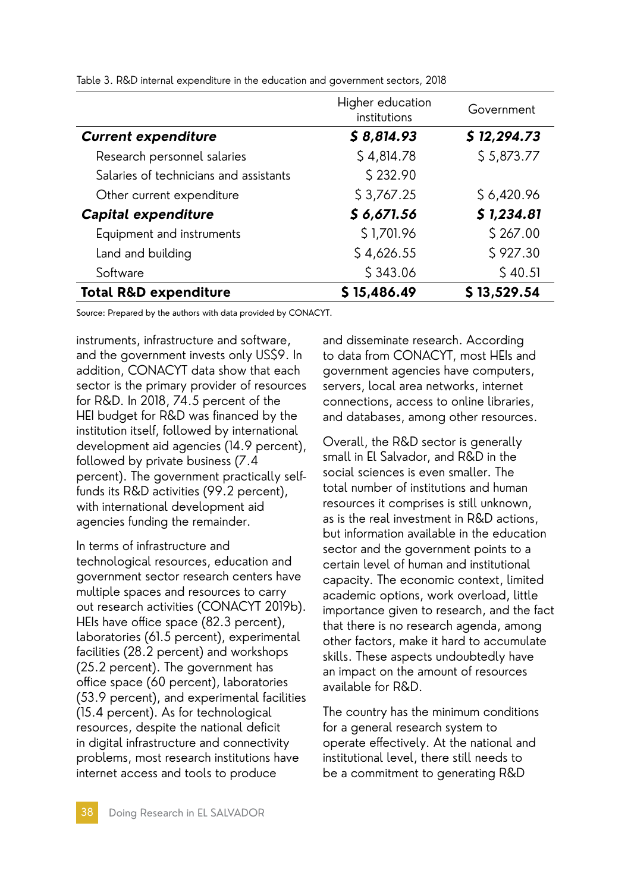Table 3. R&D internal expenditure in the education and government sectors, 2018

| | Higher education institutions | Government |
|---|---|---|
| ***Current expenditure*** | ***$ 8,814.93*** | ***$ 12,294.73*** |
| Research personnel salaries | $ 4,814.78 | $ 5,873.77 |
| Salaries of technicians and assistants | $ 232.90 | |
| Other current expenditure | $ 3,767.25 | $ 6,420.96 |
| ***Capital expenditure*** | ***$ 6,671.56*** | ***$ 1,234.81*** |
| Equipment and instruments | $ 1,701.96 | $ 267.00 |
| Land and building | $ 4,626.55 | $ 927.30 |
| Software | $ 343.06 | $ 40.51 |
| **Total R&D expenditure** | **$ 15,486.49** | **$ 13,529.54** |

Source: Prepared by the authors with data provided by CONACYT.

instruments, infrastructure and software, and the government invests only US$9. In addition, CONACYT data show that each sector is the primary provider of resources for R&D. In 2018, 74.5 percent of the HEI budget for R&D was financed by the institution itself, followed by international development aid agencies (14.9 percent), followed by private business (7.4 percent). The government practically self-funds its R&D activities (99.2 percent), with international development aid agencies funding the remainder.

In terms of infrastructure and technological resources, education and government sector research centers have multiple spaces and resources to carry out research activities (CONACYT 2019b). HEIs have office space (82.3 percent), laboratories (61.5 percent), experimental facilities (28.2 percent) and workshops (25.2 percent). The government has office space (60 percent), laboratories (53.9 percent), and experimental facilities (15.4 percent). As for technological resources, despite the national deficit in digital infrastructure and connectivity problems, most research institutions have internet access and tools to produce and disseminate research. According to data from CONACYT, most HEIs and government agencies have computers, servers, local area networks, internet connections, access to online libraries, and databases, among other resources.

Overall, the R&D sector is generally small in El Salvador, and R&D in the social sciences is even smaller. The total number of institutions and human resources it comprises is still unknown, as is the real investment in R&D actions, but information available in the education sector and the government points to a certain level of human and institutional capacity. The economic context, limited academic options, work overload, little importance given to research, and the fact that there is no research agenda, among other factors, make it hard to accumulate skills. These aspects undoubtedly have an impact on the amount of resources available for R&D.

The country has the minimum conditions for a general research system to operate effectively. At the national and institutional level, there still needs to be a commitment to generating R&D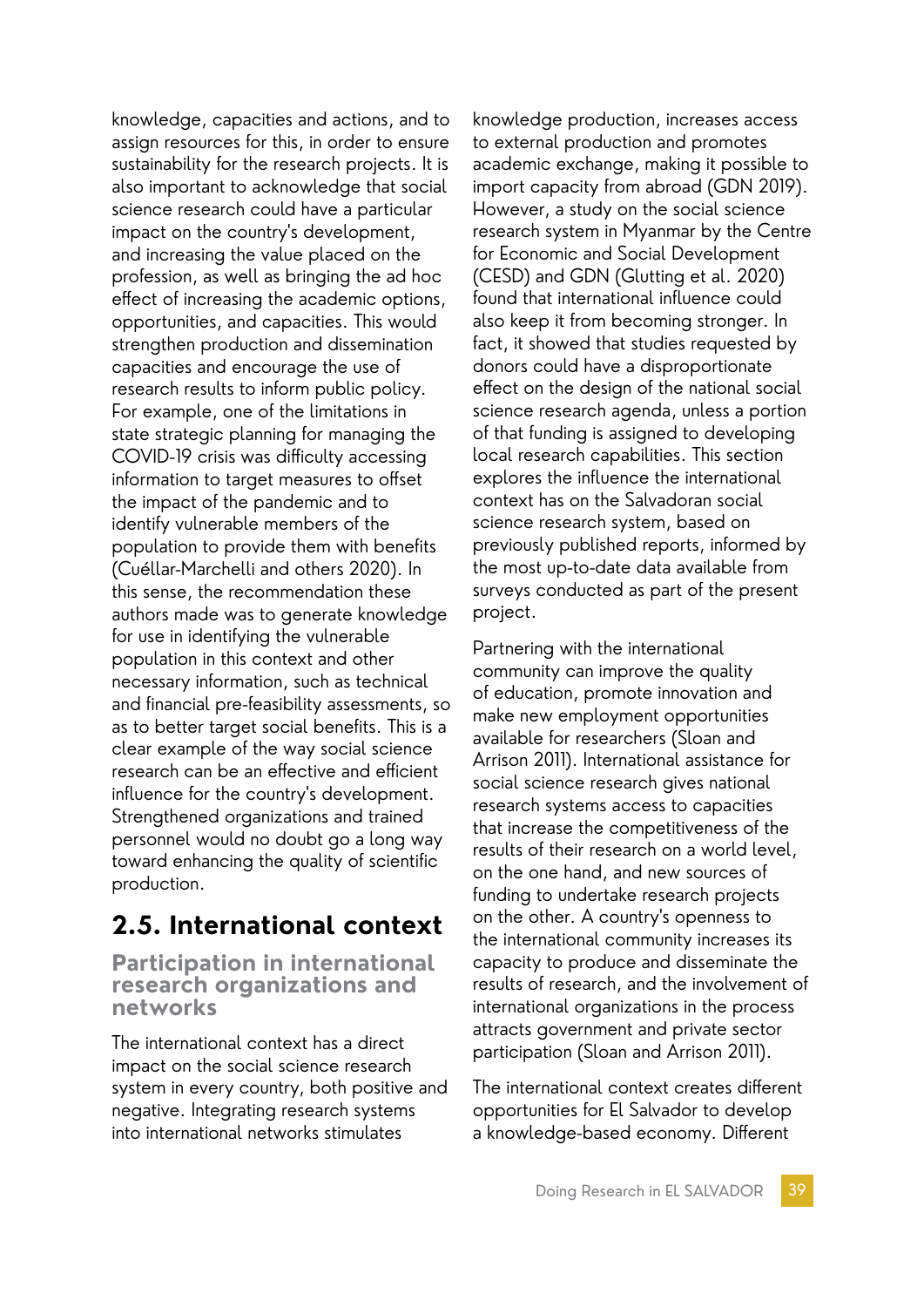knowledge, capacities and actions, and to assign resources for this, in order to ensure sustainability for the research projects. It is also important to acknowledge that social science research could have a particular impact on the country's development, and increasing the value placed on the profession, as well as bringing the ad hoc effect of increasing the academic options, opportunities, and capacities. This would strengthen production and dissemination capacities and encourage the use of research results to inform public policy. For example, one of the limitations in state strategic planning for managing the COVID-19 crisis was difficulty accessing information to target measures to offset the impact of the pandemic and to identify vulnerable members of the population to provide them with benefits (Cuéllar-Marchelli and others 2020). In this sense, the recommendation these authors made was to generate knowledge for use in identifying the vulnerable population in this context and other necessary information, such as technical and financial pre-feasibility assessments, so as to better target social benefits. This is a clear example of the way social science research can be an effective and efficient influence for the country's development. Strengthened organizations and trained personnel would no doubt go a long way toward enhancing the quality of scientific production.

## 2.5. International context

### Participation in international research organizations and networks

The international context has a direct impact on the social science research system in every country, both positive and negative. Integrating research systems into international networks stimulates knowledge production, increases access to external production and promotes academic exchange, making it possible to import capacity from abroad (GDN 2019). However, a study on the social science research system in Myanmar by the Centre for Economic and Social Development (CESD) and GDN (Glutting et al. 2020) found that international influence could also keep it from becoming stronger. In fact, it showed that studies requested by donors could have a disproportionate effect on the design of the national social science research agenda, unless a portion of that funding is assigned to developing local research capabilities. This section explores the influence the international context has on the Salvadoran social science research system, based on previously published reports, informed by the most up-to-date data available from surveys conducted as part of the present project.

Partnering with the international community can improve the quality of education, promote innovation and make new employment opportunities available for researchers (Sloan and Arrison 2011). International assistance for social science research gives national research systems access to capacities that increase the competitiveness of the results of their research on a world level, on the one hand, and new sources of funding to undertake research projects on the other. A country's openness to the international community increases its capacity to produce and disseminate the results of research, and the involvement of international organizations in the process attracts government and private sector participation (Sloan and Arrison 2011).

The international context creates different opportunities for El Salvador to develop a knowledge-based economy. Different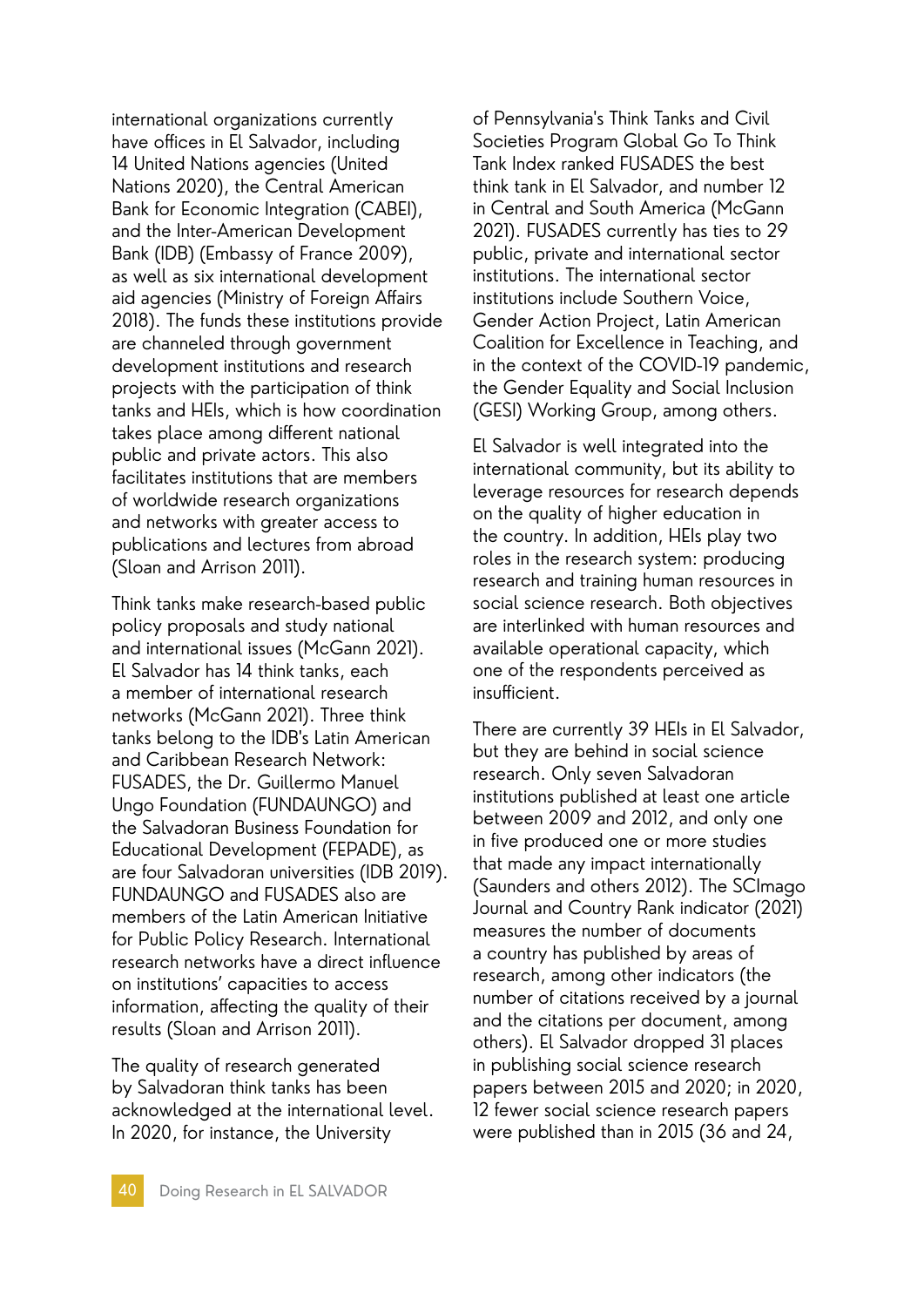international organizations currently have offices in El Salvador, including 14 United Nations agencies (United Nations 2020), the Central American Bank for Economic Integration (CABEI), and the Inter-American Development Bank (IDB) (Embassy of France 2009), as well as six international development aid agencies (Ministry of Foreign Affairs 2018). The funds these institutions provide are channeled through government development institutions and research projects with the participation of think tanks and HEIs, which is how coordination takes place among different national public and private actors. This also facilitates institutions that are members of worldwide research organizations and networks with greater access to publications and lectures from abroad (Sloan and Arrison 2011).

Think tanks make research-based public policy proposals and study national and international issues (McGann 2021). El Salvador has 14 think tanks, each a member of international research networks (McGann 2021). Three think tanks belong to the IDB's Latin American and Caribbean Research Network: FUSADES, the Dr. Guillermo Manuel Ungo Foundation (FUNDAUNGO) and the Salvadoran Business Foundation for Educational Development (FEPADE), as are four Salvadoran universities (IDB 2019). FUNDAUNGO and FUSADES also are members of the Latin American Initiative for Public Policy Research. International research networks have a direct influence on institutions' capacities to access information, affecting the quality of their results (Sloan and Arrison 2011).

The quality of research generated by Salvadoran think tanks has been acknowledged at the international level. In 2020, for instance, the University of Pennsylvania's Think Tanks and Civil Societies Program Global Go To Think Tank Index ranked FUSADES the best think tank in El Salvador, and number 12 in Central and South America (McGann 2021). FUSADES currently has ties to 29 public, private and international sector institutions. The international sector institutions include Southern Voice, Gender Action Project, Latin American Coalition for Excellence in Teaching, and in the context of the COVID-19 pandemic, the Gender Equality and Social Inclusion (GESI) Working Group, among others.

El Salvador is well integrated into the international community, but its ability to leverage resources for research depends on the quality of higher education in the country. In addition, HEIs play two roles in the research system: producing research and training human resources in social science research. Both objectives are interlinked with human resources and available operational capacity, which one of the respondents perceived as insufficient.

There are currently 39 HEIs in El Salvador, but they are behind in social science research. Only seven Salvadoran institutions published at least one article between 2009 and 2012, and only one in five produced one or more studies that made any impact internationally (Saunders and others 2012). The SCImago Journal and Country Rank indicator (2021) measures the number of documents a country has published by areas of research, among other indicators (the number of citations received by a journal and the citations per document, among others). El Salvador dropped 31 places in publishing social science research papers between 2015 and 2020; in 2020, 12 fewer social science research papers were published than in 2015 (36 and 24,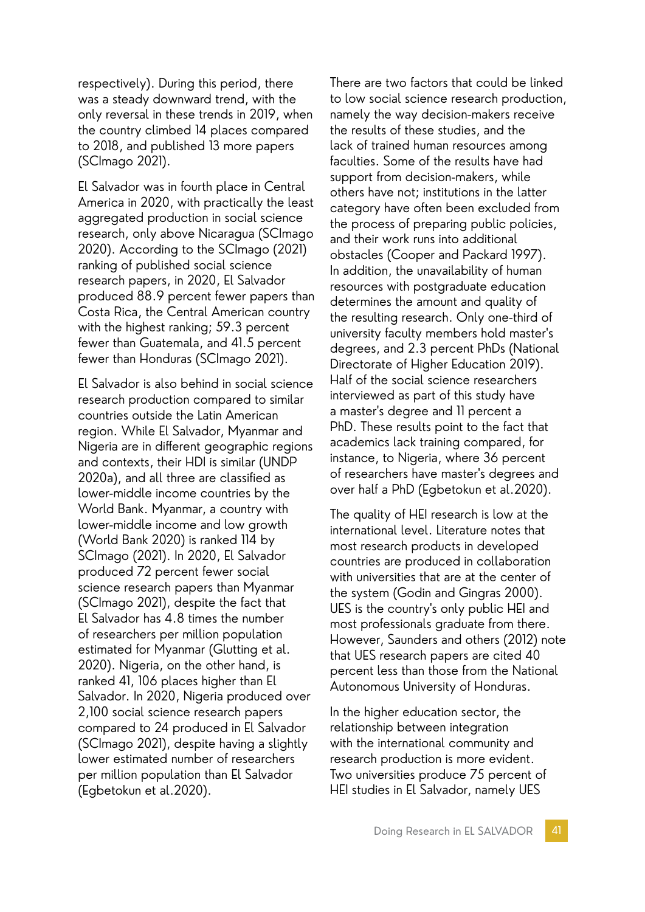respectively). During this period, there was a steady downward trend, with the only reversal in these trends in 2019, when the country climbed 14 places compared to 2018, and published 13 more papers (SCImago 2021).

El Salvador was in fourth place in Central America in 2020, with practically the least aggregated production in social science research, only above Nicaragua (SCImago 2020). According to the SCImago (2021) ranking of published social science research papers, in 2020, El Salvador produced 88.9 percent fewer papers than Costa Rica, the Central American country with the highest ranking; 59.3 percent fewer than Guatemala, and 41.5 percent fewer than Honduras (SCImago 2021).

El Salvador is also behind in social science research production compared to similar countries outside the Latin American region. While El Salvador, Myanmar and Nigeria are in different geographic regions and contexts, their HDI is similar (UNDP 2020a), and all three are classified as lower-middle income countries by the World Bank. Myanmar, a country with lower-middle income and low growth (World Bank 2020) is ranked 114 by SCImago (2021). In 2020, El Salvador produced 72 percent fewer social science research papers than Myanmar (SCImago 2021), despite the fact that El Salvador has 4.8 times the number of researchers per million population estimated for Myanmar (Glutting et al. 2020). Nigeria, on the other hand, is ranked 41, 106 places higher than El Salvador. In 2020, Nigeria produced over 2,100 social science research papers compared to 24 produced in El Salvador (SCImago 2021), despite having a slightly lower estimated number of researchers per million population than El Salvador (Egbetokun et al.2020).

There are two factors that could be linked to low social science research production, namely the way decision-makers receive the results of these studies, and the lack of trained human resources among faculties. Some of the results have had support from decision-makers, while others have not; institutions in the latter category have often been excluded from the process of preparing public policies, and their work runs into additional obstacles (Cooper and Packard 1997). In addition, the unavailability of human resources with postgraduate education determines the amount and quality of the resulting research. Only one-third of university faculty members hold master's degrees, and 2.3 percent PhDs (National Directorate of Higher Education 2019). Half of the social science researchers interviewed as part of this study have a master's degree and 11 percent a PhD. These results point to the fact that academics lack training compared, for instance, to Nigeria, where 36 percent of researchers have master's degrees and over half a PhD (Egbetokun et al.2020).

The quality of HEI research is low at the international level. Literature notes that most research products in developed countries are produced in collaboration with universities that are at the center of the system (Godin and Gingras 2000). UES is the country's only public HEI and most professionals graduate from there. However, Saunders and others (2012) note that UES research papers are cited 40 percent less than those from the National Autonomous University of Honduras.

In the higher education sector, the relationship between integration with the international community and research production is more evident. Two universities produce 75 percent of HEI studies in El Salvador, namely UES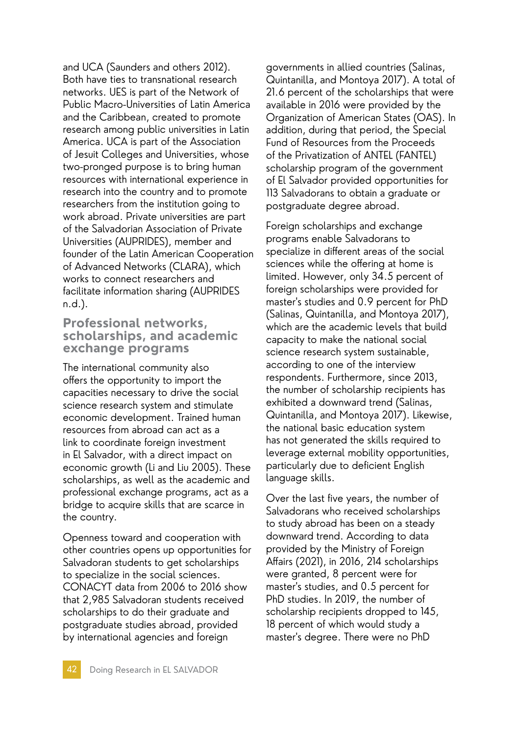and UCA (Saunders and others 2012). Both have ties to transnational research networks. UES is part of the Network of Public Macro-Universities of Latin America and the Caribbean, created to promote research among public universities in Latin America. UCA is part of the Association of Jesuit Colleges and Universities, whose two-pronged purpose is to bring human resources with international experience in research into the country and to promote researchers from the institution going to work abroad. Private universities are part of the Salvadorian Association of Private Universities (AUPRIDES), member and founder of the Latin American Cooperation of Advanced Networks (CLARA), which works to connect researchers and facilitate information sharing (AUPRIDES n.d.).

## Professional networks, scholarships, and academic exchange programs

The international community also offers the opportunity to import the capacities necessary to drive the social science research system and stimulate economic development. Trained human resources from abroad can act as a link to coordinate foreign investment in El Salvador, with a direct impact on economic growth (Li and Liu 2005). These scholarships, as well as the academic and professional exchange programs, act as a bridge to acquire skills that are scarce in the country.

Openness toward and cooperation with other countries opens up opportunities for Salvadoran students to get scholarships to specialize in the social sciences. CONACYT data from 2006 to 2016 show that 2,985 Salvadoran students received scholarships to do their graduate and postgraduate studies abroad, provided by international agencies and foreign governments in allied countries (Salinas, Quintanilla, and Montoya 2017). A total of 21.6 percent of the scholarships that were available in 2016 were provided by the Organization of American States (OAS). In addition, during that period, the Special Fund of Resources from the Proceeds of the Privatization of ANTEL (FANTEL) scholarship program of the government of El Salvador provided opportunities for 113 Salvadorans to obtain a graduate or postgraduate degree abroad.

Foreign scholarships and exchange programs enable Salvadorans to specialize in different areas of the social sciences while the offering at home is limited. However, only 34.5 percent of foreign scholarships were provided for master's studies and 0.9 percent for PhD (Salinas, Quintanilla, and Montoya 2017), which are the academic levels that build capacity to make the national social science research system sustainable, according to one of the interview respondents. Furthermore, since 2013, the number of scholarship recipients has exhibited a downward trend (Salinas, Quintanilla, and Montoya 2017). Likewise, the national basic education system has not generated the skills required to leverage external mobility opportunities, particularly due to deficient English language skills.

Over the last five years, the number of Salvadorans who received scholarships to study abroad has been on a steady downward trend. According to data provided by the Ministry of Foreign Affairs (2021), in 2016, 214 scholarships were granted, 8 percent were for master's studies, and 0.5 percent for PhD studies. In 2019, the number of scholarship recipients dropped to 145, 18 percent of which would study a master's degree. There were no PhD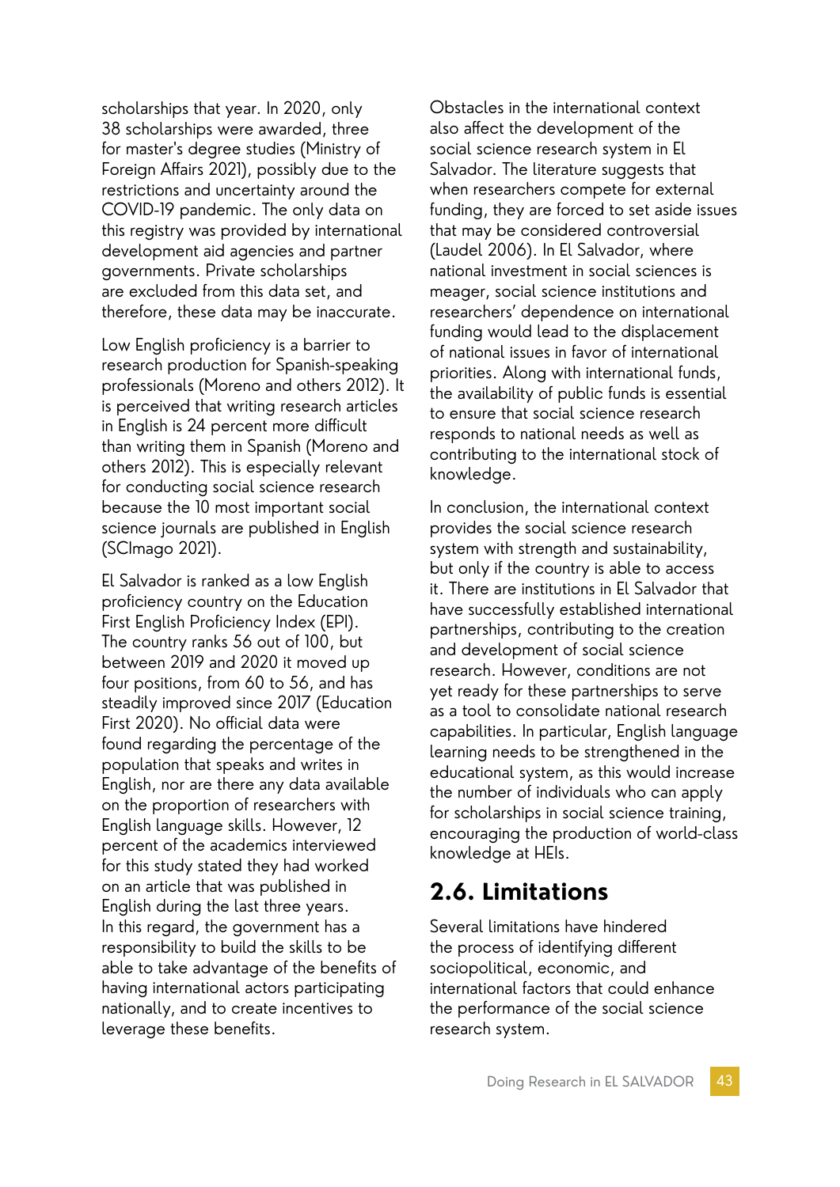scholarships that year. In 2020, only 38 scholarships were awarded, three for master's degree studies (Ministry of Foreign Affairs 2021), possibly due to the restrictions and uncertainty around the COVID-19 pandemic. The only data on this registry was provided by international development aid agencies and partner governments. Private scholarships are excluded from this data set, and therefore, these data may be inaccurate.

Low English proficiency is a barrier to research production for Spanish-speaking professionals (Moreno and others 2012). It is perceived that writing research articles in English is 24 percent more difficult than writing them in Spanish (Moreno and others 2012). This is especially relevant for conducting social science research because the 10 most important social science journals are published in English (SCImago 2021).

El Salvador is ranked as a low English proficiency country on the Education First English Proficiency Index (EPI). The country ranks 56 out of 100, but between 2019 and 2020 it moved up four positions, from 60 to 56, and has steadily improved since 2017 (Education First 2020). No official data were found regarding the percentage of the population that speaks and writes in English, nor are there any data available on the proportion of researchers with English language skills. However, 12 percent of the academics interviewed for this study stated they had worked on an article that was published in English during the last three years. In this regard, the government has a responsibility to build the skills to be able to take advantage of the benefits of having international actors participating nationally, and to create incentives to leverage these benefits.

Obstacles in the international context also affect the development of the social science research system in El Salvador. The literature suggests that when researchers compete for external funding, they are forced to set aside issues that may be considered controversial (Laudel 2006). In El Salvador, where national investment in social sciences is meager, social science institutions and researchers' dependence on international funding would lead to the displacement of national issues in favor of international priorities. Along with international funds, the availability of public funds is essential to ensure that social science research responds to national needs as well as contributing to the international stock of knowledge.

In conclusion, the international context provides the social science research system with strength and sustainability, but only if the country is able to access it. There are institutions in El Salvador that have successfully established international partnerships, contributing to the creation and development of social science research. However, conditions are not yet ready for these partnerships to serve as a tool to consolidate national research capabilities. In particular, English language learning needs to be strengthened in the educational system, as this would increase the number of individuals who can apply for scholarships in social science training, encouraging the production of world-class knowledge at HEIs.

## 2.6. Limitations

Several limitations have hindered the process of identifying different sociopolitical, economic, and international factors that could enhance the performance of the social science research system.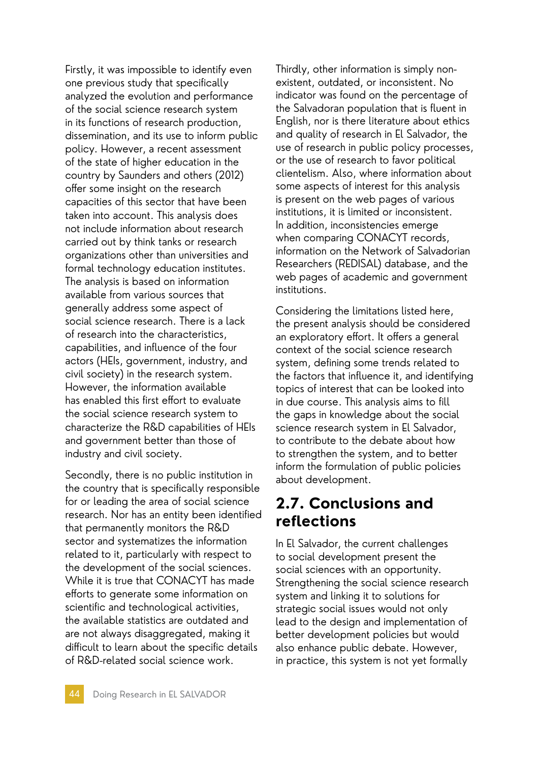Firstly, it was impossible to identify even one previous study that specifically analyzed the evolution and performance of the social science research system in its functions of research production, dissemination, and its use to inform public policy. However, a recent assessment of the state of higher education in the country by Saunders and others (2012) offer some insight on the research capacities of this sector that have been taken into account. This analysis does not include information about research carried out by think tanks or research organizations other than universities and formal technology education institutes. The analysis is based on information available from various sources that generally address some aspect of social science research. There is a lack of research into the characteristics, capabilities, and influence of the four actors (HEIs, government, industry, and civil society) in the research system. However, the information available has enabled this first effort to evaluate the social science research system to characterize the R&D capabilities of HEIs and government better than those of industry and civil society.

Secondly, there is no public institution in the country that is specifically responsible for or leading the area of social science research. Nor has an entity been identified that permanently monitors the R&D sector and systematizes the information related to it, particularly with respect to the development of the social sciences. While it is true that CONACYT has made efforts to generate some information on scientific and technological activities, the available statistics are outdated and are not always disaggregated, making it difficult to learn about the specific details of R&D-related social science work.

Thirdly, other information is simply non-existent, outdated, or inconsistent. No indicator was found on the percentage of the Salvadoran population that is fluent in English, nor is there literature about ethics and quality of research in El Salvador, the use of research in public policy processes, or the use of research to favor political clientelism. Also, where information about some aspects of interest for this analysis is present on the web pages of various institutions, it is limited or inconsistent. In addition, inconsistencies emerge when comparing CONACYT records, information on the Network of Salvadorian Researchers (REDISAL) database, and the web pages of academic and government institutions.

Considering the limitations listed here, the present analysis should be considered an exploratory effort. It offers a general context of the social science research system, defining some trends related to the factors that influence it, and identifying topics of interest that can be looked into in due course. This analysis aims to fill the gaps in knowledge about the social science research system in El Salvador, to contribute to the debate about how to strengthen the system, and to better inform the formulation of public policies about development.

## 2.7. Conclusions and reflections

In El Salvador, the current challenges to social development present the social sciences with an opportunity. Strengthening the social science research system and linking it to solutions for strategic social issues would not only lead to the design and implementation of better development policies but would also enhance public debate. However, in practice, this system is not yet formally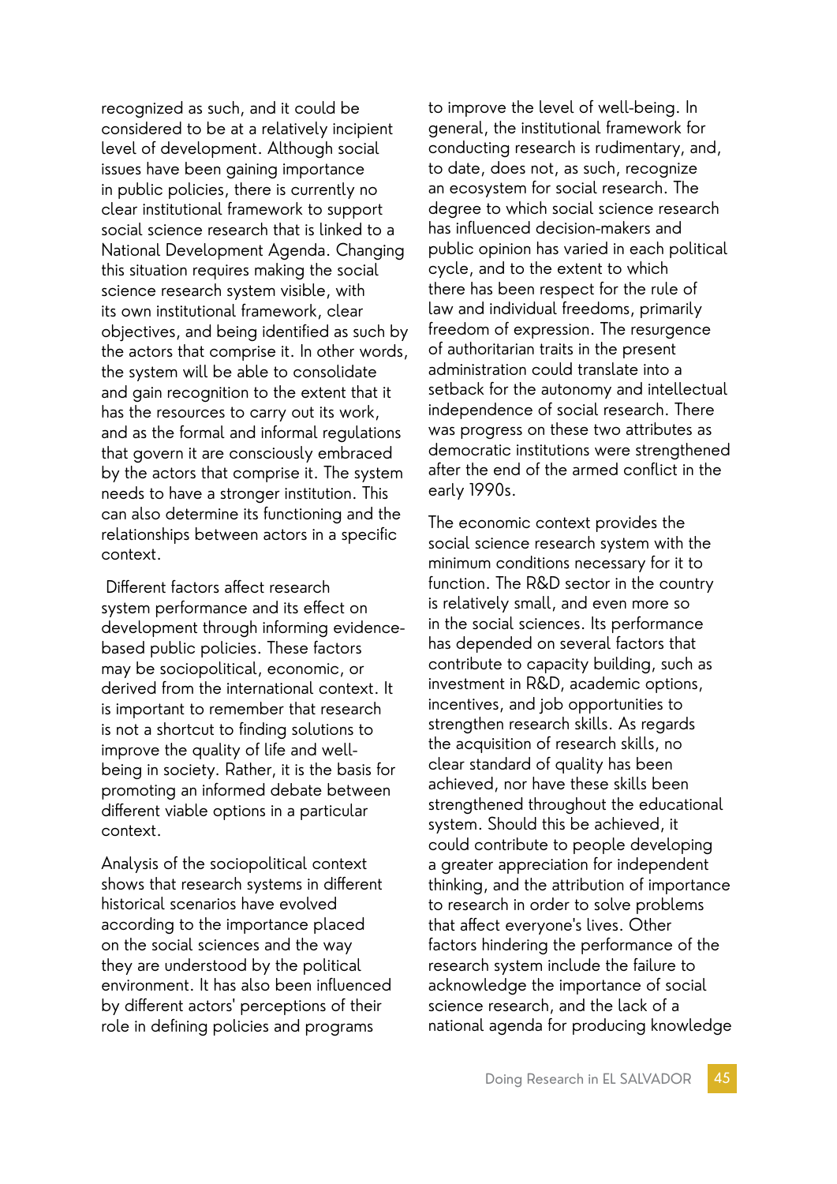recognized as such, and it could be considered to be at a relatively incipient level of development. Although social issues have been gaining importance in public policies, there is currently no clear institutional framework to support social science research that is linked to a National Development Agenda. Changing this situation requires making the social science research system visible, with its own institutional framework, clear objectives, and being identified as such by the actors that comprise it. In other words, the system will be able to consolidate and gain recognition to the extent that it has the resources to carry out its work, and as the formal and informal regulations that govern it are consciously embraced by the actors that comprise it. The system needs to have a stronger institution. This can also determine its functioning and the relationships between actors in a specific context.

Different factors affect research system performance and its effect on development through informing evidence-based public policies. These factors may be sociopolitical, economic, or derived from the international context. It is important to remember that research is not a shortcut to finding solutions to improve the quality of life and well-being in society. Rather, it is the basis for promoting an informed debate between different viable options in a particular context.

Analysis of the sociopolitical context shows that research systems in different historical scenarios have evolved according to the importance placed on the social sciences and the way they are understood by the political environment. It has also been influenced by different actors' perceptions of their role in defining policies and programs to improve the level of well-being. In general, the institutional framework for conducting research is rudimentary, and, to date, does not, as such, recognize an ecosystem for social research. The degree to which social science research has influenced decision-makers and public opinion has varied in each political cycle, and to the extent to which there has been respect for the rule of law and individual freedoms, primarily freedom of expression. The resurgence of authoritarian traits in the present administration could translate into a setback for the autonomy and intellectual independence of social research. There was progress on these two attributes as democratic institutions were strengthened after the end of the armed conflict in the early 1990s.

The economic context provides the social science research system with the minimum conditions necessary for it to function. The R&D sector in the country is relatively small, and even more so in the social sciences. Its performance has depended on several factors that contribute to capacity building, such as investment in R&D, academic options, incentives, and job opportunities to strengthen research skills. As regards the acquisition of research skills, no clear standard of quality has been achieved, nor have these skills been strengthened throughout the educational system. Should this be achieved, it could contribute to people developing a greater appreciation for independent thinking, and the attribution of importance to research in order to solve problems that affect everyone's lives. Other factors hindering the performance of the research system include the failure to acknowledge the importance of social science research, and the lack of a national agenda for producing knowledge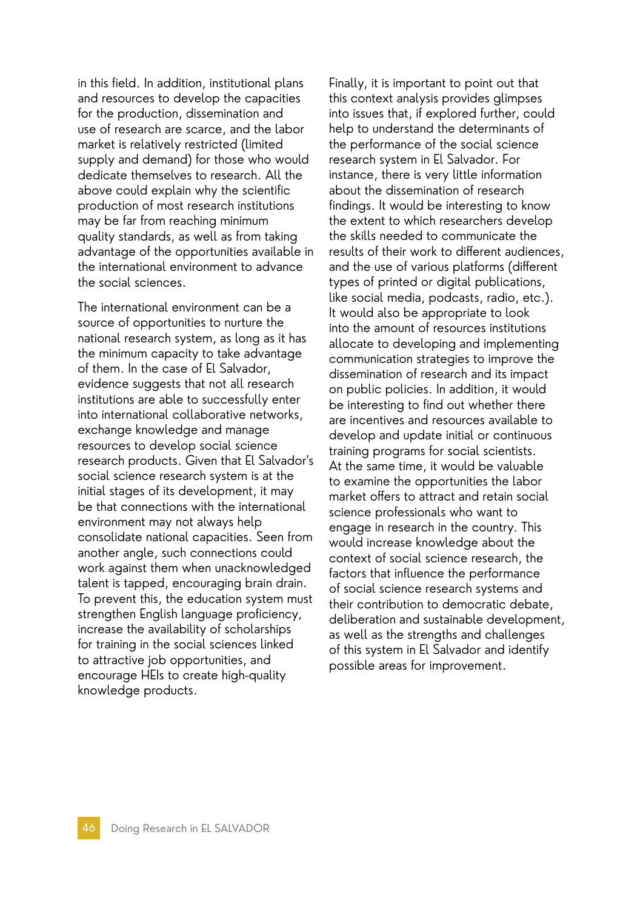in this field. In addition, institutional plans and resources to develop the capacities for the production, dissemination and use of research are scarce, and the labor market is relatively restricted (limited supply and demand) for those who would dedicate themselves to research. All the above could explain why the scientific production of most research institutions may be far from reaching minimum quality standards, as well as from taking advantage of the opportunities available in the international environment to advance the social sciences.

The international environment can be a source of opportunities to nurture the national research system, as long as it has the minimum capacity to take advantage of them. In the case of El Salvador, evidence suggests that not all research institutions are able to successfully enter into international collaborative networks, exchange knowledge and manage resources to develop social science research products. Given that El Salvador's social science research system is at the initial stages of its development, it may be that connections with the international environment may not always help consolidate national capacities. Seen from another angle, such connections could work against them when unacknowledged talent is tapped, encouraging brain drain. To prevent this, the education system must strengthen English language proficiency, increase the availability of scholarships for training in the social sciences linked to attractive job opportunities, and encourage HEIs to create high-quality knowledge products.

Finally, it is important to point out that this context analysis provides glimpses into issues that, if explored further, could help to understand the determinants of the performance of the social science research system in El Salvador. For instance, there is very little information about the dissemination of research findings. It would be interesting to know the extent to which researchers develop the skills needed to communicate the results of their work to different audiences, and the use of various platforms (different types of printed or digital publications, like social media, podcasts, radio, etc.). It would also be appropriate to look into the amount of resources institutions allocate to developing and implementing communication strategies to improve the dissemination of research and its impact on public policies. In addition, it would be interesting to find out whether there are incentives and resources available to develop and update initial or continuous training programs for social scientists. At the same time, it would be valuable to examine the opportunities the labor market offers to attract and retain social science professionals who want to engage in research in the country. This would increase knowledge about the context of social science research, the factors that influence the performance of social science research systems and their contribution to democratic debate, deliberation and sustainable development, as well as the strengths and challenges of this system in El Salvador and identify possible areas for improvement.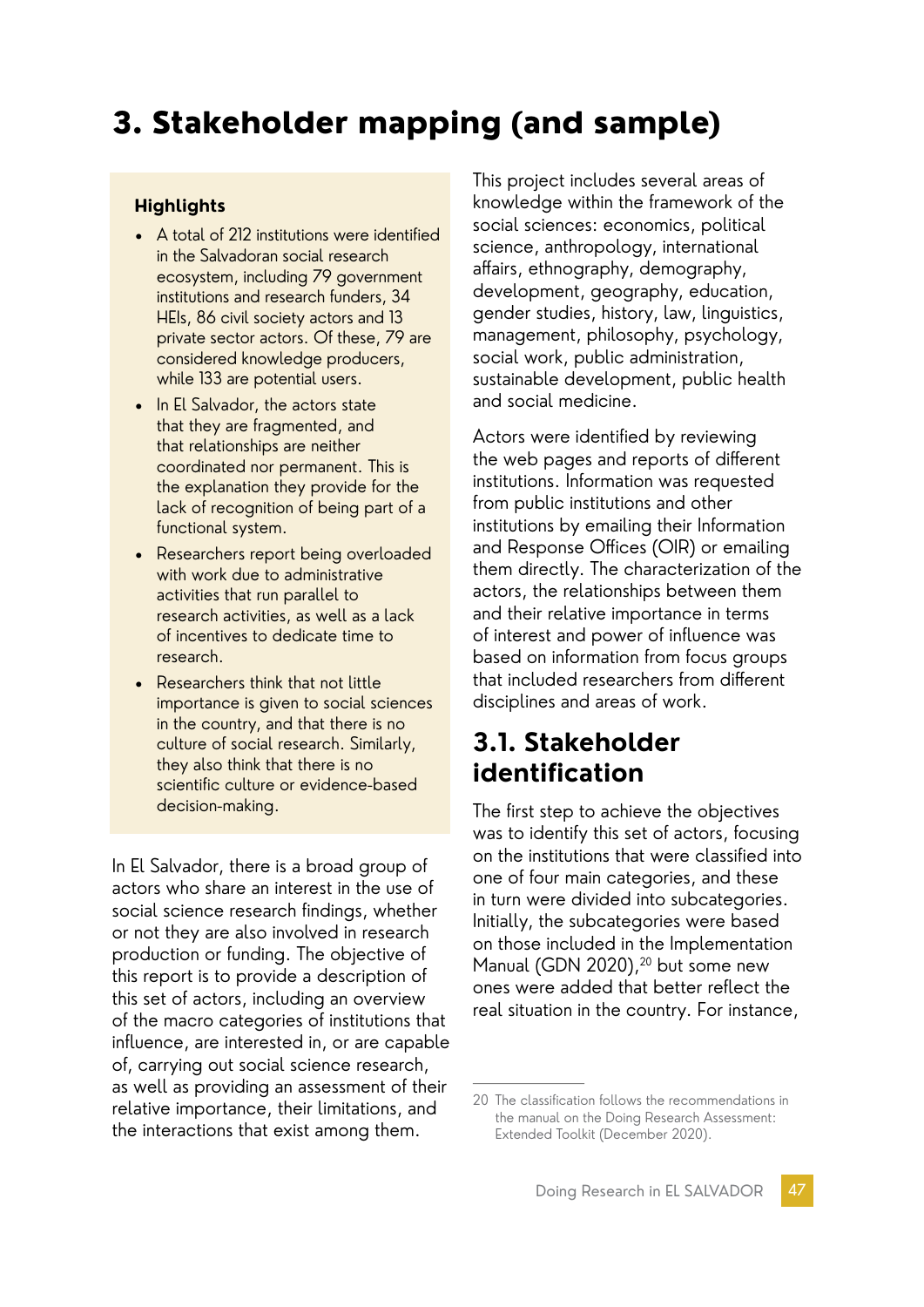# 3. Stakeholder mapping (and sample)

**Highlights**

- A total of 212 institutions were identified in the Salvadoran social research ecosystem, including 79 government institutions and research funders, 34 HEIs, 86 civil society actors and 13 private sector actors. Of these, 79 are considered knowledge producers, while 133 are potential users.
- In El Salvador, the actors state that they are fragmented, and that relationships are neither coordinated nor permanent. This is the explanation they provide for the lack of recognition of being part of a functional system.
- Researchers report being overloaded with work due to administrative activities that run parallel to research activities, as well as a lack of incentives to dedicate time to research.
- Researchers think that not little importance is given to social sciences in the country, and that there is no culture of social research. Similarly, they also think that there is no scientific culture or evidence-based decision-making.

In El Salvador, there is a broad group of actors who share an interest in the use of social science research findings, whether or not they are also involved in research production or funding. The objective of this report is to provide a description of this set of actors, including an overview of the macro categories of institutions that influence, are interested in, or are capable of, carrying out social science research, as well as providing an assessment of their relative importance, their limitations, and the interactions that exist among them.

This project includes several areas of knowledge within the framework of the social sciences: economics, political science, anthropology, international affairs, ethnography, demography, development, geography, education, gender studies, history, law, linguistics, management, philosophy, psychology, social work, public administration, sustainable development, public health and social medicine.

Actors were identified by reviewing the web pages and reports of different institutions. Information was requested from public institutions and other institutions by emailing their Information and Response Offices (OIR) or emailing them directly. The characterization of the actors, the relationships between them and their relative importance in terms of interest and power of influence was based on information from focus groups that included researchers from different disciplines and areas of work.

## 3.1. Stakeholder identification

The first step to achieve the objectives was to identify this set of actors, focusing on the institutions that were classified into one of four main categories, and these in turn were divided into subcategories. Initially, the subcategories were based on those included in the Implementation Manual (GDN 2020),[20] but some new ones were added that better reflect the real situation in the country. For instance,

20 The classification follows the recommendations in the manual on the Doing Research Assessment: Extended Toolkit (December 2020).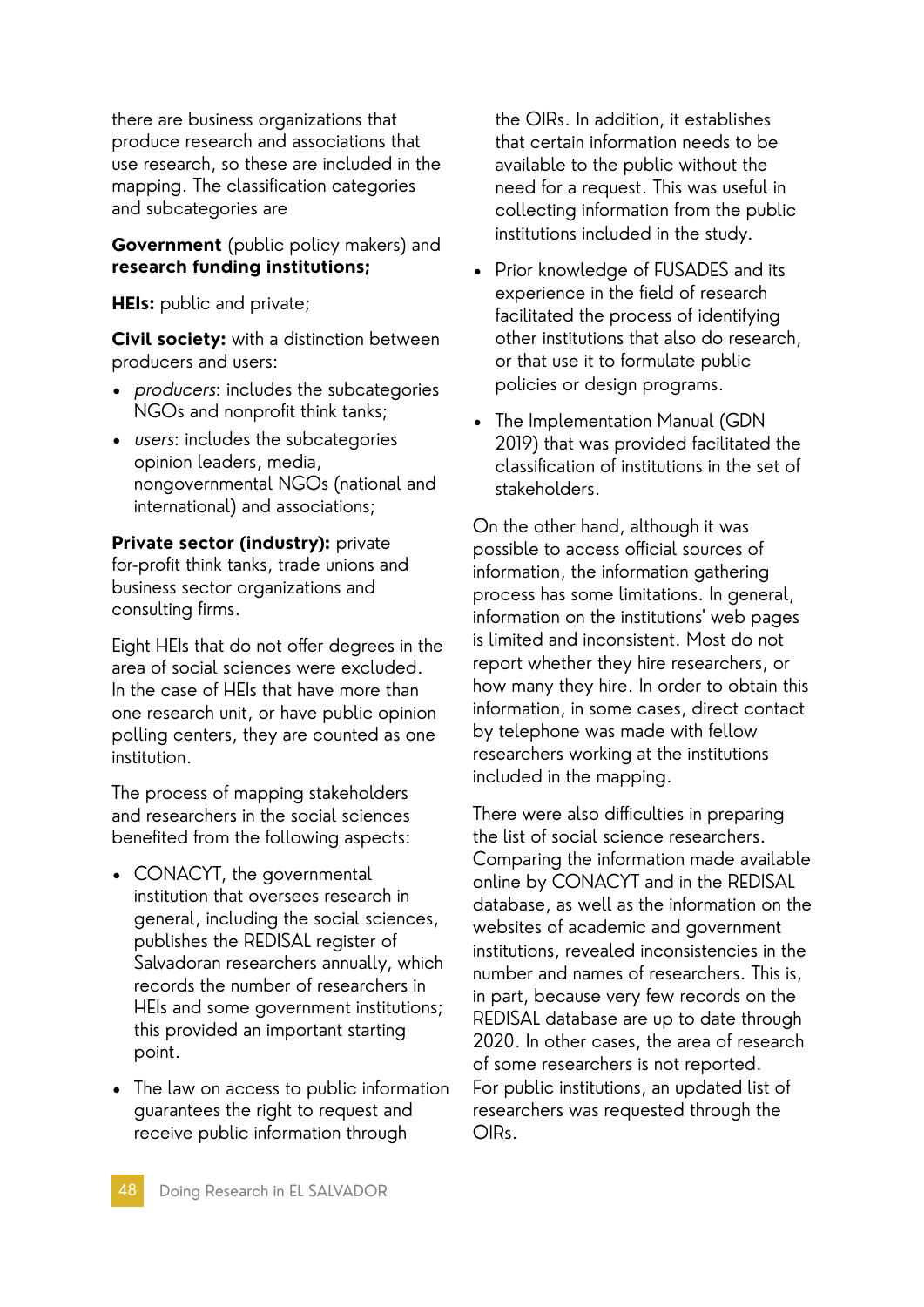there are business organizations that produce research and associations that use research, so these are included in the mapping. The classification categories and subcategories are

**Government** (public policy makers) and **research funding institutions;**

**HEIs:** public and private;

**Civil society:** with a distinction between producers and users:

- *producers*: includes the subcategories NGOs and nonprofit think tanks;
- *users*: includes the subcategories opinion leaders, media, nongovernmental NGOs (national and international) and associations;

**Private sector (industry):** private for-profit think tanks, trade unions and business sector organizations and consulting firms.

Eight HEIs that do not offer degrees in the area of social sciences were excluded. In the case of HEIs that have more than one research unit, or have public opinion polling centers, they are counted as one institution.

The process of mapping stakeholders and researchers in the social sciences benefited from the following aspects:

- CONACYT, the governmental institution that oversees research in general, including the social sciences, publishes the REDISAL register of Salvadoran researchers annually, which records the number of researchers in HEIs and some government institutions; this provided an important starting point.
- The law on access to public information guarantees the right to request and receive public information through the OIRs. In addition, it establishes that certain information needs to be available to the public without the need for a request. This was useful in collecting information from the public institutions included in the study.
- Prior knowledge of FUSADES and its experience in the field of research facilitated the process of identifying other institutions that also do research, or that use it to formulate public policies or design programs.
- The Implementation Manual (GDN 2019) that was provided facilitated the classification of institutions in the set of stakeholders.

On the other hand, although it was possible to access official sources of information, the information gathering process has some limitations. In general, information on the institutions' web pages is limited and inconsistent. Most do not report whether they hire researchers, or how many they hire. In order to obtain this information, in some cases, direct contact by telephone was made with fellow researchers working at the institutions included in the mapping.

There were also difficulties in preparing the list of social science researchers. Comparing the information made available online by CONACYT and in the REDISAL database, as well as the information on the websites of academic and government institutions, revealed inconsistencies in the number and names of researchers. This is, in part, because very few records on the REDISAL database are up to date through 2020. In other cases, the area of research of some researchers is not reported. For public institutions, an updated list of researchers was requested through the OIRs.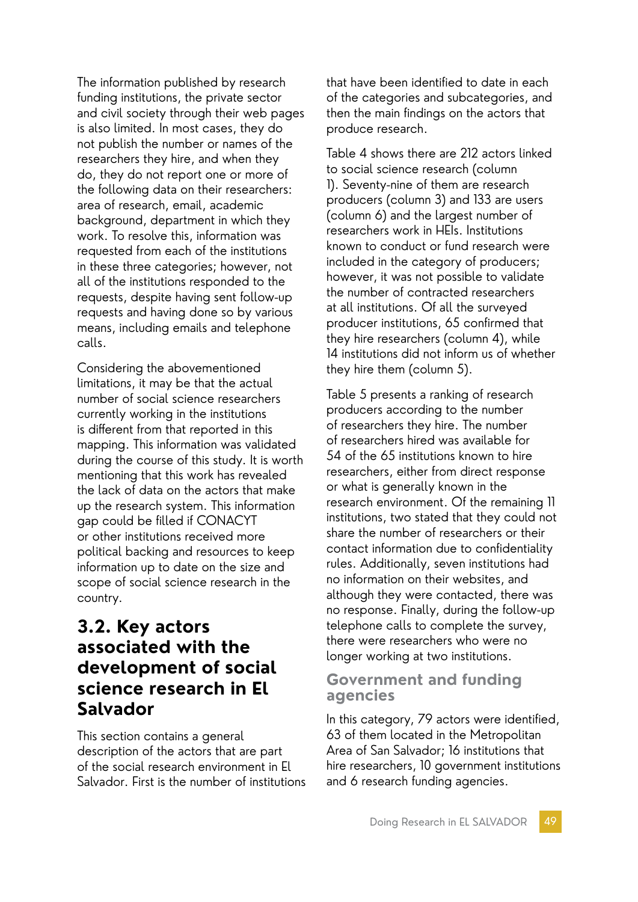The information published by research funding institutions, the private sector and civil society through their web pages is also limited. In most cases, they do not publish the number or names of the researchers they hire, and when they do, they do not report one or more of the following data on their researchers: area of research, email, academic background, department in which they work. To resolve this, information was requested from each of the institutions in these three categories; however, not all of the institutions responded to the requests, despite having sent follow-up requests and having done so by various means, including emails and telephone calls.

Considering the abovementioned limitations, it may be that the actual number of social science researchers currently working in the institutions is different from that reported in this mapping. This information was validated during the course of this study. It is worth mentioning that this work has revealed the lack of data on the actors that make up the research system. This information gap could be filled if CONACYT or other institutions received more political backing and resources to keep information up to date on the size and scope of social science research in the country.

## 3.2. Key actors associated with the development of social science research in El Salvador

This section contains a general description of the actors that are part of the social research environment in El Salvador. First is the number of institutions that have been identified to date in each of the categories and subcategories, and then the main findings on the actors that produce research.

Table 4 shows there are 212 actors linked to social science research (column 1). Seventy-nine of them are research producers (column 3) and 133 are users (column 6) and the largest number of researchers work in HEIs. Institutions known to conduct or fund research were included in the category of producers; however, it was not possible to validate the number of contracted researchers at all institutions. Of all the surveyed producer institutions, 65 confirmed that they hire researchers (column 4), while 14 institutions did not inform us of whether they hire them (column 5).

Table 5 presents a ranking of research producers according to the number of researchers they hire. The number of researchers hired was available for 54 of the 65 institutions known to hire researchers, either from direct response or what is generally known in the research environment. Of the remaining 11 institutions, two stated that they could not share the number of researchers or their contact information due to confidentiality rules. Additionally, seven institutions had no information on their websites, and although they were contacted, there was no response. Finally, during the follow-up telephone calls to complete the survey, there were researchers who were no longer working at two institutions.

### Government and funding agencies

In this category, 79 actors were identified, 63 of them located in the Metropolitan Area of San Salvador; 16 institutions that hire researchers, 10 government institutions and 6 research funding agencies.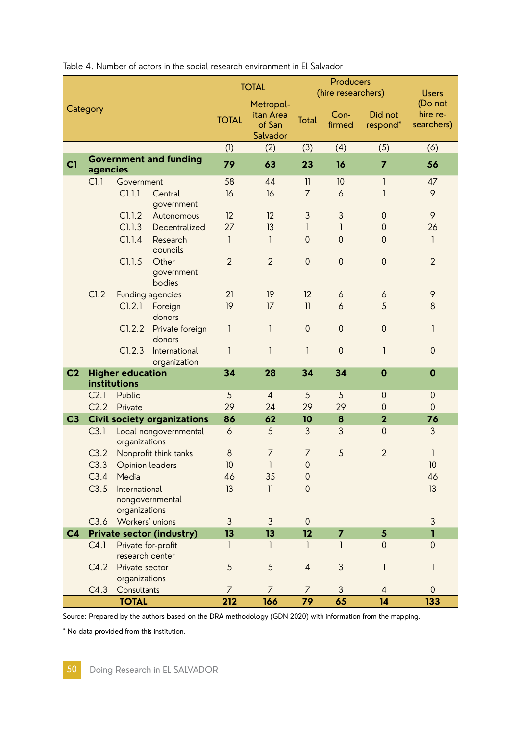Table 4. Number of actors in the social research environment in El Salvador

| Category | | | TOTAL | | Producers (hire researchers) | | | Users (Do not hire researchers) |
|---|---|---|---|---|---|---|---|---|
| | | | TOTAL | Metropolitan Area of San Salvador | Total | Confirmed | Did not respond* | |
| | | | (1) | (2) | (3) | (4) | (5) | (6) |
| **C1** | **Government and funding agencies** | | **79** | **63** | **23** | **16** | **7** | **56** |
| | C1.1 | Government | 58 | 44 | 11 | 10 | 1 | 47 |
| | | C1.1.1 Central government | 16 | 16 | 7 | 6 | 1 | 9 |
| | | C1.1.2 Autonomous | 12 | 12 | 3 | 3 | 0 | 9 |
| | | C1.1.3 Decentralized | 27 | 13 | 1 | 1 | 0 | 26 |
| | | C1.1.4 Research councils | 1 | 1 | 0 | 0 | 0 | 1 |
| | | C1.1.5 Other government bodies | 2 | 2 | 0 | 0 | 0 | 2 |
| | C1.2 | Funding agencies | 21 | 19 | 12 | 6 | 6 | 9 |
| | | C1.2.1 Foreign donors | 19 | 17 | 11 | 6 | 5 | 8 |
| | | C1.2.2 Private foreign donors | 1 | 1 | 0 | 0 | 0 | 1 |
| | | C1.2.3 International organization | 1 | 1 | 1 | 0 | 1 | 0 |
| **C2** | **Higher education institutions** | | **34** | **28** | **34** | **34** | **0** | **0** |
| | C2.1 | Public | 5 | 4 | 5 | 5 | 0 | 0 |
| | C2.2 | Private | 29 | 24 | 29 | 29 | 0 | 0 |
| **C3** | **Civil society organizations** | | **86** | **62** | **10** | **8** | **2** | **76** |
| | C3.1 | Local nongovernmental organizations | 6 | 5 | 3 | 3 | 0 | 3 |
| | C3.2 | Nonprofit think tanks | 8 | 7 | 7 | 5 | 2 | 1 |
| | C3.3 | Opinion leaders | 10 | 1 | 0 | | | 10 |
| | C3.4 | Media | 46 | 35 | 0 | | | 46 |
| | C3.5 | International nongovernmental organizations | 13 | 11 | 0 | | | 13 |
| | C3.6 | Workers' unions | 3 | 3 | 0 | | | 3 |
| **C4** | **Private sector (industry)** | | **13** | **13** | **12** | **7** | **5** | **1** |
| | C4.1 | Private for-profit research center | 1 | 1 | 1 | 1 | 0 | 0 |
| | C4.2 | Private sector organizations | 5 | 5 | 4 | 3 | 1 | 1 |
| | C4.3 | Consultants | 7 | 7 | 7 | 3 | 4 | 0 |
| | **TOTAL** | | **212** | **166** | **79** | **65** | **14** | **133** |

Source: Prepared by the authors based on the DRA methodology (GDN 2020) with information from the mapping.

\* No data provided from this institution.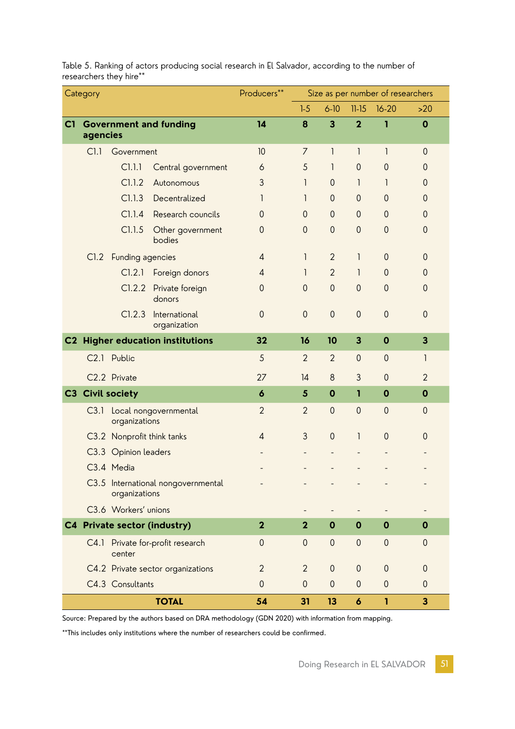Table 5. Ranking of actors producing social research in El Salvador, according to the number of researchers they hire**

| Category | | | Producers** | Size as per number of researchers | | | | |
|---|---|---|---|---|---|---|---|---|
| | | | | 1-5 | 6-10 | 11-15 | 16-20 | >20 |
| **C1** | **Government and funding agencies** | | **14** | **8** | **3** | **2** | **1** | **0** |
| C1.1 | Government | | 10 | 7 | 1 | 1 | 1 | 0 |
| | C1.1.1 | Central government | 6 | 5 | 1 | 0 | 0 | 0 |
| | C1.1.2 | Autonomous | 3 | 1 | 0 | 1 | 1 | 0 |
| | C1.1.3 | Decentralized | 1 | 1 | 0 | 0 | 0 | 0 |
| | C1.1.4 | Research councils | 0 | 0 | 0 | 0 | 0 | 0 |
| | C1.1.5 | Other government bodies | 0 | 0 | 0 | 0 | 0 | 0 |
| C1.2 | Funding agencies | | 4 | 1 | 2 | 1 | 0 | 0 |
| | C1.2.1 | Foreign donors | 4 | 1 | 2 | 1 | 0 | 0 |
| | C1.2.2 | Private foreign donors | 0 | 0 | 0 | 0 | 0 | 0 |
| | C1.2.3 | International organization | 0 | 0 | 0 | 0 | 0 | 0 |
| **C2** | **Higher education institutions** | | **32** | **16** | **10** | **3** | **0** | **3** |
| C2.1 | Public | | 5 | 2 | 2 | 0 | 0 | 1 |
| C2.2 | Private | | 27 | 14 | 8 | 3 | 0 | 2 |
| **C3** | **Civil society** | | **6** | **5** | **0** | **1** | **0** | **0** |
| C3.1 | Local nongovernmental organizations | | 2 | 2 | 0 | 0 | 0 | 0 |
| C3.2 | Nonprofit think tanks | | 4 | 3 | 0 | 1 | 0 | 0 |
| C3.3 | Opinion leaders | | - | - | - | - | - | - |
| C3.4 | Media | | - | - | - | - | - | - |
| C3.5 | International nongovernmental organizations | | - | - | - | - | - | - |
| C3.6 | Workers' unions | | | - | - | - | - | - |
| **C4** | **Private sector (industry)** | | **2** | **2** | **0** | **0** | **0** | **0** |
| C4.1 | Private for-profit research center | | 0 | 0 | 0 | 0 | 0 | 0 |
| C4.2 | Private sector organizations | | 2 | 2 | 0 | 0 | 0 | 0 |
| C4.3 | Consultants | | 0 | 0 | 0 | 0 | 0 | 0 |
| | **TOTAL** | | **54** | **31** | **13** | **6** | **1** | **3** |

Source: Prepared by the authors based on DRA methodology (GDN 2020) with information from mapping.

**This includes only institutions where the number of researchers could be confirmed.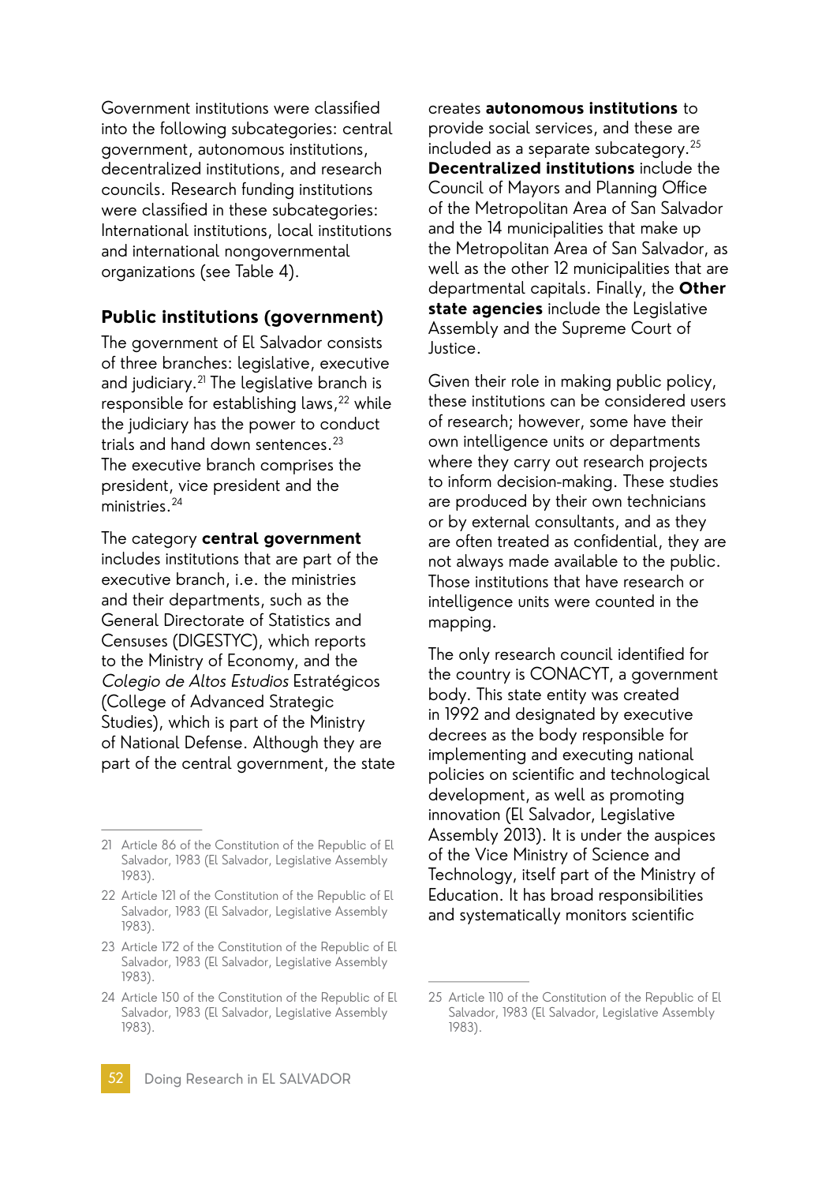Government institutions were classified into the following subcategories: central government, autonomous institutions, decentralized institutions, and research councils. Research funding institutions were classified in these subcategories: International institutions, local institutions and international nongovernmental organizations (see Table 4).

## Public institutions (government)

The government of El Salvador consists of three branches: legislative, executive and judiciary.[21] The legislative branch is responsible for establishing laws,[22] while the judiciary has the power to conduct trials and hand down sentences.[23] The executive branch comprises the president, vice president and the ministries.[24]

The category **central government** includes institutions that are part of the executive branch, i.e. the ministries and their departments, such as the General Directorate of Statistics and Censuses (DIGESTYC), which reports to the Ministry of Economy, and the *Colegio de Altos Estudios* Estratégicos (College of Advanced Strategic Studies), which is part of the Ministry of National Defense. Although they are part of the central government, the state creates **autonomous institutions** to provide social services, and these are included as a separate subcategory.[25] **Decentralized institutions** include the Council of Mayors and Planning Office of the Metropolitan Area of San Salvador and the 14 municipalities that make up the Metropolitan Area of San Salvador, as well as the other 12 municipalities that are departmental capitals. Finally, the **Other state agencies** include the Legislative Assembly and the Supreme Court of Justice.

Given their role in making public policy, these institutions can be considered users of research; however, some have their own intelligence units or departments where they carry out research projects to inform decision-making. These studies are produced by their own technicians or by external consultants, and as they are often treated as confidential, they are not always made available to the public. Those institutions that have research or intelligence units were counted in the mapping.

The only research council identified for the country is CONACYT, a government body. This state entity was created in 1992 and designated by executive decrees as the body responsible for implementing and executing national policies on scientific and technological development, as well as promoting innovation (El Salvador, Legislative Assembly 2013). It is under the auspices of the Vice Ministry of Science and Technology, itself part of the Ministry of Education. It has broad responsibilities and systematically monitors scientific

---

21 Article 86 of the Constitution of the Republic of El Salvador, 1983 (El Salvador, Legislative Assembly 1983).

22 Article 121 of the Constitution of the Republic of El Salvador, 1983 (El Salvador, Legislative Assembly 1983).

23 Article 172 of the Constitution of the Republic of El Salvador, 1983 (El Salvador, Legislative Assembly 1983).

24 Article 150 of the Constitution of the Republic of El Salvador, 1983 (El Salvador, Legislative Assembly 1983).

25 Article 110 of the Constitution of the Republic of El Salvador, 1983 (El Salvador, Legislative Assembly 1983).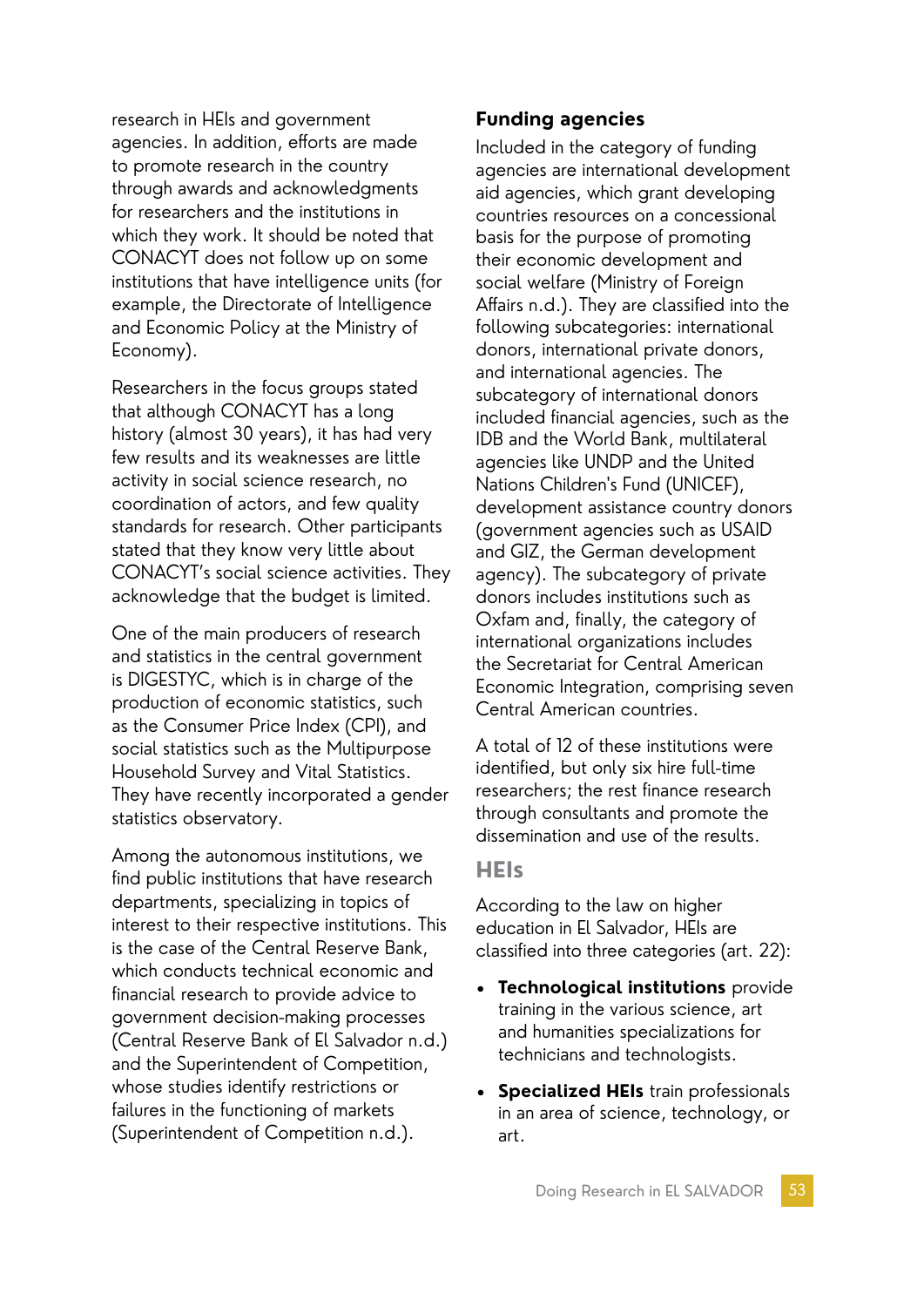research in HEIs and government agencies. In addition, efforts are made to promote research in the country through awards and acknowledgments for researchers and the institutions in which they work. It should be noted that CONACYT does not follow up on some institutions that have intelligence units (for example, the Directorate of Intelligence and Economic Policy at the Ministry of Economy).

Researchers in the focus groups stated that although CONACYT has a long history (almost 30 years), it has had very few results and its weaknesses are little activity in social science research, no coordination of actors, and few quality standards for research. Other participants stated that they know very little about CONACYT's social science activities. They acknowledge that the budget is limited.

One of the main producers of research and statistics in the central government is DIGESTYC, which is in charge of the production of economic statistics, such as the Consumer Price Index (CPI), and social statistics such as the Multipurpose Household Survey and Vital Statistics. They have recently incorporated a gender statistics observatory.

Among the autonomous institutions, we find public institutions that have research departments, specializing in topics of interest to their respective institutions. This is the case of the Central Reserve Bank, which conducts technical economic and financial research to provide advice to government decision-making processes (Central Reserve Bank of El Salvador n.d.) and the Superintendent of Competition, whose studies identify restrictions or failures in the functioning of markets (Superintendent of Competition n.d.).

### Funding agencies

Included in the category of funding agencies are international development aid agencies, which grant developing countries resources on a concessional basis for the purpose of promoting their economic development and social welfare (Ministry of Foreign Affairs n.d.). They are classified into the following subcategories: international donors, international private donors, and international agencies. The subcategory of international donors included financial agencies, such as the IDB and the World Bank, multilateral agencies like UNDP and the United Nations Children's Fund (UNICEF), development assistance country donors (government agencies such as USAID and GIZ, the German development agency). The subcategory of private donors includes institutions such as Oxfam and, finally, the category of international organizations includes the Secretariat for Central American Economic Integration, comprising seven Central American countries.

A total of 12 of these institutions were identified, but only six hire full-time researchers; the rest finance research through consultants and promote the dissemination and use of the results.

### HEIs

According to the law on higher education in El Salvador, HEIs are classified into three categories (art. 22):

- **Technological institutions** provide training in the various science, art and humanities specializations for technicians and technologists.
- **Specialized HEIs** train professionals in an area of science, technology, or art.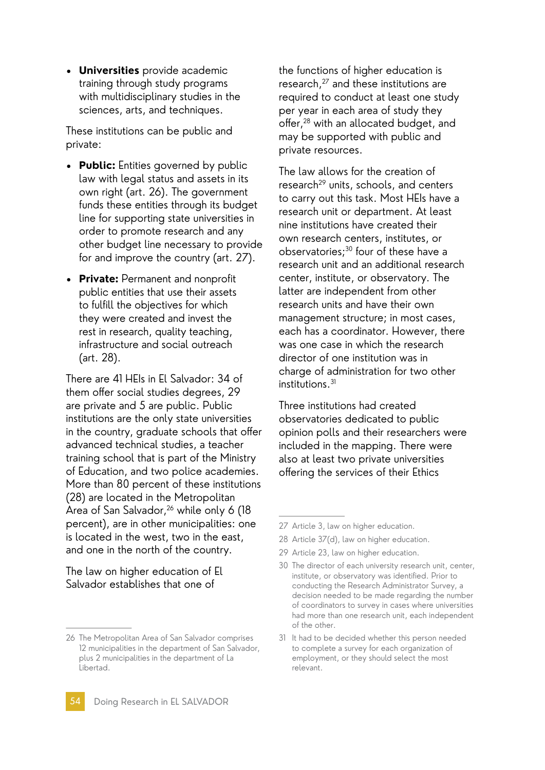- **Universities** provide academic training through study programs with multidisciplinary studies in the sciences, arts, and techniques.

These institutions can be public and private:

- **Public:** Entities governed by public law with legal status and assets in its own right (art. 26). The government funds these entities through its budget line for supporting state universities in order to promote research and any other budget line necessary to provide for and improve the country (art. 27).
- **Private:** Permanent and nonprofit public entities that use their assets to fulfill the objectives for which they were created and invest the rest in research, quality teaching, infrastructure and social outreach (art. 28).

There are 41 HEIs in El Salvador: 34 of them offer social studies degrees, 29 are private and 5 are public. Public institutions are the only state universities in the country, graduate schools that offer advanced technical studies, a teacher training school that is part of the Ministry of Education, and two police academies. More than 80 percent of these institutions (28) are located in the Metropolitan Area of San Salvador,[26] while only 6 (18 percent), are in other municipalities: one is located in the west, two in the east, and one in the north of the country.

The law on higher education of El Salvador establishes that one of the functions of higher education is research,[27] and these institutions are required to conduct at least one study per year in each area of study they offer,[28] with an allocated budget, and may be supported with public and private resources.

The law allows for the creation of research[29] units, schools, and centers to carry out this task. Most HEIs have a research unit or department. At least nine institutions have created their own research centers, institutes, or observatories;[30] four of these have a research unit and an additional research center, institute, or observatory. The latter are independent from other research units and have their own management structure; in most cases, each has a coordinator. However, there was one case in which the research director of one institution was in charge of administration for two other institutions.[31]

Three institutions had created observatories dedicated to public opinion polls and their researchers were included in the mapping. There were also at least two private universities offering the services of their Ethics

26 The Metropolitan Area of San Salvador comprises 12 municipalities in the department of San Salvador, plus 2 municipalities in the department of La Libertad.

27 Article 3, law on higher education.

28 Article 37(d), law on higher education.

29 Article 23, law on higher education.

30 The director of each university research unit, center, institute, or observatory was identified. Prior to conducting the Research Administrator Survey, a decision needed to be made regarding the number of coordinators to survey in cases where universities had more than one research unit, each independent of the other.

31 It had to be decided whether this person needed to complete a survey for each organization of employment, or they should select the most relevant.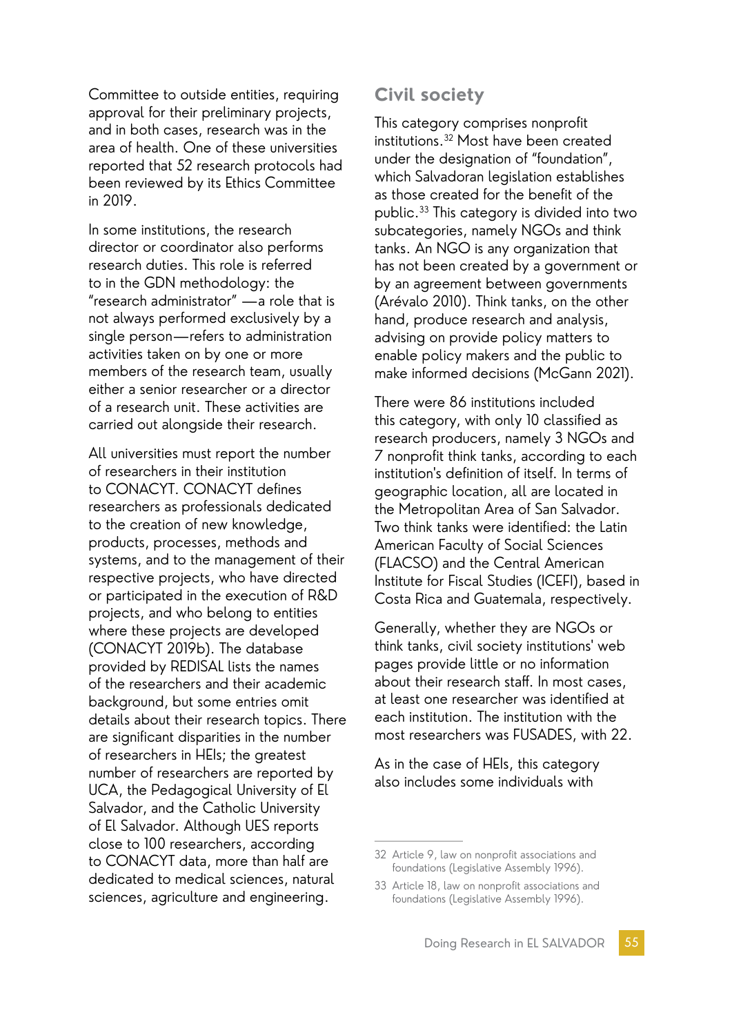Committee to outside entities, requiring approval for their preliminary projects, and in both cases, research was in the area of health. One of these universities reported that 52 research protocols had been reviewed by its Ethics Committee in 2019.

In some institutions, the research director or coordinator also performs research duties. This role is referred to in the GDN methodology: the "research administrator" —a role that is not always performed exclusively by a single person—refers to administration activities taken on by one or more members of the research team, usually either a senior researcher or a director of a research unit. These activities are carried out alongside their research.

All universities must report the number of researchers in their institution to CONACYT. CONACYT defines researchers as professionals dedicated to the creation of new knowledge, products, processes, methods and systems, and to the management of their respective projects, who have directed or participated in the execution of R&D projects, and who belong to entities where these projects are developed (CONACYT 2019b). The database provided by REDISAL lists the names of the researchers and their academic background, but some entries omit details about their research topics. There are significant disparities in the number of researchers in HEIs; the greatest number of researchers are reported by UCA, the Pedagogical University of El Salvador, and the Catholic University of El Salvador. Although UES reports close to 100 researchers, according to CONACYT data, more than half are dedicated to medical sciences, natural sciences, agriculture and engineering.

## Civil society

This category comprises nonprofit institutions.[32] Most have been created under the designation of "foundation", which Salvadoran legislation establishes as those created for the benefit of the public.[33] This category is divided into two subcategories, namely NGOs and think tanks. An NGO is any organization that has not been created by a government or by an agreement between governments (Arévalo 2010). Think tanks, on the other hand, produce research and analysis, advising on provide policy matters to enable policy makers and the public to make informed decisions (McGann 2021).

There were 86 institutions included this category, with only 10 classified as research producers, namely 3 NGOs and 7 nonprofit think tanks, according to each institution's definition of itself. In terms of geographic location, all are located in the Metropolitan Area of San Salvador. Two think tanks were identified: the Latin American Faculty of Social Sciences (FLACSO) and the Central American Institute for Fiscal Studies (ICEFI), based in Costa Rica and Guatemala, respectively.

Generally, whether they are NGOs or think tanks, civil society institutions' web pages provide little or no information about their research staff. In most cases, at least one researcher was identified at each institution. The institution with the most researchers was FUSADES, with 22.

As in the case of HEIs, this category also includes some individuals with

---

32 Article 9, law on nonprofit associations and foundations (Legislative Assembly 1996).

33 Article 18, law on nonprofit associations and foundations (Legislative Assembly 1996).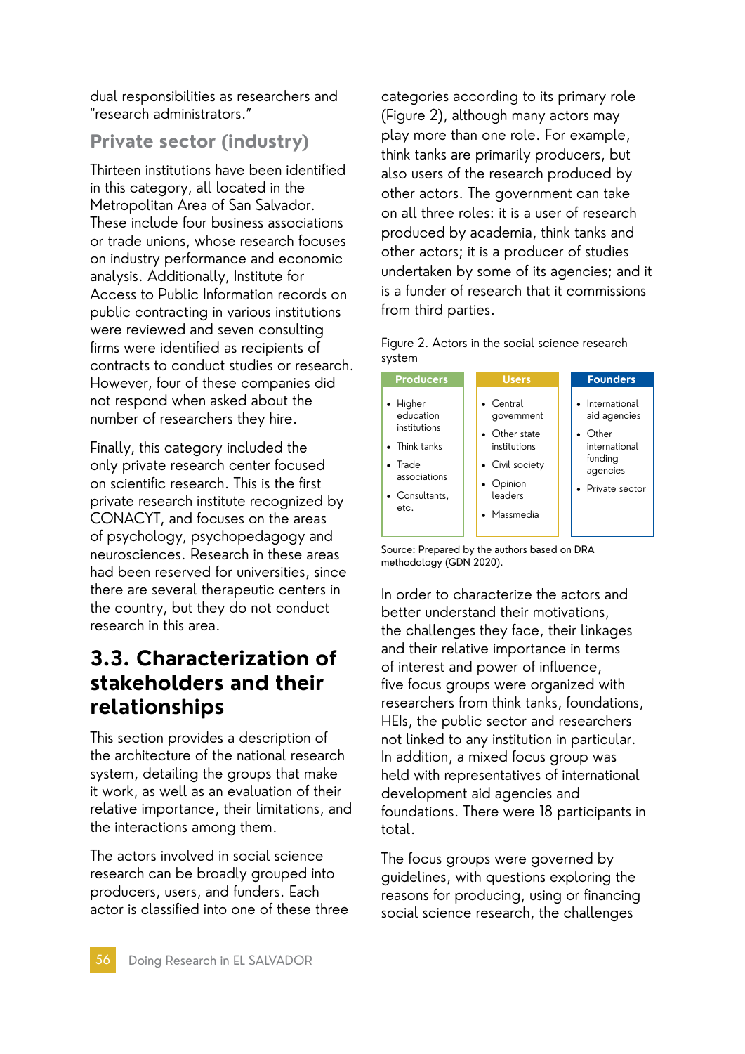dual responsibilities as researchers and "research administrators."

### Private sector (industry)

Thirteen institutions have been identified in this category, all located in the Metropolitan Area of San Salvador. These include four business associations or trade unions, whose research focuses on industry performance and economic analysis. Additionally, Institute for Access to Public Information records on public contracting in various institutions were reviewed and seven consulting firms were identified as recipients of contracts to conduct studies or research. However, four of these companies did not respond when asked about the number of researchers they hire.

Finally, this category included the only private research center focused on scientific research. This is the first private research institute recognized by CONACYT, and focuses on the areas of psychology, psychopedagogy and neurosciences. Research in these areas had been reserved for universities, since there are several therapeutic centers in the country, but they do not conduct research in this area.

## 3.3. Characterization of stakeholders and their relationships

This section provides a description of the architecture of the national research system, detailing the groups that make it work, as well as an evaluation of their relative importance, their limitations, and the interactions among them.

The actors involved in social science research can be broadly grouped into producers, users, and funders. Each actor is classified into one of these three categories according to its primary role (Figure 2), although many actors may play more than one role. For example, think tanks are primarily producers, but also users of the research produced by other actors. The government can take on all three roles: it is a user of research produced by academia, think tanks and other actors; it is a producer of studies undertaken by some of its agencies; and it is a funder of research that it commissions from third parties.

Figure 2. Actors in the social science research system

| Producers | Users | Founders |
|---|---|---|
| • Higher education institutions<br>• Think tanks<br>• Trade associations<br>• Consultants, etc. | • Central government<br>• Other state institutions<br>• Civil society<br>• Opinion leaders<br>• Massmedia | • International aid agencies<br>• Other international funding agencies<br>• Private sector |

Source: Prepared by the authors based on DRA methodology (GDN 2020).

In order to characterize the actors and better understand their motivations, the challenges they face, their linkages and their relative importance in terms of interest and power of influence, five focus groups were organized with researchers from think tanks, foundations, HEIs, the public sector and researchers not linked to any institution in particular. In addition, a mixed focus group was held with representatives of international development aid agencies and foundations. There were 18 participants in total.

The focus groups were governed by guidelines, with questions exploring the reasons for producing, using or financing social science research, the challenges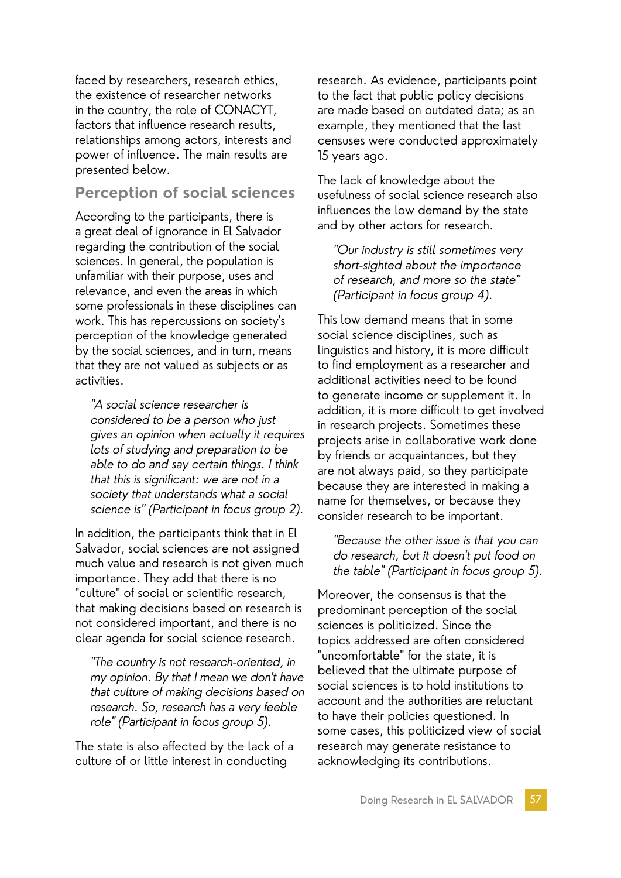faced by researchers, research ethics, the existence of researcher networks in the country, the role of CONACYT, factors that influence research results, relationships among actors, interests and power of influence. The main results are presented below.

## Perception of social sciences

According to the participants, there is a great deal of ignorance in El Salvador regarding the contribution of the social sciences. In general, the population is unfamiliar with their purpose, uses and relevance, and even the areas in which some professionals in these disciplines can work. This has repercussions on society's perception of the knowledge generated by the social sciences, and in turn, means that they are not valued as subjects or as activities.

> *"A social science researcher is considered to be a person who just gives an opinion when actually it requires lots of studying and preparation to be able to do and say certain things. I think that this is significant: we are not in a society that understands what a social science is" (Participant in focus group 2).*

In addition, the participants think that in El Salvador, social sciences are not assigned much value and research is not given much importance. They add that there is no "culture" of social or scientific research, that making decisions based on research is not considered important, and there is no clear agenda for social science research.

> *"The country is not research-oriented, in my opinion. By that I mean we don't have that culture of making decisions based on research. So, research has a very feeble role" (Participant in focus group 5).*

The state is also affected by the lack of a culture of or little interest in conducting research. As evidence, participants point to the fact that public policy decisions are made based on outdated data; as an example, they mentioned that the last censuses were conducted approximately 15 years ago.

The lack of knowledge about the usefulness of social science research also influences the low demand by the state and by other actors for research.

> *"Our industry is still sometimes very short-sighted about the importance of research, and more so the state" (Participant in focus group 4).*

This low demand means that in some social science disciplines, such as linguistics and history, it is more difficult to find employment as a researcher and additional activities need to be found to generate income or supplement it. In addition, it is more difficult to get involved in research projects. Sometimes these projects arise in collaborative work done by friends or acquaintances, but they are not always paid, so they participate because they are interested in making a name for themselves, or because they consider research to be important.

> *"Because the other issue is that you can do research, but it doesn't put food on the table" (Participant in focus group 5).*

Moreover, the consensus is that the predominant perception of the social sciences is politicized. Since the topics addressed are often considered "uncomfortable" for the state, it is believed that the ultimate purpose of social sciences is to hold institutions to account and the authorities are reluctant to have their policies questioned. In some cases, this politicized view of social research may generate resistance to acknowledging its contributions.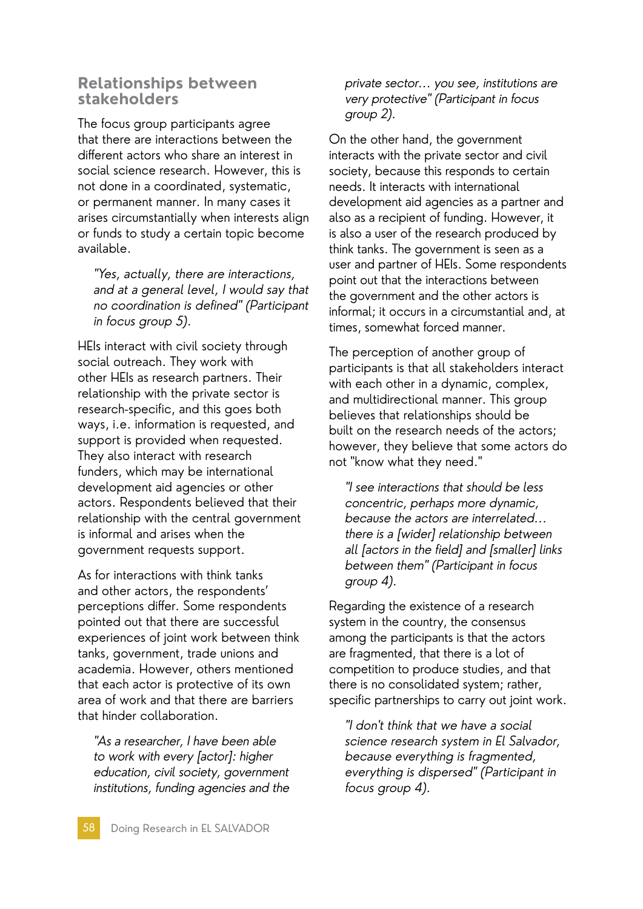## Relationships between stakeholders

The focus group participants agree that there are interactions between the different actors who share an interest in social science research. However, this is not done in a coordinated, systematic, or permanent manner. In many cases it arises circumstantially when interests align or funds to study a certain topic become available.

> *"Yes, actually, there are interactions, and at a general level, I would say that no coordination is defined" (Participant in focus group 5).*

HEIs interact with civil society through social outreach. They work with other HEIs as research partners. Their relationship with the private sector is research-specific, and this goes both ways, i.e. information is requested, and support is provided when requested. They also interact with research funders, which may be international development aid agencies or other actors. Respondents believed that their relationship with the central government is informal and arises when the government requests support.

As for interactions with think tanks and other actors, the respondents' perceptions differ. Some respondents pointed out that there are successful experiences of joint work between think tanks, government, trade unions and academia. However, others mentioned that each actor is protective of its own area of work and that there are barriers that hinder collaboration.

> *"As a researcher, I have been able to work with every [actor]: higher education, civil society, government institutions, funding agencies and the private sector… you see, institutions are very protective" (Participant in focus group 2).*

On the other hand, the government interacts with the private sector and civil society, because this responds to certain needs. It interacts with international development aid agencies as a partner and also as a recipient of funding. However, it is also a user of the research produced by think tanks. The government is seen as a user and partner of HEIs. Some respondents point out that the interactions between the government and the other actors is informal; it occurs in a circumstantial and, at times, somewhat forced manner.

The perception of another group of participants is that all stakeholders interact with each other in a dynamic, complex, and multidirectional manner. This group believes that relationships should be built on the research needs of the actors; however, they believe that some actors do not "know what they need."

> *"I see interactions that should be less concentric, perhaps more dynamic, because the actors are interrelated… there is a [wider] relationship between all [actors in the field] and [smaller] links between them" (Participant in focus group 4).*

Regarding the existence of a research system in the country, the consensus among the participants is that the actors are fragmented, that there is a lot of competition to produce studies, and that there is no consolidated system; rather, specific partnerships to carry out joint work.

> *"I don't think that we have a social science research system in El Salvador, because everything is fragmented, everything is dispersed" (Participant in focus group 4).*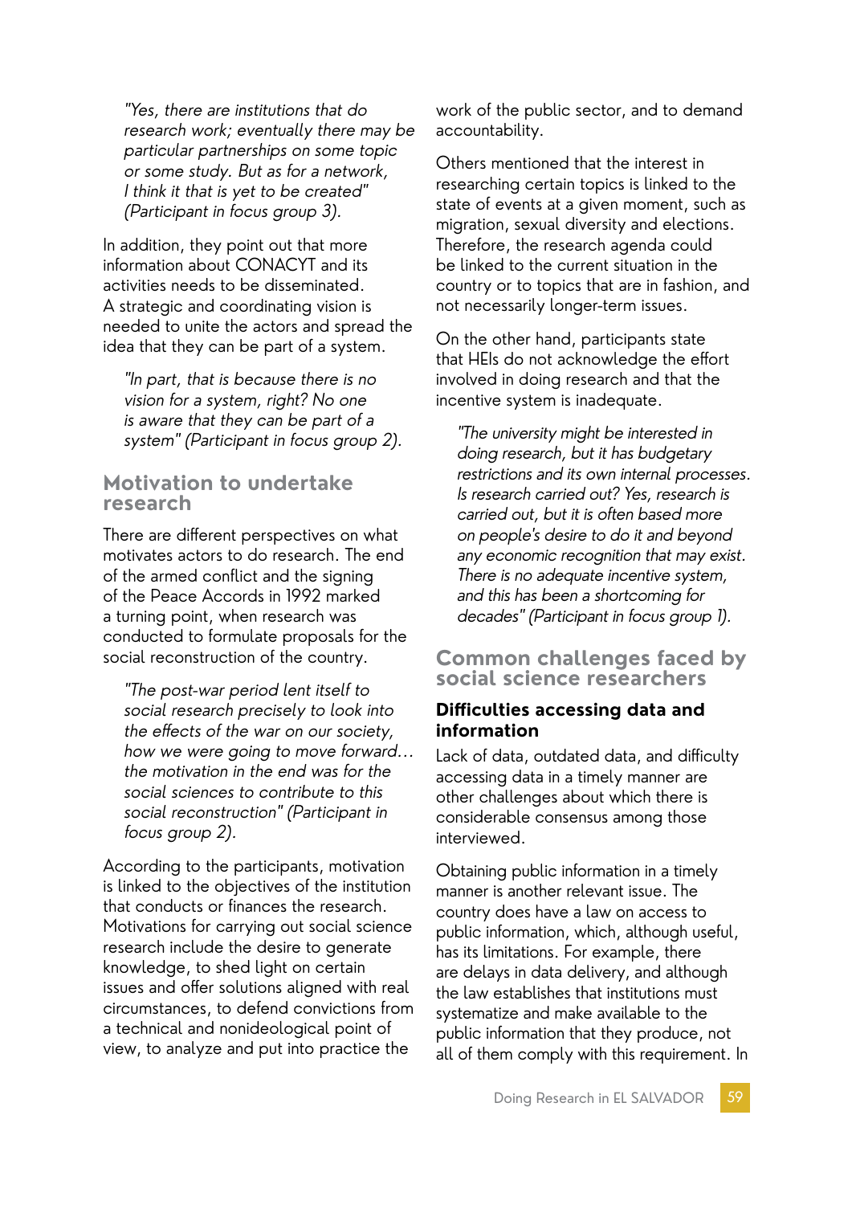*"Yes, there are institutions that do research work; eventually there may be particular partnerships on some topic or some study. But as for a network, I think it that is yet to be created" (Participant in focus group 3).*

In addition, they point out that more information about CONACYT and its activities needs to be disseminated. A strategic and coordinating vision is needed to unite the actors and spread the idea that they can be part of a system.

*"In part, that is because there is no vision for a system, right? No one is aware that they can be part of a system" (Participant in focus group 2).*

## Motivation to undertake research

There are different perspectives on what motivates actors to do research. The end of the armed conflict and the signing of the Peace Accords in 1992 marked a turning point, when research was conducted to formulate proposals for the social reconstruction of the country.

*"The post-war period lent itself to social research precisely to look into the effects of the war on our society, how we were going to move forward… the motivation in the end was for the social sciences to contribute to this social reconstruction" (Participant in focus group 2).*

According to the participants, motivation is linked to the objectives of the institution that conducts or finances the research. Motivations for carrying out social science research include the desire to generate knowledge, to shed light on certain issues and offer solutions aligned with real circumstances, to defend convictions from a technical and nonideological point of view, to analyze and put into practice the work of the public sector, and to demand accountability.

Others mentioned that the interest in researching certain topics is linked to the state of events at a given moment, such as migration, sexual diversity and elections. Therefore, the research agenda could be linked to the current situation in the country or to topics that are in fashion, and not necessarily longer-term issues.

On the other hand, participants state that HEIs do not acknowledge the effort involved in doing research and that the incentive system is inadequate.

*"The university might be interested in doing research, but it has budgetary restrictions and its own internal processes. Is research carried out? Yes, research is carried out, but it is often based more on people's desire to do it and beyond any economic recognition that may exist. There is no adequate incentive system, and this has been a shortcoming for decades" (Participant in focus group 1).*

## Common challenges faced by social science researchers

### Difficulties accessing data and information

Lack of data, outdated data, and difficulty accessing data in a timely manner are other challenges about which there is considerable consensus among those interviewed.

Obtaining public information in a timely manner is another relevant issue. The country does have a law on access to public information, which, although useful, has its limitations. For example, there are delays in data delivery, and although the law establishes that institutions must systematize and make available to the public information that they produce, not all of them comply with this requirement. In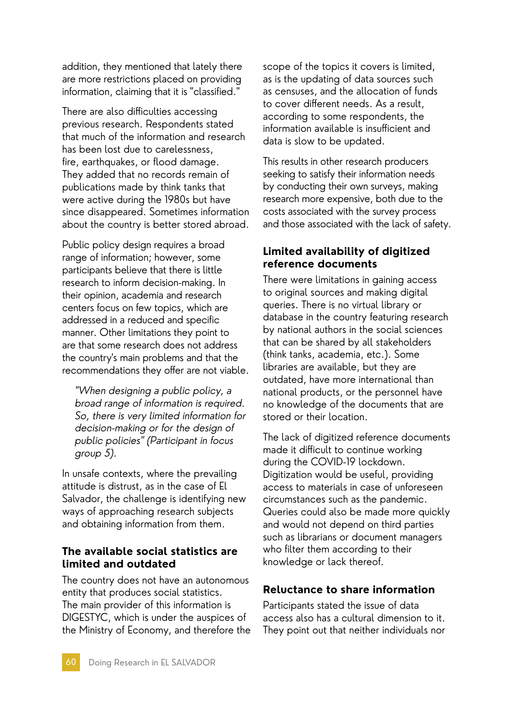addition, they mentioned that lately there are more restrictions placed on providing information, claiming that it is "classified."

There are also difficulties accessing previous research. Respondents stated that much of the information and research has been lost due to carelessness, fire, earthquakes, or flood damage. They added that no records remain of publications made by think tanks that were active during the 1980s but have since disappeared. Sometimes information about the country is better stored abroad.

Public policy design requires a broad range of information; however, some participants believe that there is little research to inform decision-making. In their opinion, academia and research centers focus on few topics, which are addressed in a reduced and specific manner. Other limitations they point to are that some research does not address the country's main problems and that the recommendations they offer are not viable.

> *"When designing a public policy, a broad range of information is required. So, there is very limited information for decision-making or for the design of public policies" (Participant in focus group 5).*

In unsafe contexts, where the prevailing attitude is distrust, as in the case of El Salvador, the challenge is identifying new ways of approaching research subjects and obtaining information from them.

## The available social statistics are limited and outdated

The country does not have an autonomous entity that produces social statistics. The main provider of this information is DIGESTYC, which is under the auspices of the Ministry of Economy, and therefore the scope of the topics it covers is limited, as is the updating of data sources such as censuses, and the allocation of funds to cover different needs. As a result, according to some respondents, the information available is insufficient and data is slow to be updated.

This results in other research producers seeking to satisfy their information needs by conducting their own surveys, making research more expensive, both due to the costs associated with the survey process and those associated with the lack of safety.

## Limited availability of digitized reference documents

There were limitations in gaining access to original sources and making digital queries. There is no virtual library or database in the country featuring research by national authors in the social sciences that can be shared by all stakeholders (think tanks, academia, etc.). Some libraries are available, but they are outdated, have more international than national products, or the personnel have no knowledge of the documents that are stored or their location.

The lack of digitized reference documents made it difficult to continue working during the COVID-19 lockdown. Digitization would be useful, providing access to materials in case of unforeseen circumstances such as the pandemic. Queries could also be made more quickly and would not depend on third parties such as librarians or document managers who filter them according to their knowledge or lack thereof.

## Reluctance to share information

Participants stated the issue of data access also has a cultural dimension to it. They point out that neither individuals nor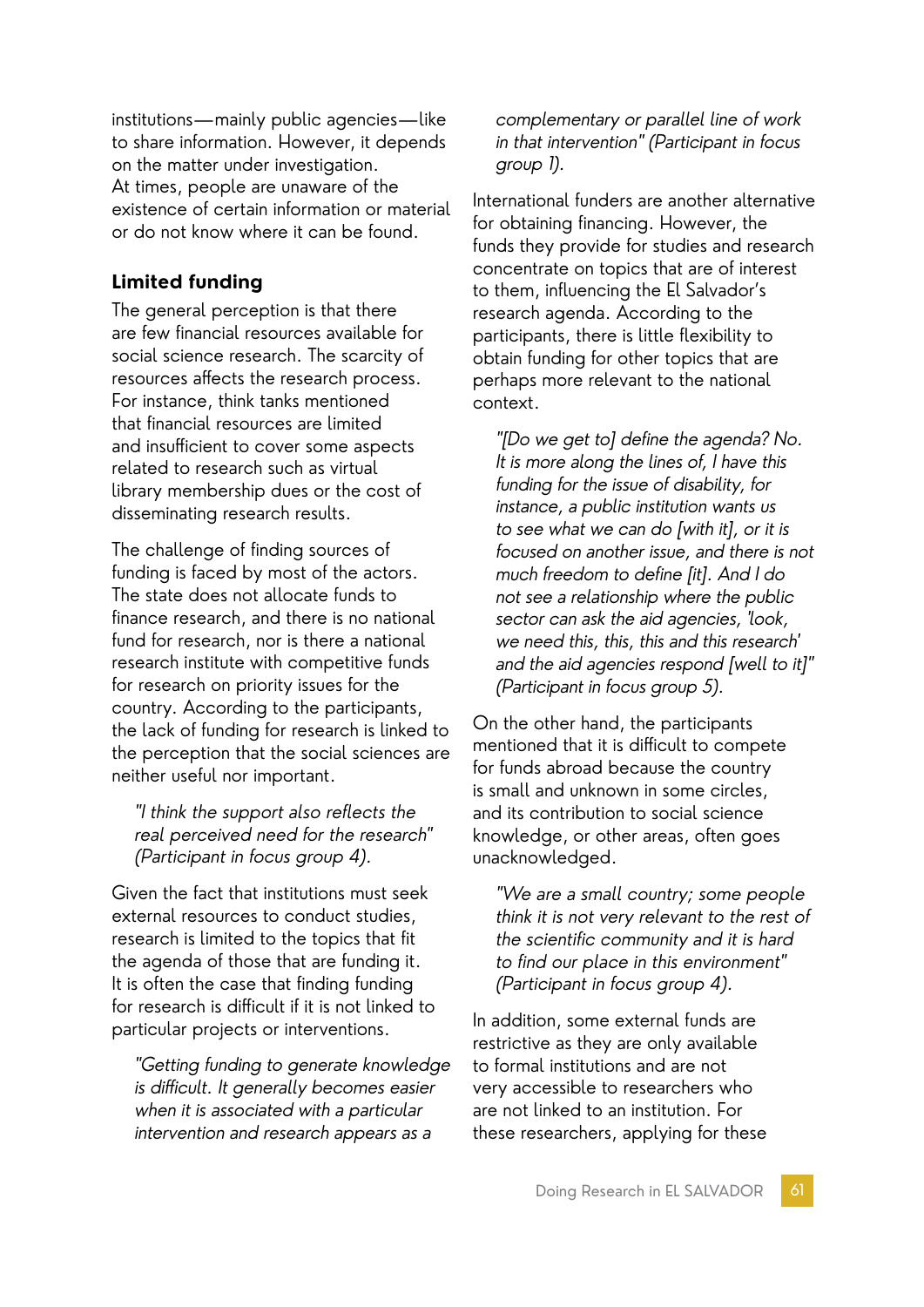institutions—mainly public agencies—like to share information. However, it depends on the matter under investigation. At times, people are unaware of the existence of certain information or material or do not know where it can be found.

## Limited funding

The general perception is that there are few financial resources available for social science research. The scarcity of resources affects the research process. For instance, think tanks mentioned that financial resources are limited and insufficient to cover some aspects related to research such as virtual library membership dues or the cost of disseminating research results.

The challenge of finding sources of funding is faced by most of the actors. The state does not allocate funds to finance research, and there is no national fund for research, nor is there a national research institute with competitive funds for research on priority issues for the country. According to the participants, the lack of funding for research is linked to the perception that the social sciences are neither useful nor important.

> *"I think the support also reflects the real perceived need for the research" (Participant in focus group 4).*

Given the fact that institutions must seek external resources to conduct studies, research is limited to the topics that fit the agenda of those that are funding it. It is often the case that finding funding for research is difficult if it is not linked to particular projects or interventions.

> *"Getting funding to generate knowledge is difficult. It generally becomes easier when it is associated with a particular intervention and research appears as a complementary or parallel line of work in that intervention" (Participant in focus group 1).*

International funders are another alternative for obtaining financing. However, the funds they provide for studies and research concentrate on topics that are of interest to them, influencing the El Salvador's research agenda. According to the participants, there is little flexibility to obtain funding for other topics that are perhaps more relevant to the national context.

> *"[Do we get to] define the agenda? No. It is more along the lines of, I have this funding for the issue of disability, for instance, a public institution wants us to see what we can do [with it], or it is focused on another issue, and there is not much freedom to define [it]. And I do not see a relationship where the public sector can ask the aid agencies, 'look, we need this, this, this and this research' and the aid agencies respond [well to it]" (Participant in focus group 5).*

On the other hand, the participants mentioned that it is difficult to compete for funds abroad because the country is small and unknown in some circles, and its contribution to social science knowledge, or other areas, often goes unacknowledged.

> *"We are a small country; some people think it is not very relevant to the rest of the scientific community and it is hard to find our place in this environment" (Participant in focus group 4).*

In addition, some external funds are restrictive as they are only available to formal institutions and are not very accessible to researchers who are not linked to an institution. For these researchers, applying for these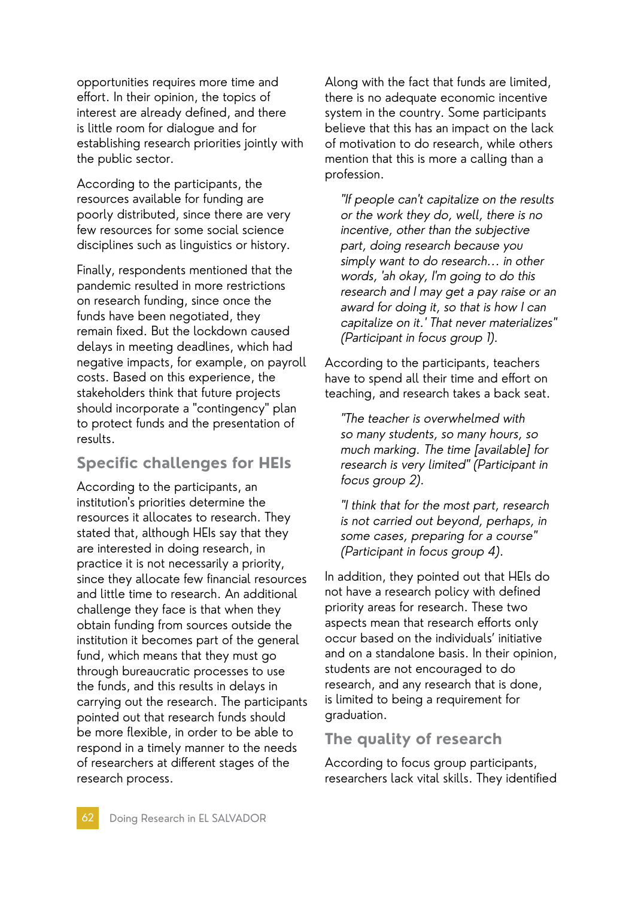opportunities requires more time and effort. In their opinion, the topics of interest are already defined, and there is little room for dialogue and for establishing research priorities jointly with the public sector.

According to the participants, the resources available for funding are poorly distributed, since there are very few resources for some social science disciplines such as linguistics or history.

Finally, respondents mentioned that the pandemic resulted in more restrictions on research funding, since once the funds have been negotiated, they remain fixed. But the lockdown caused delays in meeting deadlines, which had negative impacts, for example, on payroll costs. Based on this experience, the stakeholders think that future projects should incorporate a "contingency" plan to protect funds and the presentation of results.

## Specific challenges for HEIs

According to the participants, an institution's priorities determine the resources it allocates to research. They stated that, although HEIs say that they are interested in doing research, in practice it is not necessarily a priority, since they allocate few financial resources and little time to research. An additional challenge they face is that when they obtain funding from sources outside the institution it becomes part of the general fund, which means that they must go through bureaucratic processes to use the funds, and this results in delays in carrying out the research. The participants pointed out that research funds should be more flexible, in order to be able to respond in a timely manner to the needs of researchers at different stages of the research process.

Along with the fact that funds are limited, there is no adequate economic incentive system in the country. Some participants believe that this has an impact on the lack of motivation to do research, while others mention that this is more a calling than a profession.

> *"If people can't capitalize on the results or the work they do, well, there is no incentive, other than the subjective part, doing research because you simply want to do research… in other words, 'ah okay, I'm going to do this research and I may get a pay raise or an award for doing it, so that is how I can capitalize on it.' That never materializes" (Participant in focus group 1).*

According to the participants, teachers have to spend all their time and effort on teaching, and research takes a back seat.

> *"The teacher is overwhelmed with so many students, so many hours, so much marking. The time [available] for research is very limited" (Participant in focus group 2).*

> *"I think that for the most part, research is not carried out beyond, perhaps, in some cases, preparing for a course" (Participant in focus group 4).*

In addition, they pointed out that HEIs do not have a research policy with defined priority areas for research. These two aspects mean that research efforts only occur based on the individuals' initiative and on a standalone basis. In their opinion, students are not encouraged to do research, and any research that is done, is limited to being a requirement for graduation.

## The quality of research

According to focus group participants, researchers lack vital skills. They identified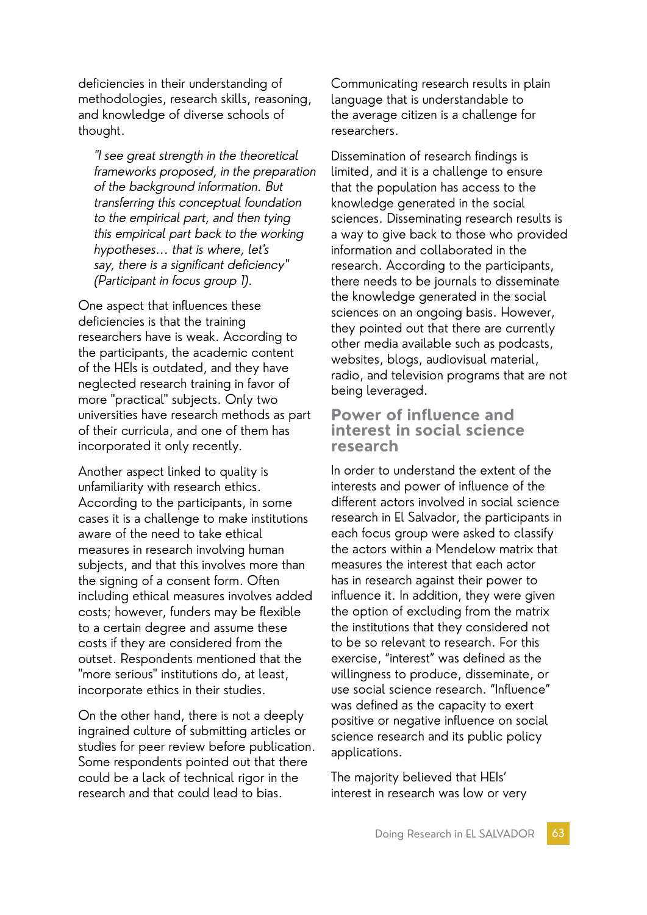deficiencies in their understanding of methodologies, research skills, reasoning, and knowledge of diverse schools of thought.

> *"I see great strength in the theoretical frameworks proposed, in the preparation of the background information. But transferring this conceptual foundation to the empirical part, and then tying this empirical part back to the working hypotheses… that is where, let's say, there is a significant deficiency" (Participant in focus group 1).*

One aspect that influences these deficiencies is that the training researchers have is weak. According to the participants, the academic content of the HEIs is outdated, and they have neglected research training in favor of more "practical" subjects. Only two universities have research methods as part of their curricula, and one of them has incorporated it only recently.

Another aspect linked to quality is unfamiliarity with research ethics. According to the participants, in some cases it is a challenge to make institutions aware of the need to take ethical measures in research involving human subjects, and that this involves more than the signing of a consent form. Often including ethical measures involves added costs; however, funders may be flexible to a certain degree and assume these costs if they are considered from the outset. Respondents mentioned that the "more serious" institutions do, at least, incorporate ethics in their studies.

On the other hand, there is not a deeply ingrained culture of submitting articles or studies for peer review before publication. Some respondents pointed out that there could be a lack of technical rigor in the research and that could lead to bias.

Communicating research results in plain language that is understandable to the average citizen is a challenge for researchers.

Dissemination of research findings is limited, and it is a challenge to ensure that the population has access to the knowledge generated in the social sciences. Disseminating research results is a way to give back to those who provided information and collaborated in the research. According to the participants, there needs to be journals to disseminate the knowledge generated in the social sciences on an ongoing basis. However, they pointed out that there are currently other media available such as podcasts, websites, blogs, audiovisual material, radio, and television programs that are not being leveraged.

## Power of influence and interest in social science research

In order to understand the extent of the interests and power of influence of the different actors involved in social science research in El Salvador, the participants in each focus group were asked to classify the actors within a Mendelow matrix that measures the interest that each actor has in research against their power to influence it. In addition, they were given the option of excluding from the matrix the institutions that they considered not to be so relevant to research. For this exercise, "interest" was defined as the willingness to produce, disseminate, or use social science research. "Influence" was defined as the capacity to exert positive or negative influence on social science research and its public policy applications.

The majority believed that HEIs' interest in research was low or very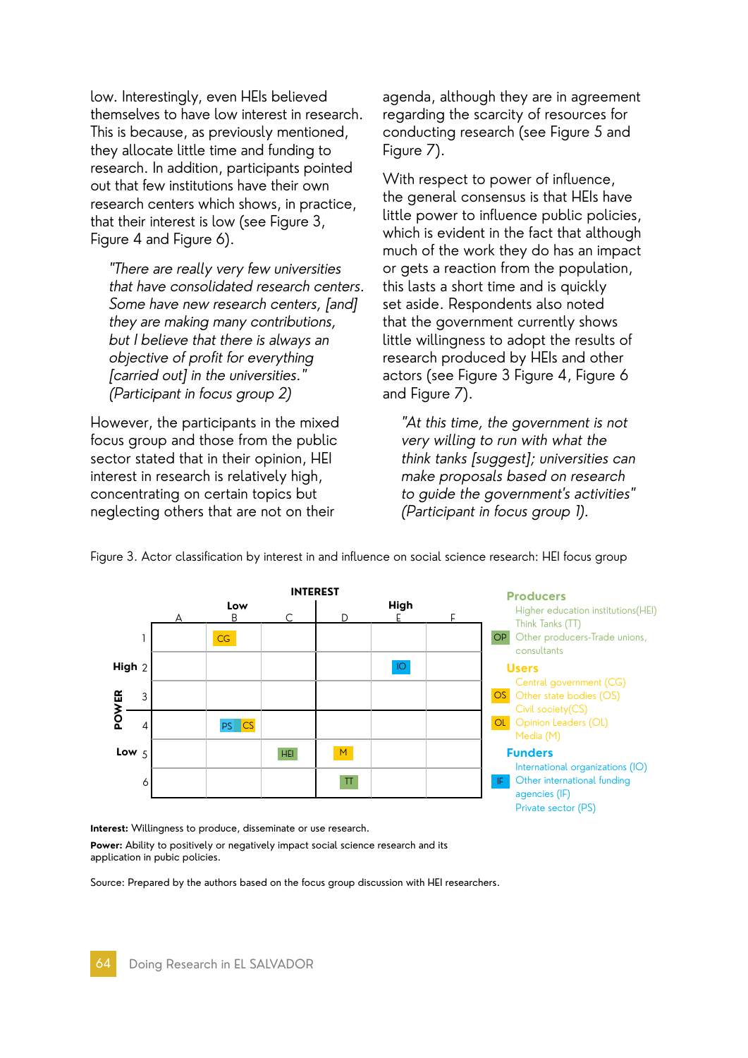low. Interestingly, even HEIs believed themselves to have low interest in research. This is because, as previously mentioned, they allocate little time and funding to research. In addition, participants pointed out that few institutions have their own research centers which shows, in practice, that their interest is low (see Figure 3, Figure 4 and Figure 6).

> *"There are really very few universities that have consolidated research centers. Some have new research centers, [and] they are making many contributions, but I believe that there is always an objective of profit for everything [carried out] in the universities." (Participant in focus group 2)*

However, the participants in the mixed focus group and those from the public sector stated that in their opinion, HEI interest in research is relatively high, concentrating on certain topics but neglecting others that are not on their agenda, although they are in agreement regarding the scarcity of resources for conducting research (see Figure 5 and Figure 7).

With respect to power of influence, the general consensus is that HEIs have little power to influence public policies, which is evident in the fact that although much of the work they do has an impact or gets a reaction from the population, this lasts a short time and is quickly set aside. Respondents also noted that the government currently shows little willingness to adopt the results of research produced by HEIs and other actors (see Figure 3 Figure 4, Figure 6 and Figure 7).

> *"At this time, the government is not very willing to run with what the think tanks [suggest]; universities can make proposals based on research to guide the government's activities" (Participant in focus group 1).*

Figure 3. Actor classification by interest in and influence on social science research: HEI focus group

| POWER | A (Low interest) | B (Low interest) | C (Low interest) | D (High interest) | E (High interest) | F (High interest) |
|---|---|---|---|---|---|---|
| 1 (High) | | CG | | | | |
| 2 (High) | | | | | IO | |
| 3 | | | | | | |
| 4 | | PS, CS | | | | |
| 5 (Low) | | | HEI | M | | |
| 6 (Low) | | | | TT | | |

**Producers**
- Higher education institutions(HEI)
- Think Tanks (TT)
- OP Other producers-Trade unions, consultants

**Users**
- Central government (CG)
- OS Other state bodies (OS)
- Civil society(CS)
- OL Opinion Leaders (OL)
- Media (M)

**Funders**
- International organizations (IO)
- IF Other international funding agencies (IF)
- Private sector (PS)

**Interest:** Willingness to produce, disseminate or use research.

**Power:** Ability to positively or negatively impact social science research and its application in pubic policies.

Source: Prepared by the authors based on the focus group discussion with HEI researchers.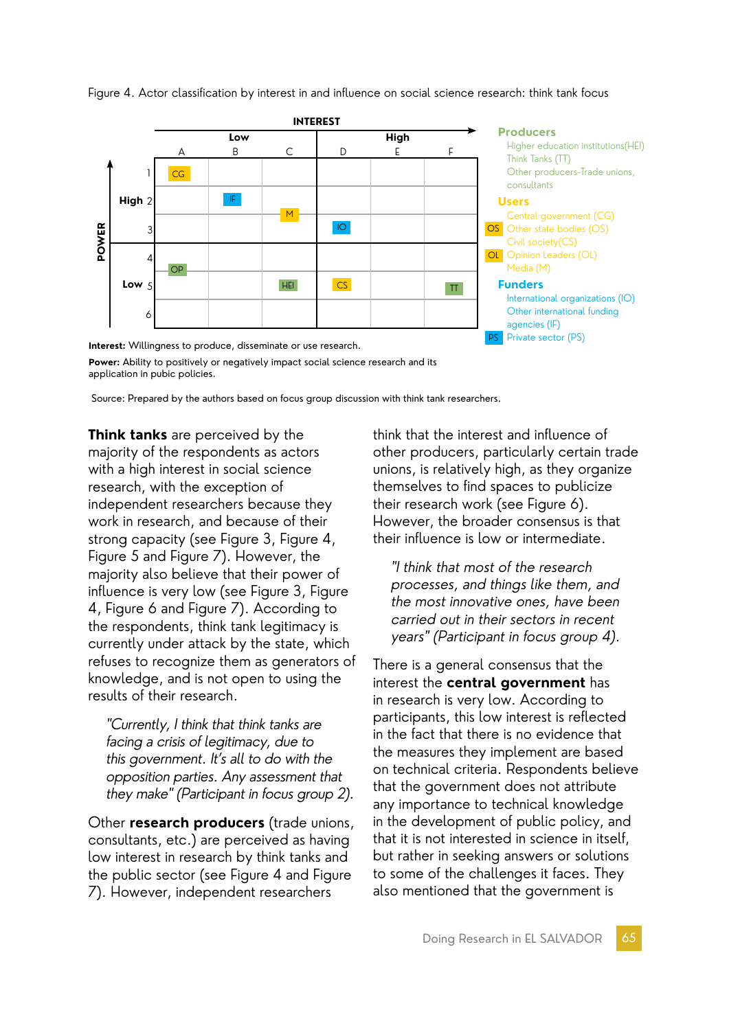Figure 4. Actor classification by interest in and influence on social science research: think tank focus

**INTEREST** (Low: A, B, C; High: D, E, F) / **POWER** (High: 1, 2, 3; Low: 4, 5, 6)

| POWER | A | B | C | D | E | F |
|---|---|---|---|---|---|---|
| 1 | CG | | | | | |
| High 2 | | IF | M | | | |
| 3 | | | | IO | | |
| 4 | OP | | | | | |
| Low 5 | | | HEI | CS | | TT |
| 6 | | | | | | |

**Producers**
- Higher education institutions(HEI)
- Think Tanks (TT)
- Other producers-Trade unions, consultants

**Users**
- Central government (CG)
- Other state bodies (OS)
- Civil society(CS)
- Opinion Leaders (OL)
- Media (M)

**Funders**
- International organizations (IO)
- Other international funding agencies (IF)
- Private sector (PS)

**Interest:** Willingness to produce, disseminate or use research.

**Power:** Ability to positively or negatively impact social science research and its application in pubic policies.

Source: Prepared by the authors based on focus group discussion with think tank researchers.

**Think tanks** are perceived by the majority of the respondents as actors with a high interest in social science research, with the exception of independent researchers because they work in research, and because of their strong capacity (see Figure 3, Figure 4, Figure 5 and Figure 7). However, the majority also believe that their power of influence is very low (see Figure 3, Figure 4, Figure 6 and Figure 7). According to the respondents, think tank legitimacy is currently under attack by the state, which refuses to recognize them as generators of knowledge, and is not open to using the results of their research.

> *"Currently, I think that think tanks are facing a crisis of legitimacy, due to this government. It's all to do with the opposition parties. Any assessment that they make" (Participant in focus group 2).*

Other **research producers** (trade unions, consultants, etc.) are perceived as having low interest in research by think tanks and the public sector (see Figure 4 and Figure 7). However, independent researchers think that the interest and influence of other producers, particularly certain trade unions, is relatively high, as they organize themselves to find spaces to publicize their research work (see Figure 6). However, the broader consensus is that their influence is low or intermediate.

> *"I think that most of the research processes, and things like them, and the most innovative ones, have been carried out in their sectors in recent years" (Participant in focus group 4).*

There is a general consensus that the interest the **central government** has in research is very low. According to participants, this low interest is reflected in the fact that there is no evidence that the measures they implement are based on technical criteria. Respondents believe that the government does not attribute any importance to technical knowledge in the development of public policy, and that it is not interested in science in itself, but rather in seeking answers or solutions to some of the challenges it faces. They also mentioned that the government is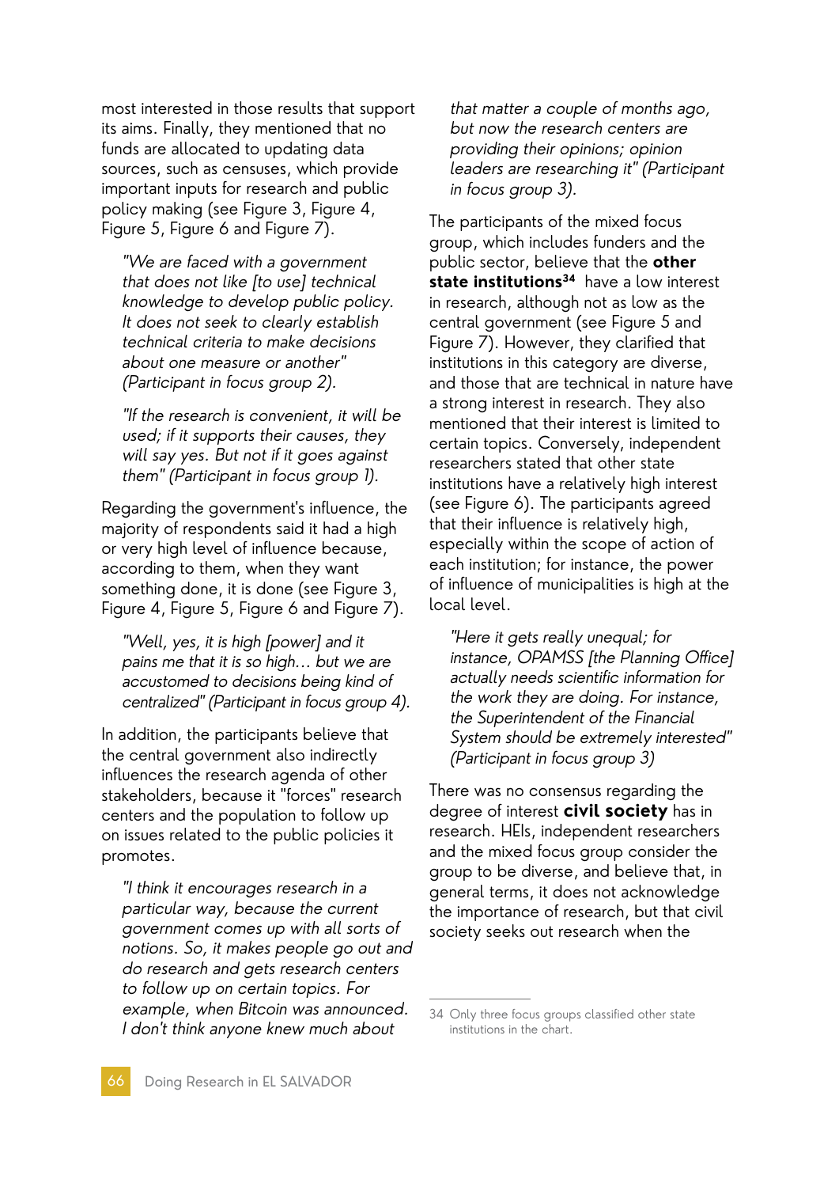most interested in those results that support its aims. Finally, they mentioned that no funds are allocated to updating data sources, such as censuses, which provide important inputs for research and public policy making (see Figure 3, Figure 4, Figure 5, Figure 6 and Figure 7).

> *"We are faced with a government that does not like [to use] technical knowledge to develop public policy. It does not seek to clearly establish technical criteria to make decisions about one measure or another" (Participant in focus group 2).*

> *"If the research is convenient, it will be used; if it supports their causes, they will say yes. But not if it goes against them" (Participant in focus group 1).*

Regarding the government's influence, the majority of respondents said it had a high or very high level of influence because, according to them, when they want something done, it is done (see Figure 3, Figure 4, Figure 5, Figure 6 and Figure 7).

> *"Well, yes, it is high [power] and it pains me that it is so high… but we are accustomed to decisions being kind of centralized" (Participant in focus group 4).*

In addition, the participants believe that the central government also indirectly influences the research agenda of other stakeholders, because it "forces" research centers and the population to follow up on issues related to the public policies it promotes.

> *"I think it encourages research in a particular way, because the current government comes up with all sorts of notions. So, it makes people go out and do research and gets research centers to follow up on certain topics. For example, when Bitcoin was announced. I don't think anyone knew much about that matter a couple of months ago, but now the research centers are providing their opinions; opinion leaders are researching it" (Participant in focus group 3).*

The participants of the mixed focus group, which includes funders and the public sector, believe that the **other state institutions**[34] have a low interest in research, although not as low as the central government (see Figure 5 and Figure 7). However, they clarified that institutions in this category are diverse, and those that are technical in nature have a strong interest in research. They also mentioned that their interest is limited to certain topics. Conversely, independent researchers stated that other state institutions have a relatively high interest (see Figure 6). The participants agreed that their influence is relatively high, especially within the scope of action of each institution; for instance, the power of influence of municipalities is high at the local level.

> *"Here it gets really unequal; for instance, OPAMSS [the Planning Office] actually needs scientific information for the work they are doing. For instance, the Superintendent of the Financial System should be extremely interested" (Participant in focus group 3)*

There was no consensus regarding the degree of interest **civil society** has in research. HEIs, independent researchers and the mixed focus group consider the group to be diverse, and believe that, in general terms, it does not acknowledge the importance of research, but that civil society seeks out research when the

---

34 Only three focus groups classified other state institutions in the chart.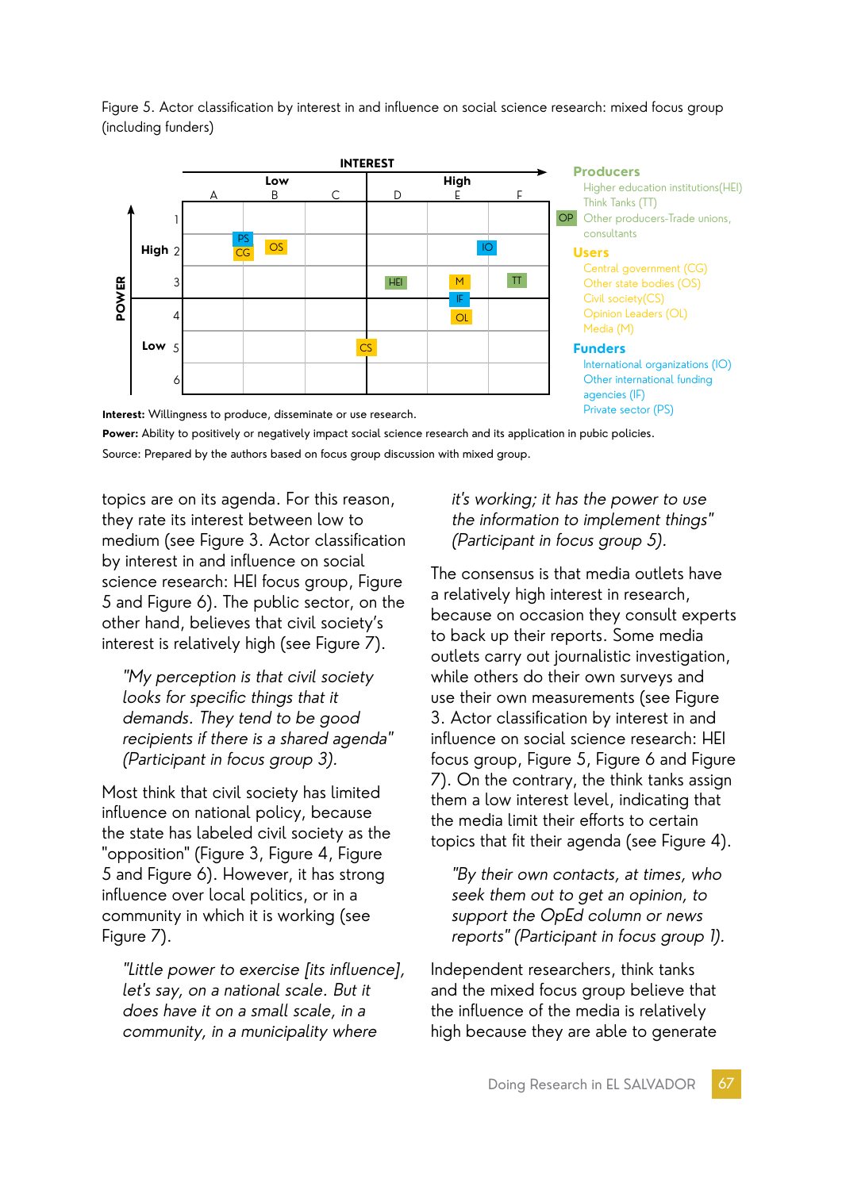Figure 5. Actor classification by interest in and influence on social science research: mixed focus group (including funders)

| POWER | | INTEREST: Low A | Low B | Low C | High D | High E | High F |
|---|---|---|---|---|---|---|---|
| High | 1 | | | | | | |
| | 2 | | PS, CG | OS | | IO | |
| | 3 | | | | HEI | M, IF | TT |
| Low | 4 | | | | | OL | |
| | 5 | | | CS | | | |
| | 6 | | | | | | |

**Producers**
- Higher education institutions(HEI)
- Think Tanks (TT)
- OP Other producers-Trade unions, consultants

**Users**
- Central government (CG)
- Other state bodies (OS)
- Civil society(CS)
- Opinion Leaders (OL)
- Media (M)

**Funders**
- International organizations (IO)
- Other international funding agencies (IF)
- Private sector (PS)

**Interest:** Willingness to produce, disseminate or use research.

**Power:** Ability to positively or negatively impact social science research and its application in pubic policies.

Source: Prepared by the authors based on focus group discussion with mixed group.

topics are on its agenda. For this reason, they rate its interest between low to medium (see Figure 3. Actor classification by interest in and influence on social science research: HEI focus group, Figure 5 and Figure 6). The public sector, on the other hand, believes that civil society's interest is relatively high (see Figure 7).

> *"My perception is that civil society looks for specific things that it demands. They tend to be good recipients if there is a shared agenda" (Participant in focus group 3).*

Most think that civil society has limited influence on national policy, because the state has labeled civil society as the "opposition" (Figure 3, Figure 4, Figure 5 and Figure 6). However, it has strong influence over local politics, or in a community in which it is working (see Figure 7).

> *"Little power to exercise [its influence], let's say, on a national scale. But it does have it on a small scale, in a community, in a municipality where it's working; it has the power to use the information to implement things" (Participant in focus group 5).*

The consensus is that media outlets have a relatively high interest in research, because on occasion they consult experts to back up their reports. Some media outlets carry out journalistic investigation, while others do their own surveys and use their own measurements (see Figure 3. Actor classification by interest in and influence on social science research: HEI focus group, Figure 5, Figure 6 and Figure 7). On the contrary, the think tanks assign them a low interest level, indicating that the media limit their efforts to certain topics that fit their agenda (see Figure 4).

> *"By their own contacts, at times, who seek them out to get an opinion, to support the OpEd column or news reports" (Participant in focus group 1).*

Independent researchers, think tanks and the mixed focus group believe that the influence of the media is relatively high because they are able to generate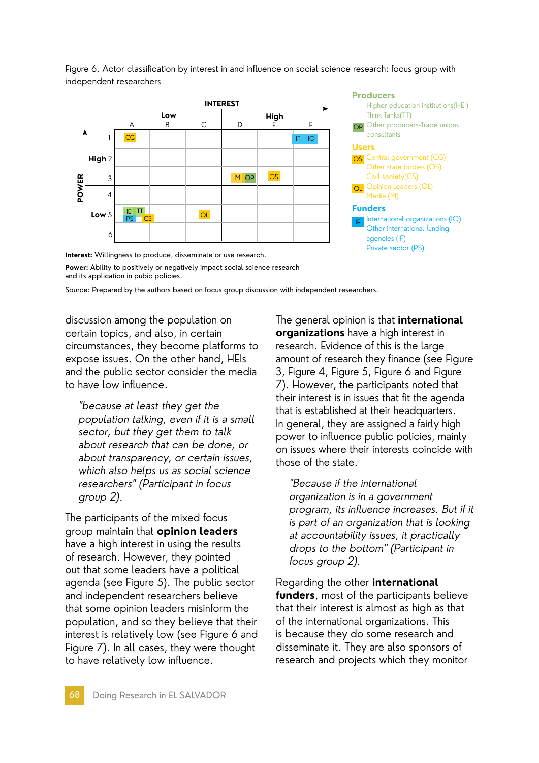Figure 6. Actor classification by interest in and influence on social science research: focus group with independent researchers

| POWER \ INTEREST | A (Low) | B (Low) | C (Low) | D (High) | E (High) | F (High) |
|---|---|---|---|---|---|---|
| 1 | CG | | | | | IF IO |
| High 2 | | | | | | |
| 3 | | | | M OP | OS | |
| 4 | | | | | | |
| Low 5 | HEI TT PS CS | | OL | | | |
| 6 | | | | | | |

**Producers**
- Higher education institutions(HEI)
- Think Tanks(TT)
- OP Other producers-Trade unions, consultants

**Users**
- OS Central government (CG)
- Other state bodies (OS)
- Civil society(CS)
- OL Opinion Leaders (OL)
- Media (M)

**Funders**
- IF International organizations (IO)
- Other international funding agencies (IF)
- Private sector (PS)

**Interest:** Willingness to produce, disseminate or use research.

**Power:** Ability to positively or negatively impact social science research and its application in pubic policies.

Source: Prepared by the authors based on focus group discussion with independent researchers.

discussion among the population on certain topics, and also, in certain circumstances, they become platforms to expose issues. On the other hand, HEIs and the public sector consider the media to have low influence.

> *"because at least they get the population talking, even if it is a small sector, but they get them to talk about research that can be done, or about transparency, or certain issues, which also helps us as social science researchers" (Participant in focus group 2).*

The participants of the mixed focus group maintain that **opinion leaders** have a high interest in using the results of research. However, they pointed out that some leaders have a political agenda (see Figure 5). The public sector and independent researchers believe that some opinion leaders misinform the population, and so they believe that their interest is relatively low (see Figure 6 and Figure 7). In all cases, they were thought to have relatively low influence.

The general opinion is that **international organizations** have a high interest in research. Evidence of this is the large amount of research they finance (see Figure 3, Figure 4, Figure 5, Figure 6 and Figure 7). However, the participants noted that their interest is in issues that fit the agenda that is established at their headquarters. In general, they are assigned a fairly high power to influence public policies, mainly on issues where their interests coincide with those of the state.

> *"Because if the international organization is in a government program, its influence increases. But if it is part of an organization that is looking at accountability issues, it practically drops to the bottom" (Participant in focus group 2).*

Regarding the other **international funders**, most of the participants believe that their interest is almost as high as that of the international organizations. This is because they do some research and disseminate it. They are also sponsors of research and projects which they monitor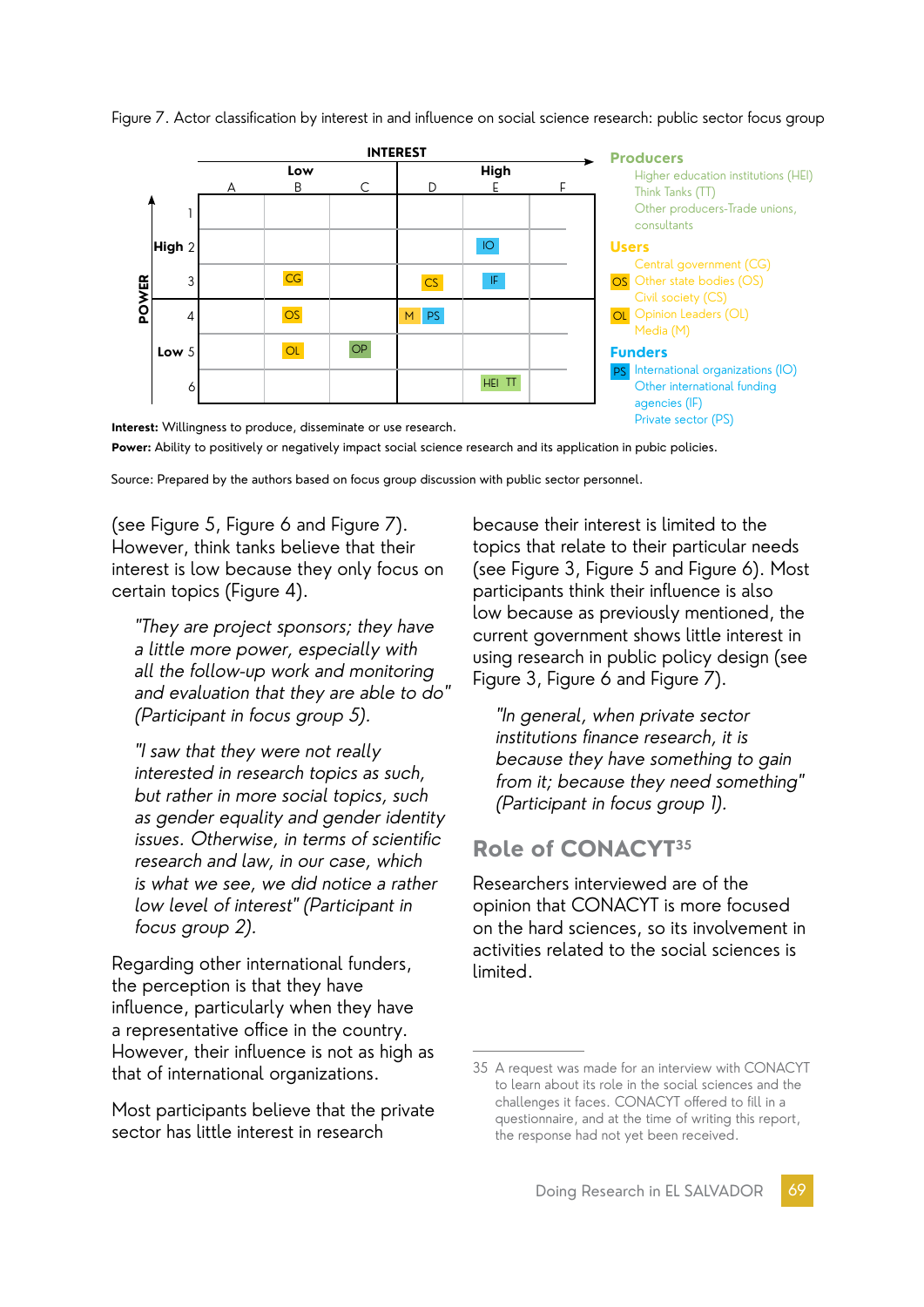Figure 7. Actor classification by interest in and influence on social science research: public sector focus group

| POWER | | INTEREST: Low A | Low B | Low C | High D | High E | High F |
|---|---|---|---|---|---|---|---|
| High | 1 | | | | | | |
| | 2 | | | | | IO | |
| | 3 | | CG | | CS | IF | |
| Low | 4 | | OS | | M PS | | |
| | 5 | | OL | OP | | | |
| | 6 | | | | | HEI TT | |

**Producers**
- Higher education institutions (HEI)
- Think Tanks (TT)
- Other producers-Trade unions, consultants

**Users**
- Central government (CG)
- Other state bodies (OS)
- Civil society (CS)
- Opinion Leaders (OL)
- Media (M)

**Funders**
- International organizations (IO)
- Other international funding agencies (IF)
- Private sector (PS)

**Interest:** Willingness to produce, disseminate or use research.

**Power:** Ability to positively or negatively impact social science research and its application in pubic policies.

Source: Prepared by the authors based on focus group discussion with public sector personnel.

(see Figure 5, Figure 6 and Figure 7). However, think tanks believe that their interest is low because they only focus on certain topics (Figure 4).

> *"They are project sponsors; they have a little more power, especially with all the follow-up work and monitoring and evaluation that they are able to do" (Participant in focus group 5).*

> *"I saw that they were not really interested in research topics as such, but rather in more social topics, such as gender equality and gender identity issues. Otherwise, in terms of scientific research and law, in our case, which is what we see, we did notice a rather low level of interest" (Participant in focus group 2).*

Regarding other international funders, the perception is that they have influence, particularly when they have a representative office in the country. However, their influence is not as high as that of international organizations.

Most participants believe that the private sector has little interest in research because their interest is limited to the topics that relate to their particular needs (see Figure 3, Figure 5 and Figure 6). Most participants think their influence is also low because as previously mentioned, the current government shows little interest in using research in public policy design (see Figure 3, Figure 6 and Figure 7).

> *"In general, when private sector institutions finance research, it is because they have something to gain from it; because they need something" (Participant in focus group 1).*

## Role of CONACYT[35]

Researchers interviewed are of the opinion that CONACYT is more focused on the hard sciences, so its involvement in activities related to the social sciences is limited.

---

35 A request was made for an interview with CONACYT to learn about its role in the social sciences and the challenges it faces. CONACYT offered to fill in a questionnaire, and at the time of writing this report, the response had not yet been received.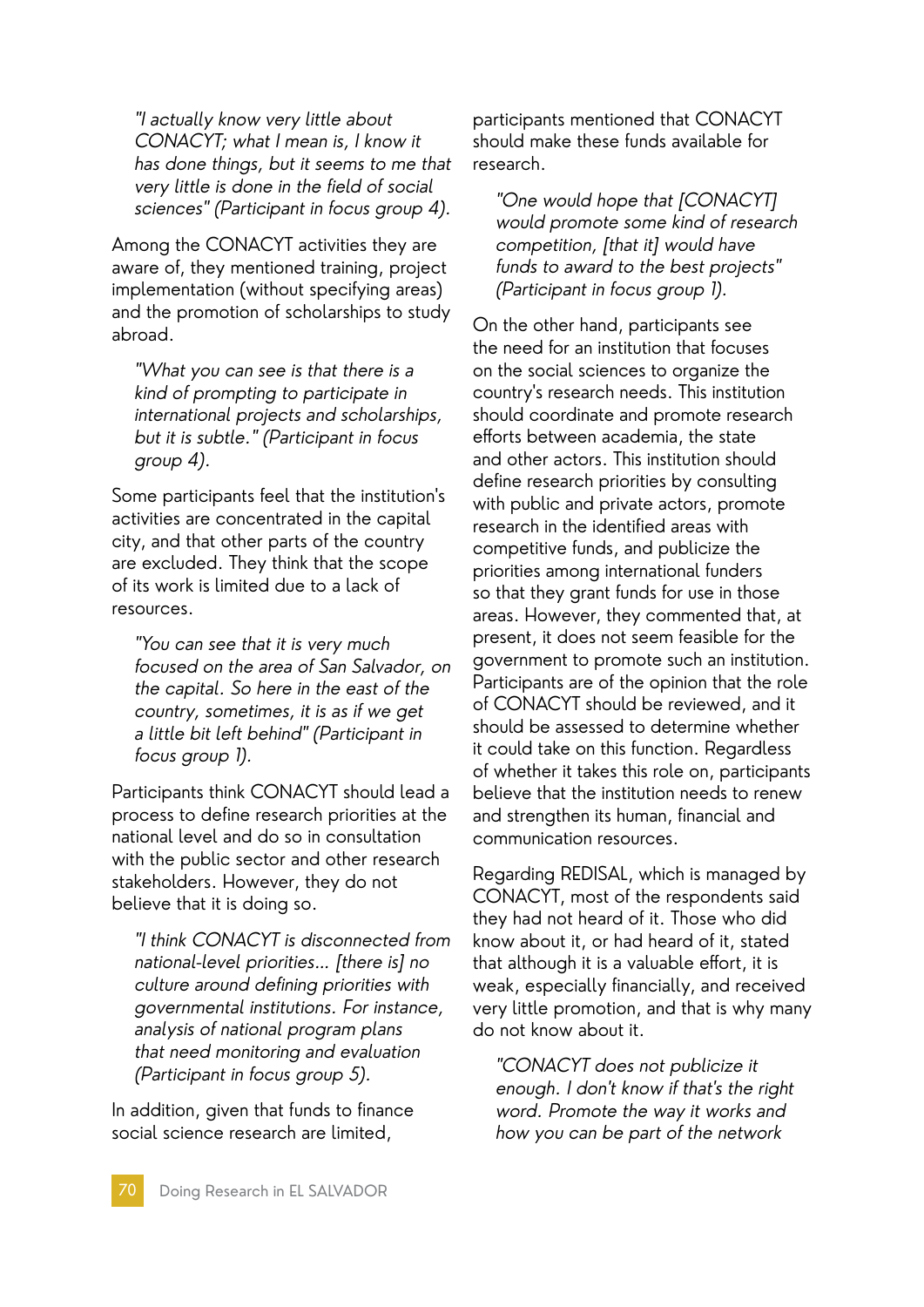*"I actually know very little about CONACYT; what I mean is, I know it has done things, but it seems to me that very little is done in the field of social sciences" (Participant in focus group 4).*

Among the CONACYT activities they are aware of, they mentioned training, project implementation (without specifying areas) and the promotion of scholarships to study abroad.

*"What you can see is that there is a kind of prompting to participate in international projects and scholarships, but it is subtle." (Participant in focus group 4).*

Some participants feel that the institution's activities are concentrated in the capital city, and that other parts of the country are excluded. They think that the scope of its work is limited due to a lack of resources.

*"You can see that it is very much focused on the area of San Salvador, on the capital. So here in the east of the country, sometimes, it is as if we get a little bit left behind" (Participant in focus group 1).*

Participants think CONACYT should lead a process to define research priorities at the national level and do so in consultation with the public sector and other research stakeholders. However, they do not believe that it is doing so.

*"I think CONACYT is disconnected from national-level priorities... [there is] no culture around defining priorities with governmental institutions. For instance, analysis of national program plans that need monitoring and evaluation (Participant in focus group 5).*

In addition, given that funds to finance social science research are limited, participants mentioned that CONACYT should make these funds available for research.

*"One would hope that [CONACYT] would promote some kind of research competition, [that it] would have funds to award to the best projects" (Participant in focus group 1).*

On the other hand, participants see the need for an institution that focuses on the social sciences to organize the country's research needs. This institution should coordinate and promote research efforts between academia, the state and other actors. This institution should define research priorities by consulting with public and private actors, promote research in the identified areas with competitive funds, and publicize the priorities among international funders so that they grant funds for use in those areas. However, they commented that, at present, it does not seem feasible for the government to promote such an institution. Participants are of the opinion that the role of CONACYT should be reviewed, and it should be assessed to determine whether it could take on this function. Regardless of whether it takes this role on, participants believe that the institution needs to renew and strengthen its human, financial and communication resources.

Regarding REDISAL, which is managed by CONACYT, most of the respondents said they had not heard of it. Those who did know about it, or had heard of it, stated that although it is a valuable effort, it is weak, especially financially, and received very little promotion, and that is why many do not know about it.

*"CONACYT does not publicize it enough. I don't know if that's the right word. Promote the way it works and how you can be part of the network*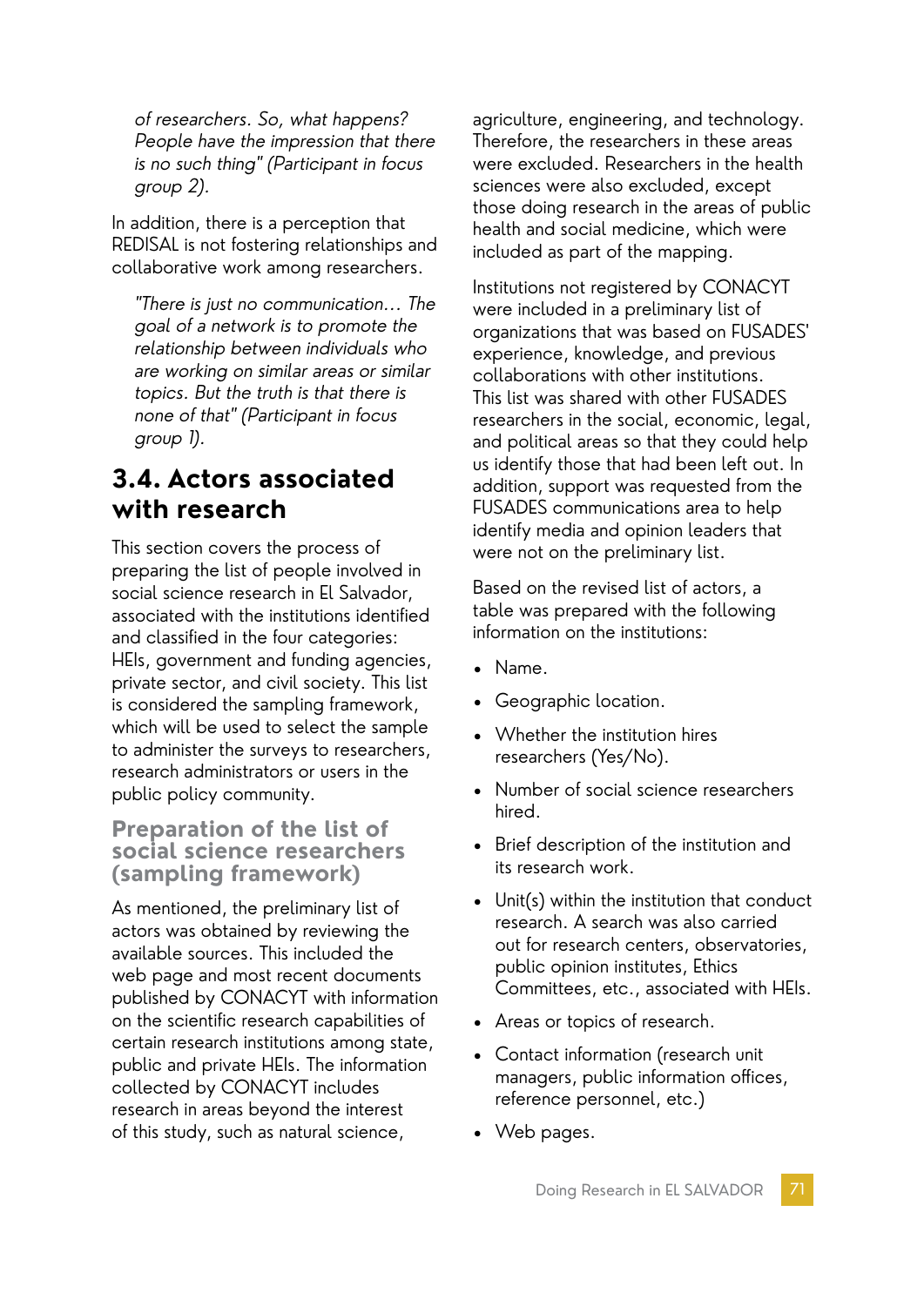*of researchers. So, what happens? People have the impression that there is no such thing" (Participant in focus group 2).*

In addition, there is a perception that REDISAL is not fostering relationships and collaborative work among researchers.

*"There is just no communication… The goal of a network is to promote the relationship between individuals who are working on similar areas or similar topics. But the truth is that there is none of that" (Participant in focus group 1).*

## 3.4. Actors associated with research

This section covers the process of preparing the list of people involved in social science research in El Salvador, associated with the institutions identified and classified in the four categories: HEIs, government and funding agencies, private sector, and civil society. This list is considered the sampling framework, which will be used to select the sample to administer the surveys to researchers, research administrators or users in the public policy community.

### Preparation of the list of social science researchers (sampling framework)

As mentioned, the preliminary list of actors was obtained by reviewing the available sources. This included the web page and most recent documents published by CONACYT with information on the scientific research capabilities of certain research institutions among state, public and private HEIs. The information collected by CONACYT includes research in areas beyond the interest of this study, such as natural science, agriculture, engineering, and technology. Therefore, the researchers in these areas were excluded. Researchers in the health sciences were also excluded, except those doing research in the areas of public health and social medicine, which were included as part of the mapping.

Institutions not registered by CONACYT were included in a preliminary list of organizations that was based on FUSADES' experience, knowledge, and previous collaborations with other institutions. This list was shared with other FUSADES researchers in the social, economic, legal, and political areas so that they could help us identify those that had been left out. In addition, support was requested from the FUSADES communications area to help identify media and opinion leaders that were not on the preliminary list.

Based on the revised list of actors, a table was prepared with the following information on the institutions:

- Name.
- Geographic location.
- Whether the institution hires researchers (Yes/No).
- Number of social science researchers hired.
- Brief description of the institution and its research work.
- Unit(s) within the institution that conduct research. A search was also carried out for research centers, observatories, public opinion institutes, Ethics Committees, etc., associated with HEIs.
- Areas or topics of research.
- Contact information (research unit managers, public information offices, reference personnel, etc.)
- Web pages.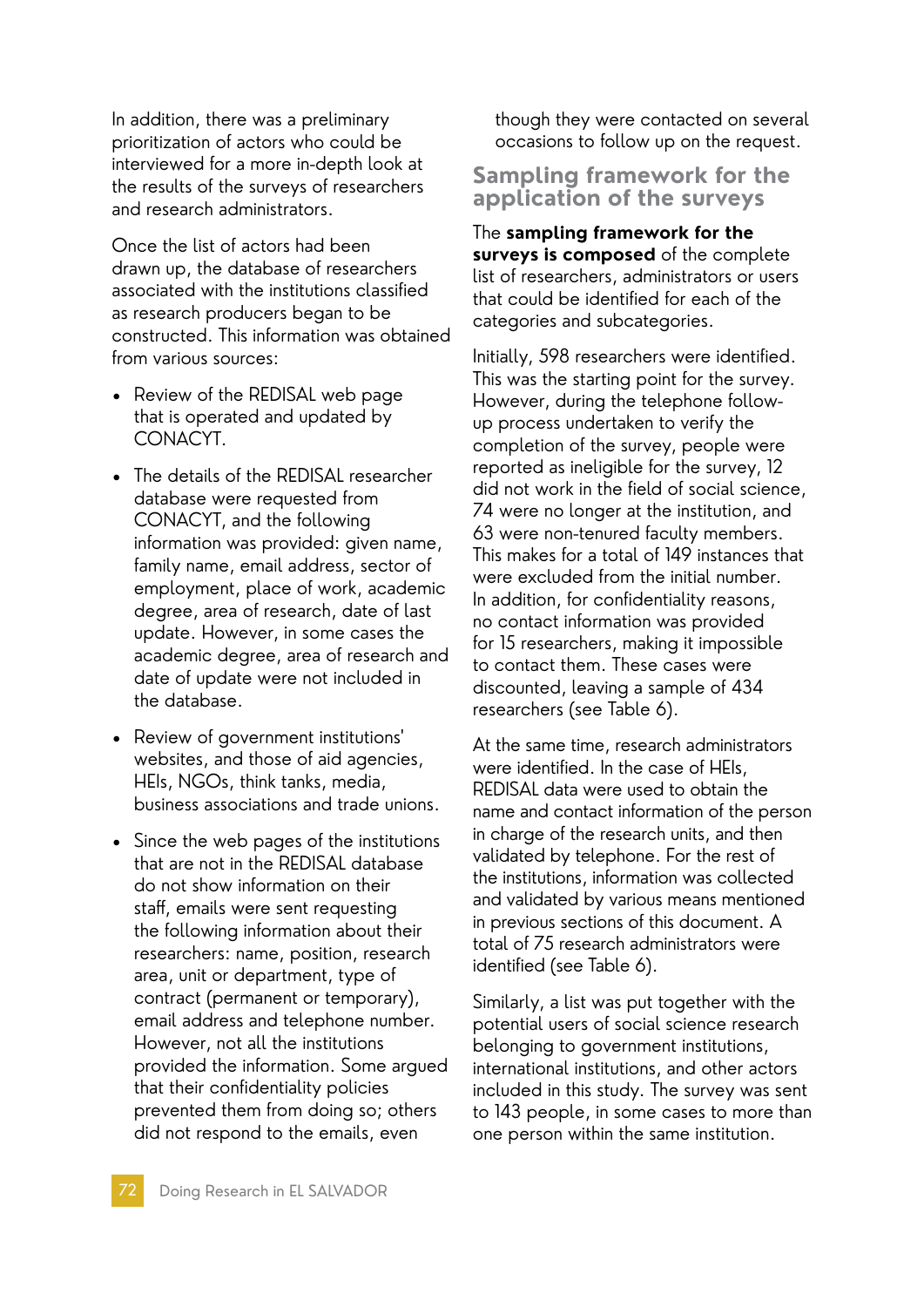In addition, there was a preliminary prioritization of actors who could be interviewed for a more in-depth look at the results of the surveys of researchers and research administrators.

Once the list of actors had been drawn up, the database of researchers associated with the institutions classified as research producers began to be constructed. This information was obtained from various sources:

- Review of the REDISAL web page that is operated and updated by CONACYT.
- The details of the REDISAL researcher database were requested from CONACYT, and the following information was provided: given name, family name, email address, sector of employment, place of work, academic degree, area of research, date of last update. However, in some cases the academic degree, area of research and date of update were not included in the database.
- Review of government institutions' websites, and those of aid agencies, HEIs, NGOs, think tanks, media, business associations and trade unions.
- Since the web pages of the institutions that are not in the REDISAL database do not show information on their staff, emails were sent requesting the following information about their researchers: name, position, research area, unit or department, type of contract (permanent or temporary), email address and telephone number. However, not all the institutions provided the information. Some argued that their confidentiality policies prevented them from doing so; others did not respond to the emails, even though they were contacted on several occasions to follow up on the request.

## Sampling framework for the application of the surveys

The **sampling framework for the surveys is composed** of the complete list of researchers, administrators or users that could be identified for each of the categories and subcategories.

Initially, 598 researchers were identified. This was the starting point for the survey. However, during the telephone follow-up process undertaken to verify the completion of the survey, people were reported as ineligible for the survey, 12 did not work in the field of social science, 74 were no longer at the institution, and 63 were non-tenured faculty members. This makes for a total of 149 instances that were excluded from the initial number. In addition, for confidentiality reasons, no contact information was provided for 15 researchers, making it impossible to contact them. These cases were discounted, leaving a sample of 434 researchers (see Table 6).

At the same time, research administrators were identified. In the case of HEIs, REDISAL data were used to obtain the name and contact information of the person in charge of the research units, and then validated by telephone. For the rest of the institutions, information was collected and validated by various means mentioned in previous sections of this document. A total of 75 research administrators were identified (see Table 6).

Similarly, a list was put together with the potential users of social science research belonging to government institutions, international institutions, and other actors included in this study. The survey was sent to 143 people, in some cases to more than one person within the same institution.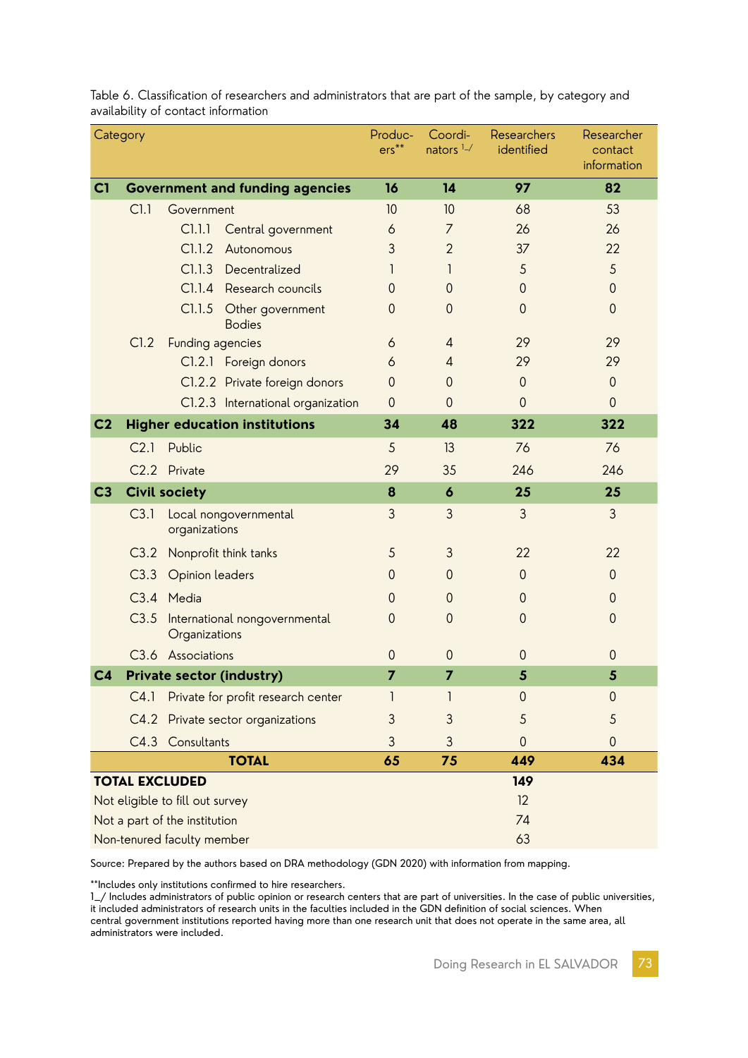Table 6. Classification of researchers and administrators that are part of the sample, by category and availability of contact information

| Category | | | Producers** | Coordinators 1_/ | Researchers identified | Researcher contact information |
|---|---|---|---|---|---|---|
| **C1** | **Government and funding agencies** | | **16** | **14** | **97** | **82** |
| | C1.1 | Government | 10 | 10 | 68 | 53 |
| | | C1.1.1 Central government | 6 | 7 | 26 | 26 |
| | | C1.1.2 Autonomous | 3 | 2 | 37 | 22 |
| | | C1.1.3 Decentralized | 1 | 1 | 5 | 5 |
| | | C1.1.4 Research councils | 0 | 0 | 0 | 0 |
| | | C1.1.5 Other government Bodies | 0 | 0 | 0 | 0 |
| | C1.2 | Funding agencies | 6 | 4 | 29 | 29 |
| | | C1.2.1 Foreign donors | 6 | 4 | 29 | 29 |
| | | C1.2.2 Private foreign donors | 0 | 0 | 0 | 0 |
| | | C1.2.3 International organization | 0 | 0 | 0 | 0 |
| **C2** | **Higher education institutions** | | **34** | **48** | **322** | **322** |
| | C2.1 | Public | 5 | 13 | 76 | 76 |
| | C2.2 | Private | 29 | 35 | 246 | 246 |
| **C3** | **Civil society** | | **8** | **6** | **25** | **25** |
| | C3.1 | Local nongovernmental organizations | 3 | 3 | 3 | 3 |
| | C3.2 | Nonprofit think tanks | 5 | 3 | 22 | 22 |
| | C3.3 | Opinion leaders | 0 | 0 | 0 | 0 |
| | C3.4 | Media | 0 | 0 | 0 | 0 |
| | C3.5 | International nongovernmental Organizations | 0 | 0 | 0 | 0 |
| | C3.6 | Associations | 0 | 0 | 0 | 0 |
| **C4** | **Private sector (industry)** | | **7** | **7** | **5** | **5** |
| | C4.1 | Private for profit research center | 1 | 1 | 0 | 0 |
| | C4.2 | Private sector organizations | 3 | 3 | 5 | 5 |
| | C4.3 | Consultants | 3 | 3 | 0 | 0 |
| | | **TOTAL** | **65** | **75** | **449** | **434** |
| **TOTAL EXCLUDED** | | | | | **149** | |
| Not eligible to fill out survey | | | | | 12 | |
| Not a part of the institution | | | | | 74 | |
| Non-tenured faculty member | | | | | 63 | |

Source: Prepared by the authors based on DRA methodology (GDN 2020) with information from mapping.

**Includes only institutions confirmed to hire researchers.
1_/ Includes administrators of public opinion or research centers that are part of universities. In the case of public universities, it included administrators of research units in the faculties included in the GDN definition of social sciences. When central government institutions reported having more than one research unit that does not operate in the same area, all administrators were included.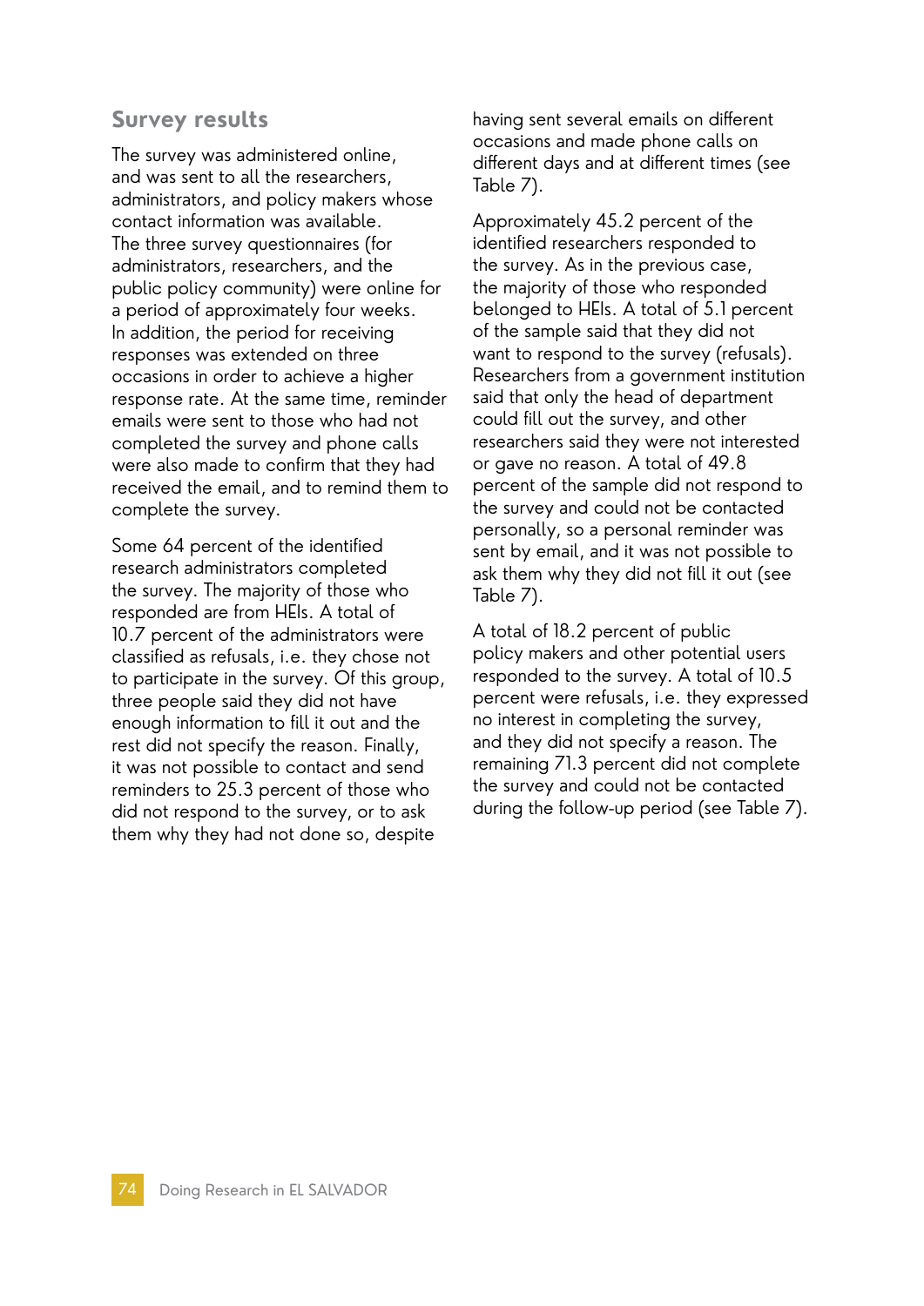## Survey results

The survey was administered online, and was sent to all the researchers, administrators, and policy makers whose contact information was available. The three survey questionnaires (for administrators, researchers, and the public policy community) were online for a period of approximately four weeks. In addition, the period for receiving responses was extended on three occasions in order to achieve a higher response rate. At the same time, reminder emails were sent to those who had not completed the survey and phone calls were also made to confirm that they had received the email, and to remind them to complete the survey.

Some 64 percent of the identified research administrators completed the survey. The majority of those who responded are from HEIs. A total of 10.7 percent of the administrators were classified as refusals, i.e. they chose not to participate in the survey. Of this group, three people said they did not have enough information to fill it out and the rest did not specify the reason. Finally, it was not possible to contact and send reminders to 25.3 percent of those who did not respond to the survey, or to ask them why they had not done so, despite having sent several emails on different occasions and made phone calls on different days and at different times (see Table 7).

Approximately 45.2 percent of the identified researchers responded to the survey. As in the previous case, the majority of those who responded belonged to HEIs. A total of 5.1 percent of the sample said that they did not want to respond to the survey (refusals). Researchers from a government institution said that only the head of department could fill out the survey, and other researchers said they were not interested or gave no reason. A total of 49.8 percent of the sample did not respond to the survey and could not be contacted personally, so a personal reminder was sent by email, and it was not possible to ask them why they did not fill it out (see Table 7).

A total of 18.2 percent of public policy makers and other potential users responded to the survey. A total of 10.5 percent were refusals, i.e. they expressed no interest in completing the survey, and they did not specify a reason. The remaining 71.3 percent did not complete the survey and could not be contacted during the follow-up period (see Table 7).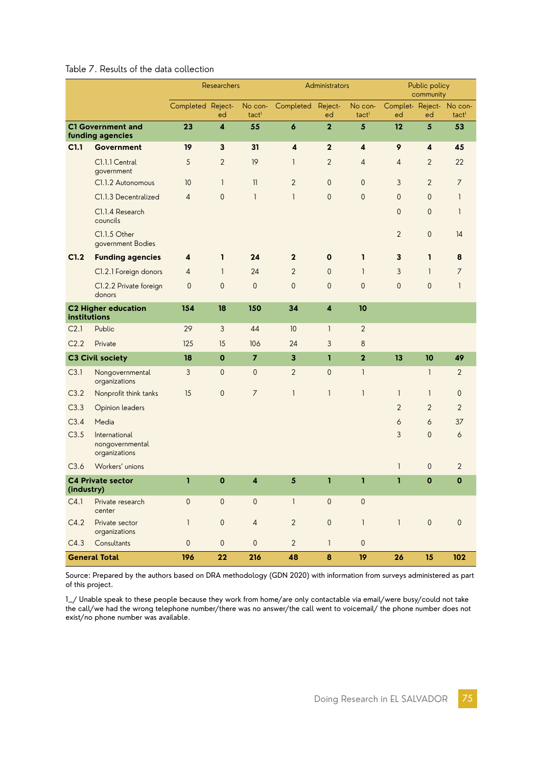Table 7. Results of the data collection

| | | Researchers | | | Administrators | | | Public policy community | | |
|---|---|---|---|---|---|---|---|---|---|---|
| | | Completed | Rejected | No contact[1] | Completed | Rejected | No contact[1] | Completed | Rejected | No contact[1] |
| **C1 Government and funding agencies** | | **23** | **4** | **55** | **6** | **2** | **5** | **12** | **5** | **53** |
| **C1.1** | **Government** | **19** | **3** | **31** | **4** | **2** | **4** | **9** | **4** | **45** |
| | C1.1.1 Central government | 5 | 2 | 19 | 1 | 2 | 4 | 4 | 2 | 22 |
| | C1.1.2 Autonomous | 10 | 1 | 11 | 2 | 0 | 0 | 3 | 2 | 7 |
| | C1.1.3 Decentralized | 4 | 0 | 1 | 1 | 0 | 0 | 0 | 0 | 1 |
| | C1.1.4 Research councils | | | | | | | 0 | 0 | 1 |
| | C1.1.5 Other government Bodies | | | | | | | 2 | 0 | 14 |
| **C1.2** | **Funding agencies** | **4** | **1** | **24** | **2** | **0** | **1** | **3** | **1** | **8** |
| | C1.2.1 Foreign donors | 4 | 1 | 24 | 2 | 0 | 1 | 3 | 1 | 7 |
| | C1.2.2 Private foreign donors | 0 | 0 | 0 | 0 | 0 | 0 | 0 | 0 | 1 |
| **C2 Higher education institutions** | | **154** | **18** | **150** | **34** | **4** | **10** | | | |
| C2.1 | Public | 29 | 3 | 44 | 10 | 1 | 2 | | | |
| C2.2 | Private | 125 | 15 | 106 | 24 | 3 | 8 | | | |
| **C3 Civil society** | | **18** | **0** | **7** | **3** | **1** | **2** | **13** | **10** | **49** |
| C3.1 | Nongovernmental organizations | 3 | 0 | 0 | 2 | 0 | 1 | | 1 | 2 |
| C3.2 | Nonprofit think tanks | 15 | 0 | 7 | 1 | 1 | 1 | 1 | 1 | 0 |
| C3.3 | Opinion leaders | | | | | | | 2 | 2 | 2 |
| C3.4 | Media | | | | | | | 6 | 6 | 37 |
| C3.5 | International nongovernmental organizations | | | | | | | 3 | 0 | 6 |
| C3.6 | Workers' unions | | | | | | | 1 | 0 | 2 |
| **C4 Private sector (industry)** | | **1** | **0** | **4** | **5** | **1** | **1** | **1** | **0** | **0** |
| C4.1 | Private research center | 0 | 0 | 0 | 1 | 0 | 0 | | | |
| C4.2 | Private sector organizations | 1 | 0 | 4 | 2 | 0 | 1 | 1 | 0 | 0 |
| C4.3 | Consultants | 0 | 0 | 0 | 2 | 1 | 0 | | | |
| **General Total** | | **196** | **22** | **216** | **48** | **8** | **19** | **26** | **15** | **102** |

Source: Prepared by the authors based on DRA methodology (GDN 2020) with information from surveys administered as part of this project.

1_/ Unable speak to these people because they work from home/are only contactable via email/were busy/could not take the call/we had the wrong telephone number/there was no answer/the call went to voicemail/ the phone number does not exist/no phone number was available.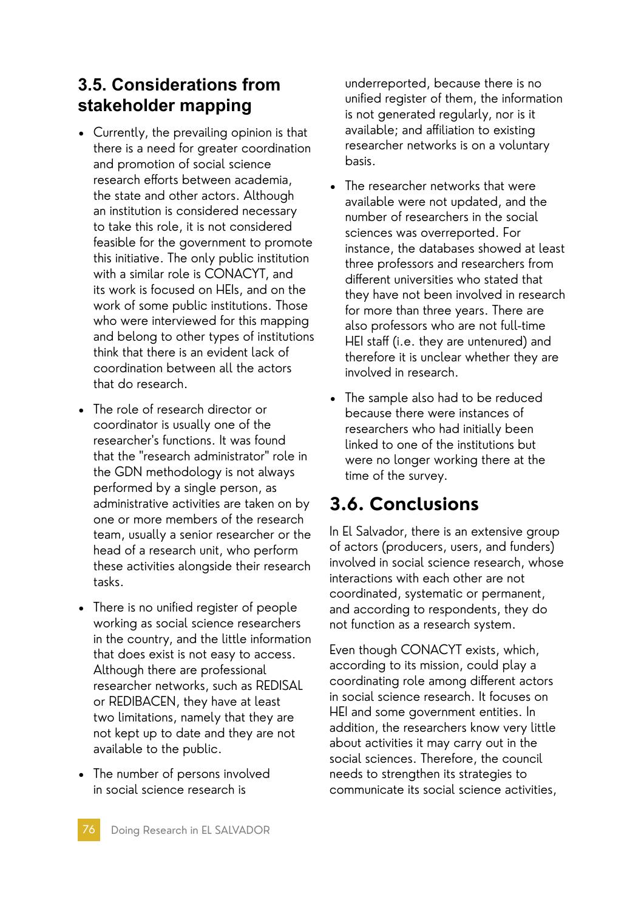## 3.5. Considerations from stakeholder mapping

- Currently, the prevailing opinion is that there is a need for greater coordination and promotion of social science research efforts between academia, the state and other actors. Although an institution is considered necessary to take this role, it is not considered feasible for the government to promote this initiative. The only public institution with a similar role is CONACYT, and its work is focused on HEIs, and on the work of some public institutions. Those who were interviewed for this mapping and belong to other types of institutions think that there is an evident lack of coordination between all the actors that do research.

- The role of research director or coordinator is usually one of the researcher's functions. It was found that the "research administrator" role in the GDN methodology is not always performed by a single person, as administrative activities are taken on by one or more members of the research team, usually a senior researcher or the head of a research unit, who perform these activities alongside their research tasks.

- There is no unified register of people working as social science researchers in the country, and the little information that does exist is not easy to access. Although there are professional researcher networks, such as REDISAL or REDIBACEN, they have at least two limitations, namely that they are not kept up to date and they are not available to the public.

- The number of persons involved in social science research is underreported, because there is no unified register of them, the information is not generated regularly, nor is it available; and affiliation to existing researcher networks is on a voluntary basis.

- The researcher networks that were available were not updated, and the number of researchers in the social sciences was overreported. For instance, the databases showed at least three professors and researchers from different universities who stated that they have not been involved in research for more than three years. There are also professors who are not full-time HEI staff (i.e. they are untenured) and therefore it is unclear whether they are involved in research.

- The sample also had to be reduced because there were instances of researchers who had initially been linked to one of the institutions but were no longer working there at the time of the survey.

## 3.6. Conclusions

In El Salvador, there is an extensive group of actors (producers, users, and funders) involved in social science research, whose interactions with each other are not coordinated, systematic or permanent, and according to respondents, they do not function as a research system.

Even though CONACYT exists, which, according to its mission, could play a coordinating role among different actors in social science research. It focuses on HEI and some government entities. In addition, the researchers know very little about activities it may carry out in the social sciences. Therefore, the council needs to strengthen its strategies to communicate its social science activities,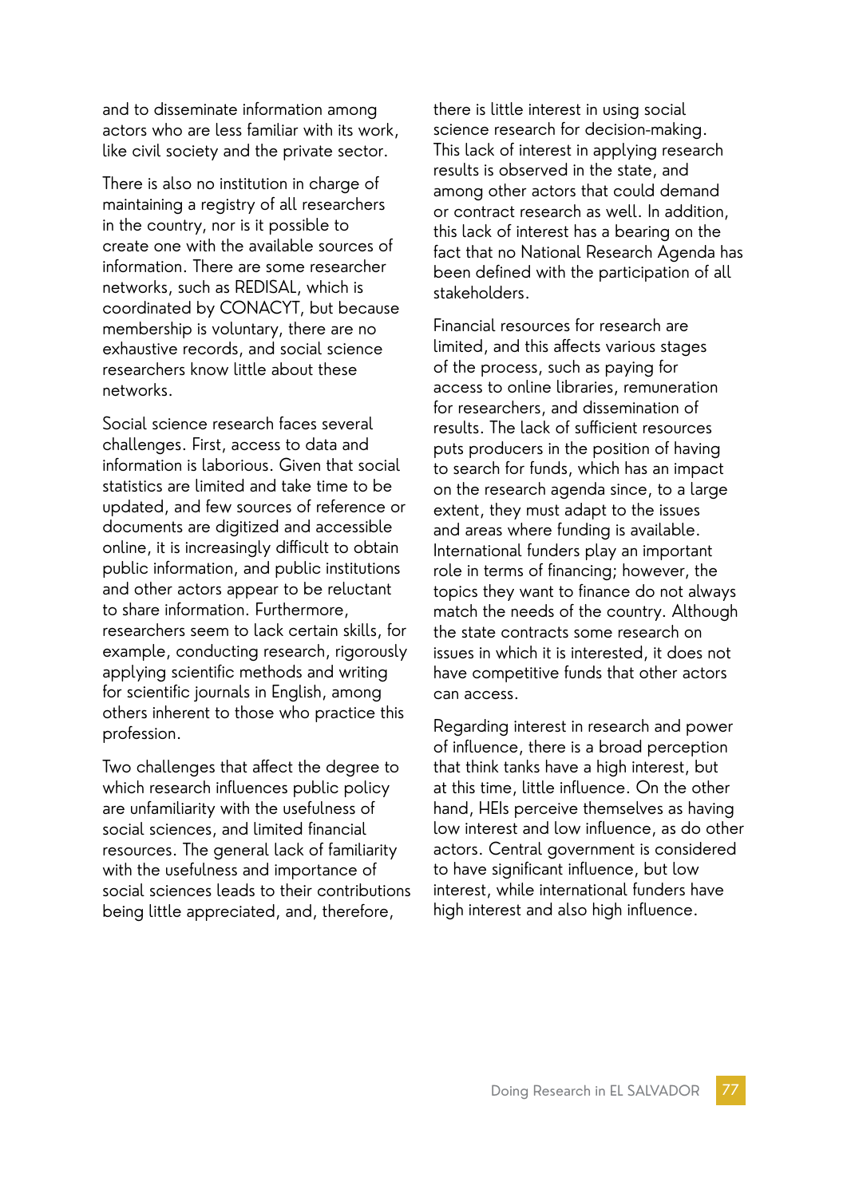and to disseminate information among actors who are less familiar with its work, like civil society and the private sector.

There is also no institution in charge of maintaining a registry of all researchers in the country, nor is it possible to create one with the available sources of information. There are some researcher networks, such as REDISAL, which is coordinated by CONACYT, but because membership is voluntary, there are no exhaustive records, and social science researchers know little about these networks.

Social science research faces several challenges. First, access to data and information is laborious. Given that social statistics are limited and take time to be updated, and few sources of reference or documents are digitized and accessible online, it is increasingly difficult to obtain public information, and public institutions and other actors appear to be reluctant to share information. Furthermore, researchers seem to lack certain skills, for example, conducting research, rigorously applying scientific methods and writing for scientific journals in English, among others inherent to those who practice this profession.

Two challenges that affect the degree to which research influences public policy are unfamiliarity with the usefulness of social sciences, and limited financial resources. The general lack of familiarity with the usefulness and importance of social sciences leads to their contributions being little appreciated, and, therefore, there is little interest in using social science research for decision-making. This lack of interest in applying research results is observed in the state, and among other actors that could demand or contract research as well. In addition, this lack of interest has a bearing on the fact that no National Research Agenda has been defined with the participation of all stakeholders.

Financial resources for research are limited, and this affects various stages of the process, such as paying for access to online libraries, remuneration for researchers, and dissemination of results. The lack of sufficient resources puts producers in the position of having to search for funds, which has an impact on the research agenda since, to a large extent, they must adapt to the issues and areas where funding is available. International funders play an important role in terms of financing; however, the topics they want to finance do not always match the needs of the country. Although the state contracts some research on issues in which it is interested, it does not have competitive funds that other actors can access.

Regarding interest in research and power of influence, there is a broad perception that think tanks have a high interest, but at this time, little influence. On the other hand, HEIs perceive themselves as having low interest and low influence, as do other actors. Central government is considered to have significant influence, but low interest, while international funders have high interest and also high influence.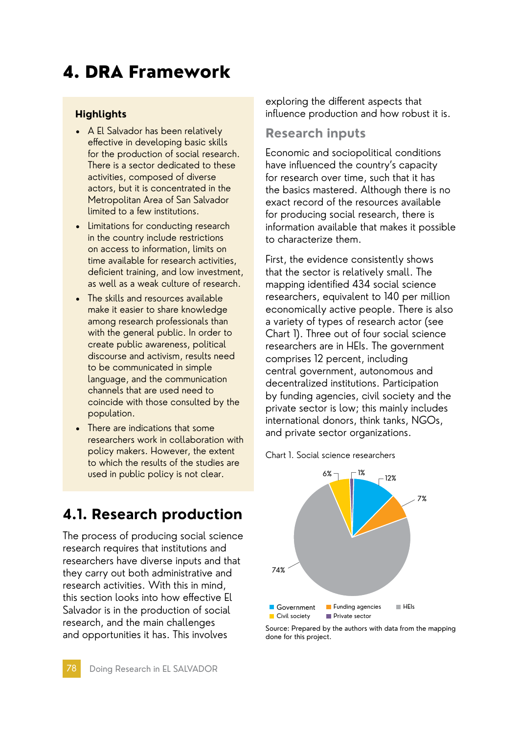# 4. DRA Framework

**Highlights**

- A El Salvador has been relatively effective in developing basic skills for the production of social research. There is a sector dedicated to these activities, composed of diverse actors, but it is concentrated in the Metropolitan Area of San Salvador limited to a few institutions.
- Limitations for conducting research in the country include restrictions on access to information, limits on time available for research activities, deficient training, and low investment, as well as a weak culture of research.
- The skills and resources available make it easier to share knowledge among research professionals than with the general public. In order to create public awareness, political discourse and activism, results need to be communicated in simple language, and the communication channels that are used need to coincide with those consulted by the population.
- There are indications that some researchers work in collaboration with policy makers. However, the extent to which the results of the studies are used in public policy is not clear.

## 4.1. Research production

The process of producing social science research requires that institutions and researchers have diverse inputs and that they carry out both administrative and research activities. With this in mind, this section looks into how effective El Salvador is in the production of social research, and the main challenges and opportunities it has. This involves exploring the different aspects that influence production and how robust it is.

### Research inputs

Economic and sociopolitical conditions have influenced the country's capacity for research over time, such that it has the basics mastered. Although there is no exact record of the resources available for producing social research, there is information available that makes it possible to characterize them.

First, the evidence consistently shows that the sector is relatively small. The mapping identified 434 social science researchers, equivalent to 140 per million economically active people. There is also a variety of types of research actor (see Chart 1). Three out of four social science researchers are in HEIs. The government comprises 12 percent, including central government, autonomous and decentralized institutions. Participation by funding agencies, civil society and the private sector is low; this mainly includes international donors, think tanks, NGOs, and private sector organizations.

Chart 1. Social science researchers

| Type of actor | Percentage |
|---|---|
| Government | 12% |
| Funding agencies | 7% |
| HEIs | 74% |
| Civil society | 6% |
| Private sector | 1% |

Source: Prepared by the authors with data from the mapping done for this project.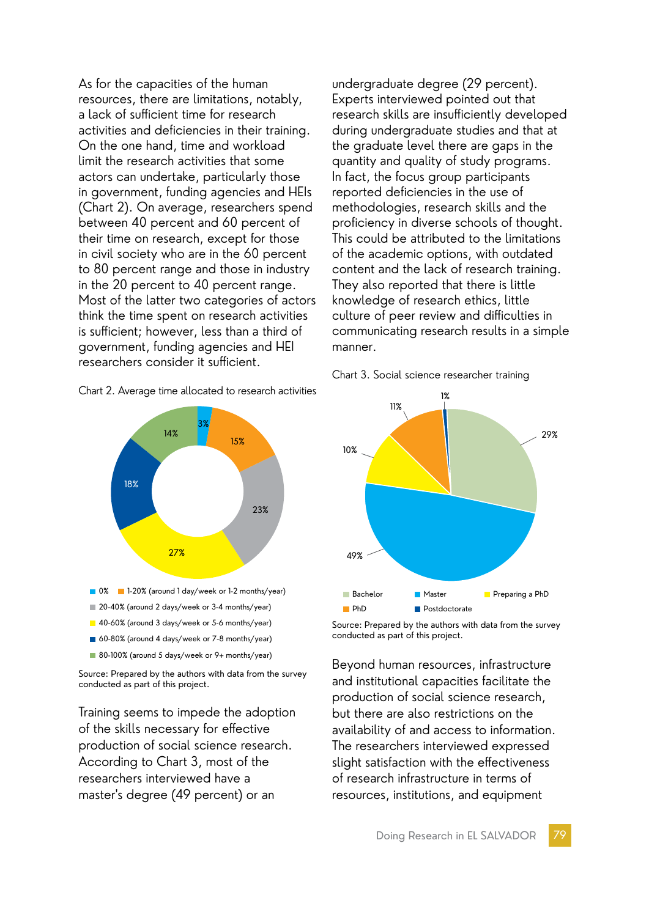As for the capacities of the human resources, there are limitations, notably, a lack of sufficient time for research activities and deficiencies in their training. On the one hand, time and workload limit the research activities that some actors can undertake, particularly those in government, funding agencies and HEIs (Chart 2). On average, researchers spend between 40 percent and 60 percent of their time on research, except for those in civil society who are in the 60 percent to 80 percent range and those in industry in the 20 percent to 40 percent range. Most of the latter two categories of actors think the time spent on research activities is sufficient; however, less than a third of government, funding agencies and HEI researchers consider it sufficient.

Chart 2. Average time allocated to research activities

- 0%: 3%
- 1-20% (around 1 day/week or 1-2 months/year): 15%
- 20-40% (around 2 days/week or 3-4 months/year): 23%
- 40-60% (around 3 days/week or 5-6 months/year): 27%
- 60-80% (around 4 days/week or 7-8 months/year): 18%
- 80-100% (around 5 days/week or 9+ months/year): 14%

Source: Prepared by the authors with data from the survey conducted as part of this project.

Training seems to impede the adoption of the skills necessary for effective production of social science research. According to Chart 3, most of the researchers interviewed have a master's degree (49 percent) or an undergraduate degree (29 percent). Experts interviewed pointed out that research skills are insufficiently developed during undergraduate studies and that at the graduate level there are gaps in the quantity and quality of study programs. In fact, the focus group participants reported deficiencies in the use of methodologies, research skills and the proficiency in diverse schools of thought. This could be attributed to the limitations of the academic options, with outdated content and the lack of research training. They also reported that there is little knowledge of research ethics, little culture of peer review and difficulties in communicating research results in a simple manner.

Chart 3. Social science researcher training

- Bachelor: 29%
- Master: 49%
- Preparing a PhD: 10%
- PhD: 11%
- Postdoctorate: 1%

Source: Prepared by the authors with data from the survey conducted as part of this project.

Beyond human resources, infrastructure and institutional capacities facilitate the production of social science research, but there are also restrictions on the availability of and access to information. The researchers interviewed expressed slight satisfaction with the effectiveness of research infrastructure in terms of resources, institutions, and equipment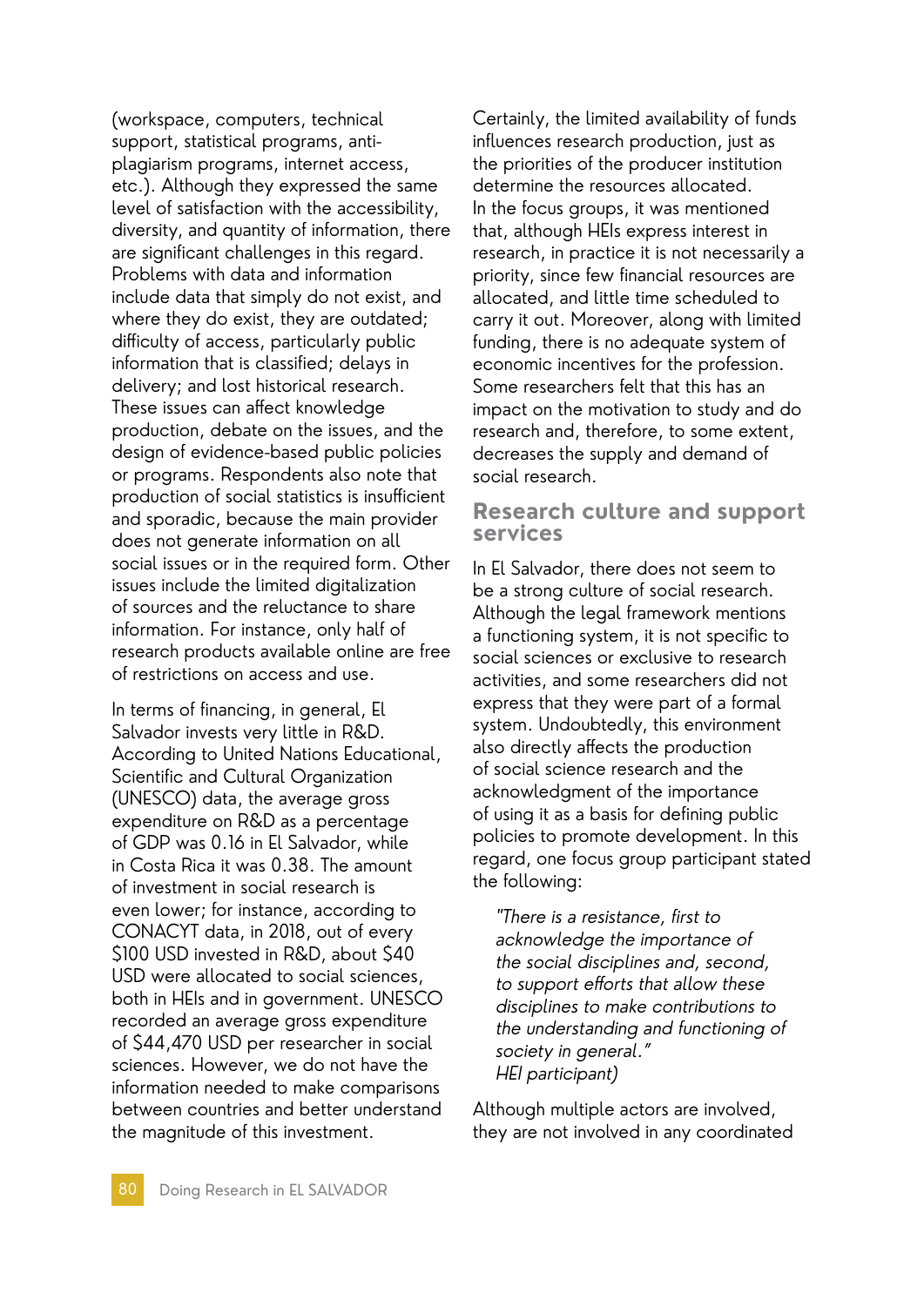(workspace, computers, technical support, statistical programs, anti-plagiarism programs, internet access, etc.). Although they expressed the same level of satisfaction with the accessibility, diversity, and quantity of information, there are significant challenges in this regard. Problems with data and information include data that simply do not exist, and where they do exist, they are outdated; difficulty of access, particularly public information that is classified; delays in delivery; and lost historical research. These issues can affect knowledge production, debate on the issues, and the design of evidence-based public policies or programs. Respondents also note that production of social statistics is insufficient and sporadic, because the main provider does not generate information on all social issues or in the required form. Other issues include the limited digitalization of sources and the reluctance to share information. For instance, only half of research products available online are free of restrictions on access and use.

In terms of financing, in general, El Salvador invests very little in R&D. According to United Nations Educational, Scientific and Cultural Organization (UNESCO) data, the average gross expenditure on R&D as a percentage of GDP was 0.16 in El Salvador, while in Costa Rica it was 0.38. The amount of investment in social research is even lower; for instance, according to CONACYT data, in 2018, out of every $100 USD invested in R&D, about $40 USD were allocated to social sciences, both in HEIs and in government. UNESCO recorded an average gross expenditure of $44,470 USD per researcher in social sciences. However, we do not have the information needed to make comparisons between countries and better understand the magnitude of this investment.

Certainly, the limited availability of funds influences research production, just as the priorities of the producer institution determine the resources allocated. In the focus groups, it was mentioned that, although HEIs express interest in research, in practice it is not necessarily a priority, since few financial resources are allocated, and little time scheduled to carry it out. Moreover, along with limited funding, there is no adequate system of economic incentives for the profession. Some researchers felt that this has an impact on the motivation to study and do research and, therefore, to some extent, decreases the supply and demand of social research.

## Research culture and support services

In El Salvador, there does not seem to be a strong culture of social research. Although the legal framework mentions a functioning system, it is not specific to social sciences or exclusive to research activities, and some researchers did not express that they were part of a formal system. Undoubtedly, this environment also directly affects the production of social science research and the acknowledgment of the importance of using it as a basis for defining public policies to promote development. In this regard, one focus group participant stated the following:

> *"There is a resistance, first to acknowledge the importance of the social disciplines and, second, to support efforts that allow these disciplines to make contributions to the understanding and functioning of society in general."*
> *HEI participant)*

Although multiple actors are involved, they are not involved in any coordinated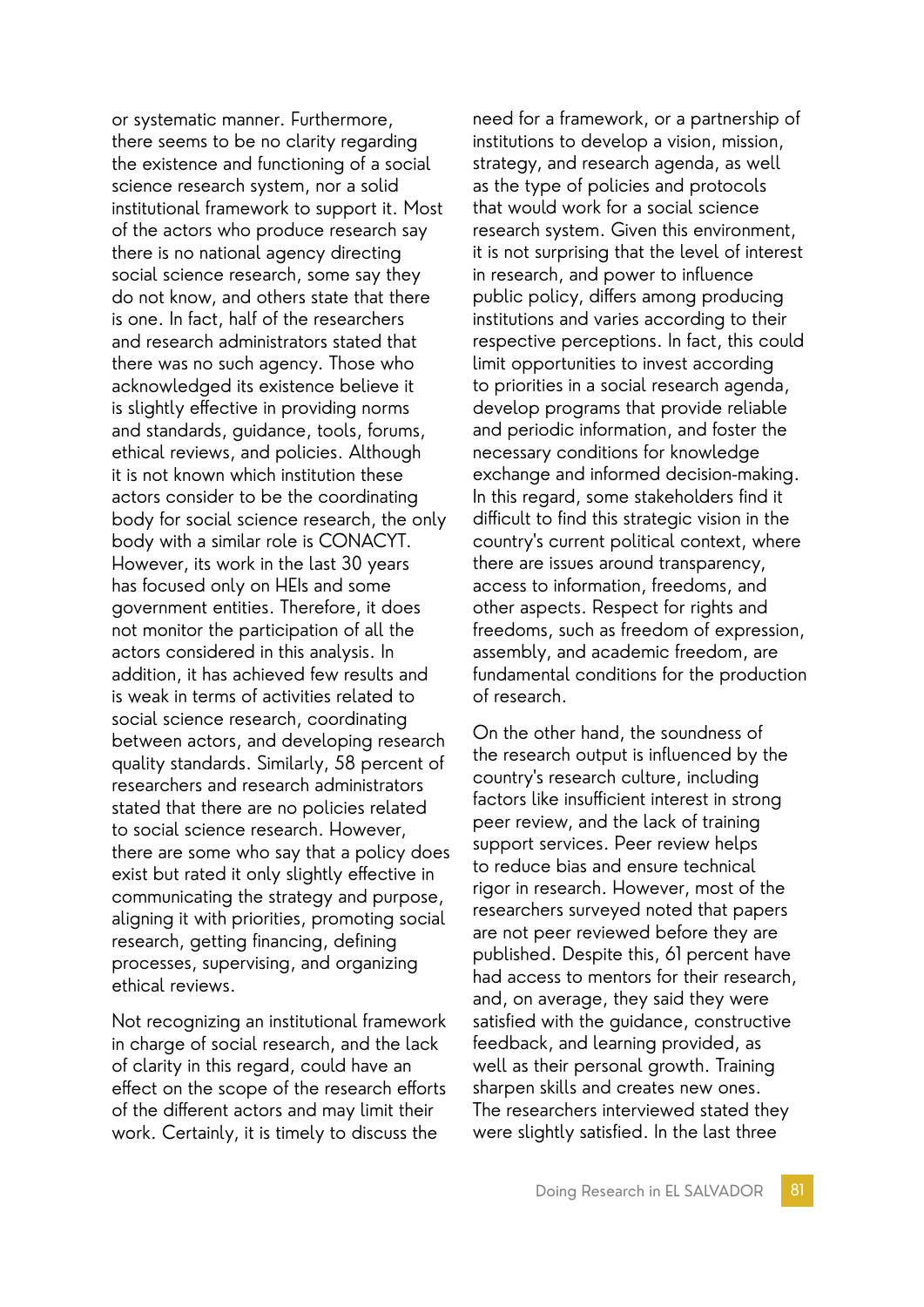or systematic manner. Furthermore, there seems to be no clarity regarding the existence and functioning of a social science research system, nor a solid institutional framework to support it. Most of the actors who produce research say there is no national agency directing social science research, some say they do not know, and others state that there is one. In fact, half of the researchers and research administrators stated that there was no such agency. Those who acknowledged its existence believe it is slightly effective in providing norms and standards, guidance, tools, forums, ethical reviews, and policies. Although it is not known which institution these actors consider to be the coordinating body for social science research, the only body with a similar role is CONACYT. However, its work in the last 30 years has focused only on HEIs and some government entities. Therefore, it does not monitor the participation of all the actors considered in this analysis. In addition, it has achieved few results and is weak in terms of activities related to social science research, coordinating between actors, and developing research quality standards. Similarly, 58 percent of researchers and research administrators stated that there are no policies related to social science research. However, there are some who say that a policy does exist but rated it only slightly effective in communicating the strategy and purpose, aligning it with priorities, promoting social research, getting financing, defining processes, supervising, and organizing ethical reviews.

Not recognizing an institutional framework in charge of social research, and the lack of clarity in this regard, could have an effect on the scope of the research efforts of the different actors and may limit their work. Certainly, it is timely to discuss the need for a framework, or a partnership of institutions to develop a vision, mission, strategy, and research agenda, as well as the type of policies and protocols that would work for a social science research system. Given this environment, it is not surprising that the level of interest in research, and power to influence public policy, differs among producing institutions and varies according to their respective perceptions. In fact, this could limit opportunities to invest according to priorities in a social research agenda, develop programs that provide reliable and periodic information, and foster the necessary conditions for knowledge exchange and informed decision-making. In this regard, some stakeholders find it difficult to find this strategic vision in the country's current political context, where there are issues around transparency, access to information, freedoms, and other aspects. Respect for rights and freedoms, such as freedom of expression, assembly, and academic freedom, are fundamental conditions for the production of research.

On the other hand, the soundness of the research output is influenced by the country's research culture, including factors like insufficient interest in strong peer review, and the lack of training support services. Peer review helps to reduce bias and ensure technical rigor in research. However, most of the researchers surveyed noted that papers are not peer reviewed before they are published. Despite this, 61 percent have had access to mentors for their research, and, on average, they said they were satisfied with the guidance, constructive feedback, and learning provided, as well as their personal growth. Training sharpen skills and creates new ones. The researchers interviewed stated they were slightly satisfied. In the last three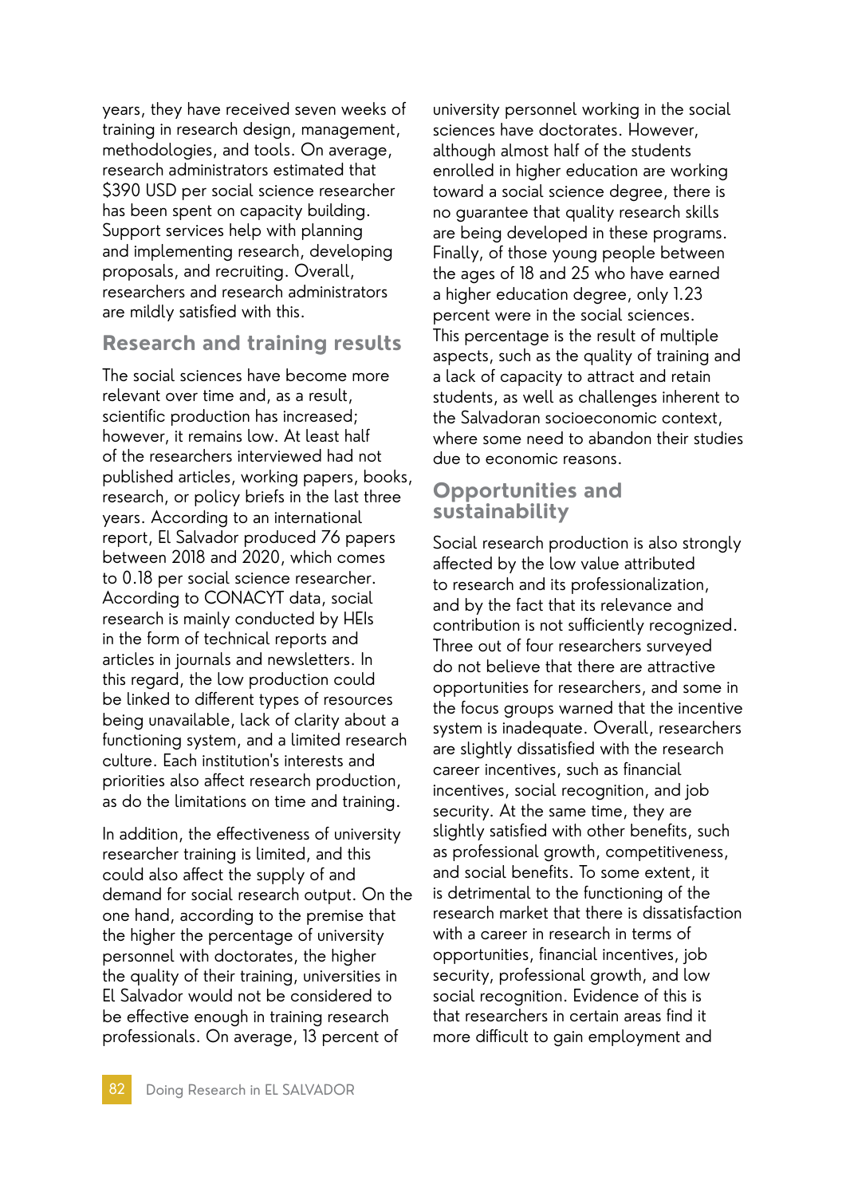years, they have received seven weeks of training in research design, management, methodologies, and tools. On average, research administrators estimated that $390 USD per social science researcher has been spent on capacity building. Support services help with planning and implementing research, developing proposals, and recruiting. Overall, researchers and research administrators are mildly satisfied with this.

## Research and training results

The social sciences have become more relevant over time and, as a result, scientific production has increased; however, it remains low. At least half of the researchers interviewed had not published articles, working papers, books, research, or policy briefs in the last three years. According to an international report, El Salvador produced 76 papers between 2018 and 2020, which comes to 0.18 per social science researcher. According to CONACYT data, social research is mainly conducted by HEIs in the form of technical reports and articles in journals and newsletters. In this regard, the low production could be linked to different types of resources being unavailable, lack of clarity about a functioning system, and a limited research culture. Each institution's interests and priorities also affect research production, as do the limitations on time and training.

In addition, the effectiveness of university researcher training is limited, and this could also affect the supply of and demand for social research output. On the one hand, according to the premise that the higher the percentage of university personnel with doctorates, the higher the quality of their training, universities in El Salvador would not be considered to be effective enough in training research professionals. On average, 13 percent of university personnel working in the social sciences have doctorates. However, although almost half of the students enrolled in higher education are working toward a social science degree, there is no guarantee that quality research skills are being developed in these programs. Finally, of those young people between the ages of 18 and 25 who have earned a higher education degree, only 1.23 percent were in the social sciences. This percentage is the result of multiple aspects, such as the quality of training and a lack of capacity to attract and retain students, as well as challenges inherent to the Salvadoran socioeconomic context, where some need to abandon their studies due to economic reasons.

## Opportunities and sustainability

Social research production is also strongly affected by the low value attributed to research and its professionalization, and by the fact that its relevance and contribution is not sufficiently recognized. Three out of four researchers surveyed do not believe that there are attractive opportunities for researchers, and some in the focus groups warned that the incentive system is inadequate. Overall, researchers are slightly dissatisfied with the research career incentives, such as financial incentives, social recognition, and job security. At the same time, they are slightly satisfied with other benefits, such as professional growth, competitiveness, and social benefits. To some extent, it is detrimental to the functioning of the research market that there is dissatisfaction with a career in research in terms of opportunities, financial incentives, job security, professional growth, and low social recognition. Evidence of this is that researchers in certain areas find it more difficult to gain employment and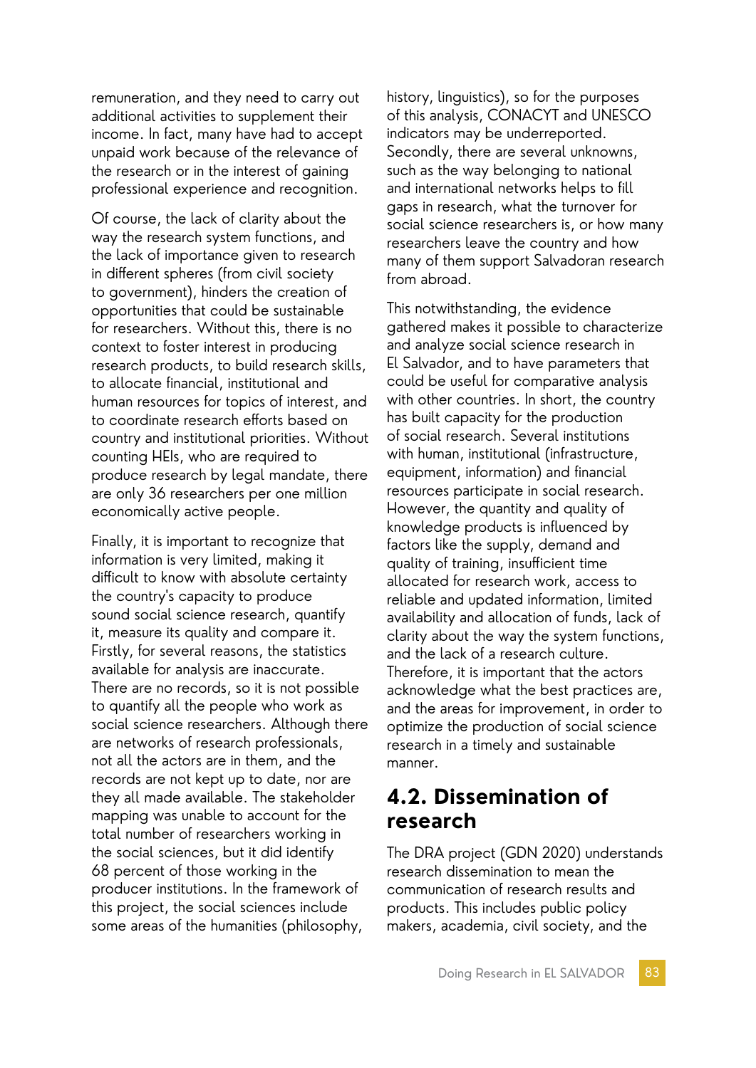remuneration, and they need to carry out additional activities to supplement their income. In fact, many have had to accept unpaid work because of the relevance of the research or in the interest of gaining professional experience and recognition.

Of course, the lack of clarity about the way the research system functions, and the lack of importance given to research in different spheres (from civil society to government), hinders the creation of opportunities that could be sustainable for researchers. Without this, there is no context to foster interest in producing research products, to build research skills, to allocate financial, institutional and human resources for topics of interest, and to coordinate research efforts based on country and institutional priorities. Without counting HEIs, who are required to produce research by legal mandate, there are only 36 researchers per one million economically active people.

Finally, it is important to recognize that information is very limited, making it difficult to know with absolute certainty the country's capacity to produce sound social science research, quantify it, measure its quality and compare it. Firstly, for several reasons, the statistics available for analysis are inaccurate. There are no records, so it is not possible to quantify all the people who work as social science researchers. Although there are networks of research professionals, not all the actors are in them, and the records are not kept up to date, nor are they all made available. The stakeholder mapping was unable to account for the total number of researchers working in the social sciences, but it did identify 68 percent of those working in the producer institutions. In the framework of this project, the social sciences include some areas of the humanities (philosophy, history, linguistics), so for the purposes of this analysis, CONACYT and UNESCO indicators may be underreported. Secondly, there are several unknowns, such as the way belonging to national and international networks helps to fill gaps in research, what the turnover for social science researchers is, or how many researchers leave the country and how many of them support Salvadoran research from abroad.

This notwithstanding, the evidence gathered makes it possible to characterize and analyze social science research in El Salvador, and to have parameters that could be useful for comparative analysis with other countries. In short, the country has built capacity for the production of social research. Several institutions with human, institutional (infrastructure, equipment, information) and financial resources participate in social research. However, the quantity and quality of knowledge products is influenced by factors like the supply, demand and quality of training, insufficient time allocated for research work, access to reliable and updated information, limited availability and allocation of funds, lack of clarity about the way the system functions, and the lack of a research culture. Therefore, it is important that the actors acknowledge what the best practices are, and the areas for improvement, in order to optimize the production of social science research in a timely and sustainable manner.

## 4.2. Dissemination of research

The DRA project (GDN 2020) understands research dissemination to mean the communication of research results and products. This includes public policy makers, academia, civil society, and the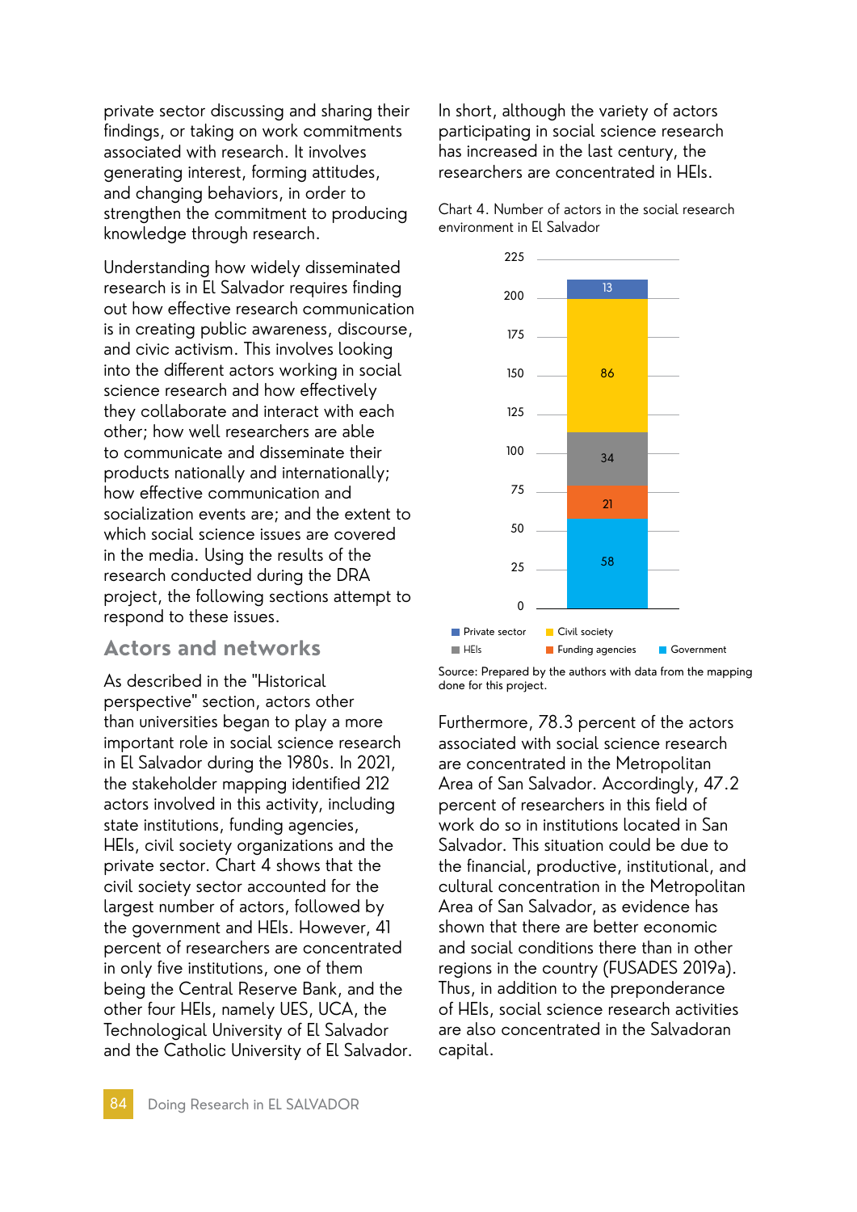private sector discussing and sharing their findings, or taking on work commitments associated with research. It involves generating interest, forming attitudes, and changing behaviors, in order to strengthen the commitment to producing knowledge through research.

Understanding how widely disseminated research is in El Salvador requires finding out how effective research communication is in creating public awareness, discourse, and civic activism. This involves looking into the different actors working in social science research and how effectively they collaborate and interact with each other; how well researchers are able to communicate and disseminate their products nationally and internationally; how effective communication and socialization events are; and the extent to which social science issues are covered in the media. Using the results of the research conducted during the DRA project, the following sections attempt to respond to these issues.

## Actors and networks

As described in the "Historical perspective" section, actors other than universities began to play a more important role in social science research in El Salvador during the 1980s. In 2021, the stakeholder mapping identified 212 actors involved in this activity, including state institutions, funding agencies, HEIs, civil society organizations and the private sector. Chart 4 shows that the civil society sector accounted for the largest number of actors, followed by the government and HEIs. However, 41 percent of researchers are concentrated in only five institutions, one of them being the Central Reserve Bank, and the other four HEIs, namely UES, UCA, the Technological University of El Salvador and the Catholic University of El Salvador.

In short, although the variety of actors participating in social science research has increased in the last century, the researchers are concentrated in HEIs.

Chart 4. Number of actors in the social research environment in El Salvador

| Actor | Number |
|---|---|
| Private sector | 13 |
| Civil society | 86 |
| HEIs | 34 |
| Funding agencies | 21 |
| Government | 58 |

Source: Prepared by the authors with data from the mapping done for this project.

Furthermore, 78.3 percent of the actors associated with social science research are concentrated in the Metropolitan Area of San Salvador. Accordingly, 47.2 percent of researchers in this field of work do so in institutions located in San Salvador. This situation could be due to the financial, productive, institutional, and cultural concentration in the Metropolitan Area of San Salvador, as evidence has shown that there are better economic and social conditions there than in other regions in the country (FUSADES 2019a). Thus, in addition to the preponderance of HEIs, social science research activities are also concentrated in the Salvadoran capital.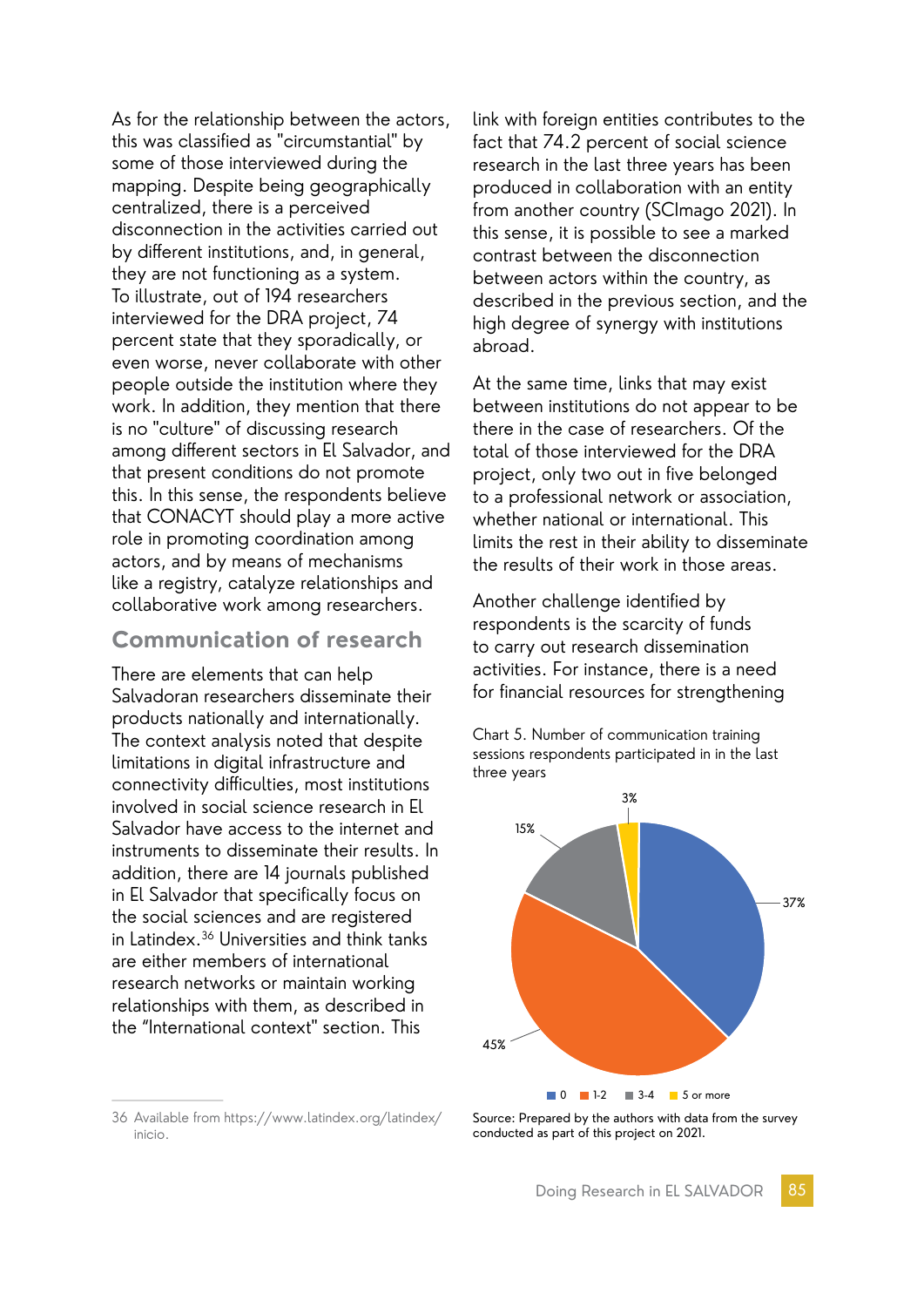As for the relationship between the actors, this was classified as "circumstantial" by some of those interviewed during the mapping. Despite being geographically centralized, there is a perceived disconnection in the activities carried out by different institutions, and, in general, they are not functioning as a system. To illustrate, out of 194 researchers interviewed for the DRA project, 74 percent state that they sporadically, or even worse, never collaborate with other people outside the institution where they work. In addition, they mention that there is no "culture" of discussing research among different sectors in El Salvador, and that present conditions do not promote this. In this sense, the respondents believe that CONACYT should play a more active role in promoting coordination among actors, and by means of mechanisms like a registry, catalyze relationships and collaborative work among researchers.

## Communication of research

There are elements that can help Salvadoran researchers disseminate their products nationally and internationally. The context analysis noted that despite limitations in digital infrastructure and connectivity difficulties, most institutions involved in social science research in El Salvador have access to the internet and instruments to disseminate their results. In addition, there are 14 journals published in El Salvador that specifically focus on the social sciences and are registered in Latindex.[36] Universities and think tanks are either members of international research networks or maintain working relationships with them, as described in the "International context" section. This link with foreign entities contributes to the fact that 74.2 percent of social science research in the last three years has been produced in collaboration with an entity from another country (SCImago 2021). In this sense, it is possible to see a marked contrast between the disconnection between actors within the country, as described in the previous section, and the high degree of synergy with institutions abroad.

At the same time, links that may exist between institutions do not appear to be there in the case of researchers. Of the total of those interviewed for the DRA project, only two out in five belonged to a professional network or association, whether national or international. This limits the rest in their ability to disseminate the results of their work in those areas.

Another challenge identified by respondents is the scarcity of funds to carry out research dissemination activities. For instance, there is a need for financial resources for strengthening

Chart 5. Number of communication training sessions respondents participated in in the last three years

| Number of sessions | Percentage |
|---|---|
| 0 | 37% |
| 1-2 | 45% |
| 3-4 | 15% |
| 5 or more | 3% |

Source: Prepared by the authors with data from the survey conducted as part of this project on 2021.

36 Available from https://www.latindex.org/latindex/inicio.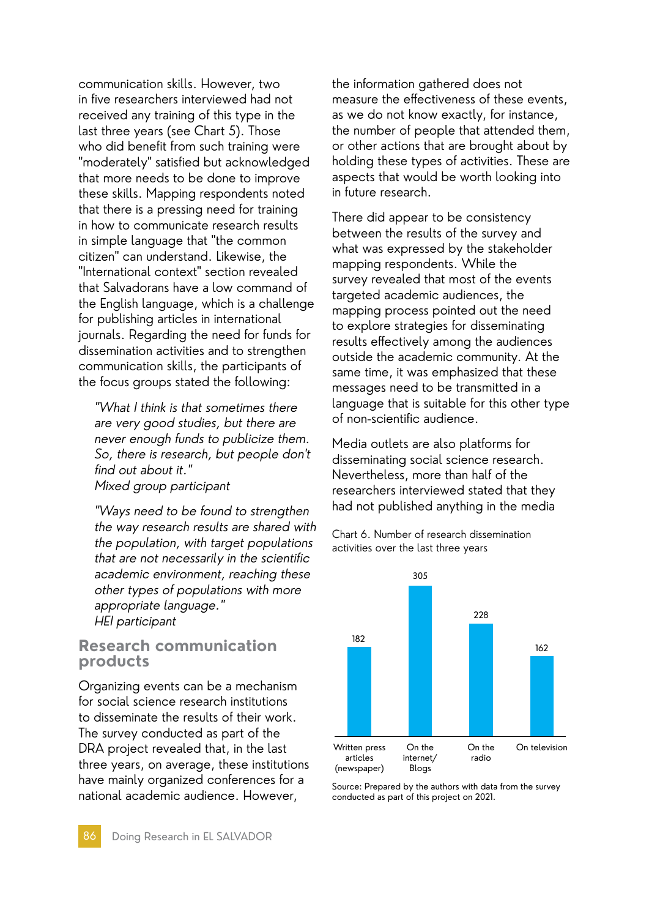communication skills. However, two in five researchers interviewed had not received any training of this type in the last three years (see Chart 5). Those who did benefit from such training were "moderately" satisfied but acknowledged that more needs to be done to improve these skills. Mapping respondents noted that there is a pressing need for training in how to communicate research results in simple language that "the common citizen" can understand. Likewise, the "International context" section revealed that Salvadorans have a low command of the English language, which is a challenge for publishing articles in international journals. Regarding the need for funds for dissemination activities and to strengthen communication skills, the participants of the focus groups stated the following:

> *"What I think is that sometimes there are very good studies, but there are never enough funds to publicize them. So, there is research, but people don't find out about it."*
> *Mixed group participant*

> *"Ways need to be found to strengthen the way research results are shared with the population, with target populations that are not necessarily in the scientific academic environment, reaching these other types of populations with more appropriate language."*
> *HEI participant*

## Research communication products

Organizing events can be a mechanism for social science research institutions to disseminate the results of their work. The survey conducted as part of the DRA project revealed that, in the last three years, on average, these institutions have mainly organized conferences for a national academic audience. However, the information gathered does not measure the effectiveness of these events, as we do not know exactly, for instance, the number of people that attended them, or other actions that are brought about by holding these types of activities. These are aspects that would be worth looking into in future research.

There did appear to be consistency between the results of the survey and what was expressed by the stakeholder mapping respondents. While the survey revealed that most of the events targeted academic audiences, the mapping process pointed out the need to explore strategies for disseminating results effectively among the audiences outside the academic community. At the same time, it was emphasized that these messages need to be transmitted in a language that is suitable for this other type of non-scientific audience.

Media outlets are also platforms for disseminating social science research. Nevertheless, more than half of the researchers interviewed stated that they had not published anything in the media

Chart 6. Number of research dissemination activities over the last three years

| Activity | Number |
|---|---|
| Written press articles (newspaper) | 182 |
| On the internet/ Blogs | 305 |
| On the radio | 228 |
| On television | 162 |

Source: Prepared by the authors with data from the survey conducted as part of this project on 2021.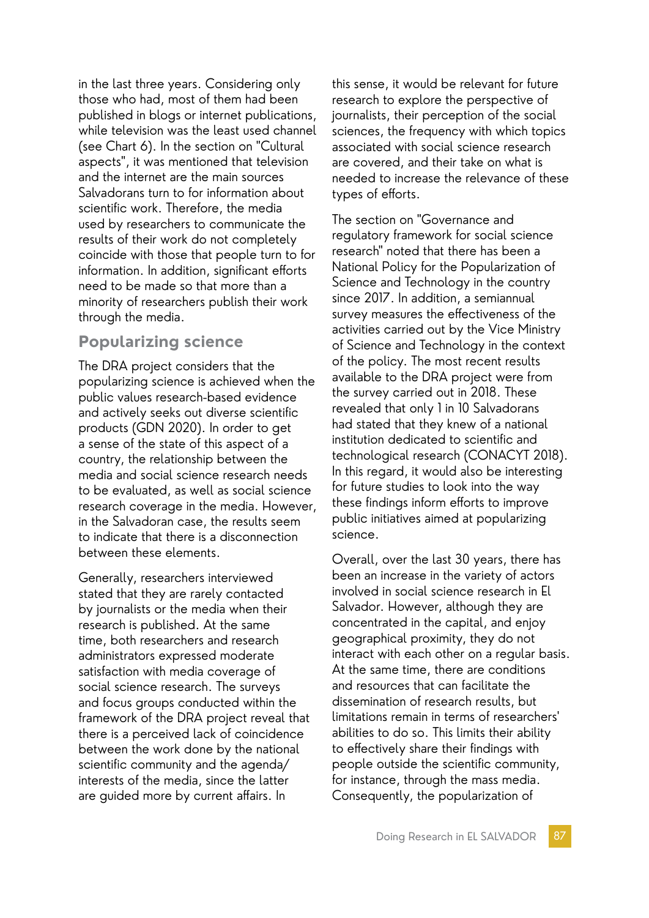in the last three years. Considering only those who had, most of them had been published in blogs or internet publications, while television was the least used channel (see Chart 6). In the section on "Cultural aspects", it was mentioned that television and the internet are the main sources Salvadorans turn to for information about scientific work. Therefore, the media used by researchers to communicate the results of their work do not completely coincide with those that people turn to for information. In addition, significant efforts need to be made so that more than a minority of researchers publish their work through the media.

## Popularizing science

The DRA project considers that the popularizing science is achieved when the public values research-based evidence and actively seeks out diverse scientific products (GDN 2020). In order to get a sense of the state of this aspect of a country, the relationship between the media and social science research needs to be evaluated, as well as social science research coverage in the media. However, in the Salvadoran case, the results seem to indicate that there is a disconnection between these elements.

Generally, researchers interviewed stated that they are rarely contacted by journalists or the media when their research is published. At the same time, both researchers and research administrators expressed moderate satisfaction with media coverage of social science research. The surveys and focus groups conducted within the framework of the DRA project reveal that there is a perceived lack of coincidence between the work done by the national scientific community and the agenda/interests of the media, since the latter are guided more by current affairs. In this sense, it would be relevant for future research to explore the perspective of journalists, their perception of the social sciences, the frequency with which topics associated with social science research are covered, and their take on what is needed to increase the relevance of these types of efforts.

The section on "Governance and regulatory framework for social science research" noted that there has been a National Policy for the Popularization of Science and Technology in the country since 2017. In addition, a semiannual survey measures the effectiveness of the activities carried out by the Vice Ministry of Science and Technology in the context of the policy. The most recent results available to the DRA project were from the survey carried out in 2018. These revealed that only 1 in 10 Salvadorans had stated that they knew of a national institution dedicated to scientific and technological research (CONACYT 2018). In this regard, it would also be interesting for future studies to look into the way these findings inform efforts to improve public initiatives aimed at popularizing science.

Overall, over the last 30 years, there has been an increase in the variety of actors involved in social science research in El Salvador. However, although they are concentrated in the capital, and enjoy geographical proximity, they do not interact with each other on a regular basis. At the same time, there are conditions and resources that can facilitate the dissemination of research results, but limitations remain in terms of researchers' abilities to do so. This limits their ability to effectively share their findings with people outside the scientific community, for instance, through the mass media. Consequently, the popularization of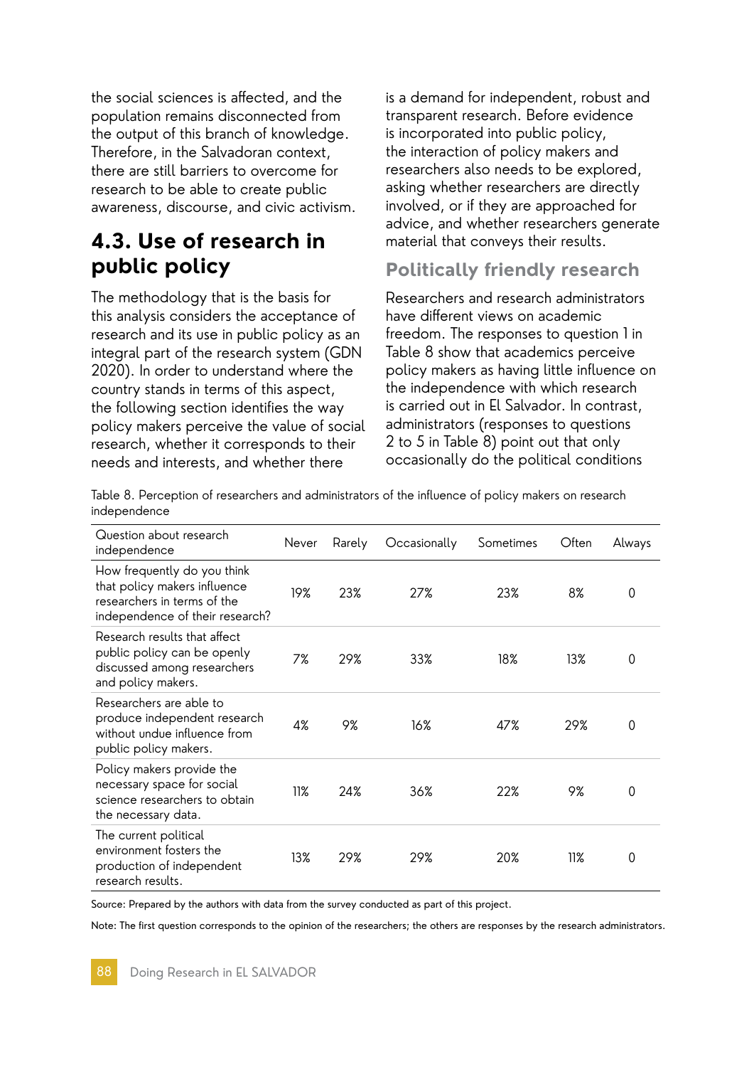the social sciences is affected, and the population remains disconnected from the output of this branch of knowledge. Therefore, in the Salvadoran context, there are still barriers to overcome for research to be able to create public awareness, discourse, and civic activism.

## 4.3. Use of research in public policy

The methodology that is the basis for this analysis considers the acceptance of research and its use in public policy as an integral part of the research system (GDN 2020). In order to understand where the country stands in terms of this aspect, the following section identifies the way policy makers perceive the value of social research, whether it corresponds to their needs and interests, and whether there is a demand for independent, robust and transparent research. Before evidence is incorporated into public policy, the interaction of policy makers and researchers also needs to be explored, asking whether researchers are directly involved, or if they are approached for advice, and whether researchers generate material that conveys their results.

### Politically friendly research

Researchers and research administrators have different views on academic freedom. The responses to question 1 in Table 8 show that academics perceive policy makers as having little influence on the independence with which research is carried out in El Salvador. In contrast, administrators (responses to questions 2 to 5 in Table 8) point out that only occasionally do the political conditions

Table 8. Perception of researchers and administrators of the influence of policy makers on research independence

| Question about research independence | Never | Rarely | Occasionally | Sometimes | Often | Always |
|---|---|---|---|---|---|---|
| How frequently do you think that policy makers influence researchers in terms of the independence of their research? | 19% | 23% | 27% | 23% | 8% | 0 |
| Research results that affect public policy can be openly discussed among researchers and policy makers. | 7% | 29% | 33% | 18% | 13% | 0 |
| Researchers are able to produce independent research without undue influence from public policy makers. | 4% | 9% | 16% | 47% | 29% | 0 |
| Policy makers provide the necessary space for social science researchers to obtain the necessary data. | 11% | 24% | 36% | 22% | 9% | 0 |
| The current political environment fosters the production of independent research results. | 13% | 29% | 29% | 20% | 11% | 0 |

Source: Prepared by the authors with data from the survey conducted as part of this project.

Note: The first question corresponds to the opinion of the researchers; the others are responses by the research administrators.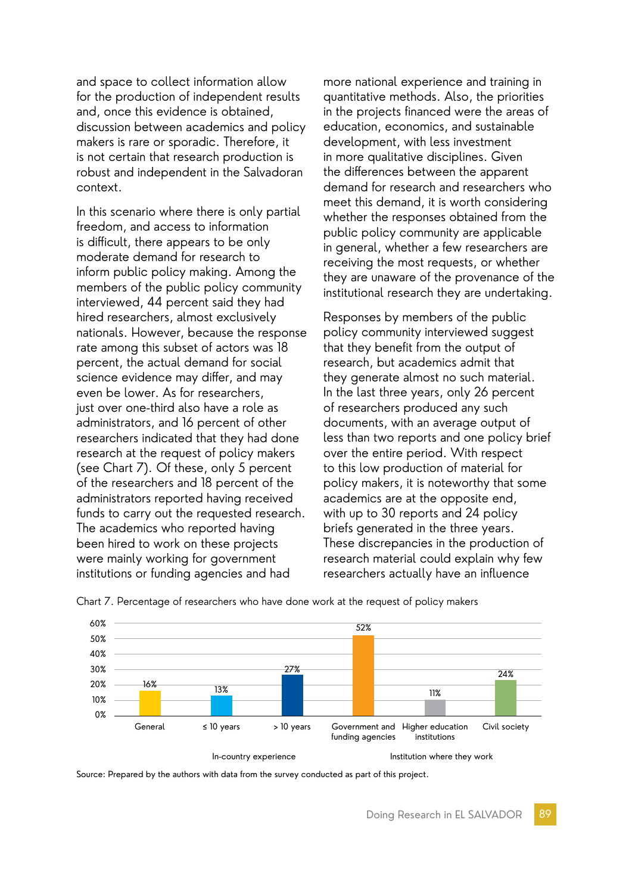and space to collect information allow for the production of independent results and, once this evidence is obtained, discussion between academics and policy makers is rare or sporadic. Therefore, it is not certain that research production is robust and independent in the Salvadoran context.

In this scenario where there is only partial freedom, and access to information is difficult, there appears to be only moderate demand for research to inform public policy making. Among the members of the public policy community interviewed, 44 percent said they had hired researchers, almost exclusively nationals. However, because the response rate among this subset of actors was 18 percent, the actual demand for social science evidence may differ, and may even be lower. As for researchers, just over one-third also have a role as administrators, and 16 percent of other researchers indicated that they had done research at the request of policy makers (see Chart 7). Of these, only 5 percent of the researchers and 18 percent of the administrators reported having received funds to carry out the requested research. The academics who reported having been hired to work on these projects were mainly working for government institutions or funding agencies and had more national experience and training in quantitative methods. Also, the priorities in the projects financed were the areas of education, economics, and sustainable development, with less investment in more qualitative disciplines. Given the differences between the apparent demand for research and researchers who meet this demand, it is worth considering whether the responses obtained from the public policy community are applicable in general, whether a few researchers are receiving the most requests, or whether they are unaware of the provenance of the institutional research they are undertaking.

Responses by members of the public policy community interviewed suggest that they benefit from the output of research, but academics admit that they generate almost no such material. In the last three years, only 26 percent of researchers produced any such documents, with an average output of less than two reports and one policy brief over the entire period. With respect to this low production of material for policy makers, it is noteworthy that some academics are at the opposite end, with up to 30 reports and 24 policy briefs generated in the three years. These discrepancies in the production of research material could explain why few researchers actually have an influence

Chart 7. Percentage of researchers who have done work at the request of policy makers

| Category | Group | Percentage |
|---|---|---|
| General | | 16% |
| In-country experience | ≤ 10 years | 13% |
| | > 10 years | 27% |
| Institution where they work | Government and funding agencies | 52% |
| | Higher education institutions | 11% |
| | Civil society | 24% |

Source: Prepared by the authors with data from the survey conducted as part of this project.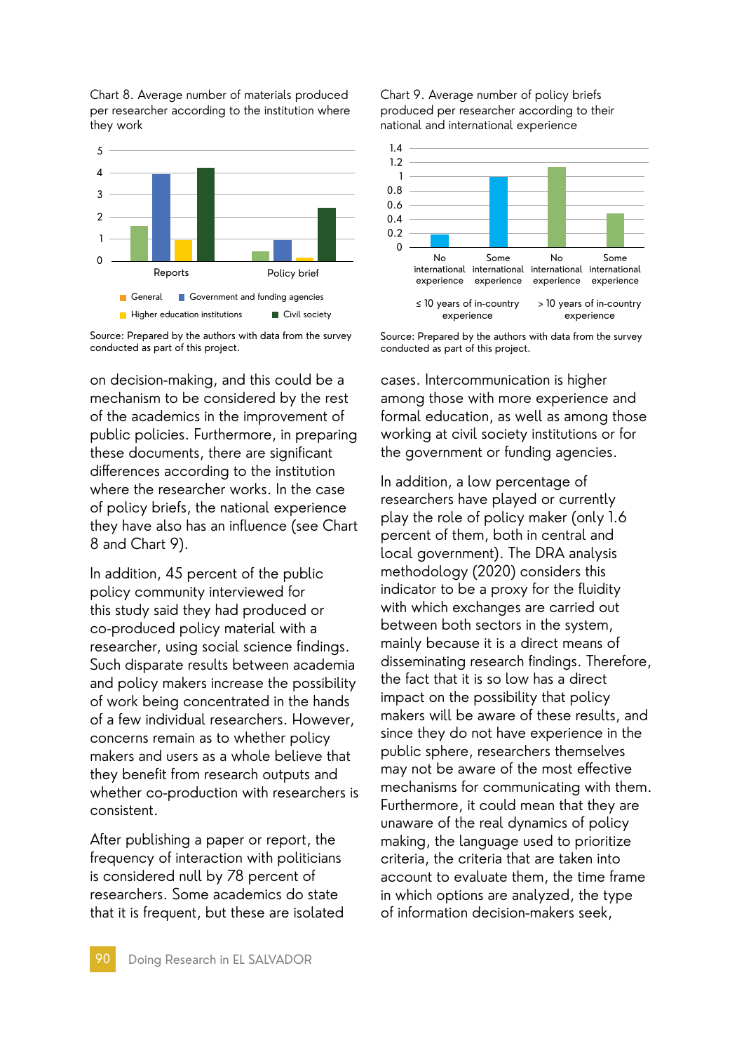Chart 8. Average number of materials produced per researcher according to the institution where they work

Source: Prepared by the authors with data from the survey conducted as part of this project.

Chart 9. Average number of policy briefs produced per researcher according to their national and international experience

Source: Prepared by the authors with data from the survey conducted as part of this project.

on decision-making, and this could be a mechanism to be considered by the rest of the academics in the improvement of public policies. Furthermore, in preparing these documents, there are significant differences according to the institution where the researcher works. In the case of policy briefs, the national experience they have also has an influence (see Chart 8 and Chart 9).

In addition, 45 percent of the public policy community interviewed for this study said they had produced or co-produced policy material with a researcher, using social science findings. Such disparate results between academia and policy makers increase the possibility of work being concentrated in the hands of a few individual researchers. However, concerns remain as to whether policy makers and users as a whole believe that they benefit from research outputs and whether co-production with researchers is consistent.

After publishing a paper or report, the frequency of interaction with politicians is considered null by 78 percent of researchers. Some academics do state that it is frequent, but these are isolated cases. Intercommunication is higher among those with more experience and formal education, as well as among those working at civil society institutions or for the government or funding agencies.

In addition, a low percentage of researchers have played or currently play the role of policy maker (only 1.6 percent of them, both in central and local government). The DRA analysis methodology (2020) considers this indicator to be a proxy for the fluidity with which exchanges are carried out between both sectors in the system, mainly because it is a direct means of disseminating research findings. Therefore, the fact that it is so low has a direct impact on the possibility that policy makers will be aware of these results, and since they do not have experience in the public sphere, researchers themselves may not be aware of the most effective mechanisms for communicating with them. Furthermore, it could mean that they are unaware of the real dynamics of policy making, the language used to prioritize criteria, the criteria that are taken into account to evaluate them, the time frame in which options are analyzed, the type of information decision-makers seek,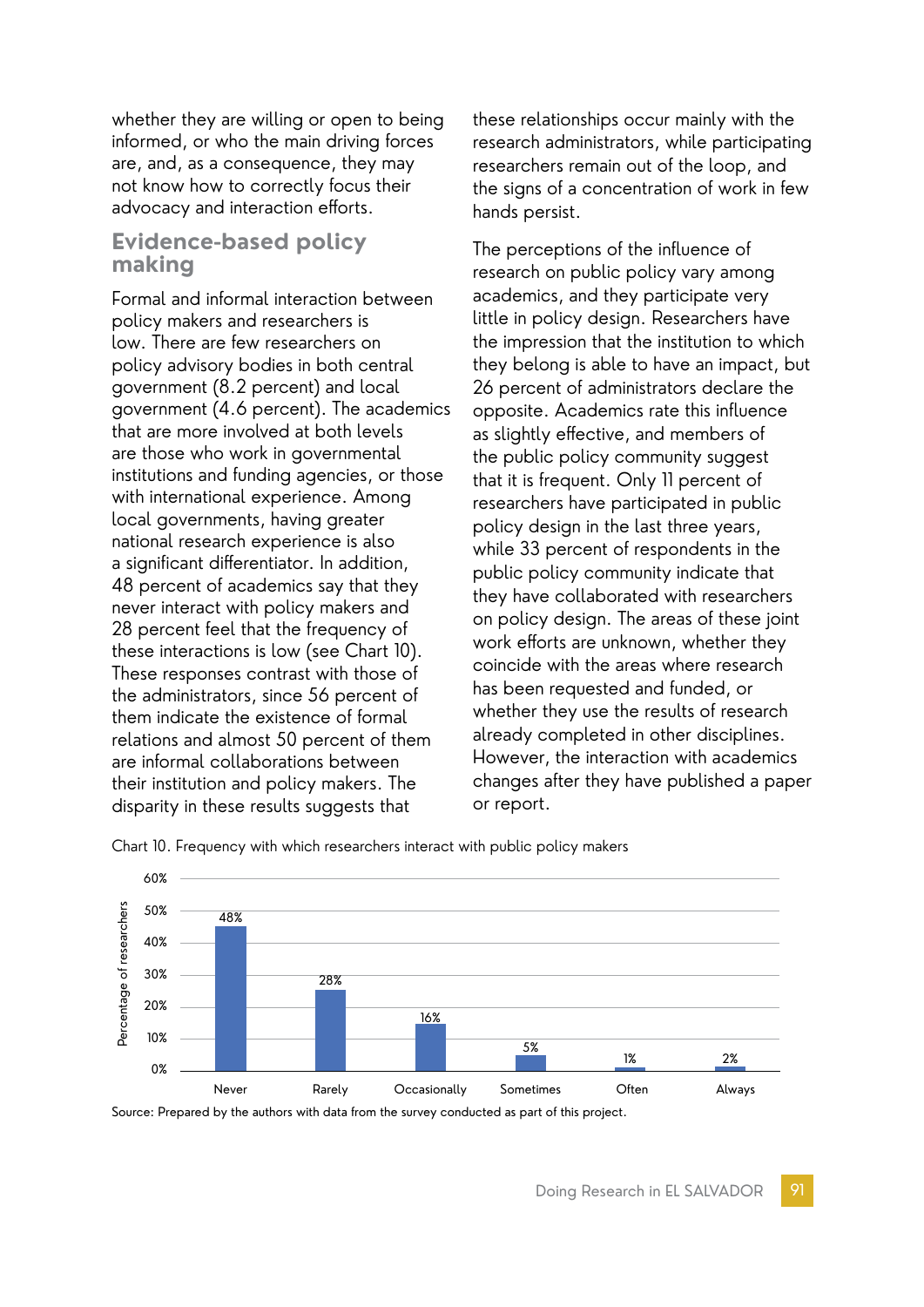whether they are willing or open to being informed, or who the main driving forces are, and, as a consequence, they may not know how to correctly focus their advocacy and interaction efforts.

## Evidence-based policy making

Formal and informal interaction between policy makers and researchers is low. There are few researchers on policy advisory bodies in both central government (8.2 percent) and local government (4.6 percent). The academics that are more involved at both levels are those who work in governmental institutions and funding agencies, or those with international experience. Among local governments, having greater national research experience is also a significant differentiator. In addition, 48 percent of academics say that they never interact with policy makers and 28 percent feel that the frequency of these interactions is low (see Chart 10). These responses contrast with those of the administrators, since 56 percent of them indicate the existence of formal relations and almost 50 percent of them are informal collaborations between their institution and policy makers. The disparity in these results suggests that these relationships occur mainly with the research administrators, while participating researchers remain out of the loop, and the signs of a concentration of work in few hands persist.

The perceptions of the influence of research on public policy vary among academics, and they participate very little in policy design. Researchers have the impression that the institution to which they belong is able to have an impact, but 26 percent of administrators declare the opposite. Academics rate this influence as slightly effective, and members of the public policy community suggest that it is frequent. Only 11 percent of researchers have participated in public policy design in the last three years, while 33 percent of respondents in the public policy community indicate that they have collaborated with researchers on policy design. The areas of these joint work efforts are unknown, whether they coincide with the areas where research has been requested and funded, or whether they use the results of research already completed in other disciplines. However, the interaction with academics changes after they have published a paper or report.

Chart 10. Frequency with which researchers interact with public policy makers

| Frequency | Percentage of researchers |
|---|---|
| Never | 48% |
| Rarely | 28% |
| Occasionally | 16% |
| Sometimes | 5% |
| Often | 1% |
| Always | 2% |

Source: Prepared by the authors with data from the survey conducted as part of this project.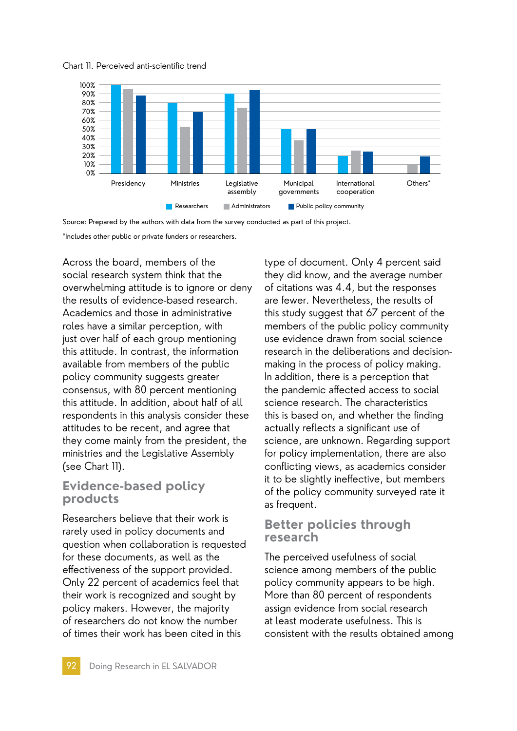Chart 11. Perceived anti-scientific trend

| | Researchers | Administrators | Public policy community |
|---|---|---|---|
| Presidency | 100% | 95% | 88% |
| Ministries | 80% | 53% | 70% |
| Legislative assembly | 90% | 74% | 94% |
| Municipal governments | 50% | 37% | 50% |
| International cooperation | 20% | 26% | 25% |
| Others* | | 11% | 19% |

Source: Prepared by the authors with data from the survey conducted as part of this project.

*Includes other public or private funders or researchers.

Across the board, members of the social research system think that the overwhelming attitude is to ignore or deny the results of evidence-based research. Academics and those in administrative roles have a similar perception, with just over half of each group mentioning this attitude. In contrast, the information available from members of the public policy community suggests greater consensus, with 80 percent mentioning this attitude. In addition, about half of all respondents in this analysis consider these attitudes to be recent, and agree that they come mainly from the president, the ministries and the Legislative Assembly (see Chart 11).

## Evidence-based policy products

Researchers believe that their work is rarely used in policy documents and question when collaboration is requested for these documents, as well as the effectiveness of the support provided. Only 22 percent of academics feel that their work is recognized and sought by policy makers. However, the majority of researchers do not know the number of times their work has been cited in this type of document. Only 4 percent said they did know, and the average number of citations was 4.4, but the responses are fewer. Nevertheless, the results of this study suggest that 67 percent of the members of the public policy community use evidence drawn from social science research in the deliberations and decision-making in the process of policy making. In addition, there is a perception that the pandemic affected access to social science research. The characteristics this is based on, and whether the finding actually reflects a significant use of science, are unknown. Regarding support for policy implementation, there are also conflicting views, as academics consider it to be slightly ineffective, but members of the policy community surveyed rate it as frequent.

## Better policies through research

The perceived usefulness of social science among members of the public policy community appears to be high. More than 80 percent of respondents assign evidence from social research at least moderate usefulness. This is consistent with the results obtained among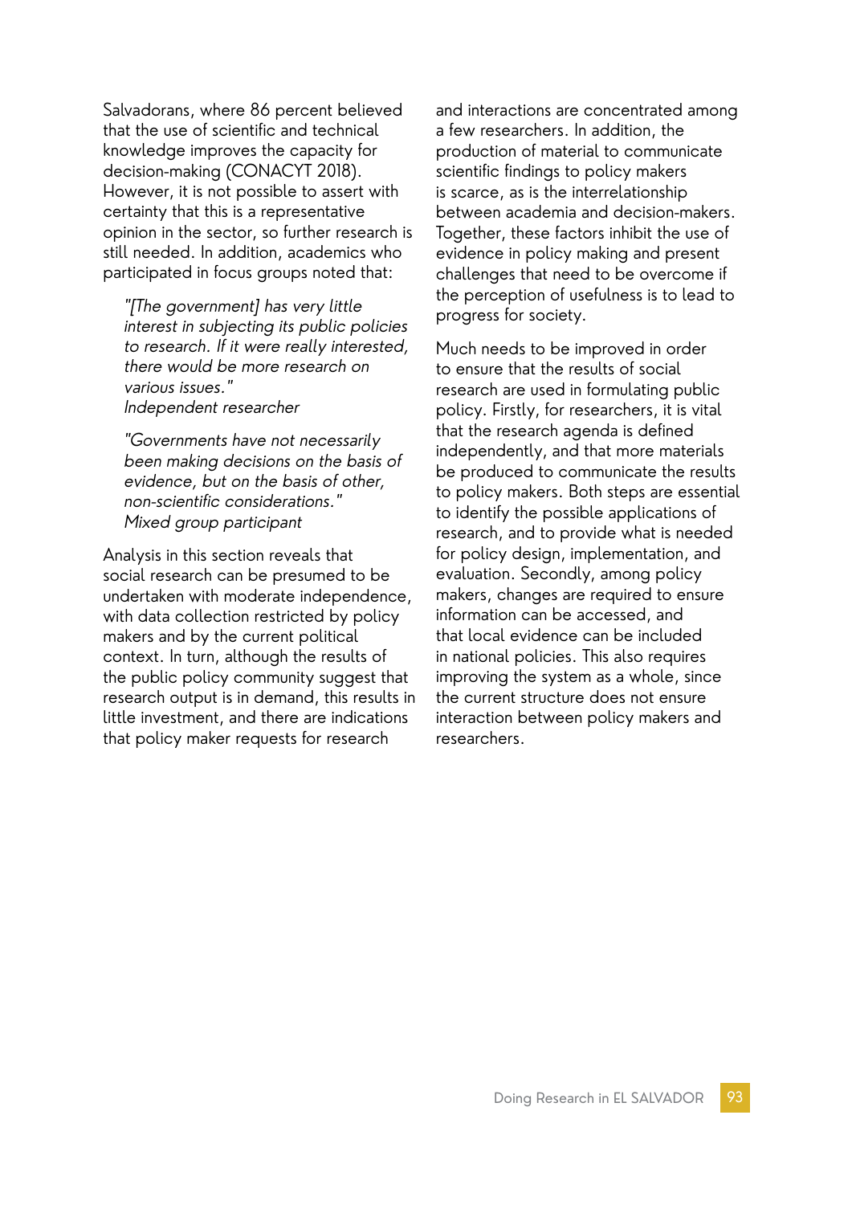Salvadorans, where 86 percent believed that the use of scientific and technical knowledge improves the capacity for decision-making (CONACYT 2018). However, it is not possible to assert with certainty that this is a representative opinion in the sector, so further research is still needed. In addition, academics who participated in focus groups noted that:

> *"[The government] has very little interest in subjecting its public policies to research. If it were really interested, there would be more research on various issues."*
> *Independent researcher*

> *"Governments have not necessarily been making decisions on the basis of evidence, but on the basis of other, non-scientific considerations."*
> *Mixed group participant*

Analysis in this section reveals that social research can be presumed to be undertaken with moderate independence, with data collection restricted by policy makers and by the current political context. In turn, although the results of the public policy community suggest that research output is in demand, this results in little investment, and there are indications that policy maker requests for research and interactions are concentrated among a few researchers. In addition, the production of material to communicate scientific findings to policy makers is scarce, as is the interrelationship between academia and decision-makers. Together, these factors inhibit the use of evidence in policy making and present challenges that need to be overcome if the perception of usefulness is to lead to progress for society.

Much needs to be improved in order to ensure that the results of social research are used in formulating public policy. Firstly, for researchers, it is vital that the research agenda is defined independently, and that more materials be produced to communicate the results to policy makers. Both steps are essential to identify the possible applications of research, and to provide what is needed for policy design, implementation, and evaluation. Secondly, among policy makers, changes are required to ensure information can be accessed, and that local evidence can be included in national policies. This also requires improving the system as a whole, since the current structure does not ensure interaction between policy makers and researchers.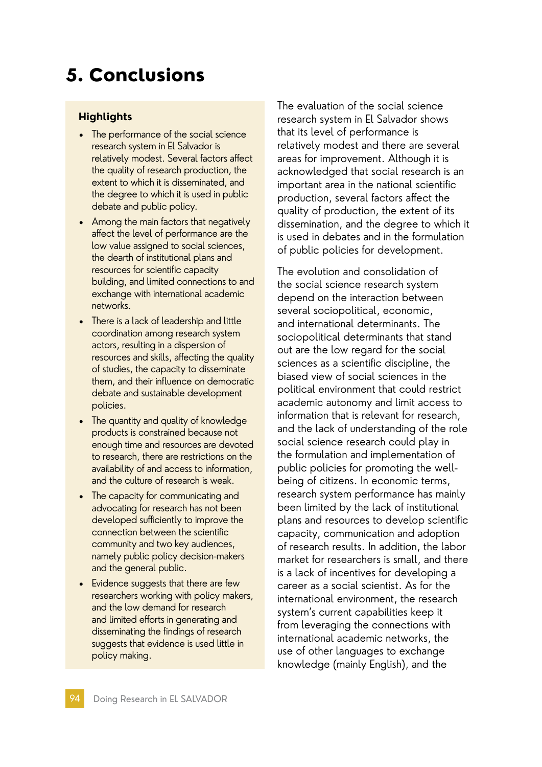# 5. Conclusions

**Highlights**

- The performance of the social science research system in El Salvador is relatively modest. Several factors affect the quality of research production, the extent to which it is disseminated, and the degree to which it is used in public debate and public policy.
- Among the main factors that negatively affect the level of performance are the low value assigned to social sciences, the dearth of institutional plans and resources for scientific capacity building, and limited connections to and exchange with international academic networks.
- There is a lack of leadership and little coordination among research system actors, resulting in a dispersion of resources and skills, affecting the quality of studies, the capacity to disseminate them, and their influence on democratic debate and sustainable development policies.
- The quantity and quality of knowledge products is constrained because not enough time and resources are devoted to research, there are restrictions on the availability of and access to information, and the culture of research is weak.
- The capacity for communicating and advocating for research has not been developed sufficiently to improve the connection between the scientific community and two key audiences, namely public policy decision-makers and the general public.
- Evidence suggests that there are few researchers working with policy makers, and the low demand for research and limited efforts in generating and disseminating the findings of research suggests that evidence is used little in policy making.

The evaluation of the social science research system in El Salvador shows that its level of performance is relatively modest and there are several areas for improvement. Although it is acknowledged that social research is an important area in the national scientific production, several factors affect the quality of production, the extent of its dissemination, and the degree to which it is used in debates and in the formulation of public policies for development.

The evolution and consolidation of the social science research system depend on the interaction between several sociopolitical, economic, and international determinants. The sociopolitical determinants that stand out are the low regard for the social sciences as a scientific discipline, the biased view of social sciences in the political environment that could restrict academic autonomy and limit access to information that is relevant for research, and the lack of understanding of the role social science research could play in the formulation and implementation of public policies for promoting the well-being of citizens. In economic terms, research system performance has mainly been limited by the lack of institutional plans and resources to develop scientific capacity, communication and adoption of research results. In addition, the labor market for researchers is small, and there is a lack of incentives for developing a career as a social scientist. As for the international environment, the research system's current capabilities keep it from leveraging the connections with international academic networks, the use of other languages to exchange knowledge (mainly English), and the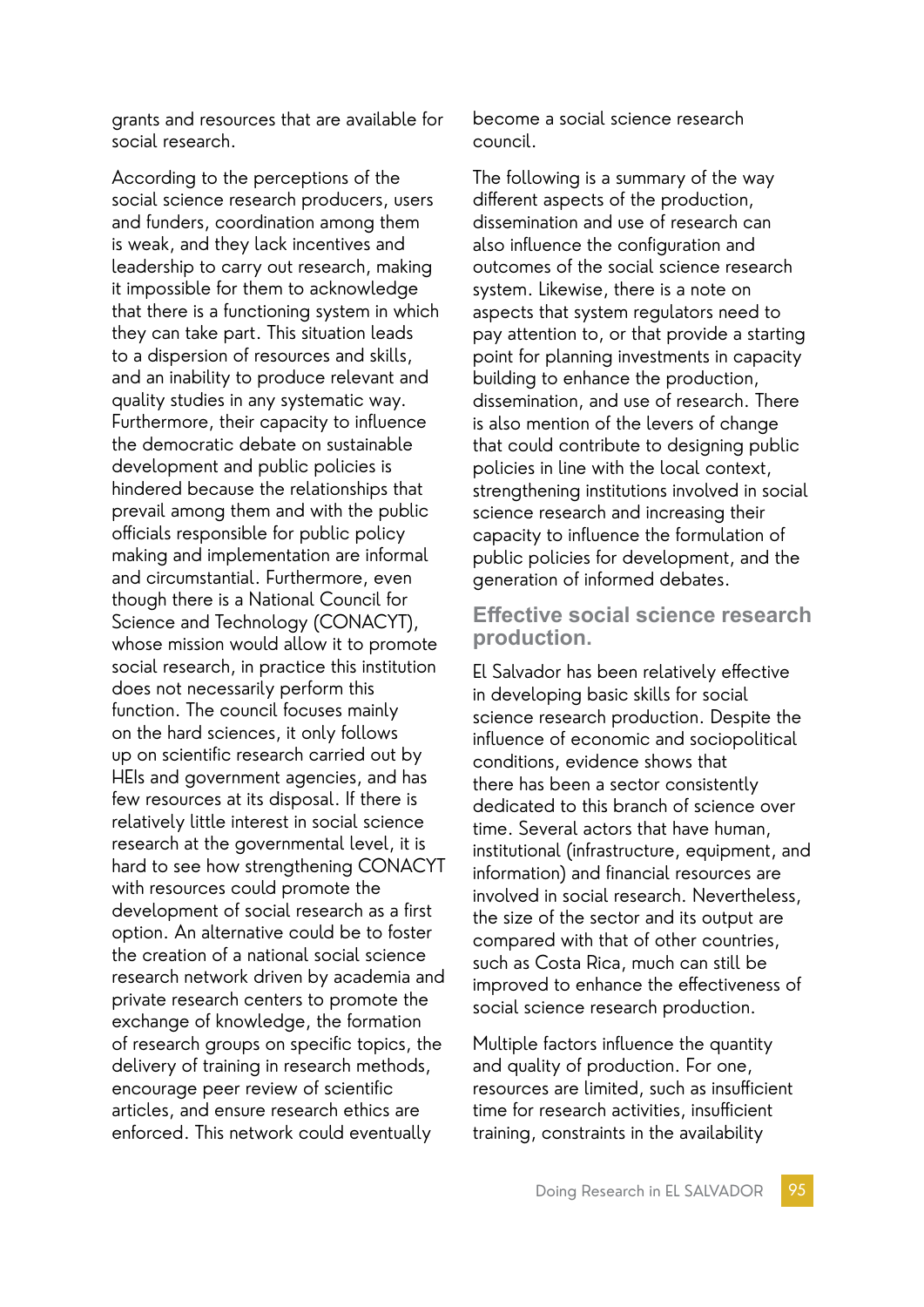grants and resources that are available for social research.

According to the perceptions of the social science research producers, users and funders, coordination among them is weak, and they lack incentives and leadership to carry out research, making it impossible for them to acknowledge that there is a functioning system in which they can take part. This situation leads to a dispersion of resources and skills, and an inability to produce relevant and quality studies in any systematic way. Furthermore, their capacity to influence the democratic debate on sustainable development and public policies is hindered because the relationships that prevail among them and with the public officials responsible for public policy making and implementation are informal and circumstantial. Furthermore, even though there is a National Council for Science and Technology (CONACYT), whose mission would allow it to promote social research, in practice this institution does not necessarily perform this function. The council focuses mainly on the hard sciences, it only follows up on scientific research carried out by HEIs and government agencies, and has few resources at its disposal. If there is relatively little interest in social science research at the governmental level, it is hard to see how strengthening CONACYT with resources could promote the development of social research as a first option. An alternative could be to foster the creation of a national social science research network driven by academia and private research centers to promote the exchange of knowledge, the formation of research groups on specific topics, the delivery of training in research methods, encourage peer review of scientific articles, and ensure research ethics are enforced. This network could eventually become a social science research council.

The following is a summary of the way different aspects of the production, dissemination and use of research can also influence the configuration and outcomes of the social science research system. Likewise, there is a note on aspects that system regulators need to pay attention to, or that provide a starting point for planning investments in capacity building to enhance the production, dissemination, and use of research. There is also mention of the levers of change that could contribute to designing public policies in line with the local context, strengthening institutions involved in social science research and increasing their capacity to influence the formulation of public policies for development, and the generation of informed debates.

## Effective social science research production.

El Salvador has been relatively effective in developing basic skills for social science research production. Despite the influence of economic and sociopolitical conditions, evidence shows that there has been a sector consistently dedicated to this branch of science over time. Several actors that have human, institutional (infrastructure, equipment, and information) and financial resources are involved in social research. Nevertheless, the size of the sector and its output are compared with that of other countries, such as Costa Rica, much can still be improved to enhance the effectiveness of social science research production.

Multiple factors influence the quantity and quality of production. For one, resources are limited, such as insufficient time for research activities, insufficient training, constraints in the availability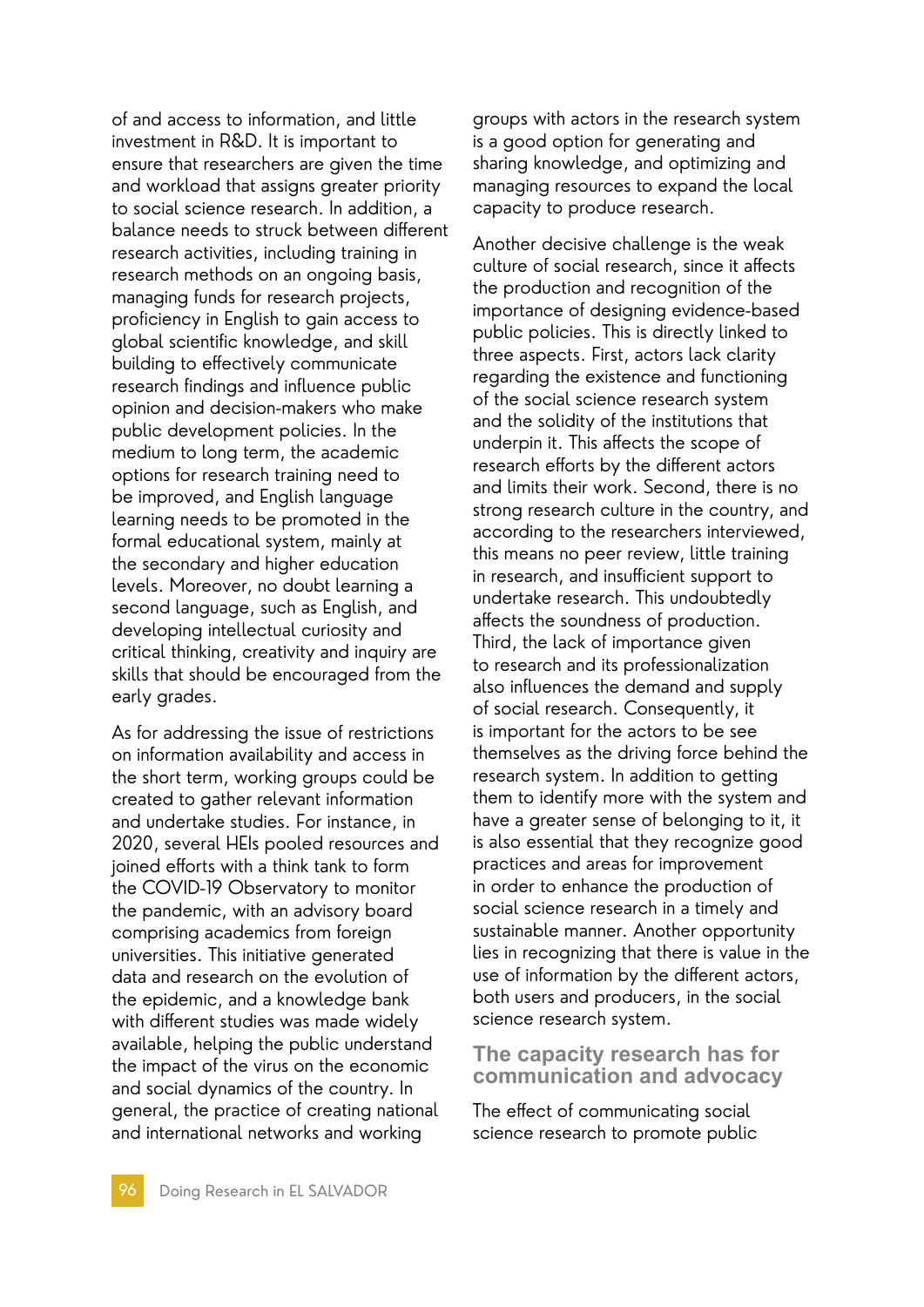of and access to information, and little investment in R&D. It is important to ensure that researchers are given the time and workload that assigns greater priority to social science research. In addition, a balance needs to struck between different research activities, including training in research methods on an ongoing basis, managing funds for research projects, proficiency in English to gain access to global scientific knowledge, and skill building to effectively communicate research findings and influence public opinion and decision-makers who make public development policies. In the medium to long term, the academic options for research training need to be improved, and English language learning needs to be promoted in the formal educational system, mainly at the secondary and higher education levels. Moreover, no doubt learning a second language, such as English, and developing intellectual curiosity and critical thinking, creativity and inquiry are skills that should be encouraged from the early grades.

As for addressing the issue of restrictions on information availability and access in the short term, working groups could be created to gather relevant information and undertake studies. For instance, in 2020, several HEIs pooled resources and joined efforts with a think tank to form the COVID-19 Observatory to monitor the pandemic, with an advisory board comprising academics from foreign universities. This initiative generated data and research on the evolution of the epidemic, and a knowledge bank with different studies was made widely available, helping the public understand the impact of the virus on the economic and social dynamics of the country. In general, the practice of creating national and international networks and working groups with actors in the research system is a good option for generating and sharing knowledge, and optimizing and managing resources to expand the local capacity to produce research.

Another decisive challenge is the weak culture of social research, since it affects the production and recognition of the importance of designing evidence-based public policies. This is directly linked to three aspects. First, actors lack clarity regarding the existence and functioning of the social science research system and the solidity of the institutions that underpin it. This affects the scope of research efforts by the different actors and limits their work. Second, there is no strong research culture in the country, and according to the researchers interviewed, this means no peer review, little training in research, and insufficient support to undertake research. This undoubtedly affects the soundness of production. Third, the lack of importance given to research and its professionalization also influences the demand and supply of social research. Consequently, it is important for the actors to be see themselves as the driving force behind the research system. In addition to getting them to identify more with the system and have a greater sense of belonging to it, it is also essential that they recognize good practices and areas for improvement in order to enhance the production of social science research in a timely and sustainable manner. Another opportunity lies in recognizing that there is value in the use of information by the different actors, both users and producers, in the social science research system.

## The capacity research has for communication and advocacy

The effect of communicating social science research to promote public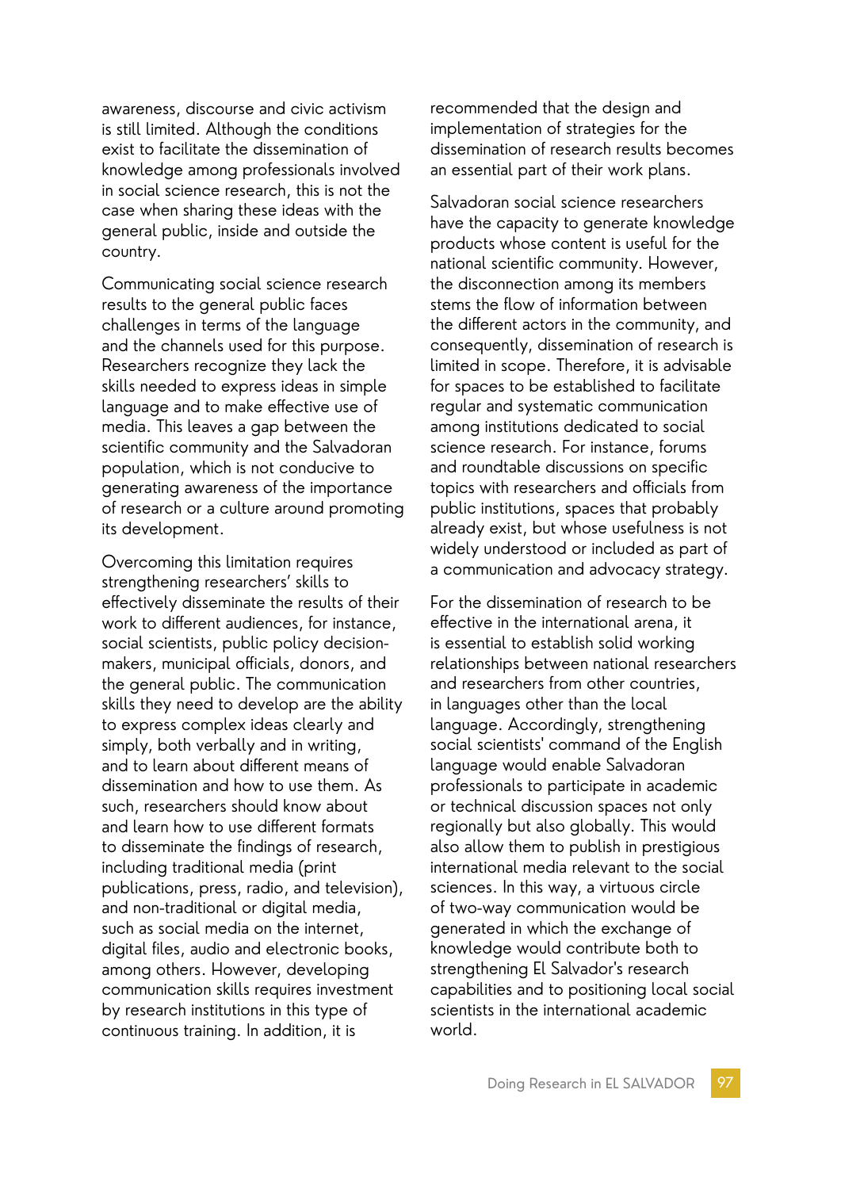awareness, discourse and civic activism is still limited. Although the conditions exist to facilitate the dissemination of knowledge among professionals involved in social science research, this is not the case when sharing these ideas with the general public, inside and outside the country.

Communicating social science research results to the general public faces challenges in terms of the language and the channels used for this purpose. Researchers recognize they lack the skills needed to express ideas in simple language and to make effective use of media. This leaves a gap between the scientific community and the Salvadoran population, which is not conducive to generating awareness of the importance of research or a culture around promoting its development.

Overcoming this limitation requires strengthening researchers' skills to effectively disseminate the results of their work to different audiences, for instance, social scientists, public policy decision-makers, municipal officials, donors, and the general public. The communication skills they need to develop are the ability to express complex ideas clearly and simply, both verbally and in writing, and to learn about different means of dissemination and how to use them. As such, researchers should know about and learn how to use different formats to disseminate the findings of research, including traditional media (print publications, press, radio, and television), and non-traditional or digital media, such as social media on the internet, digital files, audio and electronic books, among others. However, developing communication skills requires investment by research institutions in this type of continuous training. In addition, it is recommended that the design and implementation of strategies for the dissemination of research results becomes an essential part of their work plans.

Salvadoran social science researchers have the capacity to generate knowledge products whose content is useful for the national scientific community. However, the disconnection among its members stems the flow of information between the different actors in the community, and consequently, dissemination of research is limited in scope. Therefore, it is advisable for spaces to be established to facilitate regular and systematic communication among institutions dedicated to social science research. For instance, forums and roundtable discussions on specific topics with researchers and officials from public institutions, spaces that probably already exist, but whose usefulness is not widely understood or included as part of a communication and advocacy strategy.

For the dissemination of research to be effective in the international arena, it is essential to establish solid working relationships between national researchers and researchers from other countries, in languages other than the local language. Accordingly, strengthening social scientists' command of the English language would enable Salvadoran professionals to participate in academic or technical discussion spaces not only regionally but also globally. This would also allow them to publish in prestigious international media relevant to the social sciences. In this way, a virtuous circle of two-way communication would be generated in which the exchange of knowledge would contribute both to strengthening El Salvador's research capabilities and to positioning local social scientists in the international academic world.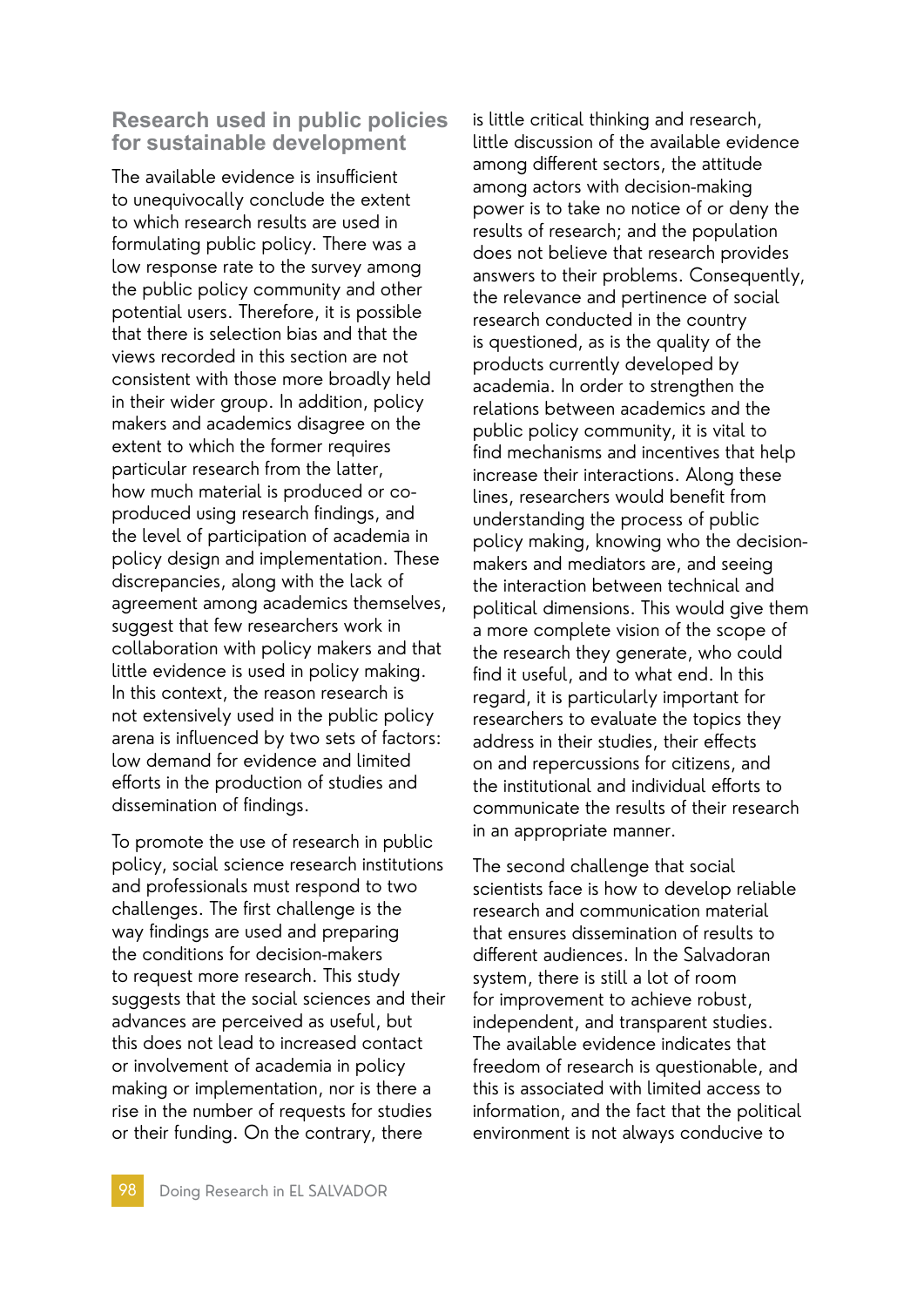## Research used in public policies for sustainable development

The available evidence is insufficient to unequivocally conclude the extent to which research results are used in formulating public policy. There was a low response rate to the survey among the public policy community and other potential users. Therefore, it is possible that there is selection bias and that the views recorded in this section are not consistent with those more broadly held in their wider group. In addition, policy makers and academics disagree on the extent to which the former requires particular research from the latter, how much material is produced or co-produced using research findings, and the level of participation of academia in policy design and implementation. These discrepancies, along with the lack of agreement among academics themselves, suggest that few researchers work in collaboration with policy makers and that little evidence is used in policy making. In this context, the reason research is not extensively used in the public policy arena is influenced by two sets of factors: low demand for evidence and limited efforts in the production of studies and dissemination of findings.

To promote the use of research in public policy, social science research institutions and professionals must respond to two challenges. The first challenge is the way findings are used and preparing the conditions for decision-makers to request more research. This study suggests that the social sciences and their advances are perceived as useful, but this does not lead to increased contact or involvement of academia in policy making or implementation, nor is there a rise in the number of requests for studies or their funding. On the contrary, there is little critical thinking and research, little discussion of the available evidence among different sectors, the attitude among actors with decision-making power is to take no notice of or deny the results of research; and the population does not believe that research provides answers to their problems. Consequently, the relevance and pertinence of social research conducted in the country is questioned, as is the quality of the products currently developed by academia. In order to strengthen the relations between academics and the public policy community, it is vital to find mechanisms and incentives that help increase their interactions. Along these lines, researchers would benefit from understanding the process of public policy making, knowing who the decision-makers and mediators are, and seeing the interaction between technical and political dimensions. This would give them a more complete vision of the scope of the research they generate, who could find it useful, and to what end. In this regard, it is particularly important for researchers to evaluate the topics they address in their studies, their effects on and repercussions for citizens, and the institutional and individual efforts to communicate the results of their research in an appropriate manner.

The second challenge that social scientists face is how to develop reliable research and communication material that ensures dissemination of results to different audiences. In the Salvadoran system, there is still a lot of room for improvement to achieve robust, independent, and transparent studies. The available evidence indicates that freedom of research is questionable, and this is associated with limited access to information, and the fact that the political environment is not always conducive to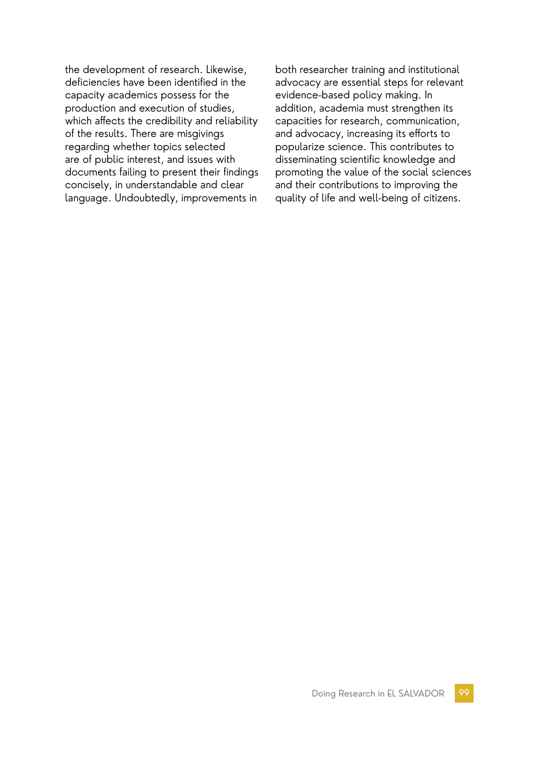the development of research. Likewise, deficiencies have been identified in the capacity academics possess for the production and execution of studies, which affects the credibility and reliability of the results. There are misgivings regarding whether topics selected are of public interest, and issues with documents failing to present their findings concisely, in understandable and clear language. Undoubtedly, improvements in both researcher training and institutional advocacy are essential steps for relevant evidence-based policy making. In addition, academia must strengthen its capacities for research, communication, and advocacy, increasing its efforts to popularize science. This contributes to disseminating scientific knowledge and promoting the value of the social sciences and their contributions to improving the quality of life and well-being of citizens.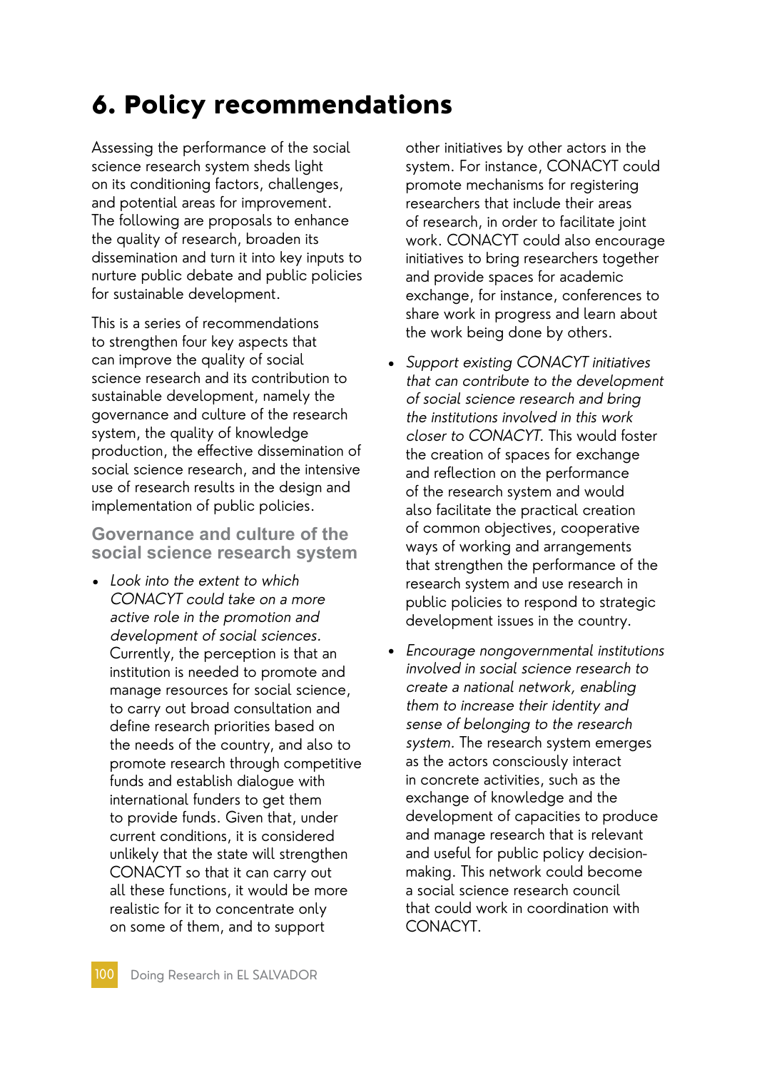# 6. Policy recommendations

Assessing the performance of the social science research system sheds light on its conditioning factors, challenges, and potential areas for improvement. The following are proposals to enhance the quality of research, broaden its dissemination and turn it into key inputs to nurture public debate and public policies for sustainable development.

This is a series of recommendations to strengthen four key aspects that can improve the quality of social science research and its contribution to sustainable development, namely the governance and culture of the research system, the quality of knowledge production, the effective dissemination of social science research, and the intensive use of research results in the design and implementation of public policies.

## Governance and culture of the social science research system

- *Look into the extent to which CONACYT could take on a more active role in the promotion and development of social sciences.* Currently, the perception is that an institution is needed to promote and manage resources for social science, to carry out broad consultation and define research priorities based on the needs of the country, and also to promote research through competitive funds and establish dialogue with international funders to get them to provide funds. Given that, under current conditions, it is considered unlikely that the state will strengthen CONACYT so that it can carry out all these functions, it would be more realistic for it to concentrate only on some of them, and to support other initiatives by other actors in the system. For instance, CONACYT could promote mechanisms for registering researchers that include their areas of research, in order to facilitate joint work. CONACYT could also encourage initiatives to bring researchers together and provide spaces for academic exchange, for instance, conferences to share work in progress and learn about the work being done by others.
- *Support existing CONACYT initiatives that can contribute to the development of social science research and bring the institutions involved in this work closer to CONACYT.* This would foster the creation of spaces for exchange and reflection on the performance of the research system and would also facilitate the practical creation of common objectives, cooperative ways of working and arrangements that strengthen the performance of the research system and use research in public policies to respond to strategic development issues in the country.
- *Encourage nongovernmental institutions involved in social science research to create a national network, enabling them to increase their identity and sense of belonging to the research system.* The research system emerges as the actors consciously interact in concrete activities, such as the exchange of knowledge and the development of capacities to produce and manage research that is relevant and useful for public policy decision-making. This network could become a social science research council that could work in coordination with CONACYT.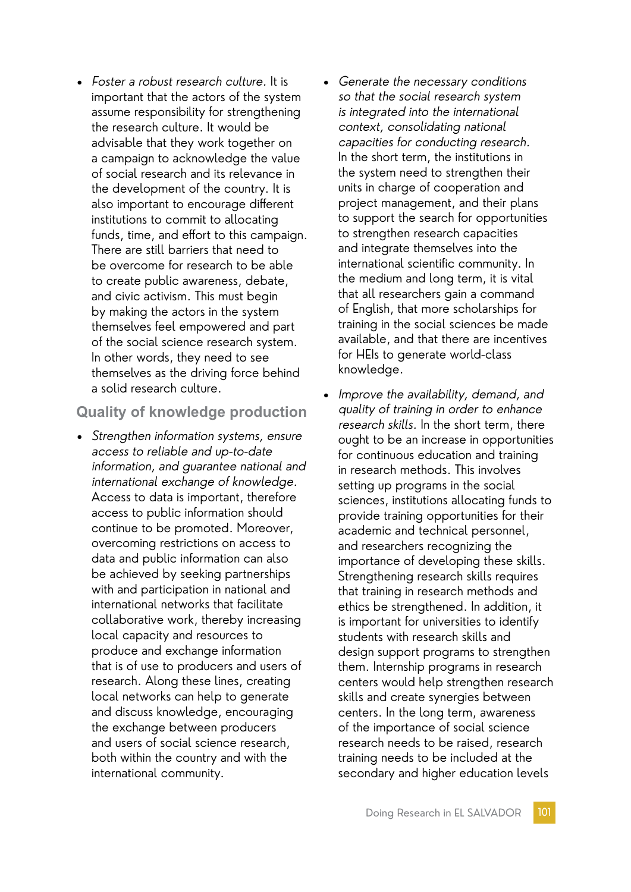- *Foster a robust research culture.* It is important that the actors of the system assume responsibility for strengthening the research culture. It would be advisable that they work together on a campaign to acknowledge the value of social research and its relevance in the development of the country. It is also important to encourage different institutions to commit to allocating funds, time, and effort to this campaign. There are still barriers that need to be overcome for research to be able to create public awareness, debate, and civic activism. This must begin by making the actors in the system themselves feel empowered and part of the social science research system. In other words, they need to see themselves as the driving force behind a solid research culture.

## Quality of knowledge production

- *Strengthen information systems, ensure access to reliable and up-to-date information, and guarantee national and international exchange of knowledge.* Access to data is important, therefore access to public information should continue to be promoted. Moreover, overcoming restrictions on access to data and public information can also be achieved by seeking partnerships with and participation in national and international networks that facilitate collaborative work, thereby increasing local capacity and resources to produce and exchange information that is of use to producers and users of research. Along these lines, creating local networks can help to generate and discuss knowledge, encouraging the exchange between producers and users of social science research, both within the country and with the international community.

- *Generate the necessary conditions so that the social research system is integrated into the international context, consolidating national capacities for conducting research.* In the short term, the institutions in the system need to strengthen their units in charge of cooperation and project management, and their plans to support the search for opportunities to strengthen research capacities and integrate themselves into the international scientific community. In the medium and long term, it is vital that all researchers gain a command of English, that more scholarships for training in the social sciences be made available, and that there are incentives for HEIs to generate world-class knowledge.

- *Improve the availability, demand, and quality of training in order to enhance research skills.* In the short term, there ought to be an increase in opportunities for continuous education and training in research methods. This involves setting up programs in the social sciences, institutions allocating funds to provide training opportunities for their academic and technical personnel, and researchers recognizing the importance of developing these skills. Strengthening research skills requires that training in research methods and ethics be strengthened. In addition, it is important for universities to identify students with research skills and design support programs to strengthen them. Internship programs in research centers would help strengthen research skills and create synergies between centers. In the long term, awareness of the importance of social science research needs to be raised, research training needs to be included at the secondary and higher education levels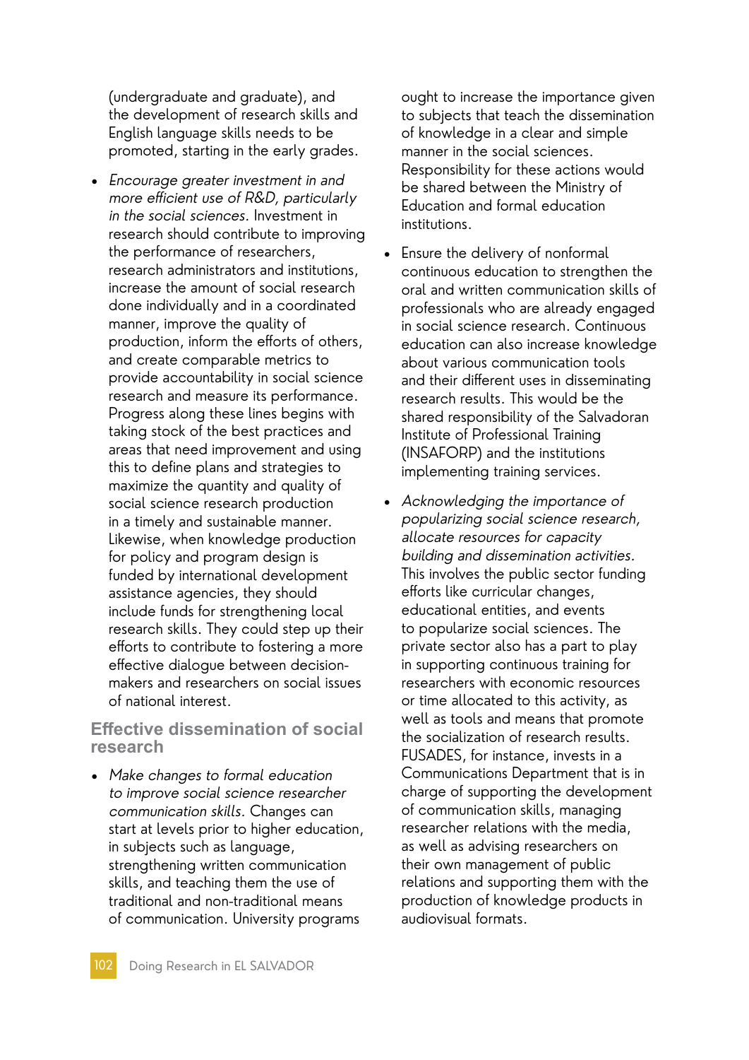(undergraduate and graduate), and the development of research skills and English language skills needs to be promoted, starting in the early grades.

- *Encourage greater investment in and more efficient use of R&D, particularly in the social sciences.* Investment in research should contribute to improving the performance of researchers, research administrators and institutions, increase the amount of social research done individually and in a coordinated manner, improve the quality of production, inform the efforts of others, and create comparable metrics to provide accountability in social science research and measure its performance. Progress along these lines begins with taking stock of the best practices and areas that need improvement and using this to define plans and strategies to maximize the quantity and quality of social science research production in a timely and sustainable manner. Likewise, when knowledge production for policy and program design is funded by international development assistance agencies, they should include funds for strengthening local research skills. They could step up their efforts to contribute to fostering a more effective dialogue between decision-makers and researchers on social issues of national interest.

## Effective dissemination of social research

- *Make changes to formal education to improve social science researcher communication skills.* Changes can start at levels prior to higher education, in subjects such as language, strengthening written communication skills, and teaching them the use of traditional and non-traditional means of communication. University programs ought to increase the importance given to subjects that teach the dissemination of knowledge in a clear and simple manner in the social sciences. Responsibility for these actions would be shared between the Ministry of Education and formal education institutions.

- Ensure the delivery of nonformal continuous education to strengthen the oral and written communication skills of professionals who are already engaged in social science research. Continuous education can also increase knowledge about various communication tools and their different uses in disseminating research results. This would be the shared responsibility of the Salvadoran Institute of Professional Training (INSAFORP) and the institutions implementing training services.

- *Acknowledging the importance of popularizing social science research, allocate resources for capacity building and dissemination activities.* This involves the public sector funding efforts like curricular changes, educational entities, and events to popularize social sciences. The private sector also has a part to play in supporting continuous training for researchers with economic resources or time allocated to this activity, as well as tools and means that promote the socialization of research results. FUSADES, for instance, invests in a Communications Department that is in charge of supporting the development of communication skills, managing researcher relations with the media, as well as advising researchers on their own management of public relations and supporting them with the production of knowledge products in audiovisual formats.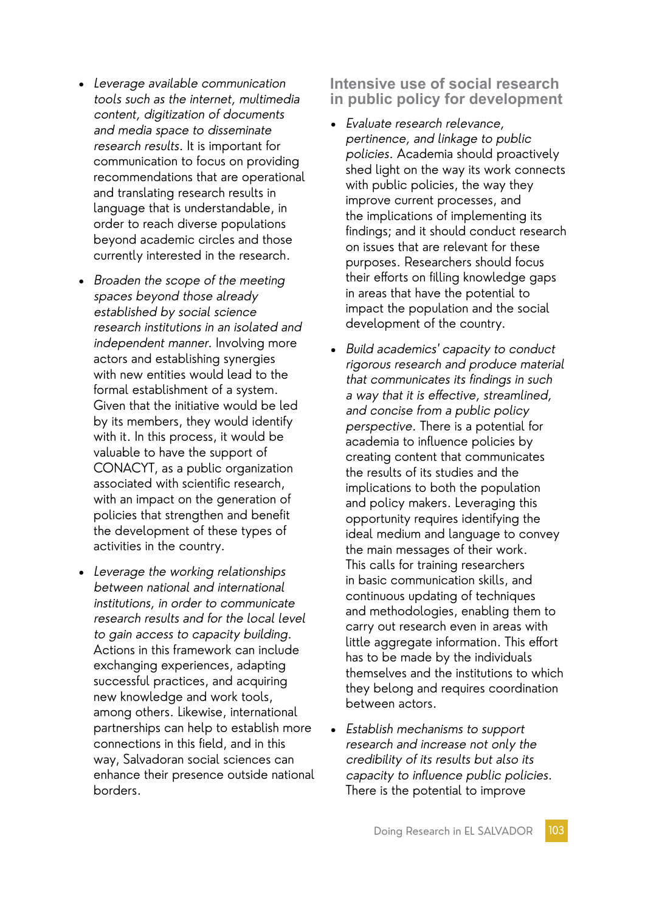- *Leverage available communication tools such as the internet, multimedia content, digitization of documents and media space to disseminate research results.* It is important for communication to focus on providing recommendations that are operational and translating research results in language that is understandable, in order to reach diverse populations beyond academic circles and those currently interested in the research.

- *Broaden the scope of the meeting spaces beyond those already established by social science research institutions in an isolated and independent manner.* Involving more actors and establishing synergies with new entities would lead to the formal establishment of a system. Given that the initiative would be led by its members, they would identify with it. In this process, it would be valuable to have the support of CONACYT, as a public organization associated with scientific research, with an impact on the generation of policies that strengthen and benefit the development of these types of activities in the country.

- *Leverage the working relationships between national and international institutions, in order to communicate research results and for the local level to gain access to capacity building.* Actions in this framework can include exchanging experiences, adapting successful practices, and acquiring new knowledge and work tools, among others. Likewise, international partnerships can help to establish more connections in this field, and in this way, Salvadoran social sciences can enhance their presence outside national borders.

## Intensive use of social research in public policy for development

- *Evaluate research relevance, pertinence, and linkage to public policies.* Academia should proactively shed light on the way its work connects with public policies, the way they improve current processes, and the implications of implementing its findings; and it should conduct research on issues that are relevant for these purposes. Researchers should focus their efforts on filling knowledge gaps in areas that have the potential to impact the population and the social development of the country.

- *Build academics' capacity to conduct rigorous research and produce material that communicates its findings in such a way that it is effective, streamlined, and concise from a public policy perspective.* There is a potential for academia to influence policies by creating content that communicates the results of its studies and the implications to both the population and policy makers. Leveraging this opportunity requires identifying the ideal medium and language to convey the main messages of their work. This calls for training researchers in basic communication skills, and continuous updating of techniques and methodologies, enabling them to carry out research even in areas with little aggregate information. This effort has to be made by the individuals themselves and the institutions to which they belong and requires coordination between actors.

- *Establish mechanisms to support research and increase not only the credibility of its results but also its capacity to influence public policies.* There is the potential to improve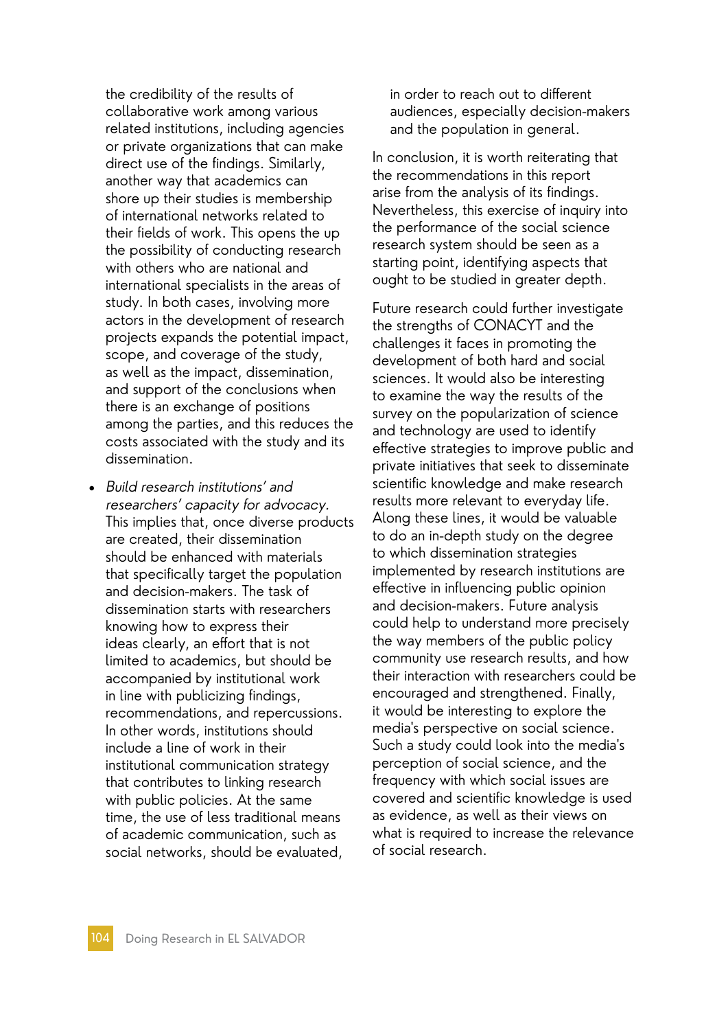the credibility of the results of collaborative work among various related institutions, including agencies or private organizations that can make direct use of the findings. Similarly, another way that academics can shore up their studies is membership of international networks related to their fields of work. This opens the up the possibility of conducting research with others who are national and international specialists in the areas of study. In both cases, involving more actors in the development of research projects expands the potential impact, scope, and coverage of the study, as well as the impact, dissemination, and support of the conclusions when there is an exchange of positions among the parties, and this reduces the costs associated with the study and its dissemination.

- *Build research institutions' and researchers' capacity for advocacy.* This implies that, once diverse products are created, their dissemination should be enhanced with materials that specifically target the population and decision-makers. The task of dissemination starts with researchers knowing how to express their ideas clearly, an effort that is not limited to academics, but should be accompanied by institutional work in line with publicizing findings, recommendations, and repercussions. In other words, institutions should include a line of work in their institutional communication strategy that contributes to linking research with public policies. At the same time, the use of less traditional means of academic communication, such as social networks, should be evaluated, in order to reach out to different audiences, especially decision-makers and the population in general.

In conclusion, it is worth reiterating that the recommendations in this report arise from the analysis of its findings. Nevertheless, this exercise of inquiry into the performance of the social science research system should be seen as a starting point, identifying aspects that ought to be studied in greater depth.

Future research could further investigate the strengths of CONACYT and the challenges it faces in promoting the development of both hard and social sciences. It would also be interesting to examine the way the results of the survey on the popularization of science and technology are used to identify effective strategies to improve public and private initiatives that seek to disseminate scientific knowledge and make research results more relevant to everyday life. Along these lines, it would be valuable to do an in-depth study on the degree to which dissemination strategies implemented by research institutions are effective in influencing public opinion and decision-makers. Future analysis could help to understand more precisely the way members of the public policy community use research results, and how their interaction with researchers could be encouraged and strengthened. Finally, it would be interesting to explore the media's perspective on social science. Such a study could look into the media's perception of social science, and the frequency with which social issues are covered and scientific knowledge is used as evidence, as well as their views on what is required to increase the relevance of social research.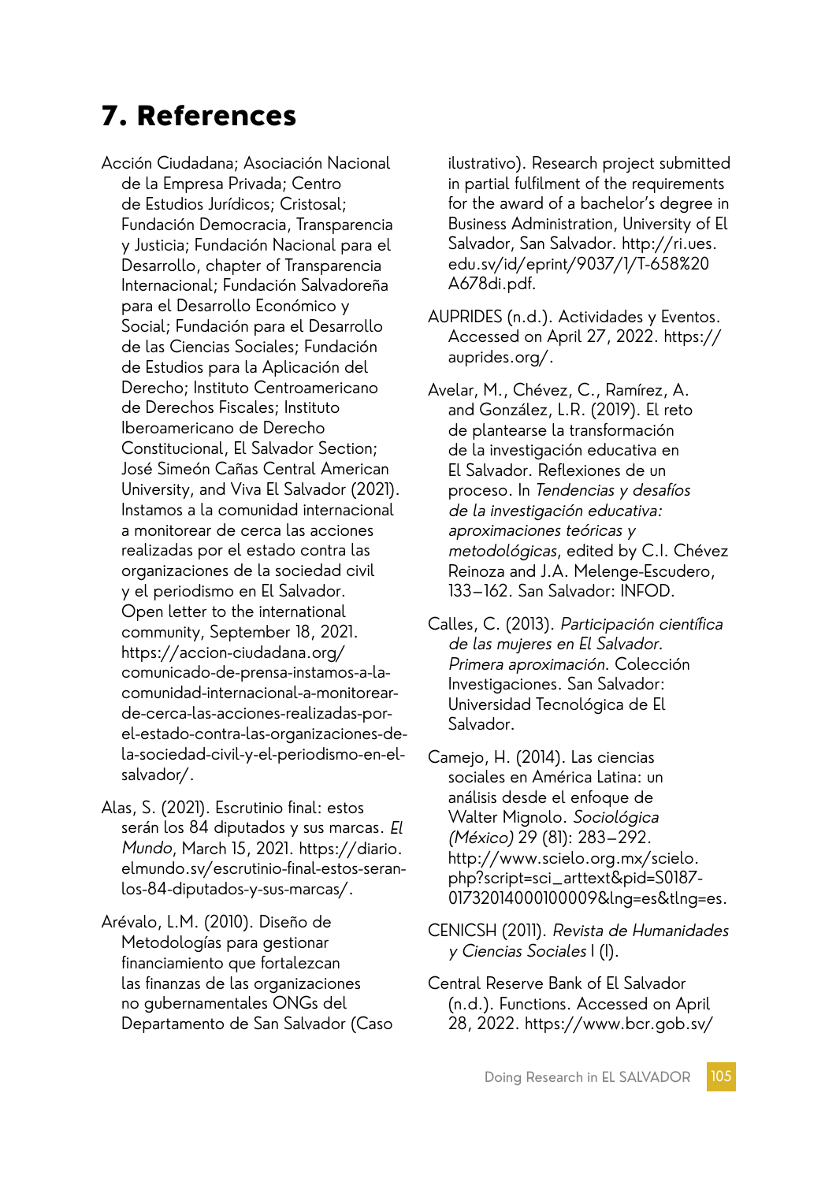# 7. References

Acción Ciudadana; Asociación Nacional de la Empresa Privada; Centro de Estudios Jurídicos; Cristosal; Fundación Democracia, Transparencia y Justicia; Fundación Nacional para el Desarrollo, chapter of Transparencia Internacional; Fundación Salvadoreña para el Desarrollo Económico y Social; Fundación para el Desarrollo de las Ciencias Sociales; Fundación de Estudios para la Aplicación del Derecho; Instituto Centroamericano de Derechos Fiscales; Instituto Iberoamericano de Derecho Constitucional, El Salvador Section; José Simeón Cañas Central American University, and Viva El Salvador (2021). Instamos a la comunidad internacional a monitorear de cerca las acciones realizadas por el estado contra las organizaciones de la sociedad civil y el periodismo en El Salvador. Open letter to the international community, September 18, 2021. https://accion-ciudadana.org/comunicado-de-prensa-instamos-a-la-comunidad-internacional-a-monitorear-de-cerca-las-acciones-realizadas-por-el-estado-contra-las-organizaciones-de-la-sociedad-civil-y-el-periodismo-en-el-salvador/.

Alas, S. (2021). Escrutinio final: estos serán los 84 diputados y sus marcas. *El Mundo*, March 15, 2021. https://diario.elmundo.sv/escrutinio-final-estos-seran-los-84-diputados-y-sus-marcas/.

Arévalo, L.M. (2010). Diseño de Metodologías para gestionar financiamiento que fortalezcan las finanzas de las organizaciones no gubernamentales ONGs del Departamento de San Salvador (Caso ilustrativo). Research project submitted in partial fulfilment of the requirements for the award of a bachelor's degree in Business Administration, University of El Salvador, San Salvador. http://ri.ues.edu.sv/id/eprint/9037/1/T-658%20A678di.pdf.

AUPRIDES (n.d.). Actividades y Eventos. Accessed on April 27, 2022. https://auprides.org/.

Avelar, M., Chévez, C., Ramírez, A. and González, L.R. (2019). El reto de plantearse la transformación de la investigación educativa en El Salvador. Reflexiones de un proceso. In *Tendencias y desafíos de la investigación educativa: aproximaciones teóricas y metodológicas*, edited by C.I. Chévez Reinoza and J.A. Melenge-Escudero, 133–162. San Salvador: INFOD.

Calles, C. (2013). *Participación científica de las mujeres en El Salvador. Primera aproximación.* Colección Investigaciones. San Salvador: Universidad Tecnológica de El Salvador.

Camejo, H. (2014). Las ciencias sociales en América Latina: un análisis desde el enfoque de Walter Mignolo. *Sociológica (México)* 29 (81): 283–292. http://www.scielo.org.mx/scielo.php?script=sci_arttext&pid=S0187-01732014000100009&lng=es&tlng=es.

CENICSH (2011). *Revista de Humanidades y Ciencias Sociales* I (I).

Central Reserve Bank of El Salvador (n.d.). Functions. Accessed on April 28, 2022. https://www.bcr.gob.sv/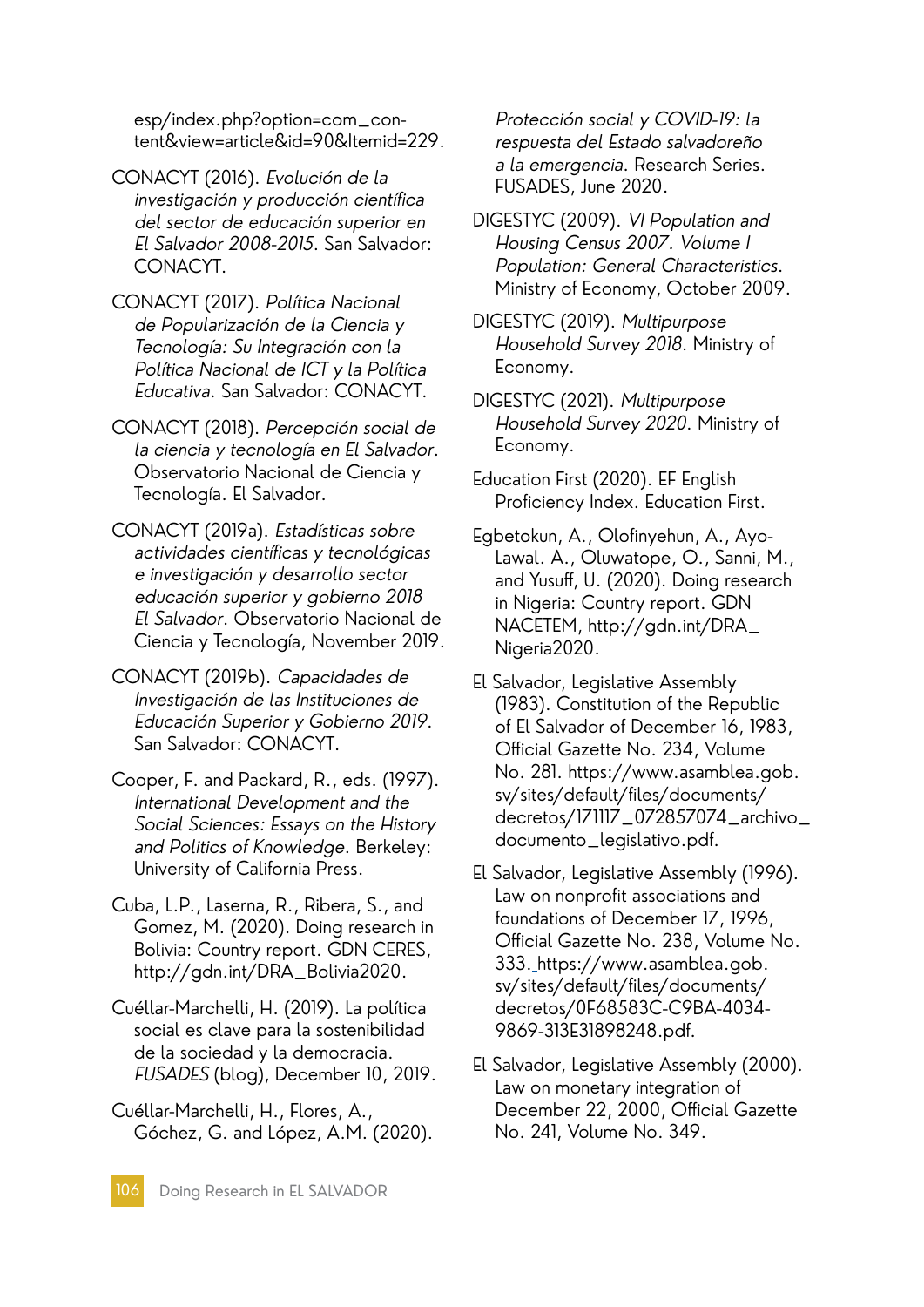esp/index.php?option=com_content&view=article&id=90&Itemid=229.

CONACYT (2016). *Evolución de la investigación y producción científica del sector de educación superior en El Salvador 2008-2015*. San Salvador: CONACYT.

CONACYT (2017). *Política Nacional de Popularización de la Ciencia y Tecnología: Su Integración con la Política Nacional de ICT y la Política Educativa*. San Salvador: CONACYT.

CONACYT (2018). *Percepción social de la ciencia y tecnología en El Salvador*. Observatorio Nacional de Ciencia y Tecnología. El Salvador.

CONACYT (2019a). *Estadísticas sobre actividades científicas y tecnológicas e investigación y desarrollo sector educación superior y gobierno 2018 El Salvador*. Observatorio Nacional de Ciencia y Tecnología, November 2019.

CONACYT (2019b). *Capacidades de Investigación de las Instituciones de Educación Superior y Gobierno 2019*. San Salvador: CONACYT.

Cooper, F. and Packard, R., eds. (1997). *International Development and the Social Sciences: Essays on the History and Politics of Knowledge*. Berkeley: University of California Press.

Cuba, L.P., Laserna, R., Ribera, S., and Gomez, M. (2020). Doing research in Bolivia: Country report. GDN CERES, http://gdn.int/DRA_Bolivia2020.

Cuéllar-Marchelli, H. (2019). La política social es clave para la sostenibilidad de la sociedad y la democracia. *FUSADES* (blog), December 10, 2019.

Cuéllar-Marchelli, H., Flores, A., Góchez, G. and López, A.M. (2020). *Protección social y COVID-19: la respuesta del Estado salvadoreño a la emergencia*. Research Series. FUSADES, June 2020.

DIGESTYC (2009). *VI Population and Housing Census 2007. Volume I Population: General Characteristics*. Ministry of Economy, October 2009.

DIGESTYC (2019). *Multipurpose Household Survey 2018*. Ministry of Economy.

DIGESTYC (2021). *Multipurpose Household Survey 2020*. Ministry of Economy.

Education First (2020). EF English Proficiency Index. Education First.

Egbetokun, A., Olofinyehun, A., Ayo-Lawal. A., Oluwatope, O., Sanni, M., and Yusuff, U. (2020). Doing research in Nigeria: Country report. GDN NACETEM, http://gdn.int/DRA_Nigeria2020.

El Salvador, Legislative Assembly (1983). Constitution of the Republic of El Salvador of December 16, 1983, Official Gazette No. 234, Volume No. 281. https://www.asamblea.gob.sv/sites/default/files/documents/decretos/171117_072857074_archivo_documento_legislativo.pdf.

El Salvador, Legislative Assembly (1996). Law on nonprofit associations and foundations of December 17, 1996, Official Gazette No. 238, Volume No. 333. https://www.asamblea.gob.sv/sites/default/files/documents/decretos/0F68583C-C9BA-4034-9869-313E31898248.pdf.

El Salvador, Legislative Assembly (2000). Law on monetary integration of December 22, 2000, Official Gazette No. 241, Volume No. 349.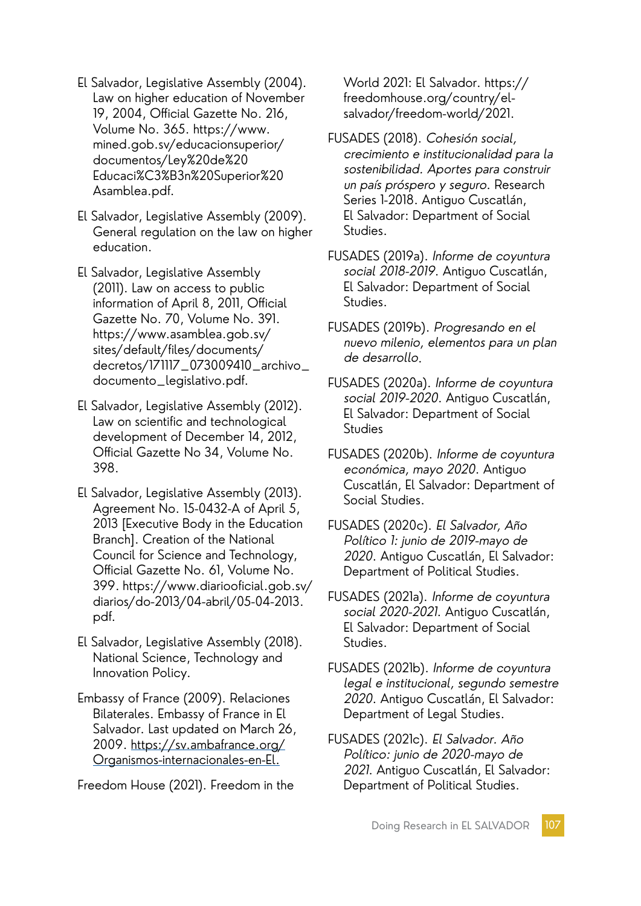El Salvador, Legislative Assembly (2004). Law on higher education of November 19, 2004, Official Gazette No. 216, Volume No. 365. https://www.mined.gob.sv/educacionsuperior/documentos/Ley%20de%20Educaci%C3%B3n%20Superior%20Asamblea.pdf.

El Salvador, Legislative Assembly (2009). General regulation on the law on higher education.

El Salvador, Legislative Assembly (2011). Law on access to public information of April 8, 2011, Official Gazette No. 70, Volume No. 391. https://www.asamblea.gob.sv/sites/default/files/documents/decretos/171117_073009410_archivo_documento_legislativo.pdf.

El Salvador, Legislative Assembly (2012). Law on scientific and technological development of December 14, 2012, Official Gazette No 34, Volume No. 398.

El Salvador, Legislative Assembly (2013). Agreement No. 15-0432-A of April 5, 2013 [Executive Body in the Education Branch]. Creation of the National Council for Science and Technology, Official Gazette No. 61, Volume No. 399. https://www.diariooficial.gob.sv/diarios/do-2013/04-abril/05-04-2013.pdf.

El Salvador, Legislative Assembly (2018). National Science, Technology and Innovation Policy.

Embassy of France (2009). Relaciones Bilaterales. Embassy of France in El Salvador. Last updated on March 26, 2009. https://sv.ambafrance.org/Organismos-internacionales-en-El.

Freedom House (2021). Freedom in the World 2021: El Salvador. https://freedomhouse.org/country/el-salvador/freedom-world/2021.

FUSADES (2018). *Cohesión social, crecimiento e institucionalidad para la sostenibilidad. Aportes para construir un país próspero y seguro*. Research Series 1-2018. Antiguo Cuscatlán, El Salvador: Department of Social Studies.

FUSADES (2019a). *Informe de coyuntura social 2018-2019*. Antiguo Cuscatlán, El Salvador: Department of Social Studies.

FUSADES (2019b). *Progresando en el nuevo milenio, elementos para un plan de desarrollo*.

FUSADES (2020a). *Informe de coyuntura social 2019-2020*. Antiguo Cuscatlán, El Salvador: Department of Social Studies

FUSADES (2020b). *Informe de coyuntura económica, mayo 2020*. Antiguo Cuscatlán, El Salvador: Department of Social Studies.

FUSADES (2020c). *El Salvador, Año Político 1: junio de 2019-mayo de 2020*. Antiguo Cuscatlán, El Salvador: Department of Political Studies.

FUSADES (2021a). *Informe de coyuntura social 2020-2021*. Antiguo Cuscatlán, El Salvador: Department of Social Studies.

FUSADES (2021b). *Informe de coyuntura legal e institucional, segundo semestre 2020*. Antiguo Cuscatlán, El Salvador: Department of Legal Studies.

FUSADES (2021c). *El Salvador. Año Político: junio de 2020-mayo de 2021*. Antiguo Cuscatlán, El Salvador: Department of Political Studies.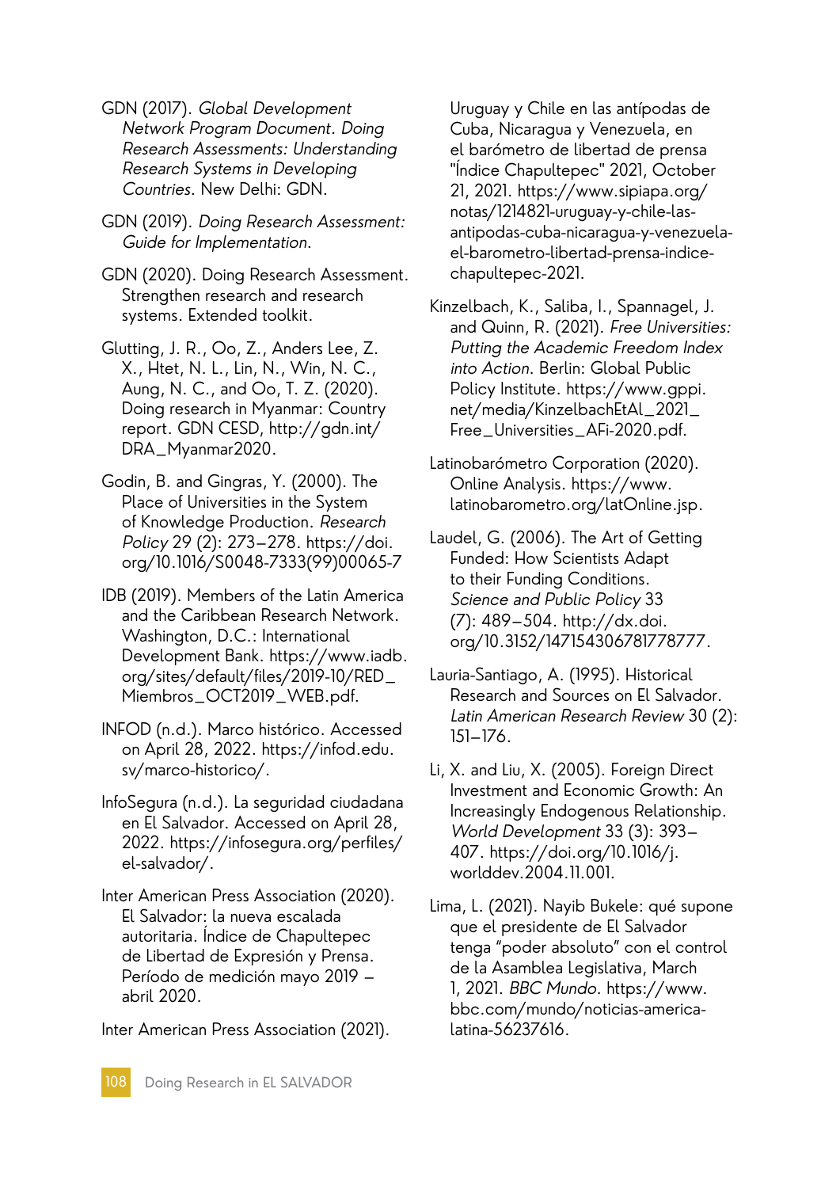GDN (2017). *Global Development Network Program Document. Doing Research Assessments: Understanding Research Systems in Developing Countries*. New Delhi: GDN.

GDN (2019). *Doing Research Assessment: Guide for Implementation*.

GDN (2020). Doing Research Assessment. Strengthen research and research systems. Extended toolkit.

Glutting, J. R., Oo, Z., Anders Lee, Z. X., Htet, N. L., Lin, N., Win, N. C., Aung, N. C., and Oo, T. Z. (2020). Doing research in Myanmar: Country report. GDN CESD, http://gdn.int/DRA_Myanmar2020.

Godin, B. and Gingras, Y. (2000). The Place of Universities in the System of Knowledge Production. *Research Policy* 29 (2): 273–278. https://doi.org/10.1016/S0048-7333(99)00065-7

IDB (2019). Members of the Latin America and the Caribbean Research Network. Washington, D.C.: International Development Bank. https://www.iadb.org/sites/default/files/2019-10/RED_Miembros_OCT2019_WEB.pdf.

INFOD (n.d.). Marco histórico. Accessed on April 28, 2022. https://infod.edu.sv/marco-historico/.

InfoSegura (n.d.). La seguridad ciudadana en El Salvador. Accessed on April 28, 2022. https://infosegura.org/perfiles/el-salvador/.

Inter American Press Association (2020). El Salvador: la nueva escalada autoritaria. Índice de Chapultepec de Libertad de Expresión y Prensa. Período de medición mayo 2019 – abril 2020.

Inter American Press Association (2021). Uruguay y Chile en las antípodas de Cuba, Nicaragua y Venezuela, en el barómetro de libertad de prensa "Índice Chapultepec" 2021, October 21, 2021. https://www.sipiapa.org/notas/1214821-uruguay-y-chile-las-antipodas-cuba-nicaragua-y-venezuela-el-barometro-libertad-prensa-indice-chapultepec-2021.

Kinzelbach, K., Saliba, I., Spannagel, J. and Quinn, R. (2021). *Free Universities: Putting the Academic Freedom Index into Action*. Berlin: Global Public Policy Institute. https://www.gppi.net/media/KinzelbachEtAl_2021_Free_Universities_AFi-2020.pdf.

Latinobarómetro Corporation (2020). Online Analysis. https://www.latinobarometro.org/latOnline.jsp.

Laudel, G. (2006). The Art of Getting Funded: How Scientists Adapt to their Funding Conditions. *Science and Public Policy* 33 (7): 489–504. http://dx.doi.org/10.3152/147154306781778777.

Lauria-Santiago, A. (1995). Historical Research and Sources on El Salvador. *Latin American Research Review* 30 (2): 151–176.

Li, X. and Liu, X. (2005). Foreign Direct Investment and Economic Growth: An Increasingly Endogenous Relationship. *World Development* 33 (3): 393–407. https://doi.org/10.1016/j.worlddev.2004.11.001.

Lima, L. (2021). Nayib Bukele: qué supone que el presidente de El Salvador tenga "poder absoluto" con el control de la Asamblea Legislativa, March 1, 2021. *BBC Mundo*. https://www.bbc.com/mundo/noticias-america-latina-56237616.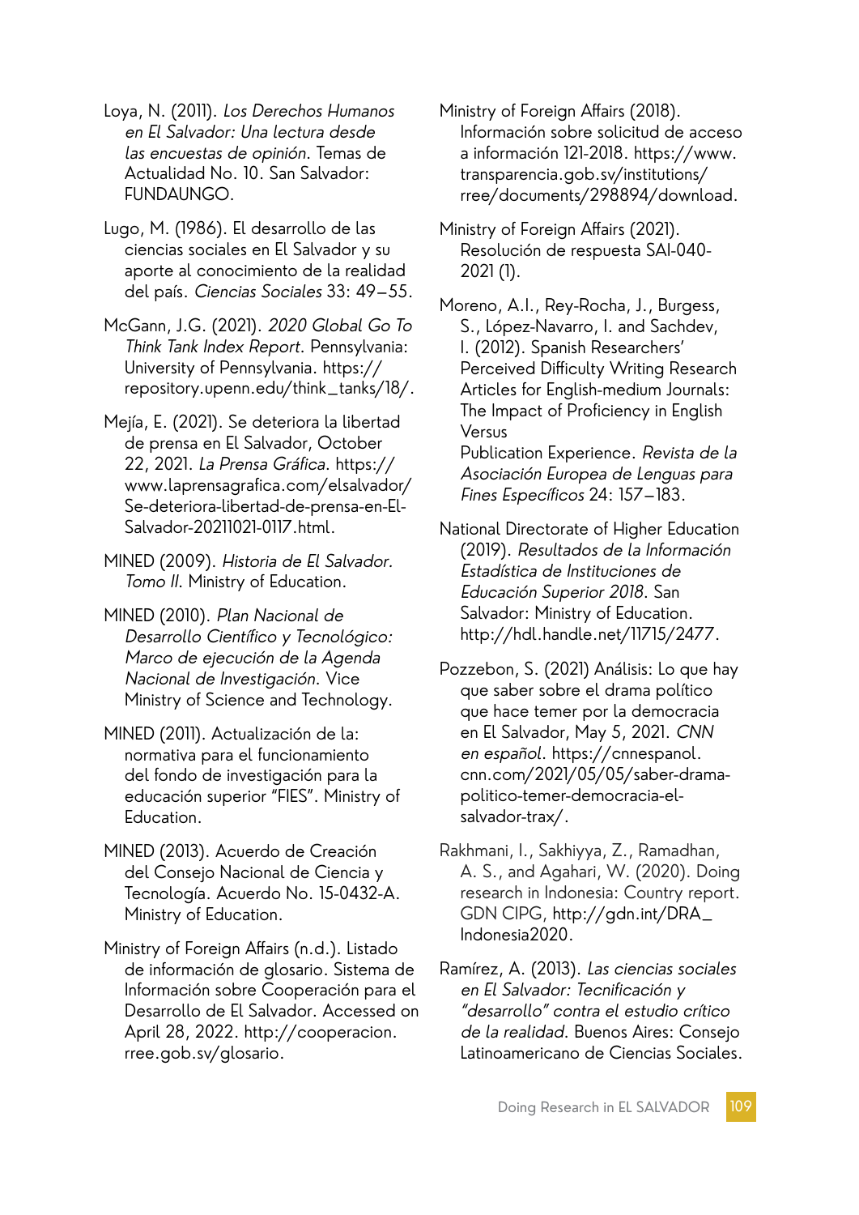Loya, N. (2011). *Los Derechos Humanos en El Salvador: Una lectura desde las encuestas de opinión*. Temas de Actualidad No. 10. San Salvador: FUNDAUNGO.

Lugo, M. (1986). El desarrollo de las ciencias sociales en El Salvador y su aporte al conocimiento de la realidad del país. *Ciencias Sociales* 33: 49–55.

McGann, J.G. (2021). *2020 Global Go To Think Tank Index Report*. Pennsylvania: University of Pennsylvania. https://repository.upenn.edu/think_tanks/18/.

Mejía, E. (2021). Se deteriora la libertad de prensa en El Salvador, October 22, 2021. *La Prensa Gráfica*. https://www.laprensagrafica.com/elsalvador/Se-deteriora-libertad-de-prensa-en-El-Salvador-20211021-0117.html.

MINED (2009). *Historia de El Salvador. Tomo II*. Ministry of Education.

MINED (2010). *Plan Nacional de Desarrollo Científico y Tecnológico: Marco de ejecución de la Agenda Nacional de Investigación*. Vice Ministry of Science and Technology.

MINED (2011). Actualización de la: normativa para el funcionamiento del fondo de investigación para la educación superior "FIES". Ministry of Education.

MINED (2013). Acuerdo de Creación del Consejo Nacional de Ciencia y Tecnología. Acuerdo No. 15-0432-A. Ministry of Education.

Ministry of Foreign Affairs (n.d.). Listado de información de glosario. Sistema de Información sobre Cooperación para el Desarrollo de El Salvador. Accessed on April 28, 2022. http://cooperacion.rree.gob.sv/glosario.

Ministry of Foreign Affairs (2018). Información sobre solicitud de acceso a información 121-2018. https://www.transparencia.gob.sv/institutions/rree/documents/298894/download.

Ministry of Foreign Affairs (2021). Resolución de respuesta SAI-040-2021 (1).

Moreno, A.I., Rey-Rocha, J., Burgess, S., López-Navarro, I. and Sachdev, I. (2012). Spanish Researchers' Perceived Difficulty Writing Research Articles for English-medium Journals: The Impact of Proficiency in English Versus Publication Experience. *Revista de la Asociación Europea de Lenguas para Fines Específicos* 24: 157–183.

National Directorate of Higher Education (2019). *Resultados de la Información Estadística de Instituciones de Educación Superior 2018*. San Salvador: Ministry of Education. http://hdl.handle.net/11715/2477.

Pozzebon, S. (2021) Análisis: Lo que hay que saber sobre el drama político que hace temer por la democracia en El Salvador, May 5, 2021. *CNN en español*. https://cnnespanol.cnn.com/2021/05/05/saber-drama-politico-temer-democracia-el-salvador-trax/.

Rakhmani, I., Sakhiyya, Z., Ramadhan, A. S., and Agahari, W. (2020). Doing research in Indonesia: Country report. GDN CIPG, http://gdn.int/DRA_Indonesia2020.

Ramírez, A. (2013). *Las ciencias sociales en El Salvador: Tecnificación y "desarrollo" contra el estudio crítico de la realidad*. Buenos Aires: Consejo Latinoamericano de Ciencias Sociales.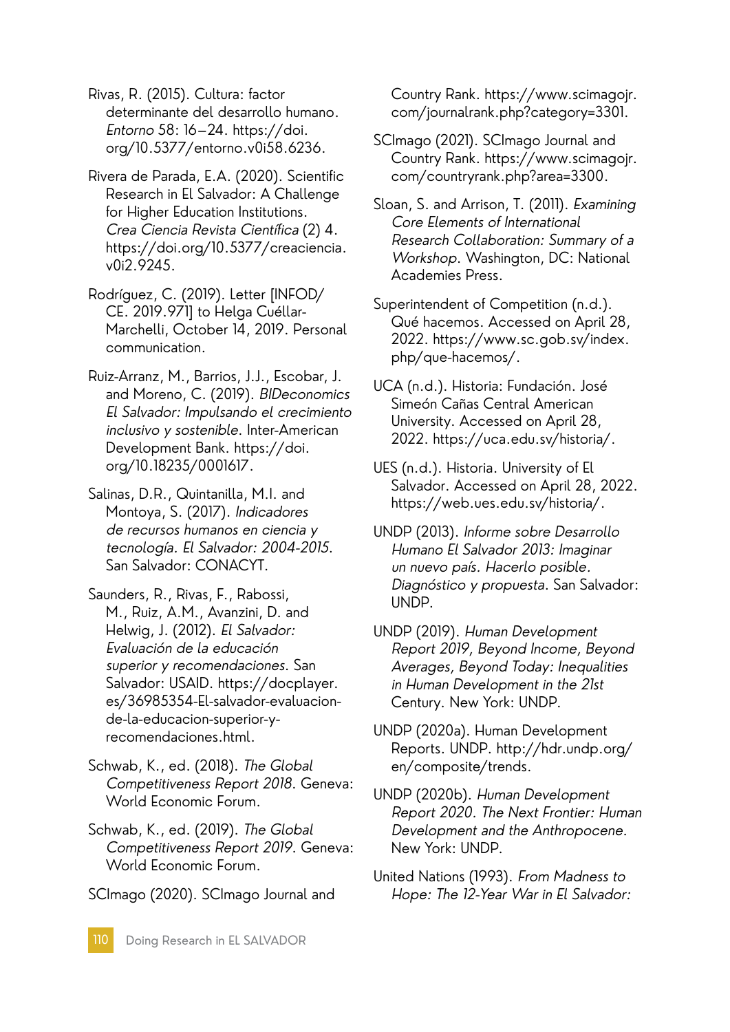Rivas, R. (2015). Cultura: factor determinante del desarrollo humano. *Entorno* 58: 16–24. https://doi.org/10.5377/entorno.v0i58.6236.

Rivera de Parada, E.A. (2020). Scientific Research in El Salvador: A Challenge for Higher Education Institutions. *Crea Ciencia Revista Científica* (2) 4. https://doi.org/10.5377/creaciencia.v0i2.9245.

Rodríguez, C. (2019). Letter [INFOD/CE. 2019.971] to Helga Cuéllar-Marchelli, October 14, 2019. Personal communication.

Ruiz-Arranz, M., Barrios, J.J., Escobar, J. and Moreno, C. (2019). *BIDeconomics El Salvador: Impulsando el crecimiento inclusivo y sostenible*. Inter-American Development Bank. https://doi.org/10.18235/0001617.

Salinas, D.R., Quintanilla, M.I. and Montoya, S. (2017). *Indicadores de recursos humanos en ciencia y tecnología. El Salvador: 2004-2015*. San Salvador: CONACYT.

Saunders, R., Rivas, F., Rabossi, M., Ruiz, A.M., Avanzini, D. and Helwig, J. (2012). *El Salvador: Evaluación de la educación superior y recomendaciones*. San Salvador: USAID. https://docplayer.es/36985354-El-salvador-evaluacion-de-la-educacion-superior-y-recomendaciones.html.

Schwab, K., ed. (2018). *The Global Competitiveness Report 2018*. Geneva: World Economic Forum.

Schwab, K., ed. (2019). *The Global Competitiveness Report 2019*. Geneva: World Economic Forum.

SCImago (2020). SCImago Journal and Country Rank. https://www.scimagojr.com/journalrank.php?category=3301.

SCImago (2021). SCImago Journal and Country Rank. https://www.scimagojr.com/countryrank.php?area=3300.

Sloan, S. and Arrison, T. (2011). *Examining Core Elements of International Research Collaboration: Summary of a Workshop*. Washington, DC: National Academies Press.

Superintendent of Competition (n.d.). Qué hacemos. Accessed on April 28, 2022. https://www.sc.gob.sv/index.php/que-hacemos/.

UCA (n.d.). Historia: Fundación. José Simeón Cañas Central American University. Accessed on April 28, 2022. https://uca.edu.sv/historia/.

UES (n.d.). Historia. University of El Salvador. Accessed on April 28, 2022. https://web.ues.edu.sv/historia/.

UNDP (2013). *Informe sobre Desarrollo Humano El Salvador 2013: Imaginar un nuevo país. Hacerlo posible. Diagnóstico y propuesta*. San Salvador: UNDP.

UNDP (2019). *Human Development Report 2019, Beyond Income, Beyond Averages, Beyond Today: Inequalities in Human Development in the 21st* Century. New York: UNDP.

UNDP (2020a). Human Development Reports. UNDP. http://hdr.undp.org/en/composite/trends.

UNDP (2020b). *Human Development Report 2020. The Next Frontier: Human Development and the Anthropocene*. New York: UNDP.

United Nations (1993). *From Madness to Hope: The 12-Year War in El Salvador:*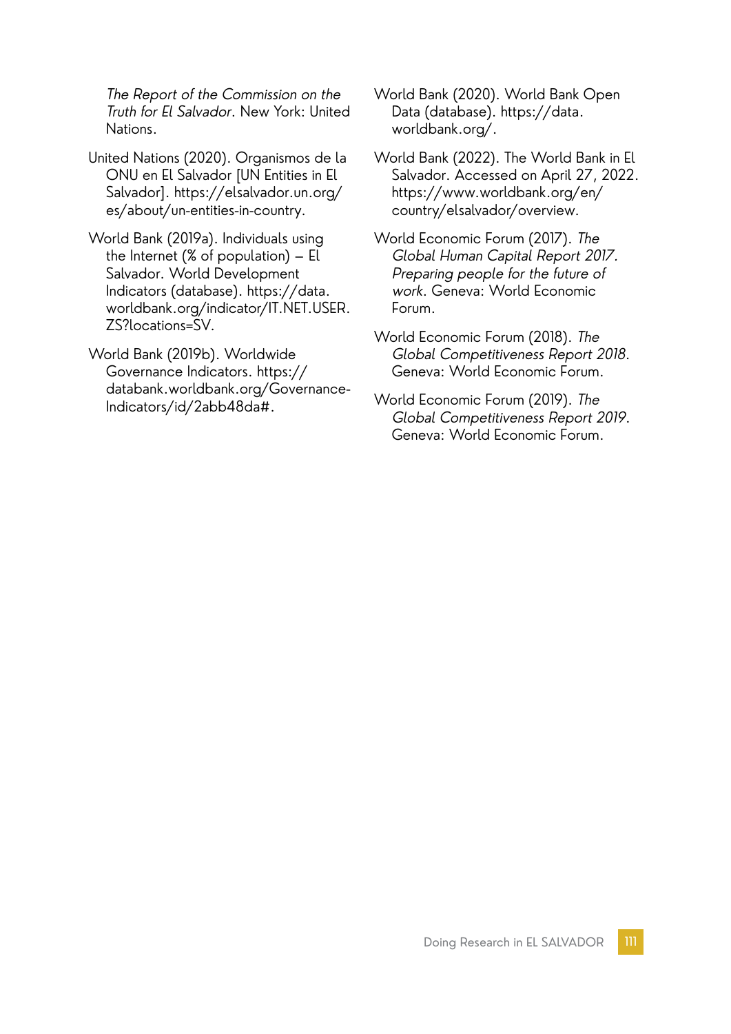*The Report of the Commission on the Truth for El Salvador*. New York: United Nations.

United Nations (2020). Organismos de la ONU en El Salvador [UN Entities in El Salvador]. https://elsalvador.un.org/es/about/un-entities-in-country.

World Bank (2019a). Individuals using the Internet (% of population) – El Salvador. World Development Indicators (database). https://data.worldbank.org/indicator/IT.NET.USER.ZS?locations=SV.

World Bank (2019b). Worldwide Governance Indicators. https://databank.worldbank.org/Governance-Indicators/id/2abb48da#.

World Bank (2020). World Bank Open Data (database). https://data.worldbank.org/.

World Bank (2022). The World Bank in El Salvador. Accessed on April 27, 2022. https://www.worldbank.org/en/country/elsalvador/overview.

World Economic Forum (2017). *The Global Human Capital Report 2017. Preparing people for the future of work*. Geneva: World Economic Forum.

World Economic Forum (2018). *The Global Competitiveness Report 2018*. Geneva: World Economic Forum.

World Economic Forum (2019). *The Global Competitiveness Report 2019*. Geneva: World Economic Forum.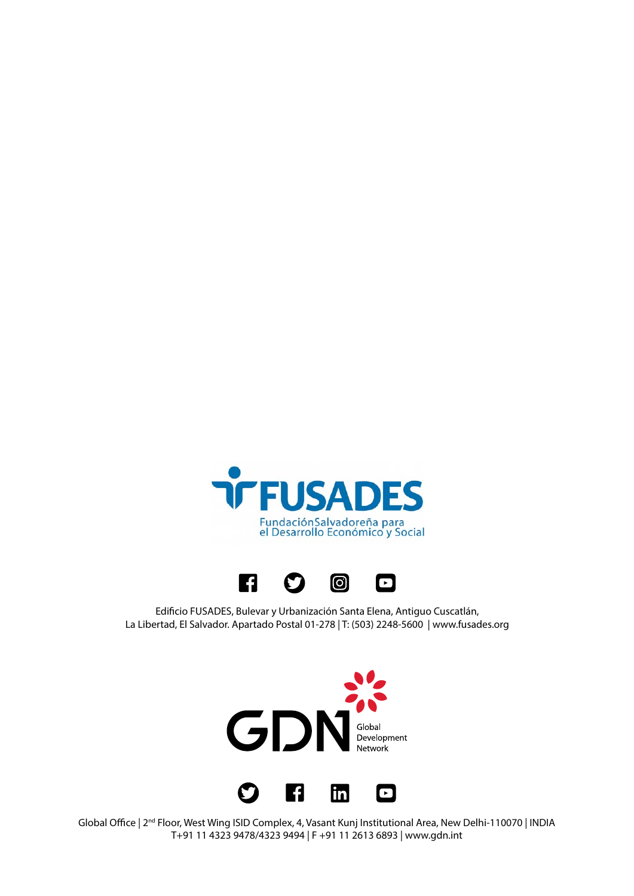FUSADES

Fundación Salvadoreña para el Desarrollo Económico y Social

Edificio FUSADES, Bulevar y Urbanización Santa Elena, Antiguo Cuscatlán, La Libertad, El Salvador. Apartado Postal 01-278 | T: (503) 2248-5600 | www.fusades.org

GDN Global Development Network

Global Office | 2nd Floor, West Wing ISID Complex, 4, Vasant Kunj Institutional Area, New Delhi-110070 | INDIA
T+91 11 4323 9478/4323 9494 | F +91 11 2613 6893 | www.gdn.int